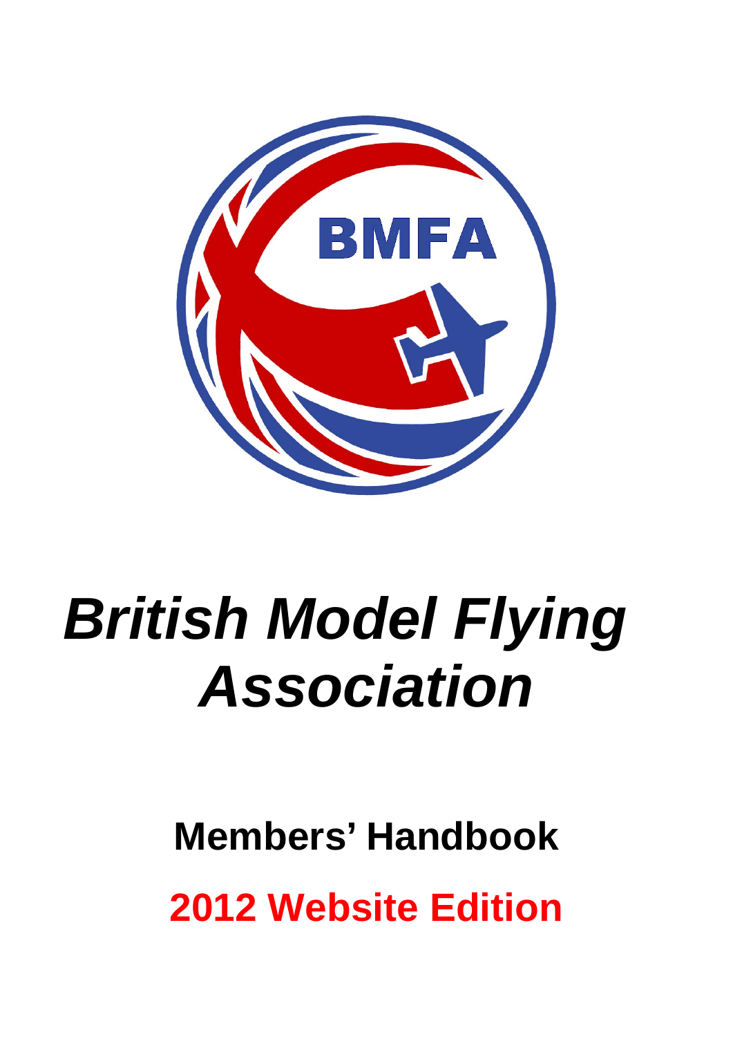BMFA

# *British Model Flying Association*

## Members' Handbook

## 2012 Website Edition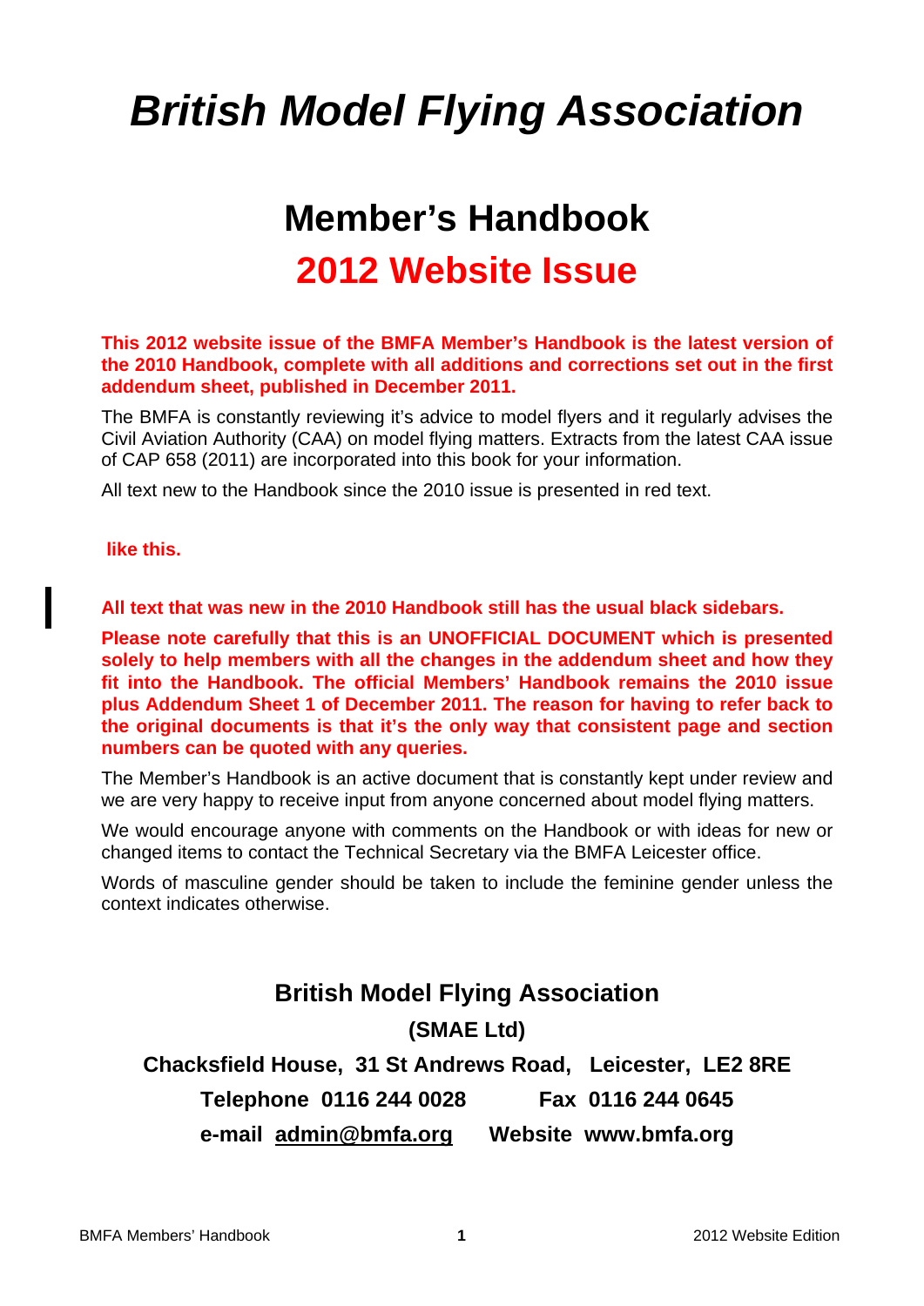# British Model Flying Association

## Member's Handbook

## 2012 Website Issue

**This 2012 website issue of the BMFA Member's Handbook is the latest version of the 2010 Handbook, complete with all additions and corrections set out in the first addendum sheet, published in December 2011.**

The BMFA is constantly reviewing it's advice to model flyers and it regularly advises the Civil Aviation Authority (CAA) on model flying matters. Extracts from the latest CAA issue of CAP 658 (2011) are incorporated into this book for your information.

All text new to the Handbook since the 2010 issue is presented in red text.

**like this.**

**All text that was new in the 2010 Handbook still has the usual black sidebars.**

**Please note carefully that this is an UNOFFICIAL DOCUMENT which is presented solely to help members with all the changes in the addendum sheet and how they fit into the Handbook. The official Members' Handbook remains the 2010 issue plus Addendum Sheet 1 of December 2011. The reason for having to refer back to the original documents is that it's the only way that consistent page and section numbers can be quoted with any queries.**

The Member's Handbook is an active document that is constantly kept under review and we are very happy to receive input from anyone concerned about model flying matters.

We would encourage anyone with comments on the Handbook or with ideas for new or changed items to contact the Technical Secretary via the BMFA Leicester office.

Words of masculine gender should be taken to include the feminine gender unless the context indicates otherwise.

**British Model Flying Association**

**(SMAE Ltd)**

**Chacksfield House, 31 St Andrews Road, Leicester, LE2 8RE**

**Telephone 0116 244 0028 Fax 0116 244 0645**

**e-mail admin@bmfa.org Website www.bmfa.org**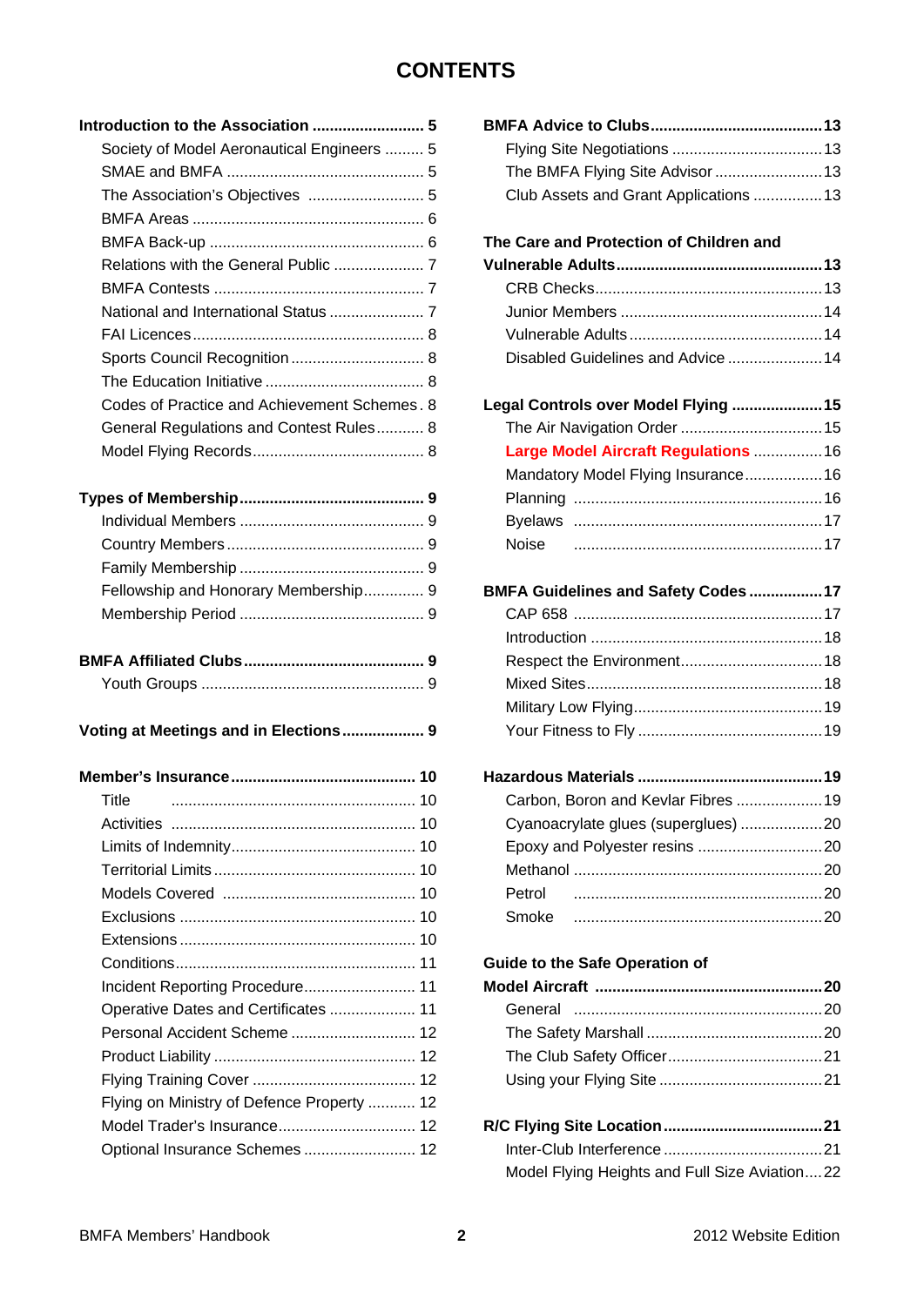# CONTENTS

**Introduction to the Association** .......................... **5**
- Society of Model Aeronautical Engineers ......... 5
- SMAE and BMFA .............................................. 5
- The Association's Objectives ........................... 5
- BMFA Areas ...................................................... 6
- BMFA Back-up .................................................. 6
- Relations with the General Public ..................... 7
- BMFA Contests ................................................. 7
- National and International Status ...................... 7
- FAI Licences ...................................................... 8
- Sports Council Recognition ............................... 8
- The Education Initiative ..................................... 8
- Codes of Practice and Achievement Schemes . 8
- General Regulations and Contest Rules ........... 8
- Model Flying Records ........................................ 8

**Types of Membership** .......................................... **9**
- Individual Members ........................................... 9
- Country Members .............................................. 9
- Family Membership ........................................... 9
- Fellowship and Honorary Membership ............. 9
- Membership Period ........................................... 9

**BMFA Affiliated Clubs** .......................................... **9**
- Youth Groups .................................................... 9

**Voting at Meetings and in Elections** .................. **9**

**Member's Insurance** ........................................... **10**
- Title ......................................................... 10
- Activities ......................................................... 10
- Limits of Indemnity ........................................... 10
- Territorial Limits ............................................... 10
- Models Covered ............................................. 10
- Exclusions ....................................................... 10
- Extensions ....................................................... 10
- Conditions ........................................................ 11
- Incident Reporting Procedure .......................... 11
- Operative Dates and Certificates .................... 11
- Personal Accident Scheme ............................. 12
- Product Liability ............................................... 12
- Flying Training Cover ...................................... 12
- Flying on Ministry of Defence Property ........... 12
- Model Trader's Insurance ................................ 12
- Optional Insurance Schemes .......................... 12

**BMFA Advice to Clubs** ........................................ **13**
- Flying Site Negotiations ................................... 13
- The BMFA Flying Site Advisor ......................... 13
- Club Assets and Grant Applications ................ 13

**The Care and Protection of Children and Vulnerable Adults** ................................................ **13**
- CRB Checks ..................................................... 13
- Junior Members ............................................... 14
- Vulnerable Adults ............................................. 14
- Disabled Guidelines and Advice ...................... 14

**Legal Controls over Model Flying** ..................... **15**
- The Air Navigation Order ................................. 15
- **Large Model Aircraft Regulations** ................ 16
- Mandatory Model Flying Insurance .................. 16
- Planning ......................................................... 16
- Byelaws ......................................................... 17
- Noise ......................................................... 17

**BMFA Guidelines and Safety Codes** ................. **17**
- CAP 658 ......................................................... 17
- Introduction ...................................................... 18
- Respect the Environment ................................. 18
- Mixed Sites ...................................................... 18
- Military Low Flying ............................................ 19
- Your Fitness to Fly ........................................... 19

**Hazardous Materials** ........................................... **19**
- Carbon, Boron and Kevlar Fibres .................... 19
- Cyanoacrylate glues (superglues) ................... 20
- Epoxy and Polyester resins ............................. 20
- Methanol ......................................................... 20
- Petrol ......................................................... 20
- Smoke ......................................................... 20

**Guide to the Safe Operation of Model Aircraft** .................................................... **20**
- General ......................................................... 20
- The Safety Marshall ......................................... 20
- The Club Safety Officer .................................... 21
- Using your Flying Site ...................................... 21

**R/C Flying Site Location** ..................................... **21**
- Inter-Club Interference ..................................... 21
- Model Flying Heights and Full Size Aviation .... 22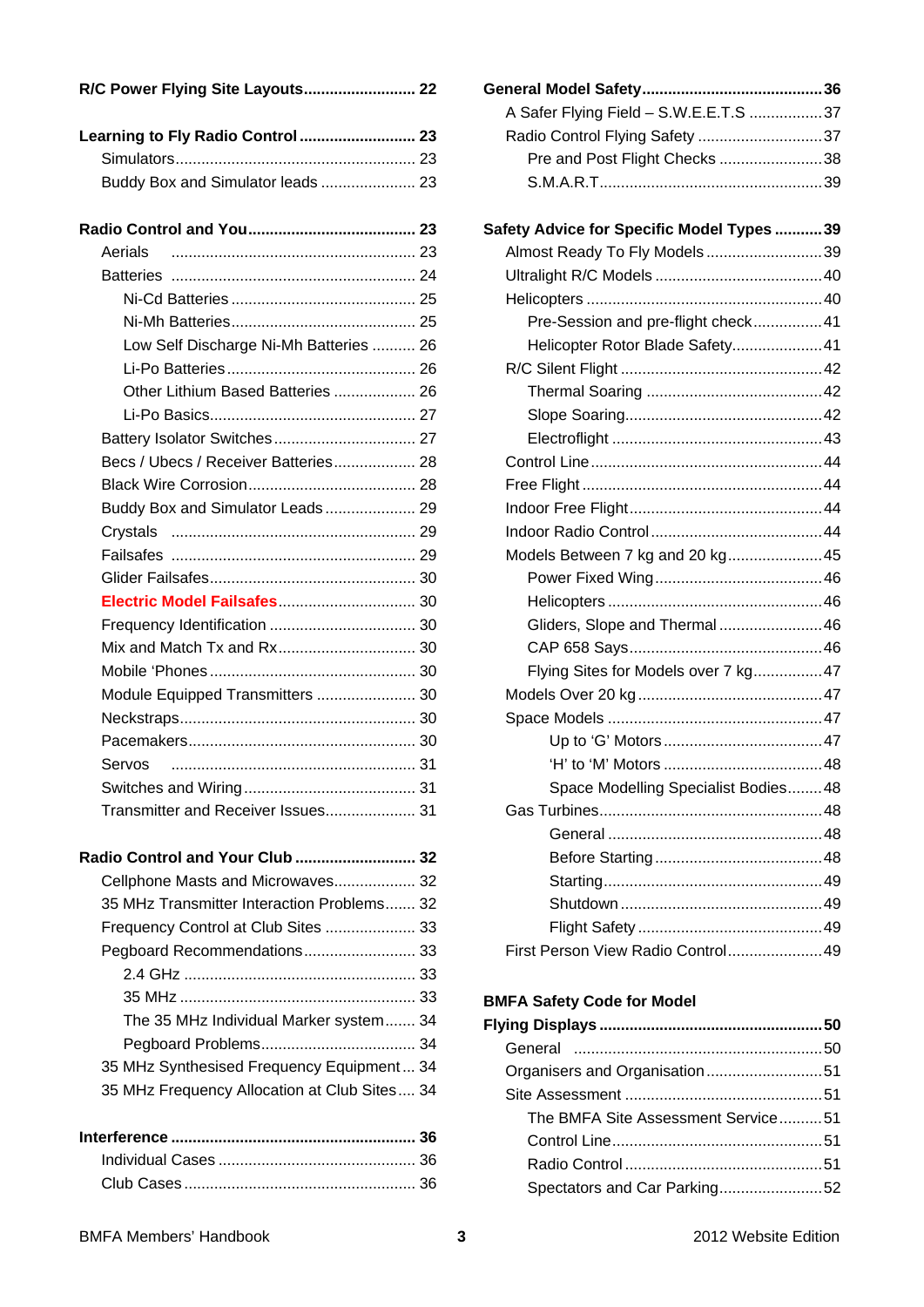**R/C Power Flying Site Layouts .......................... 22**

**Learning to Fly Radio Control ........................... 23**

- Simulators ........................................................ 23
- Buddy Box and Simulator leads ...................... 23

**Radio Control and You ....................................... 23**

- Aerials ......................................................... 23
- Batteries ........................................................ 24
  - Ni-Cd Batteries ........................................... 25
  - Ni-Mh Batteries ........................................... 25
  - Low Self Discharge Ni-Mh Batteries .......... 26
  - Li-Po Batteries ............................................ 26
  - Other Lithium Based Batteries ................... 26
  - Li-Po Basics ................................................ 27
- Battery Isolator Switches ................................. 27
- Becs / Ubecs / Receiver Batteries ................... 28
- Black Wire Corrosion ....................................... 28
- Buddy Box and Simulator Leads ..................... 29
- Crystals ........................................................ 29
- Failsafes ........................................................ 29
- Glider Failsafes ................................................ 30
- Electric Model Failsafes ................................. 30
- Frequency Identification .................................. 30
- Mix and Match Tx and Rx ................................ 30
- Mobile 'Phones ................................................ 30
- Module Equipped Transmitters ....................... 30
- Neckstraps ....................................................... 30
- Pacemakers ..................................................... 30
- Servos ........................................................ 31
- Switches and Wiring ........................................ 31
- Transmitter and Receiver Issues ..................... 31

**Radio Control and Your Club ............................ 32**

- Cellphone Masts and Microwaves ................... 32
- 35 MHz Transmitter Interaction Problems ....... 32
- Frequency Control at Club Sites ..................... 33
- Pegboard Recommendations .......................... 33
  - 2.4 GHz ...................................................... 33
  - 35 MHz ....................................................... 33
  - The 35 MHz Individual Marker system ....... 34
  - Pegboard Problems .................................... 34
- 35 MHz Synthesised Frequency Equipment ... 34
- 35 MHz Frequency Allocation at Club Sites .... 34

**Interference ......................................................... 36**

- Individual Cases .............................................. 36
- Club Cases ...................................................... 36

**General Model Safety .......................................... 36**

- A Safer Flying Field – S.W.E.E.T.S ................. 37
- Radio Control Flying Safety ............................. 37
  - Pre and Post Flight Checks ........................ 38
  - S.M.A.R.T .................................................... 39

**Safety Advice for Specific Model Types ........... 39**

- Almost Ready To Fly Models ........................... 39
- Ultralight R/C Models ....................................... 40
- Helicopters ....................................................... 40
  - Pre-Session and pre-flight check ................ 41
  - Helicopter Rotor Blade Safety ..................... 41
- R/C Silent Flight ............................................... 42
  - Thermal Soaring ......................................... 42
  - Slope Soaring .............................................. 42
  - Electroflight ................................................. 43
- Control Line ...................................................... 44
- Free Flight ........................................................ 44
- Indoor Free Flight ............................................. 44
- Indoor Radio Control ........................................ 44
- Models Between 7 kg and 20 kg ...................... 45
  - Power Fixed Wing ....................................... 46
  - Helicopters .................................................. 46
  - Gliders, Slope and Thermal ........................ 46
  - CAP 658 Says ............................................. 46
  - Flying Sites for Models over 7 kg ................ 47
- Models Over 20 kg ........................................... 47
- Space Models ................................................... 47
  - Up to 'G' Motors ..................................... 47
  - 'H' to 'M' Motors ..................................... 48
  - Space Modelling Specialist Bodies ........ 48
- Gas Turbines .................................................... 48
  - General .................................................. 48
  - Before Starting ....................................... 48
  - Starting .................................................. 49
  - Shutdown ............................................... 49
  - Flight Safety ........................................... 49
- First Person View Radio Control ...................... 49

**BMFA Safety Code for Model Flying Displays ................................................... 50**

- General ........................................................... 50
- Organisers and Organisation ........................... 51
- Site Assessment .............................................. 51
  - The BMFA Site Assessment Service .......... 51
  - Control Line ................................................. 51
  - Radio Control .............................................. 51
  - Spectators and Car Parking ........................ 52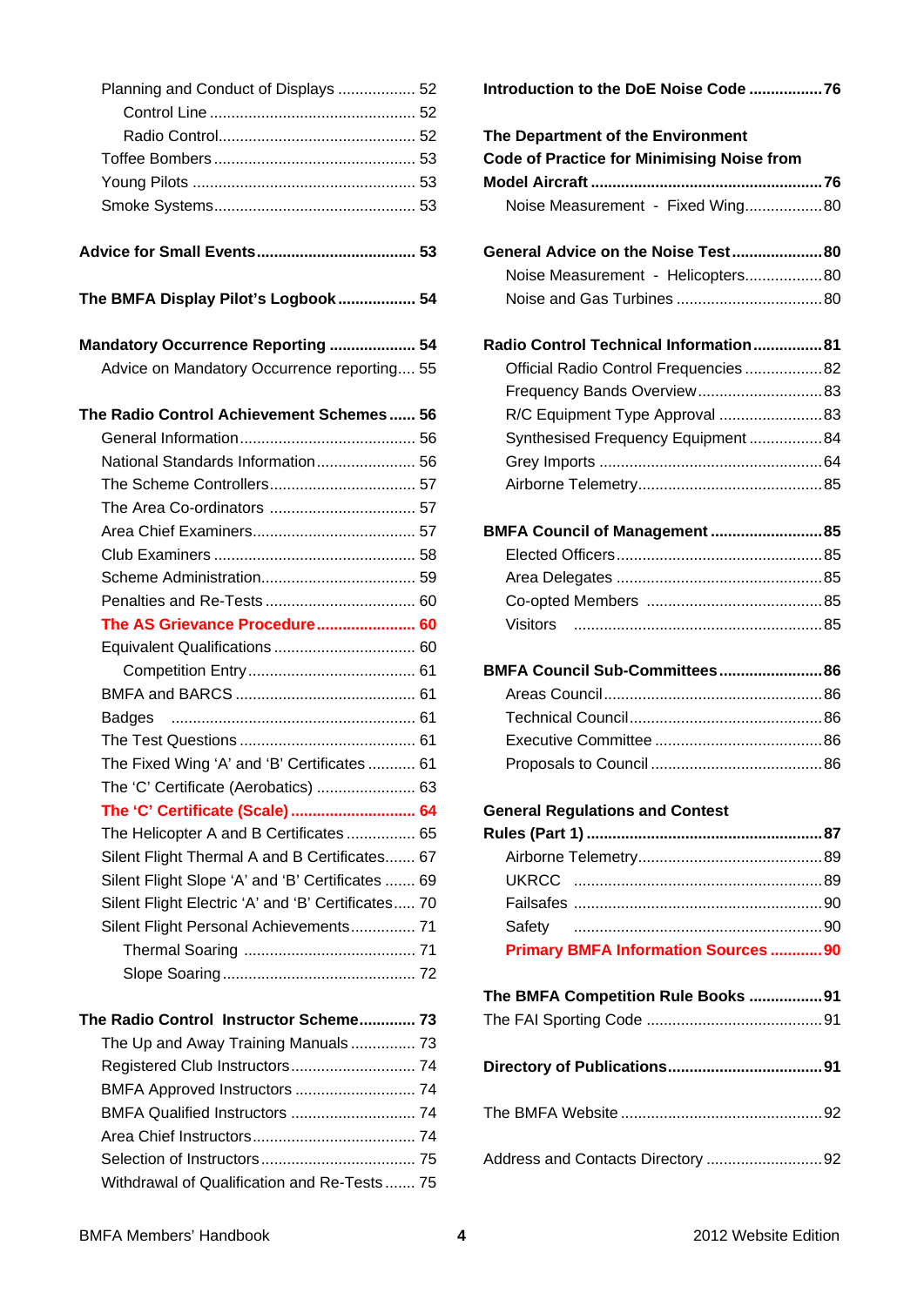Planning and Conduct of Displays .................. 52
  Control Line ................................................ 52
  Radio Control............................................... 52
Toffee Bombers ............................................... 53
Young Pilots .................................................... 53
Smoke Systems................................................ 53

**Advice for Small Events.................................... 53**

**The BMFA Display Pilot's Logbook .................. 54**

**Mandatory Occurrence Reporting .................... 54**
Advice on Mandatory Occurrence reporting.... 55

**The Radio Control Achievement Schemes...... 56**
General Information......................................... 56
National Standards Information....................... 56
The Scheme Controllers.................................. 57
The Area Co-ordinators .................................. 57
Area Chief Examiners...................................... 57
Club Examiners ............................................... 58
Scheme Administration.................................... 59
Penalties and Re-Tests ................................... 60
**The AS Grievance Procedure....................... 60**
Equivalent Qualifications ................................. 60
  Competition Entry....................................... 61
BMFA and BARCS .......................................... 61
Badges ......................................................... 61
The Test Questions ......................................... 61
The Fixed Wing 'A' and 'B' Certificates ........... 61
The 'C' Certificate (Aerobatics) ....................... 63
**The 'C' Certificate (Scale) ............................. 64**
The Helicopter A and B Certificates ................ 65
Silent Flight Thermal A and B Certificates....... 67
Silent Flight Slope 'A' and 'B' Certificates ....... 69
Silent Flight Electric 'A' and 'B' Certificates..... 70
Silent Flight Personal Achievements............... 71
  Thermal Soaring ........................................ 71
  Slope Soaring ............................................. 72

**The Radio Control Instructor Scheme............. 73**
The Up and Away Training Manuals ............... 73
Registered Club Instructors............................. 74
BMFA Approved Instructors ............................ 74
BMFA Qualified Instructors ............................. 74
Area Chief Instructors...................................... 74
Selection of Instructors.................................... 75
Withdrawal of Qualification and Re-Tests ....... 75

**Introduction to the DoE Noise Code .................76**

**The Department of the Environment Code of Practice for Minimising Noise from Model Aircraft ......................................................76**
Noise Measurement - Fixed Wing..................80

**General Advice on the Noise Test.....................80**
Noise Measurement - Helicopters..................80
Noise and Gas Turbines .................................80

**Radio Control Technical Information................81**
Official Radio Control Frequencies ..................82
Frequency Bands Overview.............................83
R/C Equipment Type Approval ........................83
Synthesised Frequency Equipment .................84
Grey Imports ...................................................64
Airborne Telemetry...........................................85

**BMFA Council of Management..........................85**
Elected Officers................................................85
Area Delegates ................................................85
Co-opted Members .........................................85
Visitors ..........................................................85

**BMFA Council Sub-Committees........................86**
Areas Council...................................................86
Technical Council.............................................86
Executive Committee .......................................86
Proposals to Council ........................................86

**General Regulations and Contest Rules (Part 1) .......................................................87**
Airborne Telemetry...........................................89
UKRCC ..........................................................89
Failsafes ..........................................................90
Safety ..........................................................90
**Primary BMFA Information Sources ............90**

**The BMFA Competition Rule Books .................91**
The FAI Sporting Code .........................................91

**Directory of Publications....................................91**

The BMFA Website ...............................................92

Address and Contacts Directory ...........................92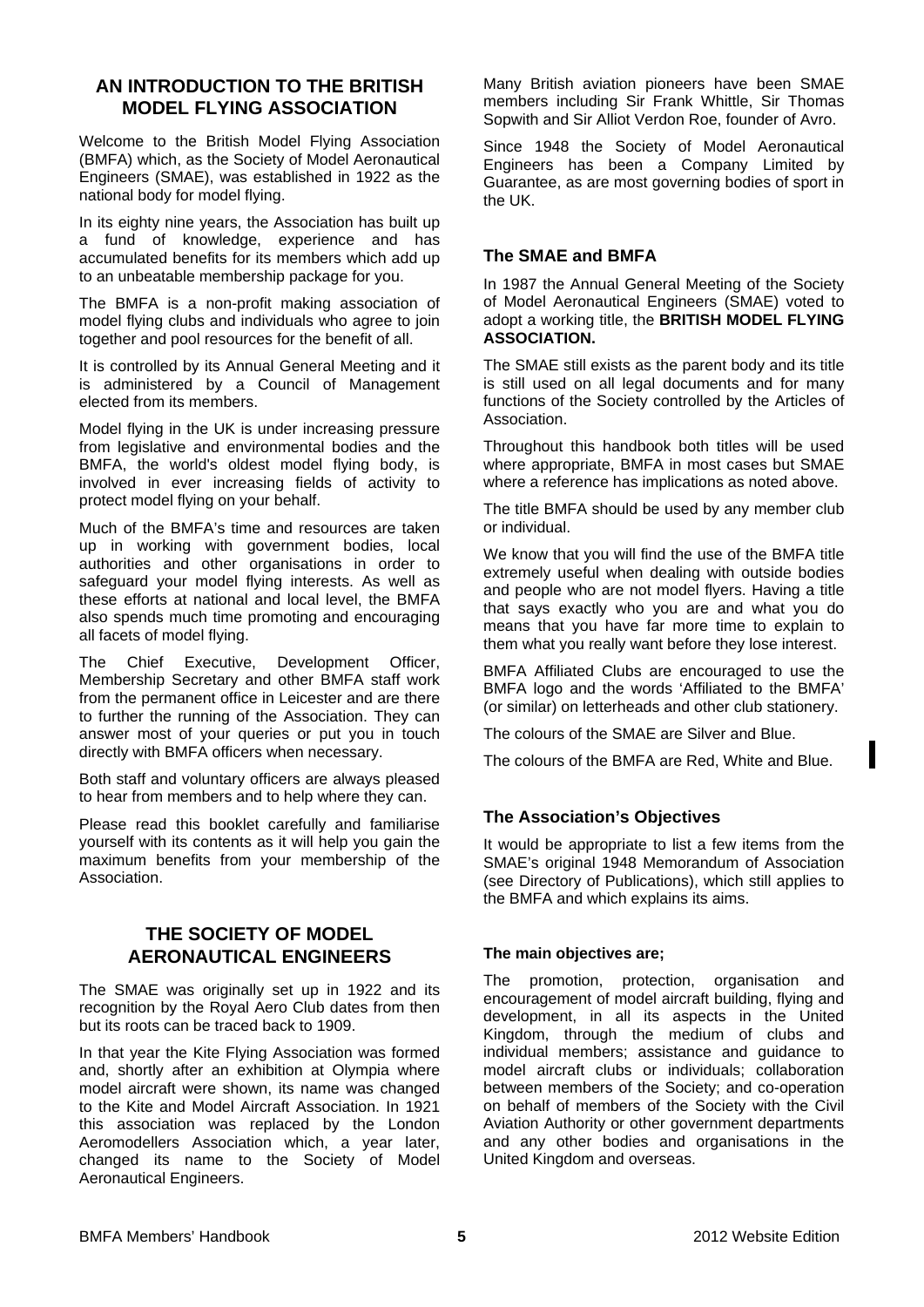## AN INTRODUCTION TO THE BRITISH MODEL FLYING ASSOCIATION

Welcome to the British Model Flying Association (BMFA) which, as the Society of Model Aeronautical Engineers (SMAE), was established in 1922 as the national body for model flying.

In its eighty nine years, the Association has built up a fund of knowledge, experience and has accumulated benefits for its members which add up to an unbeatable membership package for you.

The BMFA is a non-profit making association of model flying clubs and individuals who agree to join together and pool resources for the benefit of all.

It is controlled by its Annual General Meeting and it is administered by a Council of Management elected from its members.

Model flying in the UK is under increasing pressure from legislative and environmental bodies and the BMFA, the world's oldest model flying body, is involved in ever increasing fields of activity to protect model flying on your behalf.

Much of the BMFA's time and resources are taken up in working with government bodies, local authorities and other organisations in order to safeguard your model flying interests. As well as these efforts at national and local level, the BMFA also spends much time promoting and encouraging all facets of model flying.

The Chief Executive, Development Officer, Membership Secretary and other BMFA staff work from the permanent office in Leicester and are there to further the running of the Association. They can answer most of your queries or put you in touch directly with BMFA officers when necessary.

Both staff and voluntary officers are always pleased to hear from members and to help where they can.

Please read this booklet carefully and familiarise yourself with its contents as it will help you gain the maximum benefits from your membership of the Association.

## THE SOCIETY OF MODEL AERONAUTICAL ENGINEERS

The SMAE was originally set up in 1922 and its recognition by the Royal Aero Club dates from then but its roots can be traced back to 1909.

In that year the Kite Flying Association was formed and, shortly after an exhibition at Olympia where model aircraft were shown, its name was changed to the Kite and Model Aircraft Association. In 1921 this association was replaced by the London Aeromodellers Association which, a year later, changed its name to the Society of Model Aeronautical Engineers.

Many British aviation pioneers have been SMAE members including Sir Frank Whittle, Sir Thomas Sopwith and Sir Alliot Verdon Roe, founder of Avro.

Since 1948 the Society of Model Aeronautical Engineers has been a Company Limited by Guarantee, as are most governing bodies of sport in the UK.

### The SMAE and BMFA

In 1987 the Annual General Meeting of the Society of Model Aeronautical Engineers (SMAE) voted to adopt a working title, the **BRITISH MODEL FLYING ASSOCIATION.**

The SMAE still exists as the parent body and its title is still used on all legal documents and for many functions of the Society controlled by the Articles of Association.

Throughout this handbook both titles will be used where appropriate, BMFA in most cases but SMAE where a reference has implications as noted above.

The title BMFA should be used by any member club or individual.

We know that you will find the use of the BMFA title extremely useful when dealing with outside bodies and people who are not model flyers. Having a title that says exactly who you are and what you do means that you have far more time to explain to them what you really want before they lose interest.

BMFA Affiliated Clubs are encouraged to use the BMFA logo and the words 'Affiliated to the BMFA' (or similar) on letterheads and other club stationery.

The colours of the SMAE are Silver and Blue.

The colours of the BMFA are Red, White and Blue.

### The Association's Objectives

It would be appropriate to list a few items from the SMAE's original 1948 Memorandum of Association (see Directory of Publications), which still applies to the BMFA and which explains its aims.

#### The main objectives are;

The promotion, protection, organisation and encouragement of model aircraft building, flying and development, in all its aspects in the United Kingdom, through the medium of clubs and individual members; assistance and guidance to model aircraft clubs or individuals; collaboration between members of the Society; and co-operation on behalf of members of the Society with the Civil Aviation Authority or other government departments and any other bodies and organisations in the United Kingdom and overseas.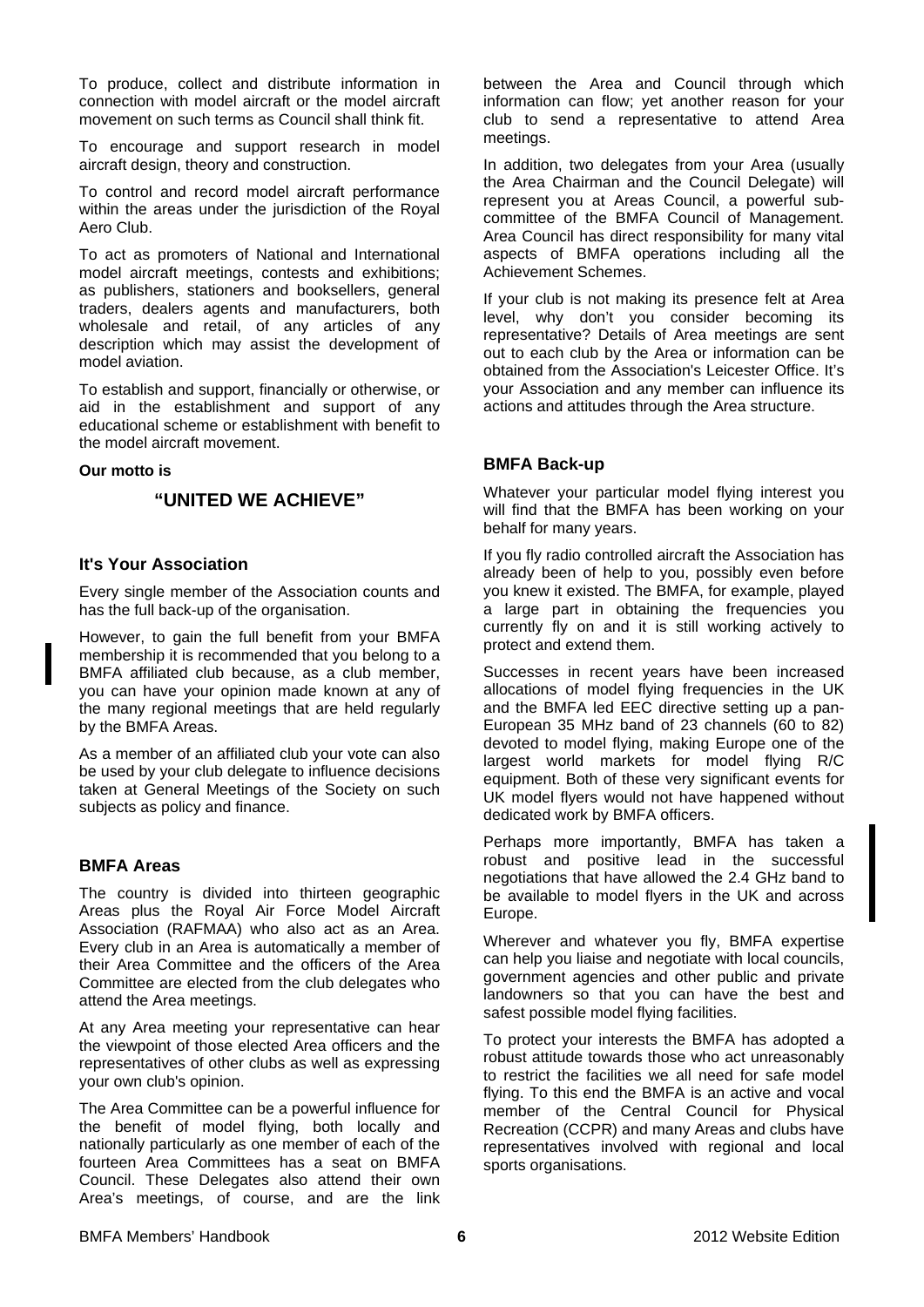To produce, collect and distribute information in connection with model aircraft or the model aircraft movement on such terms as Council shall think fit.

To encourage and support research in model aircraft design, theory and construction.

To control and record model aircraft performance within the areas under the jurisdiction of the Royal Aero Club.

To act as promoters of National and International model aircraft meetings, contests and exhibitions; as publishers, stationers and booksellers, general traders, dealers agents and manufacturers, both wholesale and retail, of any articles of any description which may assist the development of model aviation.

To establish and support, financially or otherwise, or aid in the establishment and support of any educational scheme or establishment with benefit to the model aircraft movement.

**Our motto is**

## "UNITED WE ACHIEVE"

### It's Your Association

Every single member of the Association counts and has the full back-up of the organisation.

However, to gain the full benefit from your BMFA membership it is recommended that you belong to a BMFA affiliated club because, as a club member, you can have your opinion made known at any of the many regional meetings that are held regularly by the BMFA Areas.

As a member of an affiliated club your vote can also be used by your club delegate to influence decisions taken at General Meetings of the Society on such subjects as policy and finance.

### BMFA Areas

The country is divided into thirteen geographic Areas plus the Royal Air Force Model Aircraft Association (RAFMAA) who also act as an Area. Every club in an Area is automatically a member of their Area Committee and the officers of the Area Committee are elected from the club delegates who attend the Area meetings.

At any Area meeting your representative can hear the viewpoint of those elected Area officers and the representatives of other clubs as well as expressing your own club's opinion.

The Area Committee can be a powerful influence for the benefit of model flying, both locally and nationally particularly as one member of each of the fourteen Area Committees has a seat on BMFA Council. These Delegates also attend their own Area's meetings, of course, and are the link between the Area and Council through which information can flow; yet another reason for your club to send a representative to attend Area meetings.

In addition, two delegates from your Area (usually the Area Chairman and the Council Delegate) will represent you at Areas Council, a powerful sub-committee of the BMFA Council of Management. Area Council has direct responsibility for many vital aspects of BMFA operations including all the Achievement Schemes.

If your club is not making its presence felt at Area level, why don't you consider becoming its representative? Details of Area meetings are sent out to each club by the Area or information can be obtained from the Association's Leicester Office. It's your Association and any member can influence its actions and attitudes through the Area structure.

### BMFA Back-up

Whatever your particular model flying interest you will find that the BMFA has been working on your behalf for many years.

If you fly radio controlled aircraft the Association has already been of help to you, possibly even before you knew it existed. The BMFA, for example, played a large part in obtaining the frequencies you currently fly on and it is still working actively to protect and extend them.

Successes in recent years have been increased allocations of model flying frequencies in the UK and the BMFA led EEC directive setting up a pan-European 35 MHz band of 23 channels (60 to 82) devoted to model flying, making Europe one of the largest world markets for model flying R/C equipment. Both of these very significant events for UK model flyers would not have happened without dedicated work by BMFA officers.

Perhaps more importantly, BMFA has taken a robust and positive lead in the successful negotiations that have allowed the 2.4 GHz band to be available to model flyers in the UK and across Europe.

Wherever and whatever you fly, BMFA expertise can help you liaise and negotiate with local councils, government agencies and other public and private landowners so that you can have the best and safest possible model flying facilities.

To protect your interests the BMFA has adopted a robust attitude towards those who act unreasonably to restrict the facilities we all need for safe model flying. To this end the BMFA is an active and vocal member of the Central Council for Physical Recreation (CCPR) and many Areas and clubs have representatives involved with regional and local sports organisations.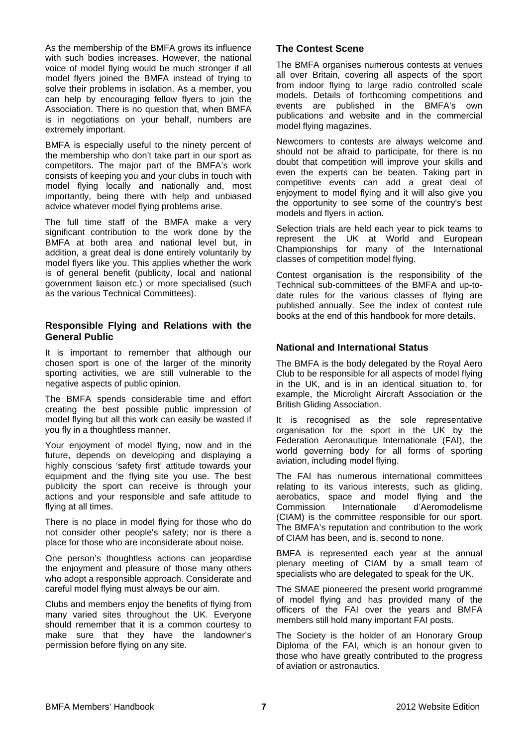As the membership of the BMFA grows its influence with such bodies increases. However, the national voice of model flying would be much stronger if all model flyers joined the BMFA instead of trying to solve their problems in isolation. As a member, you can help by encouraging fellow flyers to join the Association. There is no question that, when BMFA is in negotiations on your behalf, numbers are extremely important.

BMFA is especially useful to the ninety percent of the membership who don't take part in our sport as competitors. The major part of the BMFA's work consists of keeping you and your clubs in touch with model flying locally and nationally and, most importantly, being there with help and unbiased advice whatever model flying problems arise.

The full time staff of the BMFA make a very significant contribution to the work done by the BMFA at both area and national level but, in addition, a great deal is done entirely voluntarily by model flyers like you. This applies whether the work is of general benefit (publicity, local and national government liaison etc.) or more specialised (such as the various Technical Committees).

### Responsible Flying and Relations with the General Public

It is important to remember that although our chosen sport is one of the larger of the minority sporting activities, we are still vulnerable to the negative aspects of public opinion.

The BMFA spends considerable time and effort creating the best possible public impression of model flying but all this work can easily be wasted if you fly in a thoughtless manner.

Your enjoyment of model flying, now and in the future, depends on developing and displaying a highly conscious 'safety first' attitude towards your equipment and the flying site you use. The best publicity the sport can receive is through your actions and your responsible and safe attitude to flying at all times.

There is no place in model flying for those who do not consider other people's safety; nor is there a place for those who are inconsiderate about noise.

One person's thoughtless actions can jeopardise the enjoyment and pleasure of those many others who adopt a responsible approach. Considerate and careful model flying must always be our aim.

Clubs and members enjoy the benefits of flying from many varied sites throughout the UK. Everyone should remember that it is a common courtesy to make sure that they have the landowner's permission before flying on any site.

### The Contest Scene

The BMFA organises numerous contests at venues all over Britain, covering all aspects of the sport from indoor flying to large radio controlled scale models. Details of forthcoming competitions and events are published in the BMFA's own publications and website and in the commercial model flying magazines.

Newcomers to contests are always welcome and should not be afraid to participate, for there is no doubt that competition will improve your skills and even the experts can be beaten. Taking part in competitive events can add a great deal of enjoyment to model flying and it will also give you the opportunity to see some of the country's best models and flyers in action.

Selection trials are held each year to pick teams to represent the UK at World and European Championships for many of the International classes of competition model flying.

Contest organisation is the responsibility of the Technical sub-committees of the BMFA and up-to-date rules for the various classes of flying are published annually. See the index of contest rule books at the end of this handbook for more details.

### National and International Status

The BMFA is the body delegated by the Royal Aero Club to be responsible for all aspects of model flying in the UK, and is in an identical situation to, for example, the Microlight Aircraft Association or the British Gliding Association.

It is recognised as the sole representative organisation for the sport in the UK by the Federation Aeronautique Internationale (FAI), the world governing body for all forms of sporting aviation, including model flying.

The FAI has numerous international committees relating to its various interests, such as gliding, aerobatics, space and model flying and the Commission Internationale d'Aeromodelisme (CIAM) is the committee responsible for our sport. The BMFA's reputation and contribution to the work of CIAM has been, and is, second to none.

BMFA is represented each year at the annual plenary meeting of CIAM by a small team of specialists who are delegated to speak for the UK.

The SMAE pioneered the present world programme of model flying and has provided many of the officers of the FAI over the years and BMFA members still hold many important FAI posts.

The Society is the holder of an Honorary Group Diploma of the FAI, which is an honour given to those who have greatly contributed to the progress of aviation or astronautics.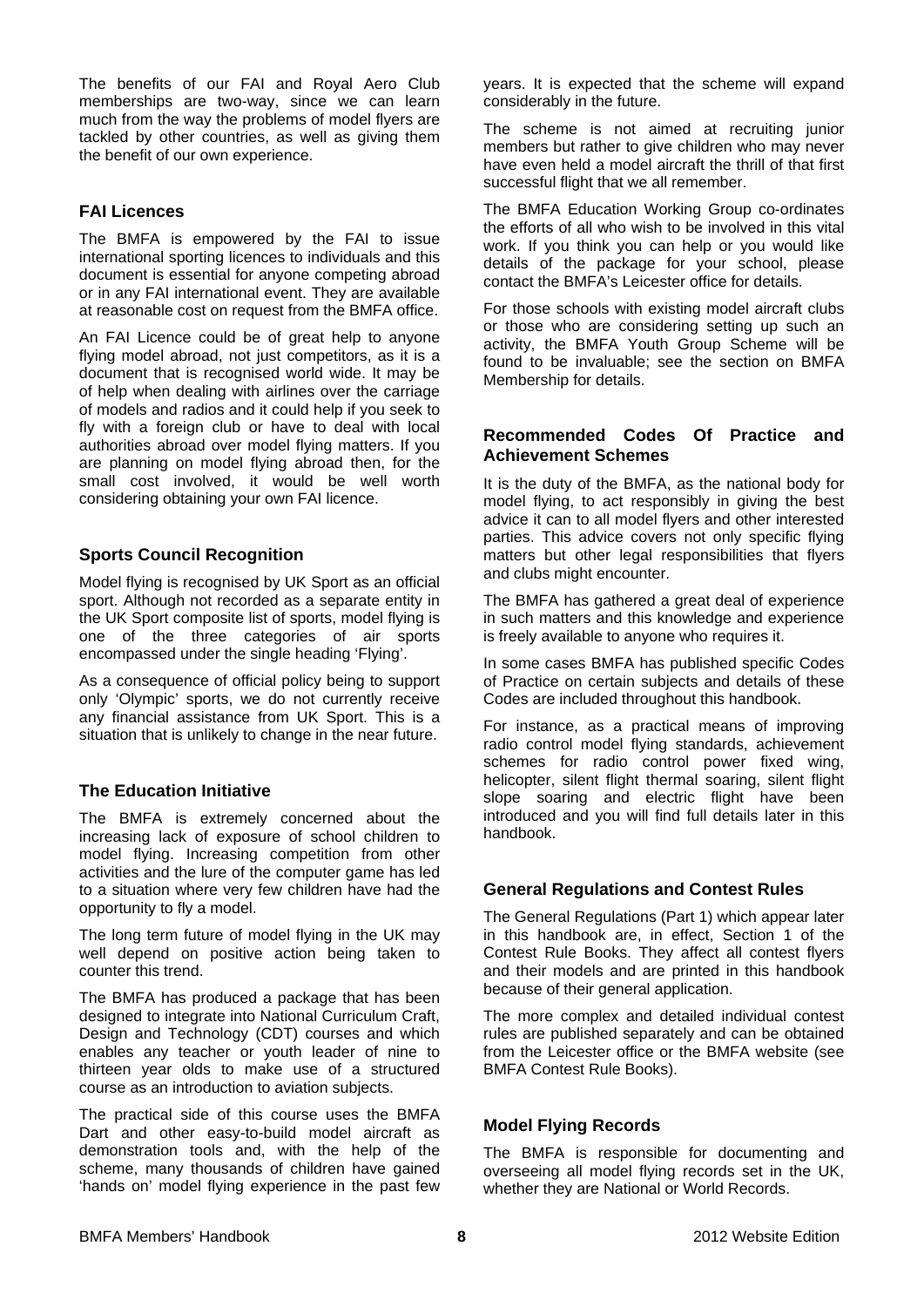The benefits of our FAI and Royal Aero Club memberships are two-way, since we can learn much from the way the problems of model flyers are tackled by other countries, as well as giving them the benefit of our own experience.

### FAI Licences

The BMFA is empowered by the FAI to issue international sporting licences to individuals and this document is essential for anyone competing abroad or in any FAI international event. They are available at reasonable cost on request from the BMFA office.

An FAI Licence could be of great help to anyone flying model abroad, not just competitors, as it is a document that is recognised world wide. It may be of help when dealing with airlines over the carriage of models and radios and it could help if you seek to fly with a foreign club or have to deal with local authorities abroad over model flying matters. If you are planning on model flying abroad then, for the small cost involved, it would be well worth considering obtaining your own FAI licence.

### Sports Council Recognition

Model flying is recognised by UK Sport as an official sport. Although not recorded as a separate entity in the UK Sport composite list of sports, model flying is one of the three categories of air sports encompassed under the single heading 'Flying'.

As a consequence of official policy being to support only 'Olympic' sports, we do not currently receive any financial assistance from UK Sport. This is a situation that is unlikely to change in the near future.

### The Education Initiative

The BMFA is extremely concerned about the increasing lack of exposure of school children to model flying. Increasing competition from other activities and the lure of the computer game has led to a situation where very few children have had the opportunity to fly a model.

The long term future of model flying in the UK may well depend on positive action being taken to counter this trend.

The BMFA has produced a package that has been designed to integrate into National Curriculum Craft, Design and Technology (CDT) courses and which enables any teacher or youth leader of nine to thirteen year olds to make use of a structured course as an introduction to aviation subjects.

The practical side of this course uses the BMFA Dart and other easy-to-build model aircraft as demonstration tools and, with the help of the scheme, many thousands of children have gained 'hands on' model flying experience in the past few years. It is expected that the scheme will expand considerably in the future.

The scheme is not aimed at recruiting junior members but rather to give children who may never have even held a model aircraft the thrill of that first successful flight that we all remember.

The BMFA Education Working Group co-ordinates the efforts of all who wish to be involved in this vital work. If you think you can help or you would like details of the package for your school, please contact the BMFA's Leicester office for details.

For those schools with existing model aircraft clubs or those who are considering setting up such an activity, the BMFA Youth Group Scheme will be found to be invaluable; see the section on BMFA Membership for details.

### Recommended Codes Of Practice and Achievement Schemes

It is the duty of the BMFA, as the national body for model flying, to act responsibly in giving the best advice it can to all model flyers and other interested parties. This advice covers not only specific flying matters but other legal responsibilities that flyers and clubs might encounter.

The BMFA has gathered a great deal of experience in such matters and this knowledge and experience is freely available to anyone who requires it.

In some cases BMFA has published specific Codes of Practice on certain subjects and details of these Codes are included throughout this handbook.

For instance, as a practical means of improving radio control model flying standards, achievement schemes for radio control power fixed wing, helicopter, silent flight thermal soaring, silent flight slope soaring and electric flight have been introduced and you will find full details later in this handbook.

### General Regulations and Contest Rules

The General Regulations (Part 1) which appear later in this handbook are, in effect, Section 1 of the Contest Rule Books. They affect all contest flyers and their models and are printed in this handbook because of their general application.

The more complex and detailed individual contest rules are published separately and can be obtained from the Leicester office or the BMFA website (see BMFA Contest Rule Books).

### Model Flying Records

The BMFA is responsible for documenting and overseeing all model flying records set in the UK, whether they are National or World Records.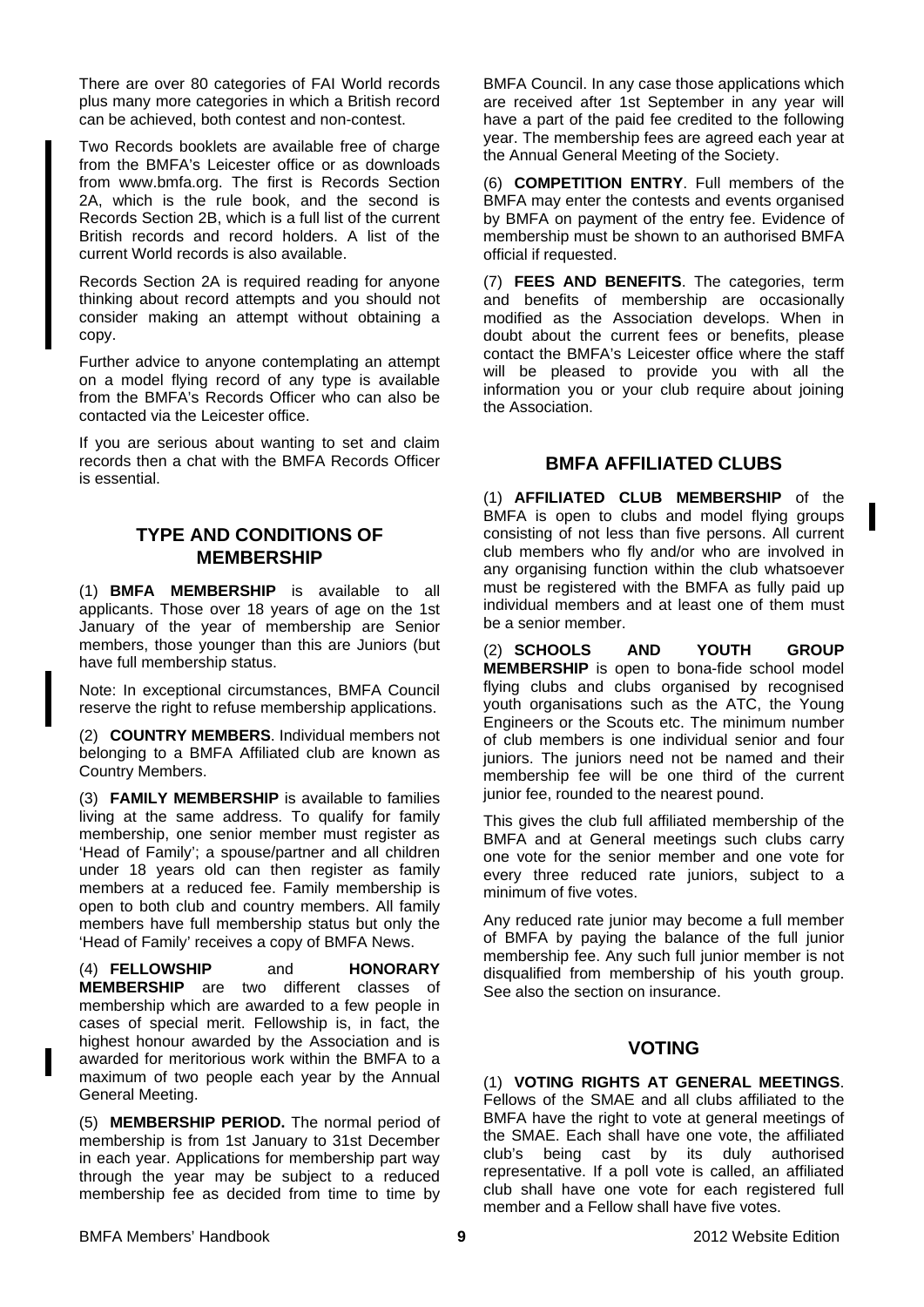There are over 80 categories of FAI World records plus many more categories in which a British record can be achieved, both contest and non-contest.

Two Records booklets are available free of charge from the BMFA's Leicester office or as downloads from www.bmfa.org. The first is Records Section 2A, which is the rule book, and the second is Records Section 2B, which is a full list of the current British records and record holders. A list of the current World records is also available.

Records Section 2A is required reading for anyone thinking about record attempts and you should not consider making an attempt without obtaining a copy.

Further advice to anyone contemplating an attempt on a model flying record of any type is available from the BMFA's Records Officer who can also be contacted via the Leicester office.

If you are serious about wanting to set and claim records then a chat with the BMFA Records Officer is essential.

## TYPE AND CONDITIONS OF MEMBERSHIP

(1) **BMFA MEMBERSHIP** is available to all applicants. Those over 18 years of age on the 1st January of the year of membership are Senior members, those younger than this are Juniors (but have full membership status.

Note: In exceptional circumstances, BMFA Council reserve the right to refuse membership applications.

(2) **COUNTRY MEMBERS**. Individual members not belonging to a BMFA Affiliated club are known as Country Members.

(3) **FAMILY MEMBERSHIP** is available to families living at the same address. To qualify for family membership, one senior member must register as 'Head of Family'; a spouse/partner and all children under 18 years old can then register as family members at a reduced fee. Family membership is open to both club and country members. All family members have full membership status but only the 'Head of Family' receives a copy of BMFA News.

(4) **FELLOWSHIP** and **HONORARY MEMBERSHIP** are two different classes of membership which are awarded to a few people in cases of special merit. Fellowship is, in fact, the highest honour awarded by the Association and is awarded for meritorious work within the BMFA to a maximum of two people each year by the Annual General Meeting.

(5) **MEMBERSHIP PERIOD.** The normal period of membership is from 1st January to 31st December in each year. Applications for membership part way through the year may be subject to a reduced membership fee as decided from time to time by BMFA Council. In any case those applications which are received after 1st September in any year will have a part of the paid fee credited to the following year. The membership fees are agreed each year at the Annual General Meeting of the Society.

(6) **COMPETITION ENTRY**. Full members of the BMFA may enter the contests and events organised by BMFA on payment of the entry fee. Evidence of membership must be shown to an authorised BMFA official if requested.

(7) **FEES AND BENEFITS**. The categories, term and benefits of membership are occasionally modified as the Association develops. When in doubt about the current fees or benefits, please contact the BMFA's Leicester office where the staff will be pleased to provide you with all the information you or your club require about joining the Association.

## BMFA AFFILIATED CLUBS

(1) **AFFILIATED CLUB MEMBERSHIP** of the BMFA is open to clubs and model flying groups consisting of not less than five persons. All current club members who fly and/or who are involved in any organising function within the club whatsoever must be registered with the BMFA as fully paid up individual members and at least one of them must be a senior member.

(2) **SCHOOLS AND YOUTH GROUP MEMBERSHIP** is open to bona-fide school model flying clubs and clubs organised by recognised youth organisations such as the ATC, the Young Engineers or the Scouts etc. The minimum number of club members is one individual senior and four juniors. The juniors need not be named and their membership fee will be one third of the current junior fee, rounded to the nearest pound.

This gives the club full affiliated membership of the BMFA and at General meetings such clubs carry one vote for the senior member and one vote for every three reduced rate juniors, subject to a minimum of five votes.

Any reduced rate junior may become a full member of BMFA by paying the balance of the full junior membership fee. Any such full junior member is not disqualified from membership of his youth group. See also the section on insurance.

## VOTING

(1) **VOTING RIGHTS AT GENERAL MEETINGS**. Fellows of the SMAE and all clubs affiliated to the BMFA have the right to vote at general meetings of the SMAE. Each shall have one vote, the affiliated club's being cast by its duly authorised representative. If a poll vote is called, an affiliated club shall have one vote for each registered full member and a Fellow shall have five votes.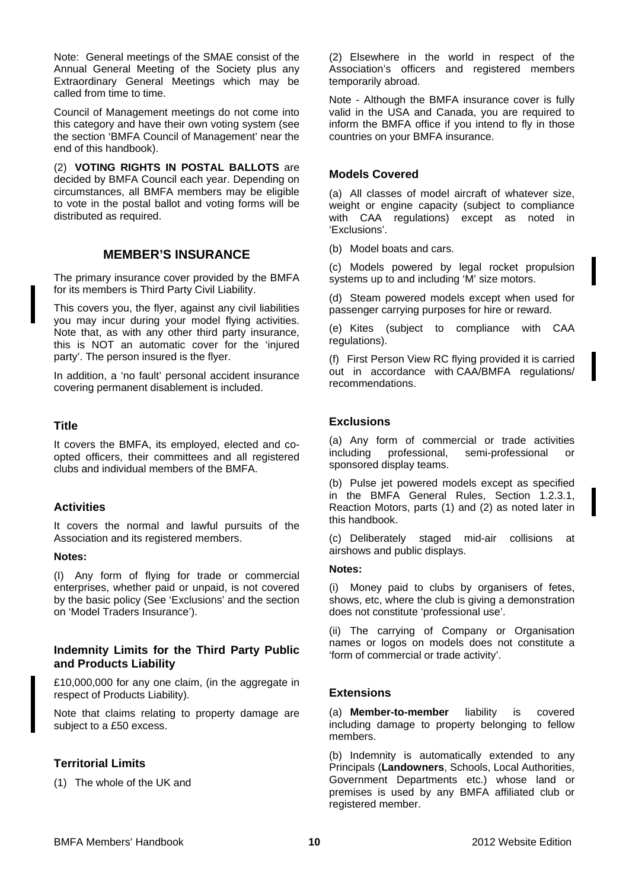Note: General meetings of the SMAE consist of the Annual General Meeting of the Society plus any Extraordinary General Meetings which may be called from time to time.

Council of Management meetings do not come into this category and have their own voting system (see the section 'BMFA Council of Management' near the end of this handbook).

(2) **VOTING RIGHTS IN POSTAL BALLOTS** are decided by BMFA Council each year. Depending on circumstances, all BMFA members may be eligible to vote in the postal ballot and voting forms will be distributed as required.

## MEMBER'S INSURANCE

The primary insurance cover provided by the BMFA for its members is Third Party Civil Liability.

This covers you, the flyer, against any civil liabilities you may incur during your model flying activities. Note that, as with any other third party insurance, this is NOT an automatic cover for the 'injured party'. The person insured is the flyer.

In addition, a 'no fault' personal accident insurance covering permanent disablement is included.

### Title

It covers the BMFA, its employed, elected and co-opted officers, their committees and all registered clubs and individual members of the BMFA.

### Activities

It covers the normal and lawful pursuits of the Association and its registered members.

**Notes:**

(I) Any form of flying for trade or commercial enterprises, whether paid or unpaid, is not covered by the basic policy (See 'Exclusions' and the section on 'Model Traders Insurance').

### Indemnity Limits for the Third Party Public and Products Liability

£10,000,000 for any one claim, (in the aggregate in respect of Products Liability).

Note that claims relating to property damage are subject to a £50 excess.

### Territorial Limits

(1) The whole of the UK and

(2) Elsewhere in the world in respect of the Association's officers and registered members temporarily abroad.

Note - Although the BMFA insurance cover is fully valid in the USA and Canada, you are required to inform the BMFA office if you intend to fly in those countries on your BMFA insurance.

### Models Covered

(a) All classes of model aircraft of whatever size, weight or engine capacity (subject to compliance with CAA regulations) except as noted in 'Exclusions'.

(b) Model boats and cars.

(c) Models powered by legal rocket propulsion systems up to and including 'M' size motors.

(d) Steam powered models except when used for passenger carrying purposes for hire or reward.

(e) Kites (subject to compliance with CAA regulations).

(f) First Person View RC flying provided it is carried out in accordance with CAA/BMFA regulations/ recommendations.

### Exclusions

(a) Any form of commercial or trade activities including professional, semi-professional or sponsored display teams.

(b) Pulse jet powered models except as specified in the BMFA General Rules, Section 1.2.3.1, Reaction Motors, parts (1) and (2) as noted later in this handbook.

(c) Deliberately staged mid-air collisions at airshows and public displays.

**Notes:**

(i) Money paid to clubs by organisers of fetes, shows, etc, where the club is giving a demonstration does not constitute 'professional use'.

(ii) The carrying of Company or Organisation names or logos on models does not constitute a 'form of commercial or trade activity'.

### Extensions

(a) **Member-to-member** liability is covered including damage to property belonging to fellow members.

(b) Indemnity is automatically extended to any Principals (**Landowners**, Schools, Local Authorities, Government Departments etc.) whose land or premises is used by any BMFA affiliated club or registered member.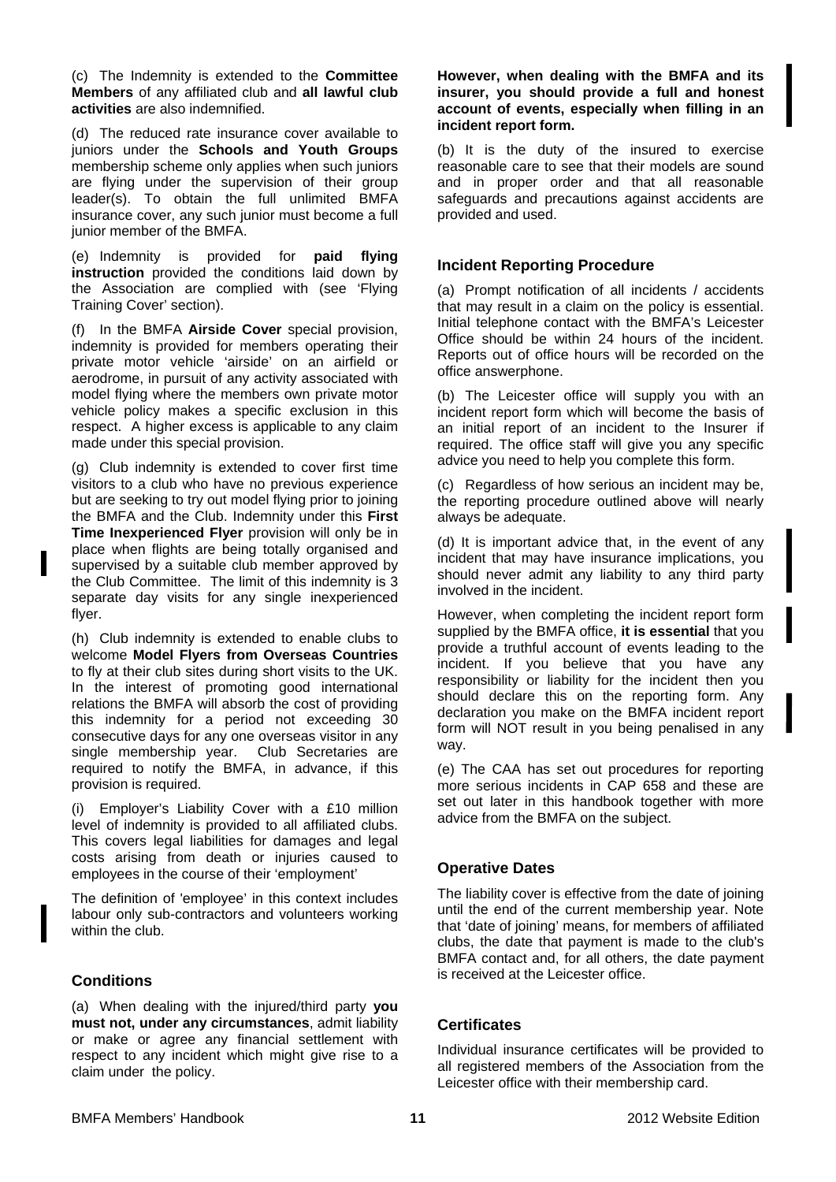(c) The Indemnity is extended to the **Committee Members** of any affiliated club and **all lawful club activities** are also indemnified.

(d) The reduced rate insurance cover available to juniors under the **Schools and Youth Groups** membership scheme only applies when such juniors are flying under the supervision of their group leader(s). To obtain the full unlimited BMFA insurance cover, any such junior must become a full junior member of the BMFA.

(e) Indemnity is provided for **paid flying instruction** provided the conditions laid down by the Association are complied with (see 'Flying Training Cover' section).

(f) In the BMFA **Airside Cover** special provision, indemnity is provided for members operating their private motor vehicle 'airside' on an airfield or aerodrome, in pursuit of any activity associated with model flying where the members own private motor vehicle policy makes a specific exclusion in this respect. A higher excess is applicable to any claim made under this special provision.

(g) Club indemnity is extended to cover first time visitors to a club who have no previous experience but are seeking to try out model flying prior to joining the BMFA and the Club. Indemnity under this **First Time Inexperienced Flyer** provision will only be in place when flights are being totally organised and supervised by a suitable club member approved by the Club Committee. The limit of this indemnity is 3 separate day visits for any single inexperienced flyer.

(h) Club indemnity is extended to enable clubs to welcome **Model Flyers from Overseas Countries** to fly at their club sites during short visits to the UK. In the interest of promoting good international relations the BMFA will absorb the cost of providing this indemnity for a period not exceeding 30 consecutive days for any one overseas visitor in any single membership year. Club Secretaries are required to notify the BMFA, in advance, if this provision is required.

(i) Employer's Liability Cover with a £10 million level of indemnity is provided to all affiliated clubs. This covers legal liabilities for damages and legal costs arising from death or injuries caused to employees in the course of their 'employment'

The definition of 'employee' in this context includes labour only sub-contractors and volunteers working within the club.

## Conditions

(a) When dealing with the injured/third party **you must not, under any circumstances**, admit liability or make or agree any financial settlement with respect to any incident which might give rise to a claim under the policy.

**However, when dealing with the BMFA and its insurer, you should provide a full and honest account of events, especially when filling in an incident report form.**

(b) It is the duty of the insured to exercise reasonable care to see that their models are sound and in proper order and that all reasonable safeguards and precautions against accidents are provided and used.

## Incident Reporting Procedure

(a) Prompt notification of all incidents / accidents that may result in a claim on the policy is essential. Initial telephone contact with the BMFA's Leicester Office should be within 24 hours of the incident. Reports out of office hours will be recorded on the office answerphone.

(b) The Leicester office will supply you with an incident report form which will become the basis of an initial report of an incident to the Insurer if required. The office staff will give you any specific advice you need to help you complete this form.

(c) Regardless of how serious an incident may be, the reporting procedure outlined above will nearly always be adequate.

(d) It is important advice that, in the event of any incident that may have insurance implications, you should never admit any liability to any third party involved in the incident.

However, when completing the incident report form supplied by the BMFA office, **it is essential** that you provide a truthful account of events leading to the incident. If you believe that you have any responsibility or liability for the incident then you should declare this on the reporting form. Any declaration you make on the BMFA incident report form will NOT result in you being penalised in any way.

(e) The CAA has set out procedures for reporting more serious incidents in CAP 658 and these are set out later in this handbook together with more advice from the BMFA on the subject.

## Operative Dates

The liability cover is effective from the date of joining until the end of the current membership year. Note that 'date of joining' means, for members of affiliated clubs, the date that payment is made to the club's BMFA contact and, for all others, the date payment is received at the Leicester office.

## Certificates

Individual insurance certificates will be provided to all registered members of the Association from the Leicester office with their membership card.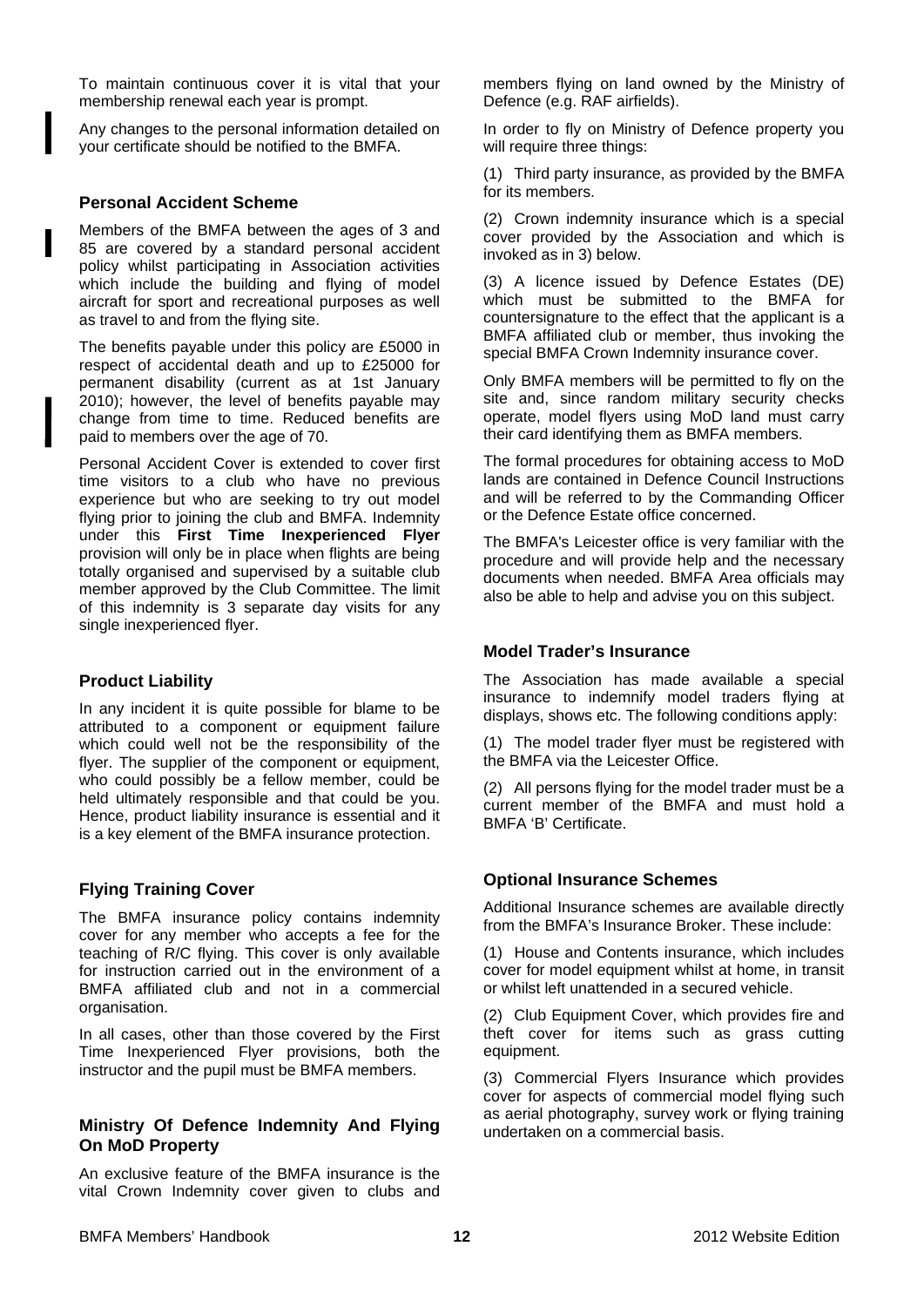To maintain continuous cover it is vital that your membership renewal each year is prompt.

Any changes to the personal information detailed on your certificate should be notified to the BMFA.

### Personal Accident Scheme

Members of the BMFA between the ages of 3 and 85 are covered by a standard personal accident policy whilst participating in Association activities which include the building and flying of model aircraft for sport and recreational purposes as well as travel to and from the flying site.

The benefits payable under this policy are £5000 in respect of accidental death and up to £25000 for permanent disability (current as at 1st January 2010); however, the level of benefits payable may change from time to time. Reduced benefits are paid to members over the age of 70.

Personal Accident Cover is extended to cover first time visitors to a club who have no previous experience but who are seeking to try out model flying prior to joining the club and BMFA. Indemnity under this **First Time Inexperienced Flyer** provision will only be in place when flights are being totally organised and supervised by a suitable club member approved by the Club Committee. The limit of this indemnity is 3 separate day visits for any single inexperienced flyer.

### Product Liability

In any incident it is quite possible for blame to be attributed to a component or equipment failure which could well not be the responsibility of the flyer. The supplier of the component or equipment, who could possibly be a fellow member, could be held ultimately responsible and that could be you. Hence, product liability insurance is essential and it is a key element of the BMFA insurance protection.

### Flying Training Cover

The BMFA insurance policy contains indemnity cover for any member who accepts a fee for the teaching of R/C flying. This cover is only available for instruction carried out in the environment of a BMFA affiliated club and not in a commercial organisation.

In all cases, other than those covered by the First Time Inexperienced Flyer provisions, both the instructor and the pupil must be BMFA members.

### Ministry Of Defence Indemnity And Flying On MoD Property

An exclusive feature of the BMFA insurance is the vital Crown Indemnity cover given to clubs and members flying on land owned by the Ministry of Defence (e.g. RAF airfields).

In order to fly on Ministry of Defence property you will require three things:

(1) Third party insurance, as provided by the BMFA for its members.

(2) Crown indemnity insurance which is a special cover provided by the Association and which is invoked as in 3) below.

(3) A licence issued by Defence Estates (DE) which must be submitted to the BMFA for countersignature to the effect that the applicant is a BMFA affiliated club or member, thus invoking the special BMFA Crown Indemnity insurance cover.

Only BMFA members will be permitted to fly on the site and, since random military security checks operate, model flyers using MoD land must carry their card identifying them as BMFA members.

The formal procedures for obtaining access to MoD lands are contained in Defence Council Instructions and will be referred to by the Commanding Officer or the Defence Estate office concerned.

The BMFA's Leicester office is very familiar with the procedure and will provide help and the necessary documents when needed. BMFA Area officials may also be able to help and advise you on this subject.

### Model Trader's Insurance

The Association has made available a special insurance to indemnify model traders flying at displays, shows etc. The following conditions apply:

(1) The model trader flyer must be registered with the BMFA via the Leicester Office.

(2) All persons flying for the model trader must be a current member of the BMFA and must hold a BMFA 'B' Certificate.

### Optional Insurance Schemes

Additional Insurance schemes are available directly from the BMFA's Insurance Broker. These include:

(1) House and Contents insurance, which includes cover for model equipment whilst at home, in transit or whilst left unattended in a secured vehicle.

(2) Club Equipment Cover, which provides fire and theft cover for items such as grass cutting equipment.

(3) Commercial Flyers Insurance which provides cover for aspects of commercial model flying such as aerial photography, survey work or flying training undertaken on a commercial basis.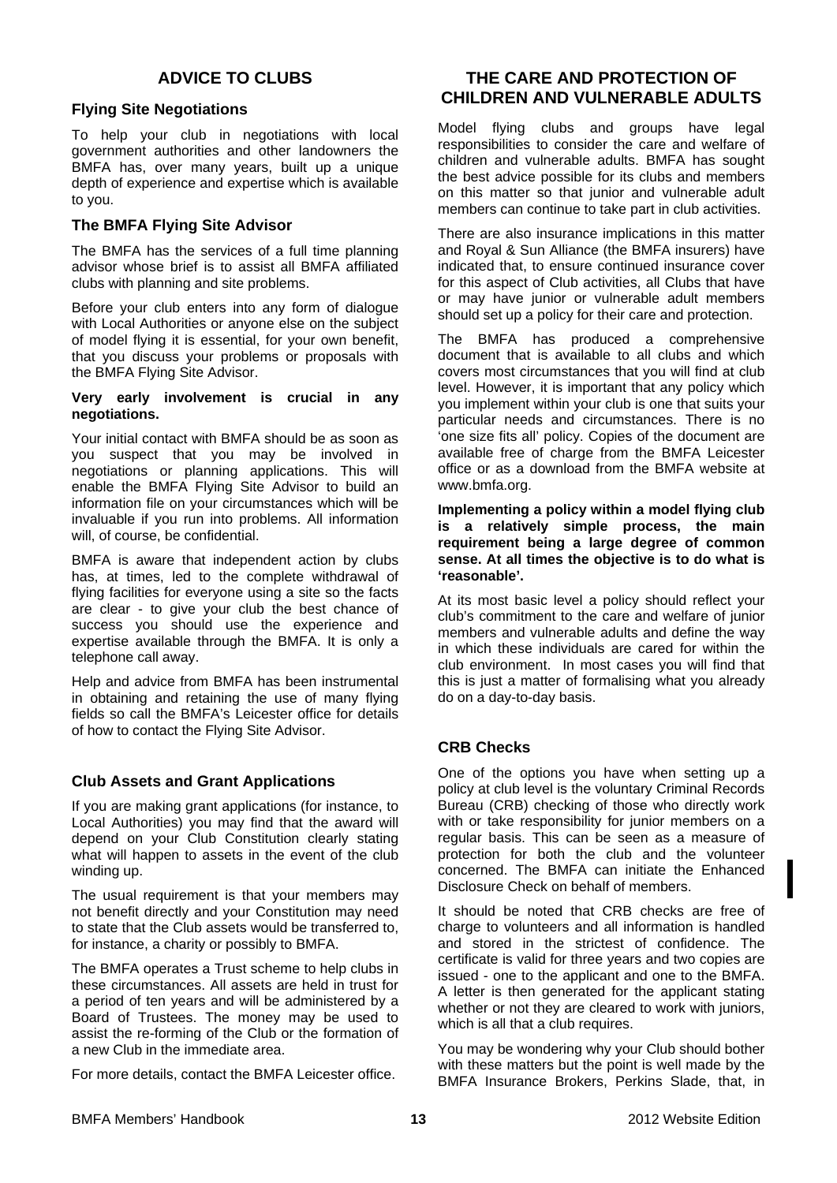## ADVICE TO CLUBS

### Flying Site Negotiations

To help your club in negotiations with local government authorities and other landowners the BMFA has, over many years, built up a unique depth of experience and expertise which is available to you.

### The BMFA Flying Site Advisor

The BMFA has the services of a full time planning advisor whose brief is to assist all BMFA affiliated clubs with planning and site problems.

Before your club enters into any form of dialogue with Local Authorities or anyone else on the subject of model flying it is essential, for your own benefit, that you discuss your problems or proposals with the BMFA Flying Site Advisor.

**Very early involvement is crucial in any negotiations.**

Your initial contact with BMFA should be as soon as you suspect that you may be involved in negotiations or planning applications. This will enable the BMFA Flying Site Advisor to build an information file on your circumstances which will be invaluable if you run into problems. All information will, of course, be confidential.

BMFA is aware that independent action by clubs has, at times, led to the complete withdrawal of flying facilities for everyone using a site so the facts are clear - to give your club the best chance of success you should use the experience and expertise available through the BMFA. It is only a telephone call away.

Help and advice from BMFA has been instrumental in obtaining and retaining the use of many flying fields so call the BMFA's Leicester office for details of how to contact the Flying Site Advisor.

### Club Assets and Grant Applications

If you are making grant applications (for instance, to Local Authorities) you may find that the award will depend on your Club Constitution clearly stating what will happen to assets in the event of the club winding up.

The usual requirement is that your members may not benefit directly and your Constitution may need to state that the Club assets would be transferred to, for instance, a charity or possibly to BMFA.

The BMFA operates a Trust scheme to help clubs in these circumstances. All assets are held in trust for a period of ten years and will be administered by a Board of Trustees. The money may be used to assist the re-forming of the Club or the formation of a new Club in the immediate area.

For more details, contact the BMFA Leicester office.

## THE CARE AND PROTECTION OF CHILDREN AND VULNERABLE ADULTS

Model flying clubs and groups have legal responsibilities to consider the care and welfare of children and vulnerable adults. BMFA has sought the best advice possible for its clubs and members on this matter so that junior and vulnerable adult members can continue to take part in club activities.

There are also insurance implications in this matter and Royal & Sun Alliance (the BMFA insurers) have indicated that, to ensure continued insurance cover for this aspect of Club activities, all Clubs that have or may have junior or vulnerable adult members should set up a policy for their care and protection.

The BMFA has produced a comprehensive document that is available to all clubs and which covers most circumstances that you will find at club level. However, it is important that any policy which you implement within your club is one that suits your particular needs and circumstances. There is no 'one size fits all' policy. Copies of the document are available free of charge from the BMFA Leicester office or as a download from the BMFA website at www.bmfa.org.

**Implementing a policy within a model flying club is a relatively simple process, the main requirement being a large degree of common sense. At all times the objective is to do what is 'reasonable'.**

At its most basic level a policy should reflect your club's commitment to the care and welfare of junior members and vulnerable adults and define the way in which these individuals are cared for within the club environment. In most cases you will find that this is just a matter of formalising what you already do on a day-to-day basis.

### CRB Checks

One of the options you have when setting up a policy at club level is the voluntary Criminal Records Bureau (CRB) checking of those who directly work with or take responsibility for junior members on a regular basis. This can be seen as a measure of protection for both the club and the volunteer concerned. The BMFA can initiate the Enhanced Disclosure Check on behalf of members.

It should be noted that CRB checks are free of charge to volunteers and all information is handled and stored in the strictest of confidence. The certificate is valid for three years and two copies are issued - one to the applicant and one to the BMFA. A letter is then generated for the applicant stating whether or not they are cleared to work with juniors, which is all that a club requires.

You may be wondering why your Club should bother with these matters but the point is well made by the BMFA Insurance Brokers, Perkins Slade, that, in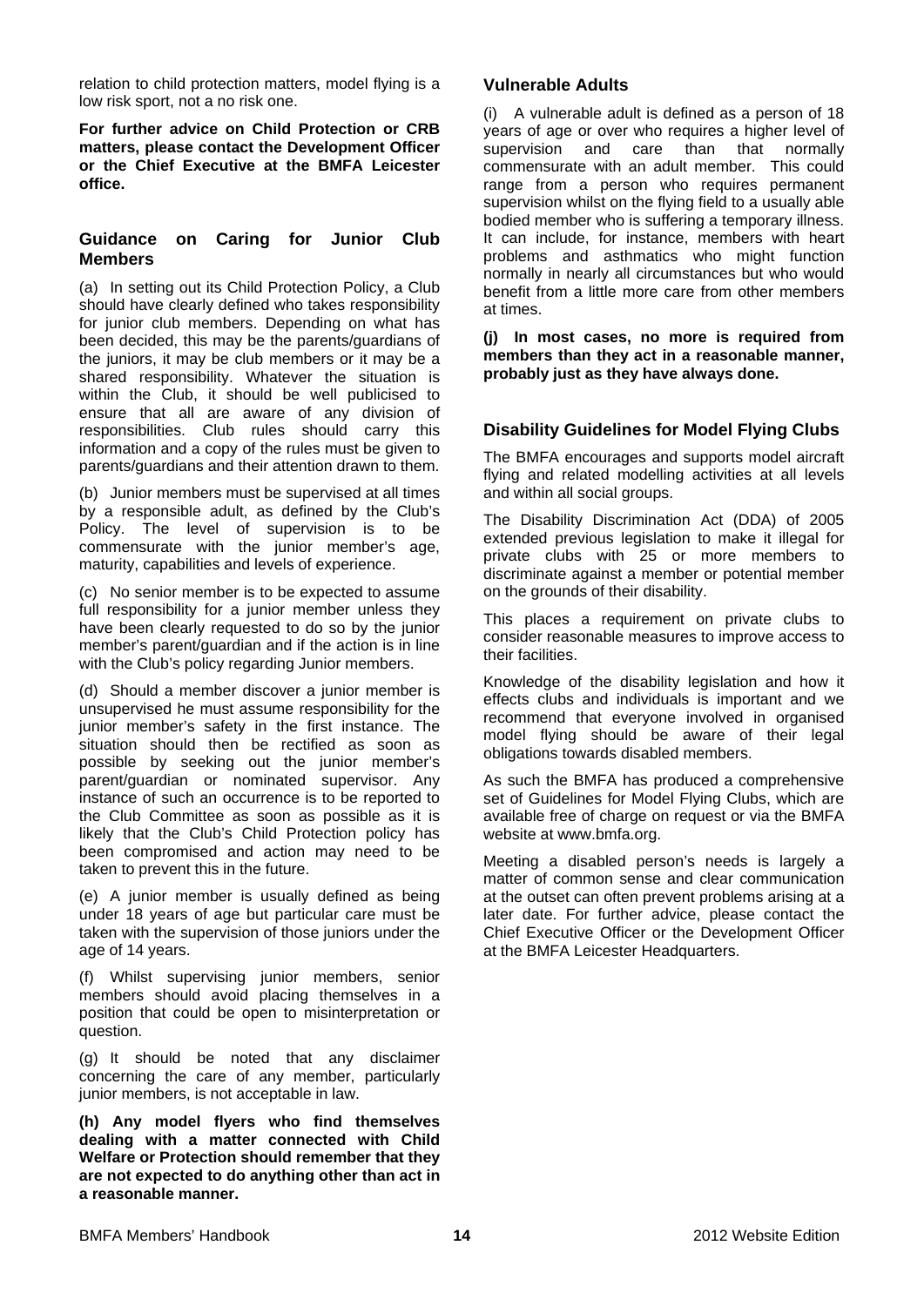relation to child protection matters, model flying is a low risk sport, not a no risk one.

**For further advice on Child Protection or CRB matters, please contact the Development Officer or the Chief Executive at the BMFA Leicester office.**

## Guidance on Caring for Junior Club Members

(a) In setting out its Child Protection Policy, a Club should have clearly defined who takes responsibility for junior club members. Depending on what has been decided, this may be the parents/guardians of the juniors, it may be club members or it may be a shared responsibility. Whatever the situation is within the Club, it should be well publicised to ensure that all are aware of any division of responsibilities. Club rules should carry this information and a copy of the rules must be given to parents/guardians and their attention drawn to them.

(b) Junior members must be supervised at all times by a responsible adult, as defined by the Club's Policy. The level of supervision is to be commensurate with the junior member's age, maturity, capabilities and levels of experience.

(c) No senior member is to be expected to assume full responsibility for a junior member unless they have been clearly requested to do so by the junior member's parent/guardian and if the action is in line with the Club's policy regarding Junior members.

(d) Should a member discover a junior member is unsupervised he must assume responsibility for the junior member's safety in the first instance. The situation should then be rectified as soon as possible by seeking out the junior member's parent/guardian or nominated supervisor. Any instance of such an occurrence is to be reported to the Club Committee as soon as possible as it is likely that the Club's Child Protection policy has been compromised and action may need to be taken to prevent this in the future.

(e) A junior member is usually defined as being under 18 years of age but particular care must be taken with the supervision of those juniors under the age of 14 years.

(f) Whilst supervising junior members, senior members should avoid placing themselves in a position that could be open to misinterpretation or question.

(g) It should be noted that any disclaimer concerning the care of any member, particularly junior members, is not acceptable in law.

**(h) Any model flyers who find themselves dealing with a matter connected with Child Welfare or Protection should remember that they are not expected to do anything other than act in a reasonable manner.**

## Vulnerable Adults

(i) A vulnerable adult is defined as a person of 18 years of age or over who requires a higher level of supervision and care than that normally commensurate with an adult member. This could range from a person who requires permanent supervision whilst on the flying field to a usually able bodied member who is suffering a temporary illness. It can include, for instance, members with heart problems and asthmatics who might function normally in nearly all circumstances but who would benefit from a little more care from other members at times.

**(j) In most cases, no more is required from members than they act in a reasonable manner, probably just as they have always done.**

## Disability Guidelines for Model Flying Clubs

The BMFA encourages and supports model aircraft flying and related modelling activities at all levels and within all social groups.

The Disability Discrimination Act (DDA) of 2005 extended previous legislation to make it illegal for private clubs with 25 or more members to discriminate against a member or potential member on the grounds of their disability.

This places a requirement on private clubs to consider reasonable measures to improve access to their facilities.

Knowledge of the disability legislation and how it effects clubs and individuals is important and we recommend that everyone involved in organised model flying should be aware of their legal obligations towards disabled members.

As such the BMFA has produced a comprehensive set of Guidelines for Model Flying Clubs, which are available free of charge on request or via the BMFA website at www.bmfa.org.

Meeting a disabled person's needs is largely a matter of common sense and clear communication at the outset can often prevent problems arising at a later date. For further advice, please contact the Chief Executive Officer or the Development Officer at the BMFA Leicester Headquarters.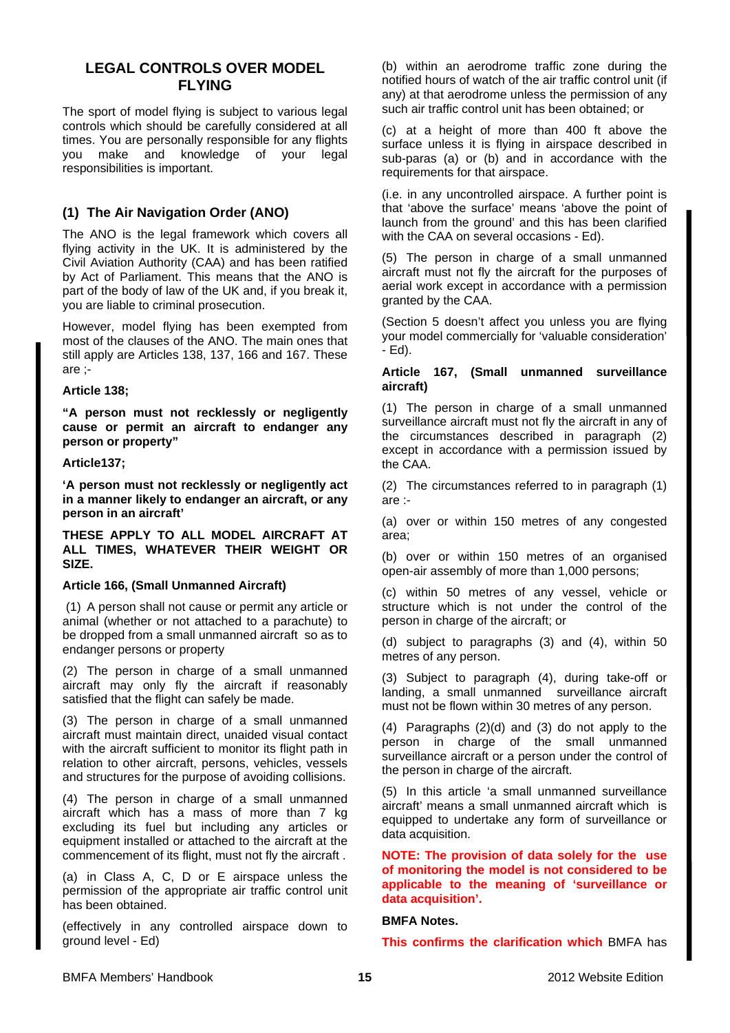## LEGAL CONTROLS OVER MODEL FLYING

The sport of model flying is subject to various legal controls which should be carefully considered at all times. You are personally responsible for any flights you make and knowledge of your legal responsibilities is important.

### (1) The Air Navigation Order (ANO)

The ANO is the legal framework which covers all flying activity in the UK. It is administered by the Civil Aviation Authority (CAA) and has been ratified by Act of Parliament. This means that the ANO is part of the body of law of the UK and, if you break it, you are liable to criminal prosecution.

However, model flying has been exempted from most of the clauses of the ANO. The main ones that still apply are Articles 138, 137, 166 and 167. These are ;-

**Article 138;**

**"A person must not recklessly or negligently cause or permit an aircraft to endanger any person or property"**

**Article137;**

**'A person must not recklessly or negligently act in a manner likely to endanger an aircraft, or any person in an aircraft'**

**THESE APPLY TO ALL MODEL AIRCRAFT AT ALL TIMES, WHATEVER THEIR WEIGHT OR SIZE.**

**Article 166, (Small Unmanned Aircraft)**

(1) A person shall not cause or permit any article or animal (whether or not attached to a parachute) to be dropped from a small unmanned aircraft so as to endanger persons or property

(2) The person in charge of a small unmanned aircraft may only fly the aircraft if reasonably satisfied that the flight can safely be made.

(3) The person in charge of a small unmanned aircraft must maintain direct, unaided visual contact with the aircraft sufficient to monitor its flight path in relation to other aircraft, persons, vehicles, vessels and structures for the purpose of avoiding collisions.

(4) The person in charge of a small unmanned aircraft which has a mass of more than 7 kg excluding its fuel but including any articles or equipment installed or attached to the aircraft at the commencement of its flight, must not fly the aircraft .

(a) in Class A, C, D or E airspace unless the permission of the appropriate air traffic control unit has been obtained.

(effectively in any controlled airspace down to ground level - Ed)

(b) within an aerodrome traffic zone during the notified hours of watch of the air traffic control unit (if any) at that aerodrome unless the permission of any such air traffic control unit has been obtained; or

(c) at a height of more than 400 ft above the surface unless it is flying in airspace described in sub-paras (a) or (b) and in accordance with the requirements for that airspace.

(i.e. in any uncontrolled airspace. A further point is that 'above the surface' means 'above the point of launch from the ground' and this has been clarified with the CAA on several occasions - Ed).

(5) The person in charge of a small unmanned aircraft must not fly the aircraft for the purposes of aerial work except in accordance with a permission granted by the CAA.

(Section 5 doesn't affect you unless you are flying your model commercially for 'valuable consideration' - Ed).

**Article 167, (Small unmanned surveillance aircraft)**

(1) The person in charge of a small unmanned surveillance aircraft must not fly the aircraft in any of the circumstances described in paragraph (2) except in accordance with a permission issued by the CAA.

(2) The circumstances referred to in paragraph (1) are :-

(a) over or within 150 metres of any congested area;

(b) over or within 150 metres of an organised open-air assembly of more than 1,000 persons;

(c) within 50 metres of any vessel, vehicle or structure which is not under the control of the person in charge of the aircraft; or

(d) subject to paragraphs (3) and (4), within 50 metres of any person.

(3) Subject to paragraph (4), during take-off or landing, a small unmanned surveillance aircraft must not be flown within 30 metres of any person.

(4) Paragraphs (2)(d) and (3) do not apply to the person in charge of the small unmanned surveillance aircraft or a person under the control of the person in charge of the aircraft.

(5) In this article 'a small unmanned surveillance aircraft' means a small unmanned aircraft which is equipped to undertake any form of surveillance or data acquisition.

**NOTE: The provision of data solely for the use of monitoring the model is not considered to be applicable to the meaning of 'surveillance or data acquisition'.**

**BMFA Notes.**

**This confirms the clarification which** BMFA has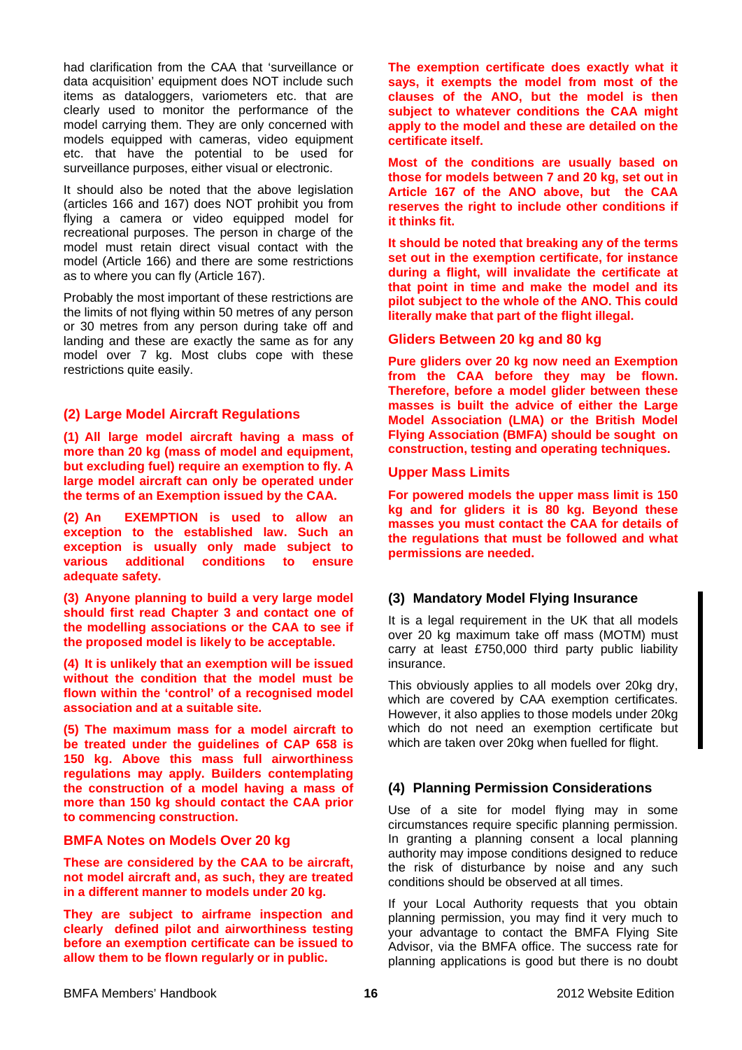had clarification from the CAA that 'surveillance or data acquisition' equipment does NOT include such items as dataloggers, variometers etc. that are clearly used to monitor the performance of the model carrying them. They are only concerned with models equipped with cameras, video equipment etc. that have the potential to be used for surveillance purposes, either visual or electronic.

It should also be noted that the above legislation (articles 166 and 167) does NOT prohibit you from flying a camera or video equipped model for recreational purposes. The person in charge of the model must retain direct visual contact with the model (Article 166) and there are some restrictions as to where you can fly (Article 167).

Probably the most important of these restrictions are the limits of not flying within 50 metres of any person or 30 metres from any person during take off and landing and these are exactly the same as for any model over 7 kg. Most clubs cope with these restrictions quite easily.

## (2) Large Model Aircraft Regulations

**(1) All large model aircraft having a mass of more than 20 kg (mass of model and equipment, but excluding fuel) require an exemption to fly. A large model aircraft can only be operated under the terms of an Exemption issued by the CAA.**

**(2) An EXEMPTION is used to allow an exception to the established law. Such an exception is usually only made subject to various additional conditions to ensure adequate safety.**

**(3) Anyone planning to build a very large model should first read Chapter 3 and contact one of the modelling associations or the CAA to see if the proposed model is likely to be acceptable.**

**(4) It is unlikely that an exemption will be issued without the condition that the model must be flown within the 'control' of a recognised model association and at a suitable site.**

**(5) The maximum mass for a model aircraft to be treated under the guidelines of CAP 658 is 150 kg. Above this mass full airworthiness regulations may apply. Builders contemplating the construction of a model having a mass of more than 150 kg should contact the CAA prior to commencing construction.**

### BMFA Notes on Models Over 20 kg

**These are considered by the CAA to be aircraft, not model aircraft and, as such, they are treated in a different manner to models under 20 kg.**

**They are subject to airframe inspection and clearly defined pilot and airworthiness testing before an exemption certificate can be issued to allow them to be flown regularly or in public.**

**The exemption certificate does exactly what it says, it exempts the model from most of the clauses of the ANO, but the model is then subject to whatever conditions the CAA might apply to the model and these are detailed on the certificate itself.**

**Most of the conditions are usually based on those for models between 7 and 20 kg, set out in Article 167 of the ANO above, but the CAA reserves the right to include other conditions if it thinks fit.**

**It should be noted that breaking any of the terms set out in the exemption certificate, for instance during a flight, will invalidate the certificate at that point in time and make the model and its pilot subject to the whole of the ANO. This could literally make that part of the flight illegal.**

### Gliders Between 20 kg and 80 kg

**Pure gliders over 20 kg now need an Exemption from the CAA before they may be flown. Therefore, before a model glider between these masses is built the advice of either the Large Model Association (LMA) or the British Model Flying Association (BMFA) should be sought on construction, testing and operating techniques.**

### Upper Mass Limits

**For powered models the upper mass limit is 150 kg and for gliders it is 80 kg. Beyond these masses you must contact the CAA for details of the regulations that must be followed and what permissions are needed.**

## (3) Mandatory Model Flying Insurance

It is a legal requirement in the UK that all models over 20 kg maximum take off mass (MOTM) must carry at least £750,000 third party public liability insurance.

This obviously applies to all models over 20kg dry, which are covered by CAA exemption certificates. However, it also applies to those models under 20kg which do not need an exemption certificate but which are taken over 20kg when fuelled for flight.

## (4) Planning Permission Considerations

Use of a site for model flying may in some circumstances require specific planning permission. In granting a planning consent a local planning authority may impose conditions designed to reduce the risk of disturbance by noise and any such conditions should be observed at all times.

If your Local Authority requests that you obtain planning permission, you may find it very much to your advantage to contact the BMFA Flying Site Advisor, via the BMFA office. The success rate for planning applications is good but there is no doubt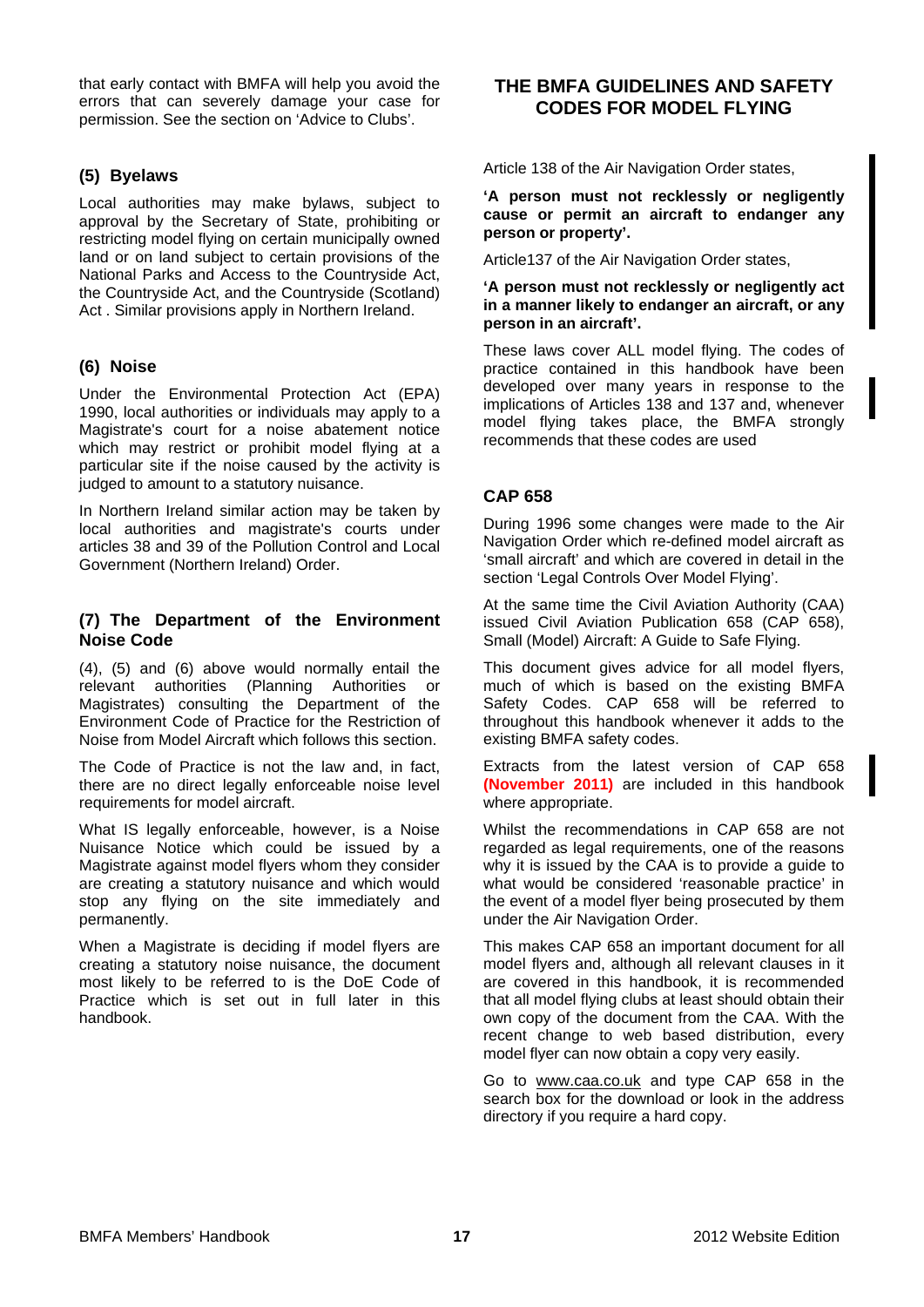that early contact with BMFA will help you avoid the errors that can severely damage your case for permission. See the section on 'Advice to Clubs'.

### (5) Byelaws

Local authorities may make bylaws, subject to approval by the Secretary of State, prohibiting or restricting model flying on certain municipally owned land or on land subject to certain provisions of the National Parks and Access to the Countryside Act, the Countryside Act, and the Countryside (Scotland) Act . Similar provisions apply in Northern Ireland.

### (6) Noise

Under the Environmental Protection Act (EPA) 1990, local authorities or individuals may apply to a Magistrate's court for a noise abatement notice which may restrict or prohibit model flying at a particular site if the noise caused by the activity is judged to amount to a statutory nuisance.

In Northern Ireland similar action may be taken by local authorities and magistrate's courts under articles 38 and 39 of the Pollution Control and Local Government (Northern Ireland) Order.

### (7) The Department of the Environment Noise Code

(4), (5) and (6) above would normally entail the relevant authorities (Planning Authorities or Magistrates) consulting the Department of the Environment Code of Practice for the Restriction of Noise from Model Aircraft which follows this section.

The Code of Practice is not the law and, in fact, there are no direct legally enforceable noise level requirements for model aircraft.

What IS legally enforceable, however, is a Noise Nuisance Notice which could be issued by a Magistrate against model flyers whom they consider are creating a statutory nuisance and which would stop any flying on the site immediately and permanently.

When a Magistrate is deciding if model flyers are creating a statutory noise nuisance, the document most likely to be referred to is the DoE Code of Practice which is set out in full later in this handbook.

## THE BMFA GUIDELINES AND SAFETY CODES FOR MODEL FLYING

Article 138 of the Air Navigation Order states,

**'A person must not recklessly or negligently cause or permit an aircraft to endanger any person or property'.**

Article137 of the Air Navigation Order states,

**'A person must not recklessly or negligently act in a manner likely to endanger an aircraft, or any person in an aircraft'.**

These laws cover ALL model flying. The codes of practice contained in this handbook have been developed over many years in response to the implications of Articles 138 and 137 and, whenever model flying takes place, the BMFA strongly recommends that these codes are used

### CAP 658

During 1996 some changes were made to the Air Navigation Order which re-defined model aircraft as 'small aircraft' and which are covered in detail in the section 'Legal Controls Over Model Flying'.

At the same time the Civil Aviation Authority (CAA) issued Civil Aviation Publication 658 (CAP 658), Small (Model) Aircraft: A Guide to Safe Flying.

This document gives advice for all model flyers, much of which is based on the existing BMFA Safety Codes. CAP 658 will be referred to throughout this handbook whenever it adds to the existing BMFA safety codes.

Extracts from the latest version of CAP 658 **(November 2011)** are included in this handbook where appropriate.

Whilst the recommendations in CAP 658 are not regarded as legal requirements, one of the reasons why it is issued by the CAA is to provide a guide to what would be considered 'reasonable practice' in the event of a model flyer being prosecuted by them under the Air Navigation Order.

This makes CAP 658 an important document for all model flyers and, although all relevant clauses in it are covered in this handbook, it is recommended that all model flying clubs at least should obtain their own copy of the document from the CAA. With the recent change to web based distribution, every model flyer can now obtain a copy very easily.

Go to www.caa.co.uk and type CAP 658 in the search box for the download or look in the address directory if you require a hard copy.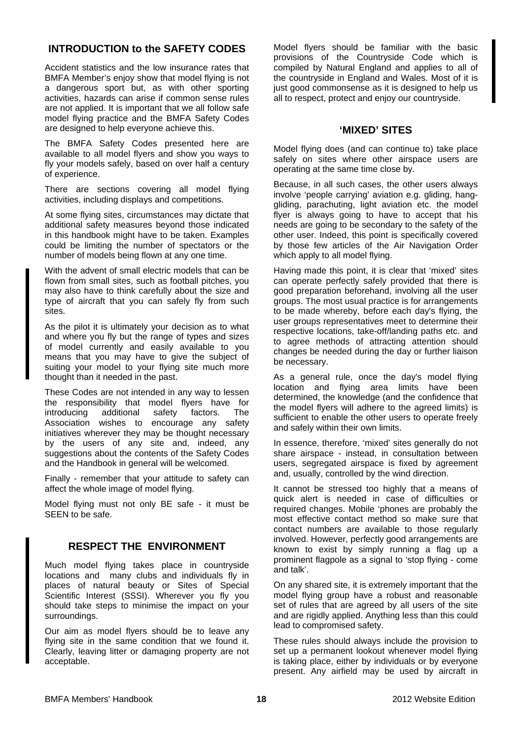## INTRODUCTION to the SAFETY CODES

Accident statistics and the low insurance rates that BMFA Member's enjoy show that model flying is not a dangerous sport but, as with other sporting activities, hazards can arise if common sense rules are not applied. It is important that we all follow safe model flying practice and the BMFA Safety Codes are designed to help everyone achieve this.

The BMFA Safety Codes presented here are available to all model flyers and show you ways to fly your models safely, based on over half a century of experience.

There are sections covering all model flying activities, including displays and competitions.

At some flying sites, circumstances may dictate that additional safety measures beyond those indicated in this handbook might have to be taken. Examples could be limiting the number of spectators or the number of models being flown at any one time.

With the advent of small electric models that can be flown from small sites, such as football pitches, you may also have to think carefully about the size and type of aircraft that you can safely fly from such sites.

As the pilot it is ultimately your decision as to what and where you fly but the range of types and sizes of model currently and easily available to you means that you may have to give the subject of suiting your model to your flying site much more thought than it needed in the past.

These Codes are not intended in any way to lessen the responsibility that model flyers have for introducing additional safety factors. The Association wishes to encourage any safety initiatives wherever they may be thought necessary by the users of any site and, indeed, any suggestions about the contents of the Safety Codes and the Handbook in general will be welcomed.

Finally - remember that your attitude to safety can affect the whole image of model flying.

Model flying must not only BE safe - it must be SEEN to be safe.

## RESPECT THE ENVIRONMENT

Much model flying takes place in countryside locations and many clubs and individuals fly in places of natural beauty or Sites of Special Scientific Interest (SSSI). Wherever you fly you should take steps to minimise the impact on your surroundings.

Our aim as model flyers should be to leave any flying site in the same condition that we found it. Clearly, leaving litter or damaging property are not acceptable.

Model flyers should be familiar with the basic provisions of the Countryside Code which is compiled by Natural England and applies to all of the countryside in England and Wales. Most of it is just good commonsense as it is designed to help us all to respect, protect and enjoy our countryside.

## 'MIXED' SITES

Model flying does (and can continue to) take place safely on sites where other airspace users are operating at the same time close by.

Because, in all such cases, the other users always involve 'people carrying' aviation e.g. gliding, hang-gliding, parachuting, light aviation etc. the model flyer is always going to have to accept that his needs are going to be secondary to the safety of the other user. Indeed, this point is specifically covered by those few articles of the Air Navigation Order which apply to all model flying.

Having made this point, it is clear that 'mixed' sites can operate perfectly safely provided that there is good preparation beforehand, involving all the user groups. The most usual practice is for arrangements to be made whereby, before each day's flying, the user groups representatives meet to determine their respective locations, take-off/landing paths etc. and to agree methods of attracting attention should changes be needed during the day or further liaison be necessary.

As a general rule, once the day's model flying location and flying area limits have been determined, the knowledge (and the confidence that the model flyers will adhere to the agreed limits) is sufficient to enable the other users to operate freely and safely within their own limits.

In essence, therefore, 'mixed' sites generally do not share airspace - instead, in consultation between users, segregated airspace is fixed by agreement and, usually, controlled by the wind direction.

It cannot be stressed too highly that a means of quick alert is needed in case of difficulties or required changes. Mobile 'phones are probably the most effective contact method so make sure that contact numbers are available to those regularly involved. However, perfectly good arrangements are known to exist by simply running a flag up a prominent flagpole as a signal to 'stop flying - come and talk'.

On any shared site, it is extremely important that the model flying group have a robust and reasonable set of rules that are agreed by all users of the site and are rigidly applied. Anything less than this could lead to compromised safety.

These rules should always include the provision to set up a permanent lookout whenever model flying is taking place, either by individuals or by everyone present. Any airfield may be used by aircraft in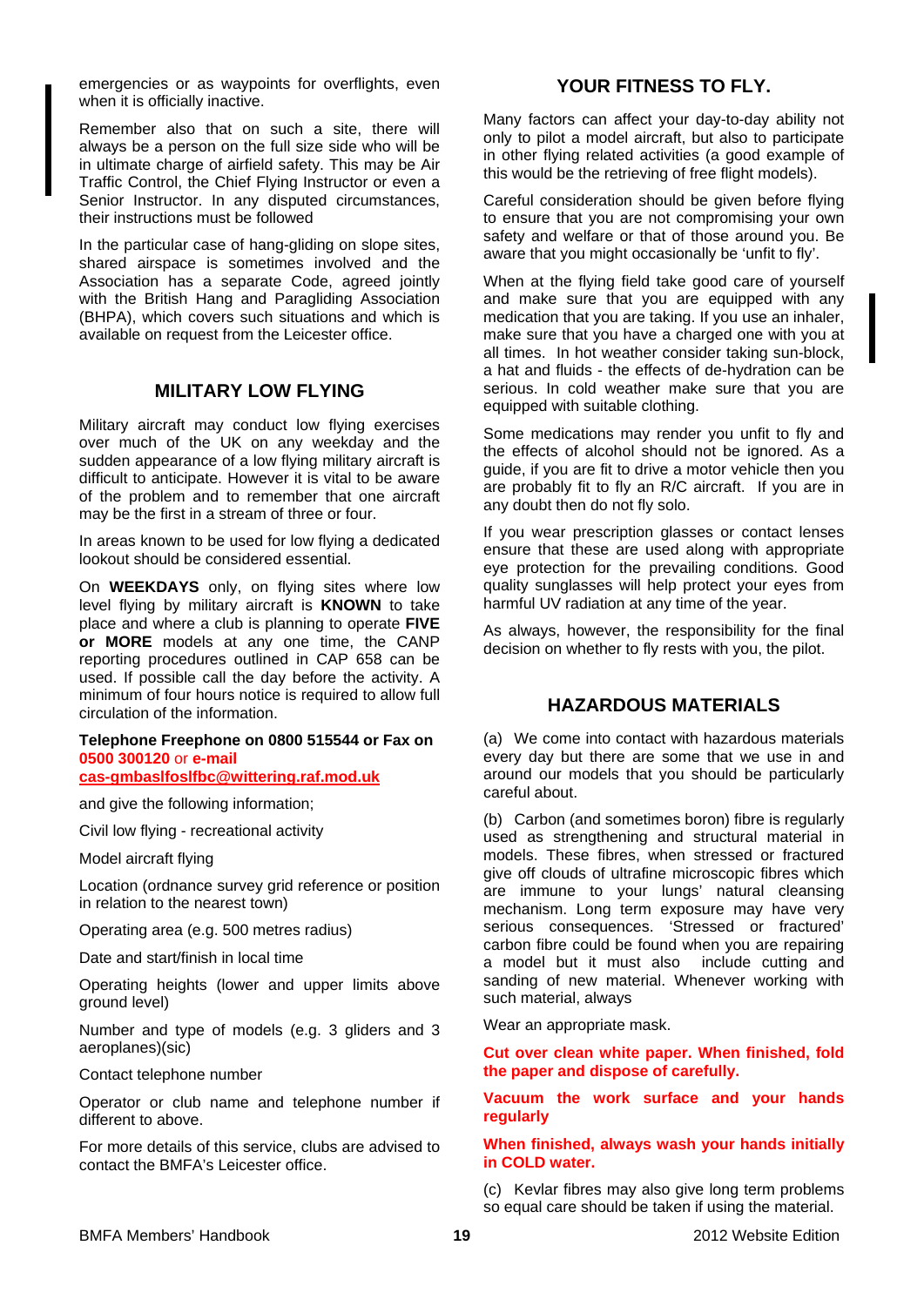emergencies or as waypoints for overflights, even when it is officially inactive.

Remember also that on such a site, there will always be a person on the full size side who will be in ultimate charge of airfield safety. This may be Air Traffic Control, the Chief Flying Instructor or even a Senior Instructor. In any disputed circumstances, their instructions must be followed

In the particular case of hang-gliding on slope sites, shared airspace is sometimes involved and the Association has a separate Code, agreed jointly with the British Hang and Paragliding Association (BHPA), which covers such situations and which is available on request from the Leicester office.

## MILITARY LOW FLYING

Military aircraft may conduct low flying exercises over much of the UK on any weekday and the sudden appearance of a low flying military aircraft is difficult to anticipate. However it is vital to be aware of the problem and to remember that one aircraft may be the first in a stream of three or four.

In areas known to be used for low flying a dedicated lookout should be considered essential.

On **WEEKDAYS** only, on flying sites where low level flying by military aircraft is **KNOWN** to take place and where a club is planning to operate **FIVE or MORE** models at any one time, the CANP reporting procedures outlined in CAP 658 can be used. If possible call the day before the activity. A minimum of four hours notice is required to allow full circulation of the information.

**Telephone Freephone on 0800 515544 or Fax on 0500 300120 or e-mail cas-gmbaslfoslfbc@wittering.raf.mod.uk**

and give the following information;

Civil low flying - recreational activity

Model aircraft flying

Location (ordnance survey grid reference or position in relation to the nearest town)

Operating area (e.g. 500 metres radius)

Date and start/finish in local time

Operating heights (lower and upper limits above ground level)

Number and type of models (e.g. 3 gliders and 3 aeroplanes)(sic)

Contact telephone number

Operator or club name and telephone number if different to above.

For more details of this service, clubs are advised to contact the BMFA's Leicester office.

## YOUR FITNESS TO FLY.

Many factors can affect your day-to-day ability not only to pilot a model aircraft, but also to participate in other flying related activities (a good example of this would be the retrieving of free flight models).

Careful consideration should be given before flying to ensure that you are not compromising your own safety and welfare or that of those around you. Be aware that you might occasionally be 'unfit to fly'.

When at the flying field take good care of yourself and make sure that you are equipped with any medication that you are taking. If you use an inhaler, make sure that you have a charged one with you at all times. In hot weather consider taking sun-block, a hat and fluids - the effects of de-hydration can be serious. In cold weather make sure that you are equipped with suitable clothing.

Some medications may render you unfit to fly and the effects of alcohol should not be ignored. As a guide, if you are fit to drive a motor vehicle then you are probably fit to fly an R/C aircraft. If you are in any doubt then do not fly solo.

If you wear prescription glasses or contact lenses ensure that these are used along with appropriate eye protection for the prevailing conditions. Good quality sunglasses will help protect your eyes from harmful UV radiation at any time of the year.

As always, however, the responsibility for the final decision on whether to fly rests with you, the pilot.

## HAZARDOUS MATERIALS

(a) We come into contact with hazardous materials every day but there are some that we use in and around our models that you should be particularly careful about.

(b) Carbon (and sometimes boron) fibre is regularly used as strengthening and structural material in models. These fibres, when stressed or fractured give off clouds of ultrafine microscopic fibres which are immune to your lungs' natural cleansing mechanism. Long term exposure may have very serious consequences. 'Stressed or fractured' carbon fibre could be found when you are repairing a model but it must also include cutting and sanding of new material. Whenever working with such material, always

Wear an appropriate mask.

**Cut over clean white paper. When finished, fold the paper and dispose of carefully.**

**Vacuum the work surface and your hands regularly**

**When finished, always wash your hands initially in COLD water.**

(c) Kevlar fibres may also give long term problems so equal care should be taken if using the material.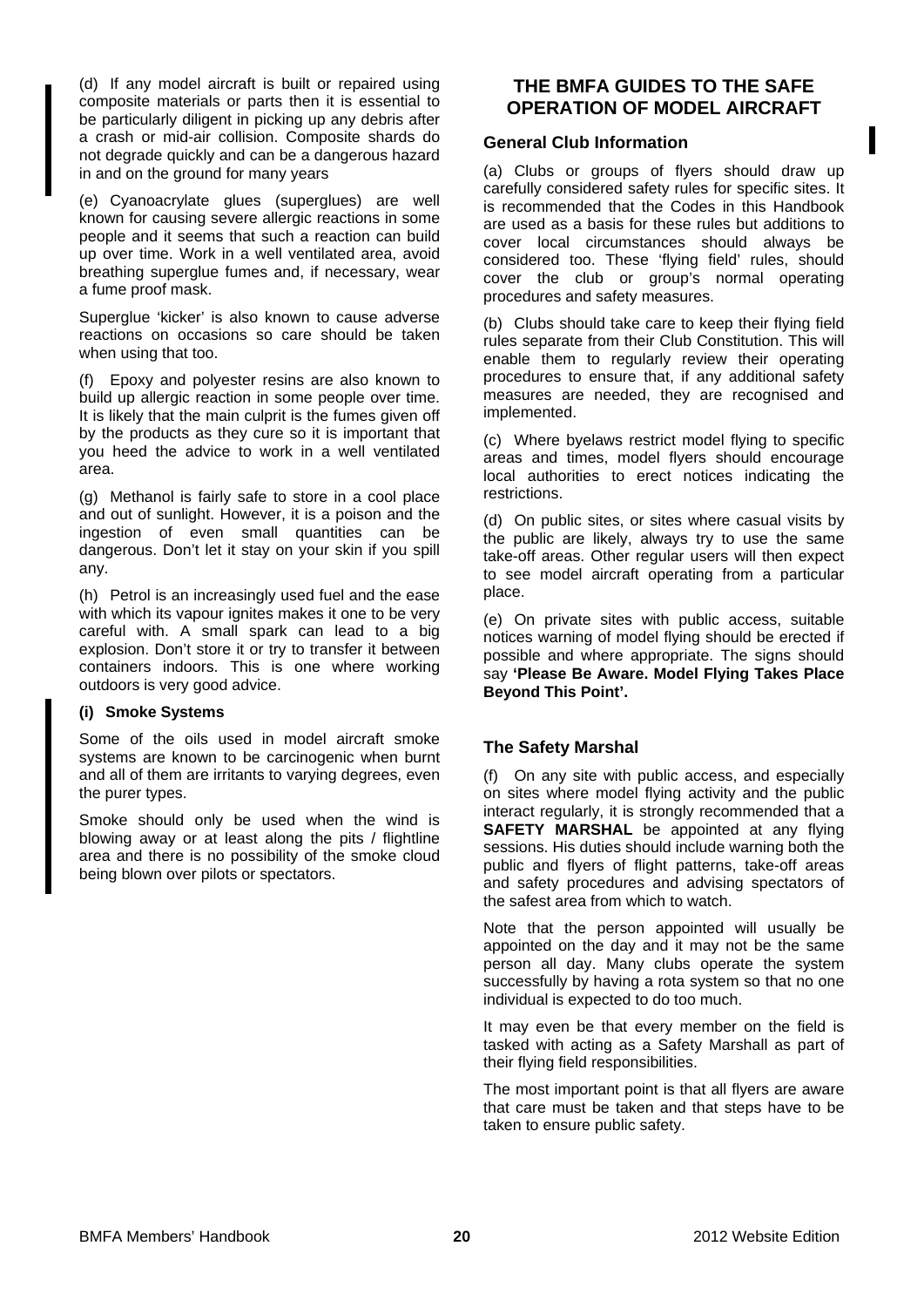(d) If any model aircraft is built or repaired using composite materials or parts then it is essential to be particularly diligent in picking up any debris after a crash or mid-air collision. Composite shards do not degrade quickly and can be a dangerous hazard in and on the ground for many years

(e) Cyanoacrylate glues (superglues) are well known for causing severe allergic reactions in some people and it seems that such a reaction can build up over time. Work in a well ventilated area, avoid breathing superglue fumes and, if necessary, wear a fume proof mask.

Superglue 'kicker' is also known to cause adverse reactions on occasions so care should be taken when using that too.

(f) Epoxy and polyester resins are also known to build up allergic reaction in some people over time. It is likely that the main culprit is the fumes given off by the products as they cure so it is important that you heed the advice to work in a well ventilated area.

(g) Methanol is fairly safe to store in a cool place and out of sunlight. However, it is a poison and the ingestion of even small quantities can be dangerous. Don't let it stay on your skin if you spill any.

(h) Petrol is an increasingly used fuel and the ease with which its vapour ignites makes it one to be very careful with. A small spark can lead to a big explosion. Don't store it or try to transfer it between containers indoors. This is one where working outdoors is very good advice.

**(i) Smoke Systems**

Some of the oils used in model aircraft smoke systems are known to be carcinogenic when burnt and all of them are irritants to varying degrees, even the purer types.

Smoke should only be used when the wind is blowing away or at least along the pits / flightline area and there is no possibility of the smoke cloud being blown over pilots or spectators.

## THE BMFA GUIDES TO THE SAFE OPERATION OF MODEL AIRCRAFT

### General Club Information

(a) Clubs or groups of flyers should draw up carefully considered safety rules for specific sites. It is recommended that the Codes in this Handbook are used as a basis for these rules but additions to cover local circumstances should always be considered too. These 'flying field' rules, should cover the club or group's normal operating procedures and safety measures.

(b) Clubs should take care to keep their flying field rules separate from their Club Constitution. This will enable them to regularly review their operating procedures to ensure that, if any additional safety measures are needed, they are recognised and implemented.

(c) Where byelaws restrict model flying to specific areas and times, model flyers should encourage local authorities to erect notices indicating the restrictions.

(d) On public sites, or sites where casual visits by the public are likely, always try to use the same take-off areas. Other regular users will then expect to see model aircraft operating from a particular place.

(e) On private sites with public access, suitable notices warning of model flying should be erected if possible and where appropriate. The signs should say **'Please Be Aware. Model Flying Takes Place Beyond This Point'.**

### The Safety Marshal

(f) On any site with public access, and especially on sites where model flying activity and the public interact regularly, it is strongly recommended that a **SAFETY MARSHAL** be appointed at any flying sessions. His duties should include warning both the public and flyers of flight patterns, take-off areas and safety procedures and advising spectators of the safest area from which to watch.

Note that the person appointed will usually be appointed on the day and it may not be the same person all day. Many clubs operate the system successfully by having a rota system so that no one individual is expected to do too much.

It may even be that every member on the field is tasked with acting as a Safety Marshall as part of their flying field responsibilities.

The most important point is that all flyers are aware that care must be taken and that steps have to be taken to ensure public safety.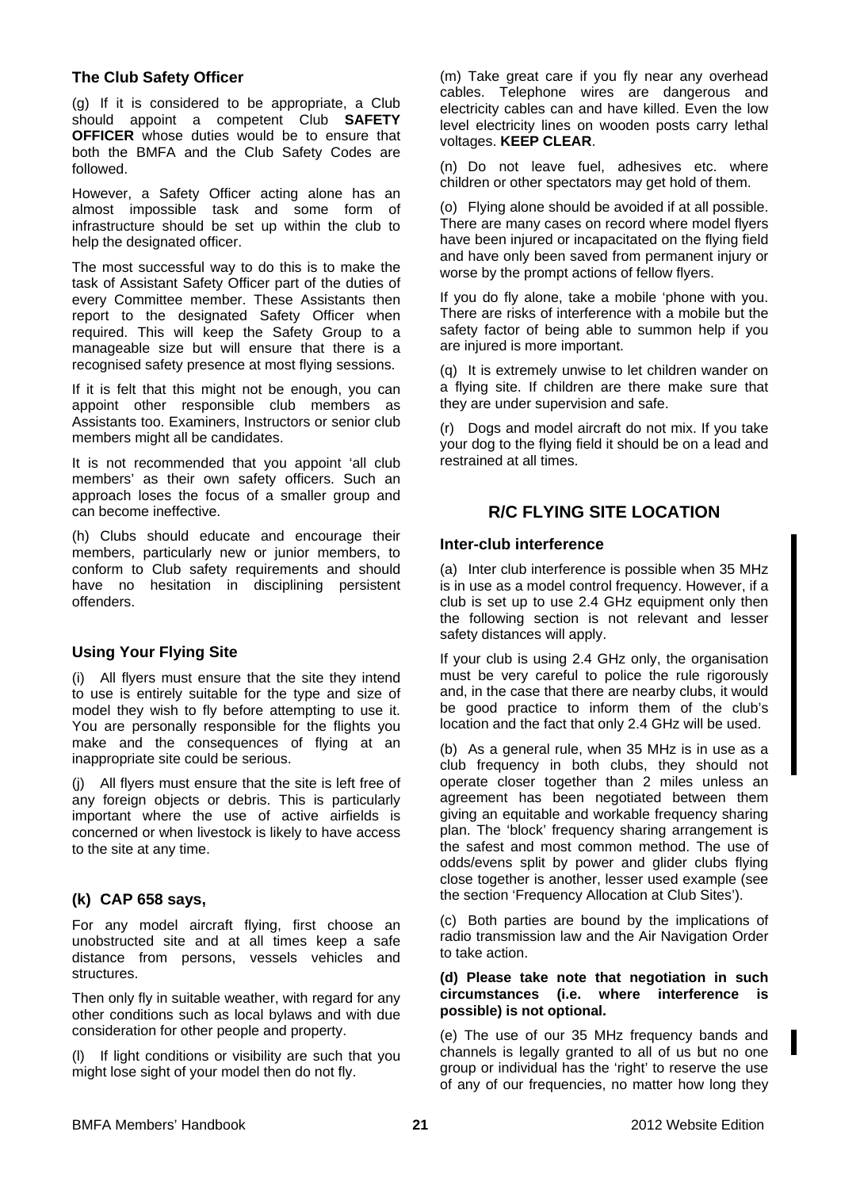### The Club Safety Officer

(g) If it is considered to be appropriate, a Club should appoint a competent Club **SAFETY OFFICER** whose duties would be to ensure that both the BMFA and the Club Safety Codes are followed.

However, a Safety Officer acting alone has an almost impossible task and some form of infrastructure should be set up within the club to help the designated officer.

The most successful way to do this is to make the task of Assistant Safety Officer part of the duties of every Committee member. These Assistants then report to the designated Safety Officer when required. This will keep the Safety Group to a manageable size but will ensure that there is a recognised safety presence at most flying sessions.

If it is felt that this might not be enough, you can appoint other responsible club members as Assistants too. Examiners, Instructors or senior club members might all be candidates.

It is not recommended that you appoint 'all club members' as their own safety officers. Such an approach loses the focus of a smaller group and can become ineffective.

(h) Clubs should educate and encourage their members, particularly new or junior members, to conform to Club safety requirements and should have no hesitation in disciplining persistent offenders.

### Using Your Flying Site

(i) All flyers must ensure that the site they intend to use is entirely suitable for the type and size of model they wish to fly before attempting to use it. You are personally responsible for the flights you make and the consequences of flying at an inappropriate site could be serious.

(j) All flyers must ensure that the site is left free of any foreign objects or debris. This is particularly important where the use of active airfields is concerned or when livestock is likely to have access to the site at any time.

### (k) CAP 658 says,

For any model aircraft flying, first choose an unobstructed site and at all times keep a safe distance from persons, vessels vehicles and structures.

Then only fly in suitable weather, with regard for any other conditions such as local bylaws and with due consideration for other people and property.

(l) If light conditions or visibility are such that you might lose sight of your model then do not fly.

(m) Take great care if you fly near any overhead cables. Telephone wires are dangerous and electricity cables can and have killed. Even the low level electricity lines on wooden posts carry lethal voltages. **KEEP CLEAR**.

(n) Do not leave fuel, adhesives etc. where children or other spectators may get hold of them.

(o) Flying alone should be avoided if at all possible. There are many cases on record where model flyers have been injured or incapacitated on the flying field and have only been saved from permanent injury or worse by the prompt actions of fellow flyers.

If you do fly alone, take a mobile 'phone with you. There are risks of interference with a mobile but the safety factor of being able to summon help if you are injured is more important.

(q) It is extremely unwise to let children wander on a flying site. If children are there make sure that they are under supervision and safe.

(r) Dogs and model aircraft do not mix. If you take your dog to the flying field it should be on a lead and restrained at all times.

## R/C FLYING SITE LOCATION

### Inter-club interference

(a) Inter club interference is possible when 35 MHz is in use as a model control frequency. However, if a club is set up to use 2.4 GHz equipment only then the following section is not relevant and lesser safety distances will apply.

If your club is using 2.4 GHz only, the organisation must be very careful to police the rule rigorously and, in the case that there are nearby clubs, it would be good practice to inform them of the club's location and the fact that only 2.4 GHz will be used.

(b) As a general rule, when 35 MHz is in use as a club frequency in both clubs, they should not operate closer together than 2 miles unless an agreement has been negotiated between them giving an equitable and workable frequency sharing plan. The 'block' frequency sharing arrangement is the safest and most common method. The use of odds/evens split by power and glider clubs flying close together is another, lesser used example (see the section 'Frequency Allocation at Club Sites').

(c) Both parties are bound by the implications of radio transmission law and the Air Navigation Order to take action.

**(d) Please take note that negotiation in such circumstances (i.e. where interference is possible) is not optional.**

(e) The use of our 35 MHz frequency bands and channels is legally granted to all of us but no one group or individual has the 'right' to reserve the use of any of our frequencies, no matter how long they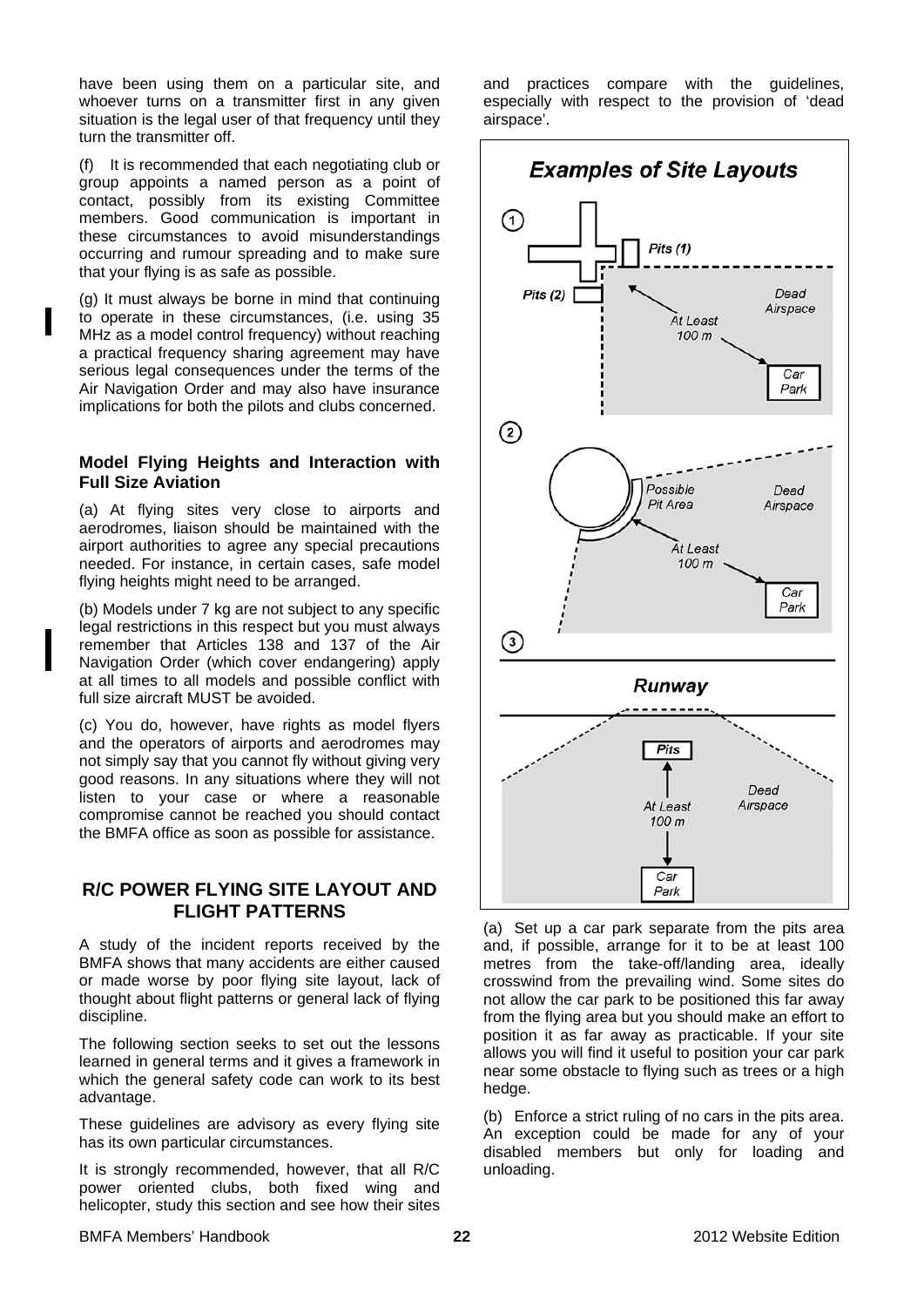have been using them on a particular site, and whoever turns on a transmitter first in any given situation is the legal user of that frequency until they turn the transmitter off.

(f) It is recommended that each negotiating club or group appoints a named person as a point of contact, possibly from its existing Committee members. Good communication is important in these circumstances to avoid misunderstandings occurring and rumour spreading and to make sure that your flying is as safe as possible.

(g) It must always be borne in mind that continuing to operate in these circumstances, (i.e. using 35 MHz as a model control frequency) without reaching a practical frequency sharing agreement may have serious legal consequences under the terms of the Air Navigation Order and may also have insurance implications for both the pilots and clubs concerned.

### Model Flying Heights and Interaction with Full Size Aviation

(a) At flying sites very close to airports and aerodromes, liaison should be maintained with the airport authorities to agree any special precautions needed. For instance, in certain cases, safe model flying heights might need to be arranged.

(b) Models under 7 kg are not subject to any specific legal restrictions in this respect but you must always remember that Articles 138 and 137 of the Air Navigation Order (which cover endangering) apply at all times to all models and possible conflict with full size aircraft MUST be avoided.

(c) You do, however, have rights as model flyers and the operators of airports and aerodromes may not simply say that you cannot fly without giving very good reasons. In any situations where they will not listen to your case or where a reasonable compromise cannot be reached you should contact the BMFA office as soon as possible for assistance.

## R/C POWER FLYING SITE LAYOUT AND FLIGHT PATTERNS

A study of the incident reports received by the BMFA shows that many accidents are either caused or made worse by poor flying site layout, lack of thought about flight patterns or general lack of flying discipline.

The following section seeks to set out the lessons learned in general terms and it gives a framework in which the general safety code can work to its best advantage.

These guidelines are advisory as every flying site has its own particular circumstances.

It is strongly recommended, however, that all R/C power oriented clubs, both fixed wing and helicopter, study this section and see how their sites and practices compare with the guidelines, especially with respect to the provision of 'dead airspace'.

**Examples of Site Layouts**

1. Pits (1), Pits (2), Dead Airspace, At Least 100 m, Car Park
2. Possible Pit Area, Dead Airspace, At Least 100 m, Car Park
3. Runway, Pits, At Least 100 m, Dead Airspace, Car Park

(a) Set up a car park separate from the pits area and, if possible, arrange for it to be at least 100 metres from the take-off/landing area, ideally crosswind from the prevailing wind. Some sites do not allow the car park to be positioned this far away from the flying area but you should make an effort to position it as far away as practicable. If your site allows you will find it useful to position your car park near some obstacle to flying such as trees or a high hedge.

(b) Enforce a strict ruling of no cars in the pits area. An exception could be made for any of your disabled members but only for loading and unloading.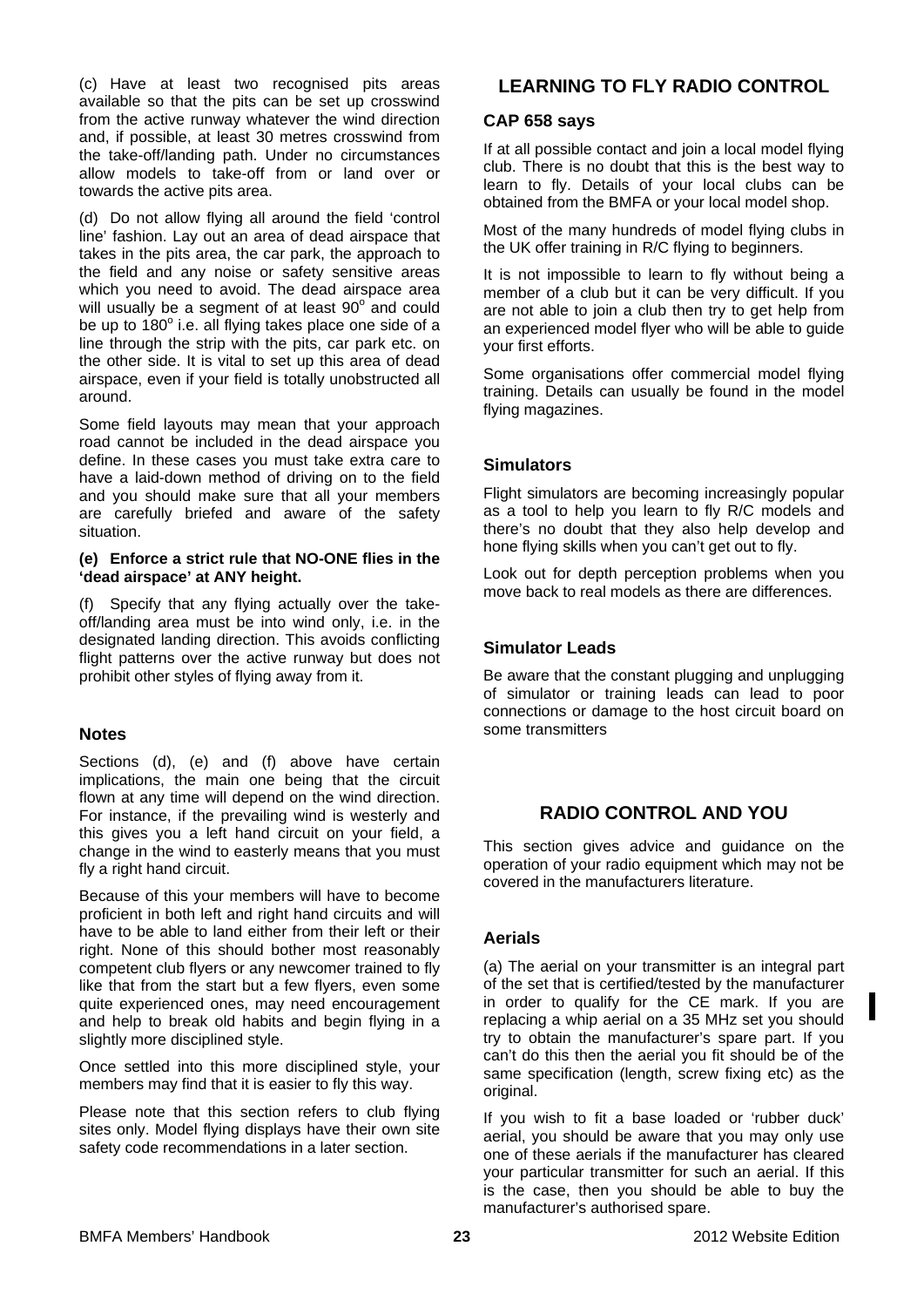(c) Have at least two recognised pits areas available so that the pits can be set up crosswind from the active runway whatever the wind direction and, if possible, at least 30 metres crosswind from the take-off/landing path. Under no circumstances allow models to take-off from or land over or towards the active pits area.

(d) Do not allow flying all around the field 'control line' fashion. Lay out an area of dead airspace that takes in the pits area, the car park, the approach to the field and any noise or safety sensitive areas which you need to avoid. The dead airspace area will usually be a segment of at least 90° and could be up to 180° i.e. all flying takes place one side of a line through the strip with the pits, car park etc. on the other side. It is vital to set up this area of dead airspace, even if your field is totally unobstructed all around.

Some field layouts may mean that your approach road cannot be included in the dead airspace you define. In these cases you must take extra care to have a laid-down method of driving on to the field and you should make sure that all your members are carefully briefed and aware of the safety situation.

**(e) Enforce a strict rule that NO-ONE flies in the 'dead airspace' at ANY height.**

(f) Specify that any flying actually over the take-off/landing area must be into wind only, i.e. in the designated landing direction. This avoids conflicting flight patterns over the active runway but does not prohibit other styles of flying away from it.

### Notes

Sections (d), (e) and (f) above have certain implications, the main one being that the circuit flown at any time will depend on the wind direction. For instance, if the prevailing wind is westerly and this gives you a left hand circuit on your field, a change in the wind to easterly means that you must fly a right hand circuit.

Because of this your members will have to become proficient in both left and right hand circuits and will have to be able to land either from their left or their right. None of this should bother most reasonably competent club flyers or any newcomer trained to fly like that from the start but a few flyers, even some quite experienced ones, may need encouragement and help to break old habits and begin flying in a slightly more disciplined style.

Once settled into this more disciplined style, your members may find that it is easier to fly this way.

Please note that this section refers to club flying sites only. Model flying displays have their own site safety code recommendations in a later section.

## LEARNING TO FLY RADIO CONTROL

### CAP 658 says

If at all possible contact and join a local model flying club. There is no doubt that this is the best way to learn to fly. Details of your local clubs can be obtained from the BMFA or your local model shop.

Most of the many hundreds of model flying clubs in the UK offer training in R/C flying to beginners.

It is not impossible to learn to fly without being a member of a club but it can be very difficult. If you are not able to join a club then try to get help from an experienced model flyer who will be able to guide your first efforts.

Some organisations offer commercial model flying training. Details can usually be found in the model flying magazines.

### Simulators

Flight simulators are becoming increasingly popular as a tool to help you learn to fly R/C models and there's no doubt that they also help develop and hone flying skills when you can't get out to fly.

Look out for depth perception problems when you move back to real models as there are differences.

### Simulator Leads

Be aware that the constant plugging and unplugging of simulator or training leads can lead to poor connections or damage to the host circuit board on some transmitters

## RADIO CONTROL AND YOU

This section gives advice and guidance on the operation of your radio equipment which may not be covered in the manufacturers literature.

### Aerials

(a) The aerial on your transmitter is an integral part of the set that is certified/tested by the manufacturer in order to qualify for the CE mark. If you are replacing a whip aerial on a 35 MHz set you should try to obtain the manufacturer's spare part. If you can't do this then the aerial you fit should be of the same specification (length, screw fixing etc) as the original.

If you wish to fit a base loaded or 'rubber duck' aerial, you should be aware that you may only use one of these aerials if the manufacturer has cleared your particular transmitter for such an aerial. If this is the case, then you should be able to buy the manufacturer's authorised spare.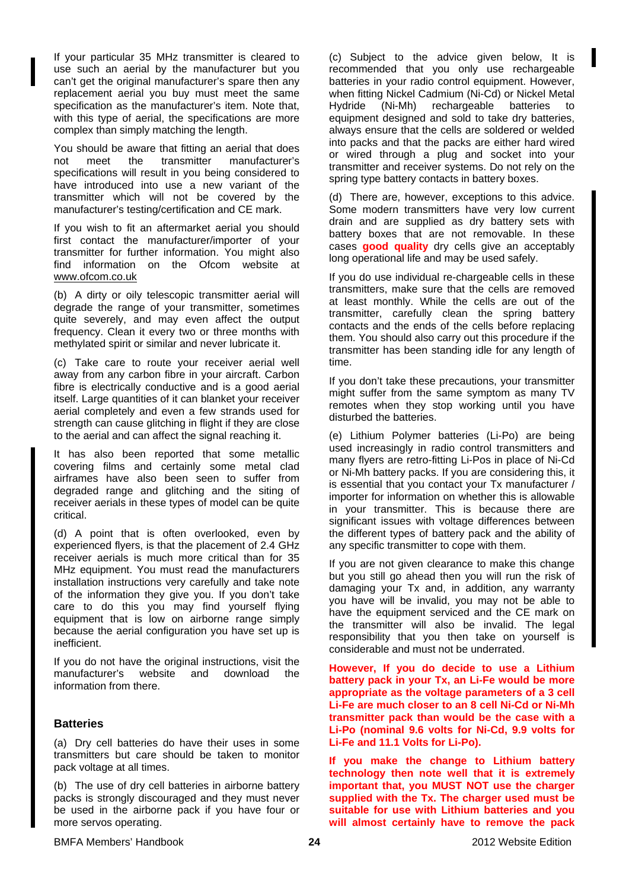If your particular 35 MHz transmitter is cleared to use such an aerial by the manufacturer but you can't get the original manufacturer's spare then any replacement aerial you buy must meet the same specification as the manufacturer's item. Note that, with this type of aerial, the specifications are more complex than simply matching the length.

You should be aware that fitting an aerial that does not meet the transmitter manufacturer's specifications will result in you being considered to have introduced into use a new variant of the transmitter which will not be covered by the manufacturer's testing/certification and CE mark.

If you wish to fit an aftermarket aerial you should first contact the manufacturer/importer of your transmitter for further information. You might also find information on the Ofcom website at www.ofcom.co.uk

(b) A dirty or oily telescopic transmitter aerial will degrade the range of your transmitter, sometimes quite severely, and may even affect the output frequency. Clean it every two or three months with methylated spirit or similar and never lubricate it.

(c) Take care to route your receiver aerial well away from any carbon fibre in your aircraft. Carbon fibre is electrically conductive and is a good aerial itself. Large quantities of it can blanket your receiver aerial completely and even a few strands used for strength can cause glitching in flight if they are close to the aerial and can affect the signal reaching it.

It has also been reported that some metallic covering films and certainly some metal clad airframes have also been seen to suffer from degraded range and glitching and the siting of receiver aerials in these types of model can be quite critical.

(d) A point that is often overlooked, even by experienced flyers, is that the placement of 2.4 GHz receiver aerials is much more critical than for 35 MHz equipment. You must read the manufacturers installation instructions very carefully and take note of the information they give you. If you don't take care to do this you may find yourself flying equipment that is low on airborne range simply because the aerial configuration you have set up is inefficient.

If you do not have the original instructions, visit the manufacturer's website and download the information from there.

## Batteries

(a) Dry cell batteries do have their uses in some transmitters but care should be taken to monitor pack voltage at all times.

(b) The use of dry cell batteries in airborne battery packs is strongly discouraged and they must never be used in the airborne pack if you have four or more servos operating.

(c) Subject to the advice given below, It is recommended that you only use rechargeable batteries in your radio control equipment. However, when fitting Nickel Cadmium (Ni-Cd) or Nickel Metal Hydride (Ni-Mh) rechargeable batteries to equipment designed and sold to take dry batteries, always ensure that the cells are soldered or welded into packs and that the packs are either hard wired or wired through a plug and socket into your transmitter and receiver systems. Do not rely on the spring type battery contacts in battery boxes.

(d) There are, however, exceptions to this advice. Some modern transmitters have very low current drain and are supplied as dry battery sets with battery boxes that are not removable. In these cases **good quality** dry cells give an acceptably long operational life and may be used safely.

If you do use individual re-chargeable cells in these transmitters, make sure that the cells are removed at least monthly. While the cells are out of the transmitter, carefully clean the spring battery contacts and the ends of the cells before replacing them. You should also carry out this procedure if the transmitter has been standing idle for any length of time.

If you don't take these precautions, your transmitter might suffer from the same symptom as many TV remotes when they stop working until you have disturbed the batteries.

(e) Lithium Polymer batteries (Li-Po) are being used increasingly in radio control transmitters and many flyers are retro-fitting Li-Pos in place of Ni-Cd or Ni-Mh battery packs. If you are considering this, it is essential that you contact your Tx manufacturer / importer for information on whether this is allowable in your transmitter. This is because there are significant issues with voltage differences between the different types of battery pack and the ability of any specific transmitter to cope with them.

If you are not given clearance to make this change but you still go ahead then you will run the risk of damaging your Tx and, in addition, any warranty you have will be invalid, you may not be able to have the equipment serviced and the CE mark on the transmitter will also be invalid. The legal responsibility that you then take on yourself is considerable and must not be underrated.

**However, If you do decide to use a Lithium battery pack in your Tx, an Li-Fe would be more appropriate as the voltage parameters of a 3 cell Li-Fe are much closer to an 8 cell Ni-Cd or Ni-Mh transmitter pack than would be the case with a Li-Po (nominal 9.6 volts for Ni-Cd, 9.9 volts for Li-Fe and 11.1 Volts for Li-Po).**

**If you make the change to Lithium battery technology then note well that it is extremely important that, you MUST NOT use the charger supplied with the Tx. The charger used must be suitable for use with Lithium batteries and you will almost certainly have to remove the pack**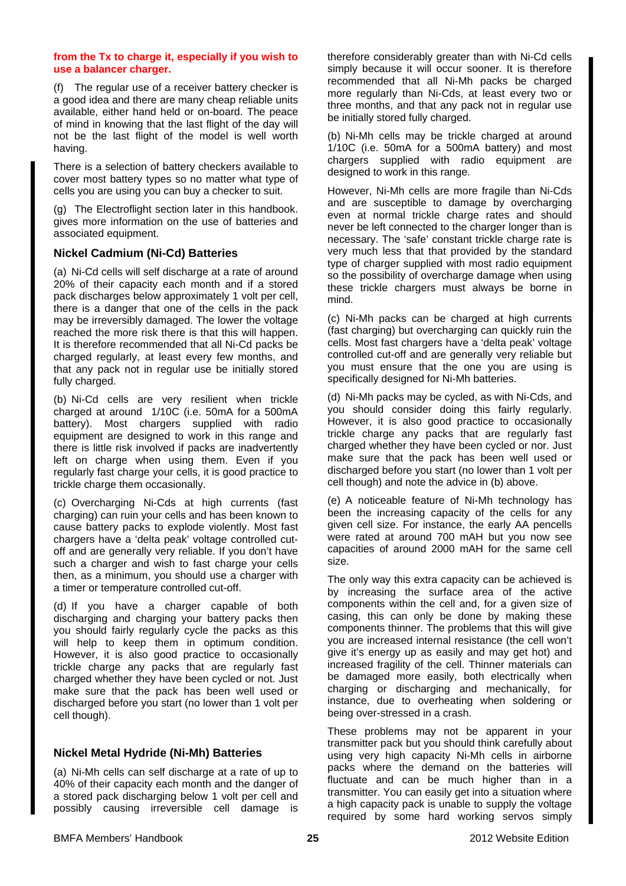**from the Tx to charge it, especially if you wish to use a balancer charger.**

(f) The regular use of a receiver battery checker is a good idea and there are many cheap reliable units available, either hand held or on-board. The peace of mind in knowing that the last flight of the day will not be the last flight of the model is well worth having.

There is a selection of battery checkers available to cover most battery types so no matter what type of cells you are using you can buy a checker to suit.

(g) The Electroflight section later in this handbook. gives more information on the use of batteries and associated equipment.

## Nickel Cadmium (Ni-Cd) Batteries

(a) Ni-Cd cells will self discharge at a rate of around 20% of their capacity each month and if a stored pack discharges below approximately 1 volt per cell, there is a danger that one of the cells in the pack may be irreversibly damaged. The lower the voltage reached the more risk there is that this will happen. It is therefore recommended that all Ni-Cd packs be charged regularly, at least every few months, and that any pack not in regular use be initially stored fully charged.

(b) Ni-Cd cells are very resilient when trickle charged at around 1/10C (i.e. 50mA for a 500mA battery). Most chargers supplied with radio equipment are designed to work in this range and there is little risk involved if packs are inadvertently left on charge when using them. Even if you regularly fast charge your cells, it is good practice to trickle charge them occasionally.

(c) Overcharging Ni-Cds at high currents (fast charging) can ruin your cells and has been known to cause battery packs to explode violently. Most fast chargers have a 'delta peak' voltage controlled cut-off and are generally very reliable. If you don't have such a charger and wish to fast charge your cells then, as a minimum, you should use a charger with a timer or temperature controlled cut-off.

(d) If you have a charger capable of both discharging and charging your battery packs then you should fairly regularly cycle the packs as this will help to keep them in optimum condition. However, it is also good practice to occasionally trickle charge any packs that are regularly fast charged whether they have been cycled or not. Just make sure that the pack has been well used or discharged before you start (no lower than 1 volt per cell though).

## Nickel Metal Hydride (Ni-Mh) Batteries

(a) Ni-Mh cells can self discharge at a rate of up to 40% of their capacity each month and the danger of a stored pack discharging below 1 volt per cell and possibly causing irreversible cell damage is therefore considerably greater than with Ni-Cd cells simply because it will occur sooner. It is therefore recommended that all Ni-Mh packs be charged more regularly than Ni-Cds, at least every two or three months, and that any pack not in regular use be initially stored fully charged.

(b) Ni-Mh cells may be trickle charged at around 1/10C (i.e. 50mA for a 500mA battery) and most chargers supplied with radio equipment are designed to work in this range.

However, Ni-Mh cells are more fragile than Ni-Cds and are susceptible to damage by overcharging even at normal trickle charge rates and should never be left connected to the charger longer than is necessary. The 'safe' constant trickle charge rate is very much less that that provided by the standard type of charger supplied with most radio equipment so the possibility of overcharge damage when using these trickle chargers must always be borne in mind.

(c) Ni-Mh packs can be charged at high currents (fast charging) but overcharging can quickly ruin the cells. Most fast chargers have a 'delta peak' voltage controlled cut-off and are generally very reliable but you must ensure that the one you are using is specifically designed for Ni-Mh batteries.

(d) Ni-Mh packs may be cycled, as with Ni-Cds, and you should consider doing this fairly regularly. However, it is also good practice to occasionally trickle charge any packs that are regularly fast charged whether they have been cycled or nor. Just make sure that the pack has been well used or discharged before you start (no lower than 1 volt per cell though) and note the advice in (b) above.

(e) A noticeable feature of Ni-Mh technology has been the increasing capacity of the cells for any given cell size. For instance, the early AA pencells were rated at around 700 mAH but you now see capacities of around 2000 mAH for the same cell size.

The only way this extra capacity can be achieved is by increasing the surface area of the active components within the cell and, for a given size of casing, this can only be done by making these components thinner. The problems that this will give you are increased internal resistance (the cell won't give it's energy up as easily and may get hot) and increased fragility of the cell. Thinner materials can be damaged more easily, both electrically when charging or discharging and mechanically, for instance, due to overheating when soldering or being over-stressed in a crash.

These problems may not be apparent in your transmitter pack but you should think carefully about using very high capacity Ni-Mh cells in airborne packs where the demand on the batteries will fluctuate and can be much higher than in a transmitter. You can easily get into a situation where a high capacity pack is unable to supply the voltage required by some hard working servos simply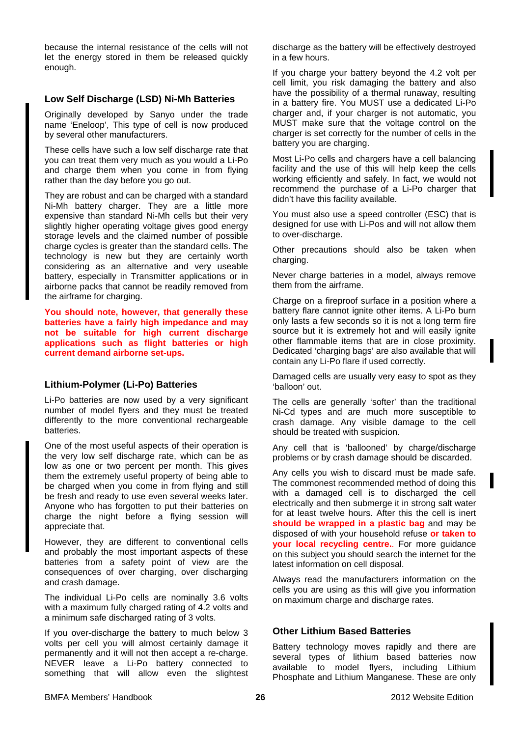because the internal resistance of the cells will not let the energy stored in them be released quickly enough.

### Low Self Discharge (LSD) Ni-Mh Batteries

Originally developed by Sanyo under the trade name 'Eneloop', This type of cell is now produced by several other manufacturers.

These cells have such a low self discharge rate that you can treat them very much as you would a Li-Po and charge them when you come in from flying rather than the day before you go out.

They are robust and can be charged with a standard Ni-Mh battery charger. They are a little more expensive than standard Ni-Mh cells but their very slightly higher operating voltage gives good energy storage levels and the claimed number of possible charge cycles is greater than the standard cells. The technology is new but they are certainly worth considering as an alternative and very useable battery, especially in Transmitter applications or in airborne packs that cannot be readily removed from the airframe for charging.

**You should note, however, that generally these batteries have a fairly high impedance and may not be suitable for high current discharge applications such as flight batteries or high current demand airborne set-ups.**

### Lithium-Polymer (Li-Po) Batteries

Li-Po batteries are now used by a very significant number of model flyers and they must be treated differently to the more conventional rechargeable batteries.

One of the most useful aspects of their operation is the very low self discharge rate, which can be as low as one or two percent per month. This gives them the extremely useful property of being able to be charged when you come in from flying and still be fresh and ready to use even several weeks later. Anyone who has forgotten to put their batteries on charge the night before a flying session will appreciate that.

However, they are different to conventional cells and probably the most important aspects of these batteries from a safety point of view are the consequences of over charging, over discharging and crash damage.

The individual Li-Po cells are nominally 3.6 volts with a maximum fully charged rating of 4.2 volts and a minimum safe discharged rating of 3 volts.

If you over-discharge the battery to much below 3 volts per cell you will almost certainly damage it permanently and it will not then accept a re-charge. NEVER leave a Li-Po battery connected to something that will allow even the slightest discharge as the battery will be effectively destroyed in a few hours.

If you charge your battery beyond the 4.2 volt per cell limit, you risk damaging the battery and also have the possibility of a thermal runaway, resulting in a battery fire. You MUST use a dedicated Li-Po charger and, if your charger is not automatic, you MUST make sure that the voltage control on the charger is set correctly for the number of cells in the battery you are charging.

Most Li-Po cells and chargers have a cell balancing facility and the use of this will help keep the cells working efficiently and safely. In fact, we would not recommend the purchase of a Li-Po charger that didn't have this facility available.

You must also use a speed controller (ESC) that is designed for use with Li-Pos and will not allow them to over-discharge.

Other precautions should also be taken when charging.

Never charge batteries in a model, always remove them from the airframe.

Charge on a fireproof surface in a position where a battery flare cannot ignite other items. A Li-Po burn only lasts a few seconds so it is not a long term fire source but it is extremely hot and will easily ignite other flammable items that are in close proximity. Dedicated 'charging bags' are also available that will contain any Li-Po flare if used correctly.

Damaged cells are usually very easy to spot as they 'balloon' out.

The cells are generally 'softer' than the traditional Ni-Cd types and are much more susceptible to crash damage. Any visible damage to the cell should be treated with suspicion.

Any cell that is 'ballooned' by charge/discharge problems or by crash damage should be discarded.

Any cells you wish to discard must be made safe. The commonest recommended method of doing this with a damaged cell is to discharged the cell electrically and then submerge it in strong salt water for at least twelve hours. After this the cell is inert **should be wrapped in a plastic bag** and may be disposed of with your household refuse **or taken to your local recycling centre.**. For more guidance on this subject you should search the internet for the latest information on cell disposal.

Always read the manufacturers information on the cells you are using as this will give you information on maximum charge and discharge rates.

### Other Lithium Based Batteries

Battery technology moves rapidly and there are several types of lithium based batteries now available to model flyers, including Lithium Phosphate and Lithium Manganese. These are only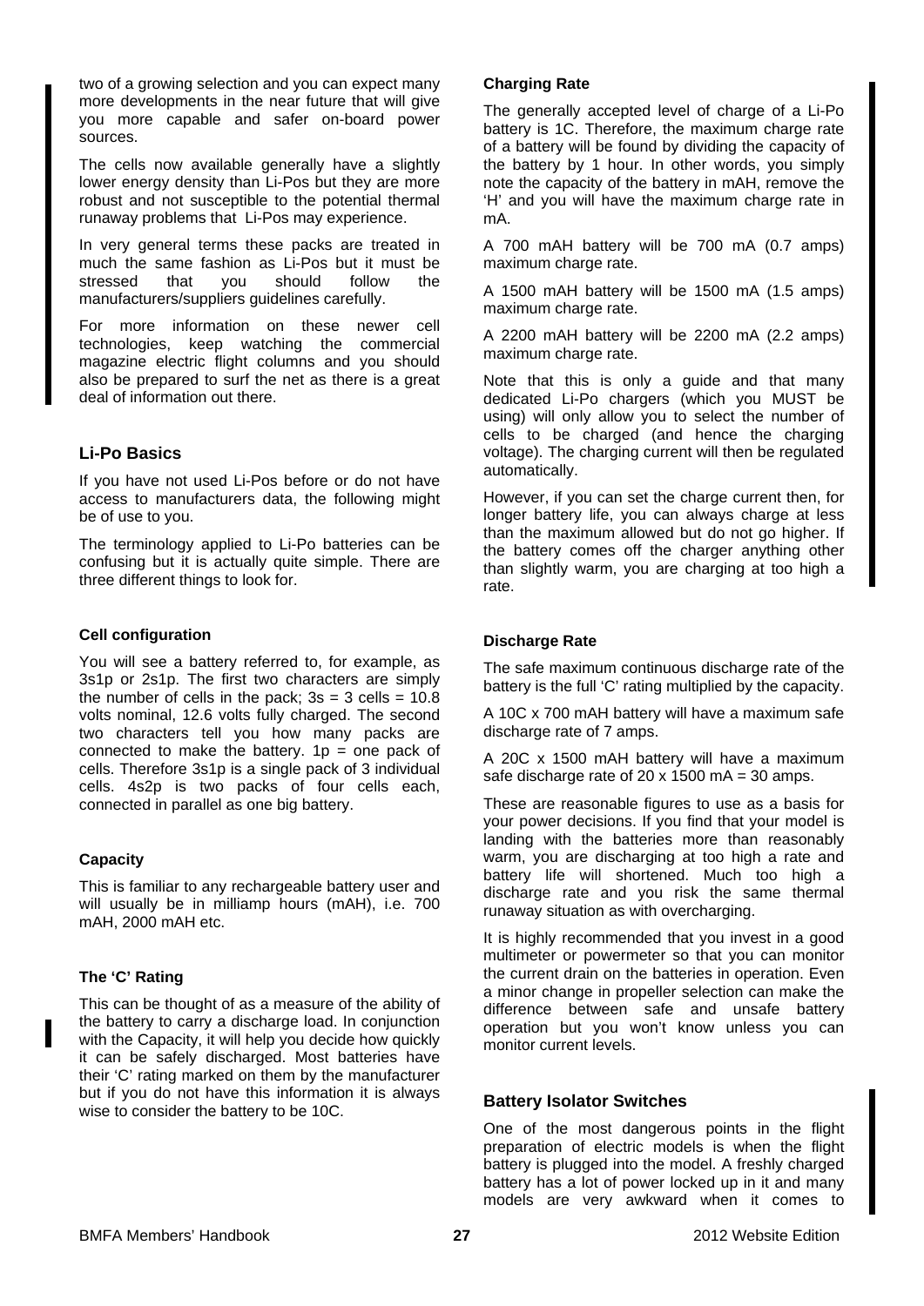two of a growing selection and you can expect many more developments in the near future that will give you more capable and safer on-board power sources.

The cells now available generally have a slightly lower energy density than Li-Pos but they are more robust and not susceptible to the potential thermal runaway problems that Li-Pos may experience.

In very general terms these packs are treated in much the same fashion as Li-Pos but it must be stressed that you should follow the manufacturers/suppliers guidelines carefully.

For more information on these newer cell technologies, keep watching the commercial magazine electric flight columns and you should also be prepared to surf the net as there is a great deal of information out there.

## Li-Po Basics

If you have not used Li-Pos before or do not have access to manufacturers data, the following might be of use to you.

The terminology applied to Li-Po batteries can be confusing but it is actually quite simple. There are three different things to look for.

### Cell configuration

You will see a battery referred to, for example, as 3s1p or 2s1p. The first two characters are simply the number of cells in the pack; 3s = 3 cells = 10.8 volts nominal, 12.6 volts fully charged. The second two characters tell you how many packs are connected to make the battery. 1p = one pack of cells. Therefore 3s1p is a single pack of 3 individual cells. 4s2p is two packs of four cells each, connected in parallel as one big battery.

### Capacity

This is familiar to any rechargeable battery user and will usually be in milliamp hours (mAH), i.e. 700 mAH, 2000 mAH etc.

### The 'C' Rating

This can be thought of as a measure of the ability of the battery to carry a discharge load. In conjunction with the Capacity, it will help you decide how quickly it can be safely discharged. Most batteries have their 'C' rating marked on them by the manufacturer but if you do not have this information it is always wise to consider the battery to be 10C.

### Charging Rate

The generally accepted level of charge of a Li-Po battery is 1C. Therefore, the maximum charge rate of a battery will be found by dividing the capacity of the battery by 1 hour. In other words, you simply note the capacity of the battery in mAH, remove the 'H' and you will have the maximum charge rate in mA.

A 700 mAH battery will be 700 mA (0.7 amps) maximum charge rate.

A 1500 mAH battery will be 1500 mA (1.5 amps) maximum charge rate.

A 2200 mAH battery will be 2200 mA (2.2 amps) maximum charge rate.

Note that this is only a guide and that many dedicated Li-Po chargers (which you MUST be using) will only allow you to select the number of cells to be charged (and hence the charging voltage). The charging current will then be regulated automatically.

However, if you can set the charge current then, for longer battery life, you can always charge at less than the maximum allowed but do not go higher. If the battery comes off the charger anything other than slightly warm, you are charging at too high a rate.

### Discharge Rate

The safe maximum continuous discharge rate of the battery is the full 'C' rating multiplied by the capacity.

A 10C x 700 mAH battery will have a maximum safe discharge rate of 7 amps.

A 20C x 1500 mAH battery will have a maximum safe discharge rate of 20 x 1500 mA = 30 amps.

These are reasonable figures to use as a basis for your power decisions. If you find that your model is landing with the batteries more than reasonably warm, you are discharging at too high a rate and battery life will shortened. Much too high a discharge rate and you risk the same thermal runaway situation as with overcharging.

It is highly recommended that you invest in a good multimeter or powermeter so that you can monitor the current drain on the batteries in operation. Even a minor change in propeller selection can make the difference between safe and unsafe battery operation but you won't know unless you can monitor current levels.

## Battery Isolator Switches

One of the most dangerous points in the flight preparation of electric models is when the flight battery is plugged into the model. A freshly charged battery has a lot of power locked up in it and many models are very awkward when it comes to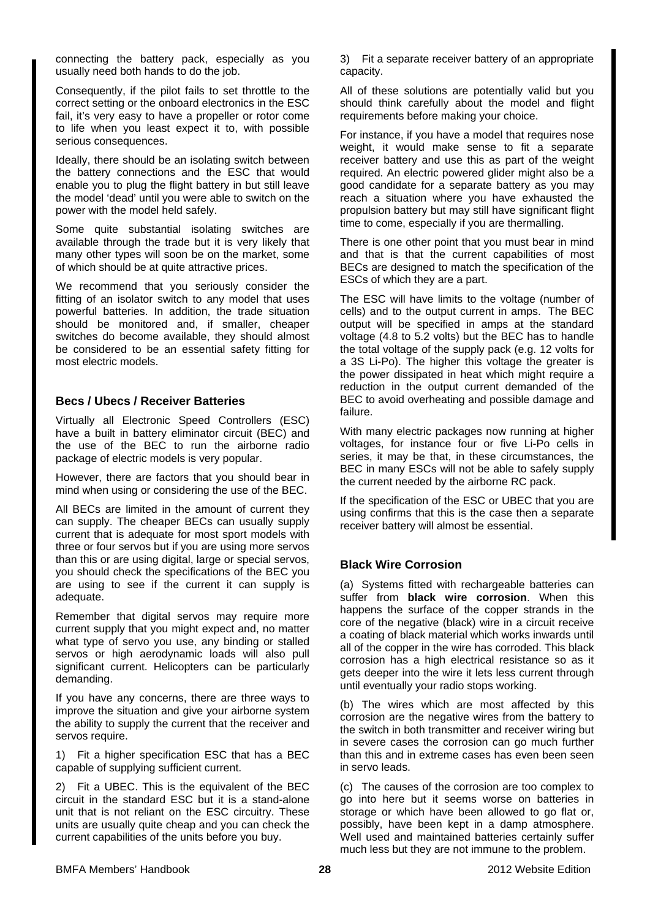connecting the battery pack, especially as you usually need both hands to do the job.

Consequently, if the pilot fails to set throttle to the correct setting or the onboard electronics in the ESC fail, it's very easy to have a propeller or rotor come to life when you least expect it to, with possible serious consequences.

Ideally, there should be an isolating switch between the battery connections and the ESC that would enable you to plug the flight battery in but still leave the model 'dead' until you were able to switch on the power with the model held safely.

Some quite substantial isolating switches are available through the trade but it is very likely that many other types will soon be on the market, some of which should be at quite attractive prices.

We recommend that you seriously consider the fitting of an isolator switch to any model that uses powerful batteries. In addition, the trade situation should be monitored and, if smaller, cheaper switches do become available, they should almost be considered to be an essential safety fitting for most electric models.

### Becs / Ubecs / Receiver Batteries

Virtually all Electronic Speed Controllers (ESC) have a built in battery eliminator circuit (BEC) and the use of the BEC to run the airborne radio package of electric models is very popular.

However, there are factors that you should bear in mind when using or considering the use of the BEC.

All BECs are limited in the amount of current they can supply. The cheaper BECs can usually supply current that is adequate for most sport models with three or four servos but if you are using more servos than this or are using digital, large or special servos, you should check the specifications of the BEC you are using to see if the current it can supply is adequate.

Remember that digital servos may require more current supply that you might expect and, no matter what type of servo you use, any binding or stalled servos or high aerodynamic loads will also pull significant current. Helicopters can be particularly demanding.

If you have any concerns, there are three ways to improve the situation and give your airborne system the ability to supply the current that the receiver and servos require.

1) Fit a higher specification ESC that has a BEC capable of supplying sufficient current.

2) Fit a UBEC. This is the equivalent of the BEC circuit in the standard ESC but it is a stand-alone unit that is not reliant on the ESC circuitry. These units are usually quite cheap and you can check the current capabilities of the units before you buy.

3) Fit a separate receiver battery of an appropriate capacity.

All of these solutions are potentially valid but you should think carefully about the model and flight requirements before making your choice.

For instance, if you have a model that requires nose weight, it would make sense to fit a separate receiver battery and use this as part of the weight required. An electric powered glider might also be a good candidate for a separate battery as you may reach a situation where you have exhausted the propulsion battery but may still have significant flight time to come, especially if you are thermalling.

There is one other point that you must bear in mind and that is that the current capabilities of most BECs are designed to match the specification of the ESCs of which they are a part.

The ESC will have limits to the voltage (number of cells) and to the output current in amps. The BEC output will be specified in amps at the standard voltage (4.8 to 5.2 volts) but the BEC has to handle the total voltage of the supply pack (e.g. 12 volts for a 3S Li-Po). The higher this voltage the greater is the power dissipated in heat which might require a reduction in the output current demanded of the BEC to avoid overheating and possible damage and failure.

With many electric packages now running at higher voltages, for instance four or five Li-Po cells in series, it may be that, in these circumstances, the BEC in many ESCs will not be able to safely supply the current needed by the airborne RC pack.

If the specification of the ESC or UBEC that you are using confirms that this is the case then a separate receiver battery will almost be essential.

### Black Wire Corrosion

(a) Systems fitted with rechargeable batteries can suffer from **black wire corrosion**. When this happens the surface of the copper strands in the core of the negative (black) wire in a circuit receive a coating of black material which works inwards until all of the copper in the wire has corroded. This black corrosion has a high electrical resistance so as it gets deeper into the wire it lets less current through until eventually your radio stops working.

(b) The wires which are most affected by this corrosion are the negative wires from the battery to the switch in both transmitter and receiver wiring but in severe cases the corrosion can go much further than this and in extreme cases has even been seen in servo leads.

(c) The causes of the corrosion are too complex to go into here but it seems worse on batteries in storage or which have been allowed to go flat or, possibly, have been kept in a damp atmosphere. Well used and maintained batteries certainly suffer much less but they are not immune to the problem.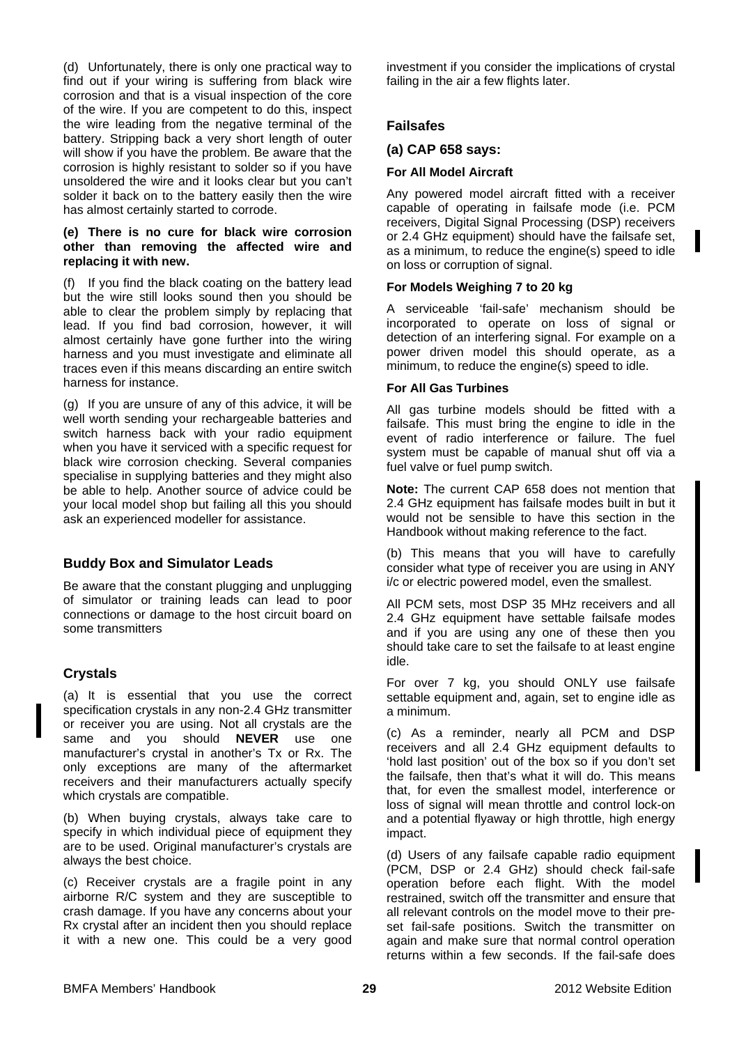(d) Unfortunately, there is only one practical way to find out if your wiring is suffering from black wire corrosion and that is a visual inspection of the core of the wire. If you are competent to do this, inspect the wire leading from the negative terminal of the battery. Stripping back a very short length of outer will show if you have the problem. Be aware that the corrosion is highly resistant to solder so if you have unsoldered the wire and it looks clear but you can't solder it back on to the battery easily then the wire has almost certainly started to corrode.

**(e) There is no cure for black wire corrosion other than removing the affected wire and replacing it with new.**

(f) If you find the black coating on the battery lead but the wire still looks sound then you should be able to clear the problem simply by replacing that lead. If you find bad corrosion, however, it will almost certainly have gone further into the wiring harness and you must investigate and eliminate all traces even if this means discarding an entire switch harness for instance.

(g) If you are unsure of any of this advice, it will be well worth sending your rechargeable batteries and switch harness back with your radio equipment when you have it serviced with a specific request for black wire corrosion checking. Several companies specialise in supplying batteries and they might also be able to help. Another source of advice could be your local model shop but failing all this you should ask an experienced modeller for assistance.

## Buddy Box and Simulator Leads

Be aware that the constant plugging and unplugging of simulator or training leads can lead to poor connections or damage to the host circuit board on some transmitters

## Crystals

(a) It is essential that you use the correct specification crystals in any non-2.4 GHz transmitter or receiver you are using. Not all crystals are the same and you should **NEVER** use one manufacturer's crystal in another's Tx or Rx. The only exceptions are many of the aftermarket receivers and their manufacturers actually specify which crystals are compatible.

(b) When buying crystals, always take care to specify in which individual piece of equipment they are to be used. Original manufacturer's crystals are always the best choice.

(c) Receiver crystals are a fragile point in any airborne R/C system and they are susceptible to crash damage. If you have any concerns about your Rx crystal after an incident then you should replace it with a new one. This could be a very good investment if you consider the implications of crystal failing in the air a few flights later.

## Failsafes

### (a) CAP 658 says:

#### For All Model Aircraft

Any powered model aircraft fitted with a receiver capable of operating in failsafe mode (i.e. PCM receivers, Digital Signal Processing (DSP) receivers or 2.4 GHz equipment) should have the failsafe set, as a minimum, to reduce the engine(s) speed to idle on loss or corruption of signal.

#### For Models Weighing 7 to 20 kg

A serviceable 'fail-safe' mechanism should be incorporated to operate on loss of signal or detection of an interfering signal. For example on a power driven model this should operate, as a minimum, to reduce the engine(s) speed to idle.

#### For All Gas Turbines

All gas turbine models should be fitted with a failsafe. This must bring the engine to idle in the event of radio interference or failure. The fuel system must be capable of manual shut off via a fuel valve or fuel pump switch.

**Note:** The current CAP 658 does not mention that 2.4 GHz equipment has failsafe modes built in but it would not be sensible to have this section in the Handbook without making reference to the fact.

(b) This means that you will have to carefully consider what type of receiver you are using in ANY i/c or electric powered model, even the smallest.

All PCM sets, most DSP 35 MHz receivers and all 2.4 GHz equipment have settable failsafe modes and if you are using any one of these then you should take care to set the failsafe to at least engine idle.

For over 7 kg, you should ONLY use failsafe settable equipment and, again, set to engine idle as a minimum.

(c) As a reminder, nearly all PCM and DSP receivers and all 2.4 GHz equipment defaults to 'hold last position' out of the box so if you don't set the failsafe, then that's what it will do. This means that, for even the smallest model, interference or loss of signal will mean throttle and control lock-on and a potential flyaway or high throttle, high energy impact.

(d) Users of any failsafe capable radio equipment (PCM, DSP or 2.4 GHz) should check fail-safe operation before each flight. With the model restrained, switch off the transmitter and ensure that all relevant controls on the model move to their pre-set fail-safe positions. Switch the transmitter on again and make sure that normal control operation returns within a few seconds. If the fail-safe does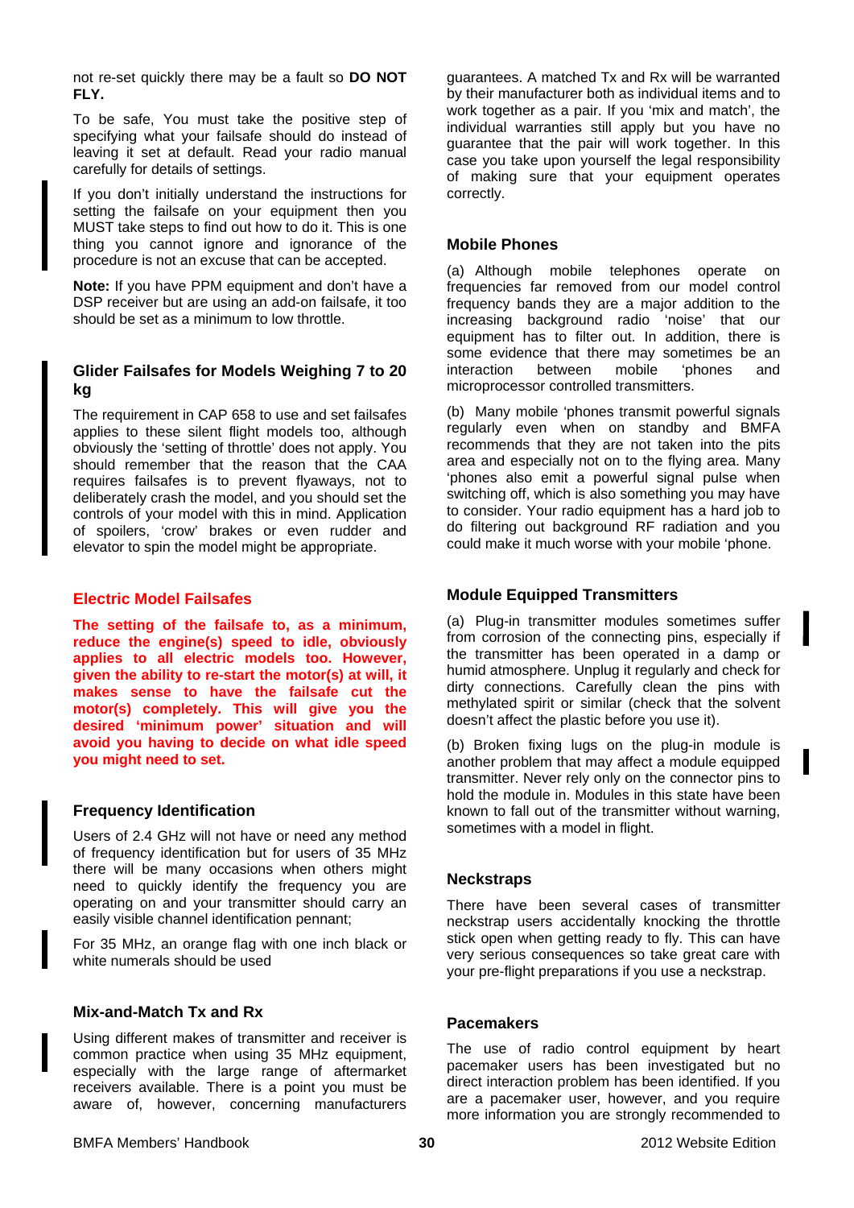not re-set quickly there may be a fault so **DO NOT FLY.**

To be safe, You must take the positive step of specifying what your failsafe should do instead of leaving it set at default. Read your radio manual carefully for details of settings.

If you don't initially understand the instructions for setting the failsafe on your equipment then you MUST take steps to find out how to do it. This is one thing you cannot ignore and ignorance of the procedure is not an excuse that can be accepted.

**Note:** If you have PPM equipment and don't have a DSP receiver but are using an add-on failsafe, it too should be set as a minimum to low throttle.

### Glider Failsafes for Models Weighing 7 to 20 kg

The requirement in CAP 658 to use and set failsafes applies to these silent flight models too, although obviously the 'setting of throttle' does not apply. You should remember that the reason that the CAA requires failsafes is to prevent flyaways, not to deliberately crash the model, and you should set the controls of your model with this in mind. Application of spoilers, 'crow' brakes or even rudder and elevator to spin the model might be appropriate.

### Electric Model Failsafes

**The setting of the failsafe to, as a minimum, reduce the engine(s) speed to idle, obviously applies to all electric models too. However, given the ability to re-start the motor(s) at will, it makes sense to have the failsafe cut the motor(s) completely. This will give you the desired 'minimum power' situation and will avoid you having to decide on what idle speed you might need to set.**

### Frequency Identification

Users of 2.4 GHz will not have or need any method of frequency identification but for users of 35 MHz there will be many occasions when others might need to quickly identify the frequency you are operating on and your transmitter should carry an easily visible channel identification pennant;

For 35 MHz, an orange flag with one inch black or white numerals should be used

### Mix-and-Match Tx and Rx

Using different makes of transmitter and receiver is common practice when using 35 MHz equipment, especially with the large range of aftermarket receivers available. There is a point you must be aware of, however, concerning manufacturers guarantees. A matched Tx and Rx will be warranted by their manufacturer both as individual items and to work together as a pair. If you 'mix and match', the individual warranties still apply but you have no guarantee that the pair will work together. In this case you take upon yourself the legal responsibility of making sure that your equipment operates correctly.

### Mobile Phones

(a) Although mobile telephones operate on frequencies far removed from our model control frequency bands they are a major addition to the increasing background radio 'noise' that our equipment has to filter out. In addition, there is some evidence that there may sometimes be an interaction between mobile 'phones and microprocessor controlled transmitters.

(b) Many mobile 'phones transmit powerful signals regularly even when on standby and BMFA recommends that they are not taken into the pits area and especially not on to the flying area. Many 'phones also emit a powerful signal pulse when switching off, which is also something you may have to consider. Your radio equipment has a hard job to do filtering out background RF radiation and you could make it much worse with your mobile 'phone.

### Module Equipped Transmitters

(a) Plug-in transmitter modules sometimes suffer from corrosion of the connecting pins, especially if the transmitter has been operated in a damp or humid atmosphere. Unplug it regularly and check for dirty connections. Carefully clean the pins with methylated spirit or similar (check that the solvent doesn't affect the plastic before you use it).

(b) Broken fixing lugs on the plug-in module is another problem that may affect a module equipped transmitter. Never rely only on the connector pins to hold the module in. Modules in this state have been known to fall out of the transmitter without warning, sometimes with a model in flight.

### Neckstraps

There have been several cases of transmitter neckstrap users accidentally knocking the throttle stick open when getting ready to fly. This can have very serious consequences so take great care with your pre-flight preparations if you use a neckstrap.

### Pacemakers

The use of radio control equipment by heart pacemaker users has been investigated but no direct interaction problem has been identified. If you are a pacemaker user, however, and you require more information you are strongly recommended to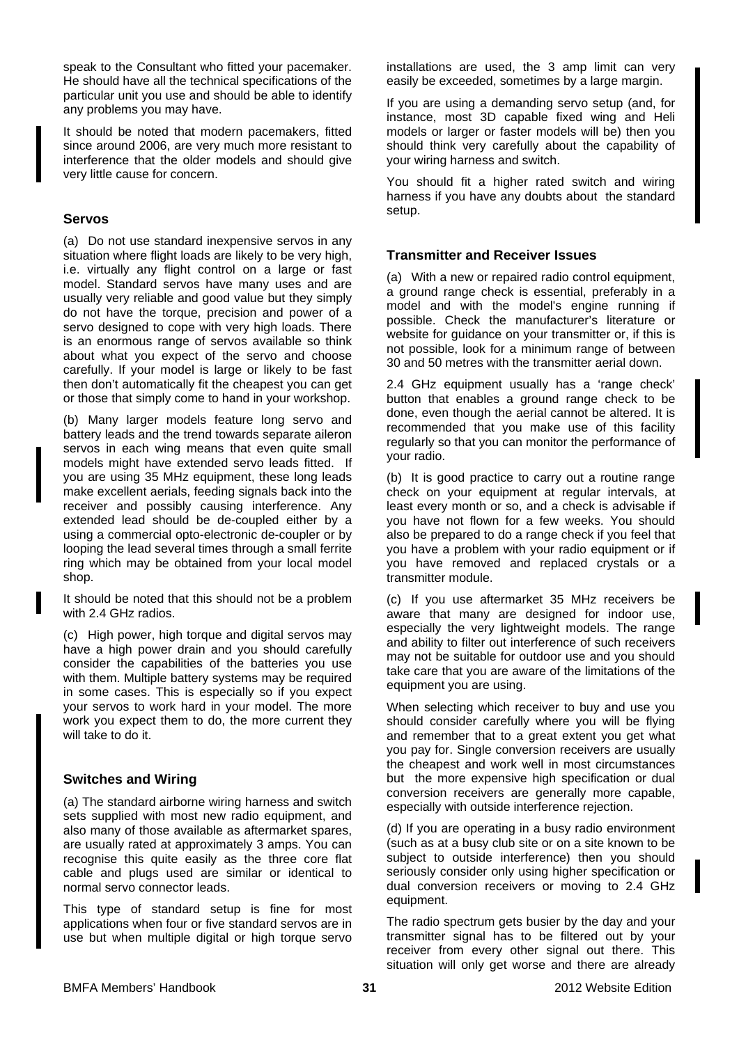speak to the Consultant who fitted your pacemaker. He should have all the technical specifications of the particular unit you use and should be able to identify any problems you may have.

It should be noted that modern pacemakers, fitted since around 2006, are very much more resistant to interference that the older models and should give very little cause for concern.

### Servos

(a) Do not use standard inexpensive servos in any situation where flight loads are likely to be very high, i.e. virtually any flight control on a large or fast model. Standard servos have many uses and are usually very reliable and good value but they simply do not have the torque, precision and power of a servo designed to cope with very high loads. There is an enormous range of servos available so think about what you expect of the servo and choose carefully. If your model is large or likely to be fast then don't automatically fit the cheapest you can get or those that simply come to hand in your workshop.

(b) Many larger models feature long servo and battery leads and the trend towards separate aileron servos in each wing means that even quite small models might have extended servo leads fitted. If you are using 35 MHz equipment, these long leads make excellent aerials, feeding signals back into the receiver and possibly causing interference. Any extended lead should be de-coupled either by a using a commercial opto-electronic de-coupler or by looping the lead several times through a small ferrite ring which may be obtained from your local model shop.

It should be noted that this should not be a problem with 2.4 GHz radios.

(c) High power, high torque and digital servos may have a high power drain and you should carefully consider the capabilities of the batteries you use with them. Multiple battery systems may be required in some cases. This is especially so if you expect your servos to work hard in your model. The more work you expect them to do, the more current they will take to do it.

### Switches and Wiring

(a) The standard airborne wiring harness and switch sets supplied with most new radio equipment, and also many of those available as aftermarket spares, are usually rated at approximately 3 amps. You can recognise this quite easily as the three core flat cable and plugs used are similar or identical to normal servo connector leads.

This type of standard setup is fine for most applications when four or five standard servos are in use but when multiple digital or high torque servo installations are used, the 3 amp limit can very easily be exceeded, sometimes by a large margin.

If you are using a demanding servo setup (and, for instance, most 3D capable fixed wing and Heli models or larger or faster models will be) then you should think very carefully about the capability of your wiring harness and switch.

You should fit a higher rated switch and wiring harness if you have any doubts about the standard setup.

### Transmitter and Receiver Issues

(a) With a new or repaired radio control equipment, a ground range check is essential, preferably in a model and with the model's engine running if possible. Check the manufacturer's literature or website for guidance on your transmitter or, if this is not possible, look for a minimum range of between 30 and 50 metres with the transmitter aerial down.

2.4 GHz equipment usually has a 'range check' button that enables a ground range check to be done, even though the aerial cannot be altered. It is recommended that you make use of this facility regularly so that you can monitor the performance of your radio.

(b) It is good practice to carry out a routine range check on your equipment at regular intervals, at least every month or so, and a check is advisable if you have not flown for a few weeks. You should also be prepared to do a range check if you feel that you have a problem with your radio equipment or if you have removed and replaced crystals or a transmitter module.

(c) If you use aftermarket 35 MHz receivers be aware that many are designed for indoor use, especially the very lightweight models. The range and ability to filter out interference of such receivers may not be suitable for outdoor use and you should take care that you are aware of the limitations of the equipment you are using.

When selecting which receiver to buy and use you should consider carefully where you will be flying and remember that to a great extent you get what you pay for. Single conversion receivers are usually the cheapest and work well in most circumstances but the more expensive high specification or dual conversion receivers are generally more capable, especially with outside interference rejection.

(d) If you are operating in a busy radio environment (such as at a busy club site or on a site known to be subject to outside interference) then you should seriously consider only using higher specification or dual conversion receivers or moving to 2.4 GHz equipment.

The radio spectrum gets busier by the day and your transmitter signal has to be filtered out by your receiver from every other signal out there. This situation will only get worse and there are already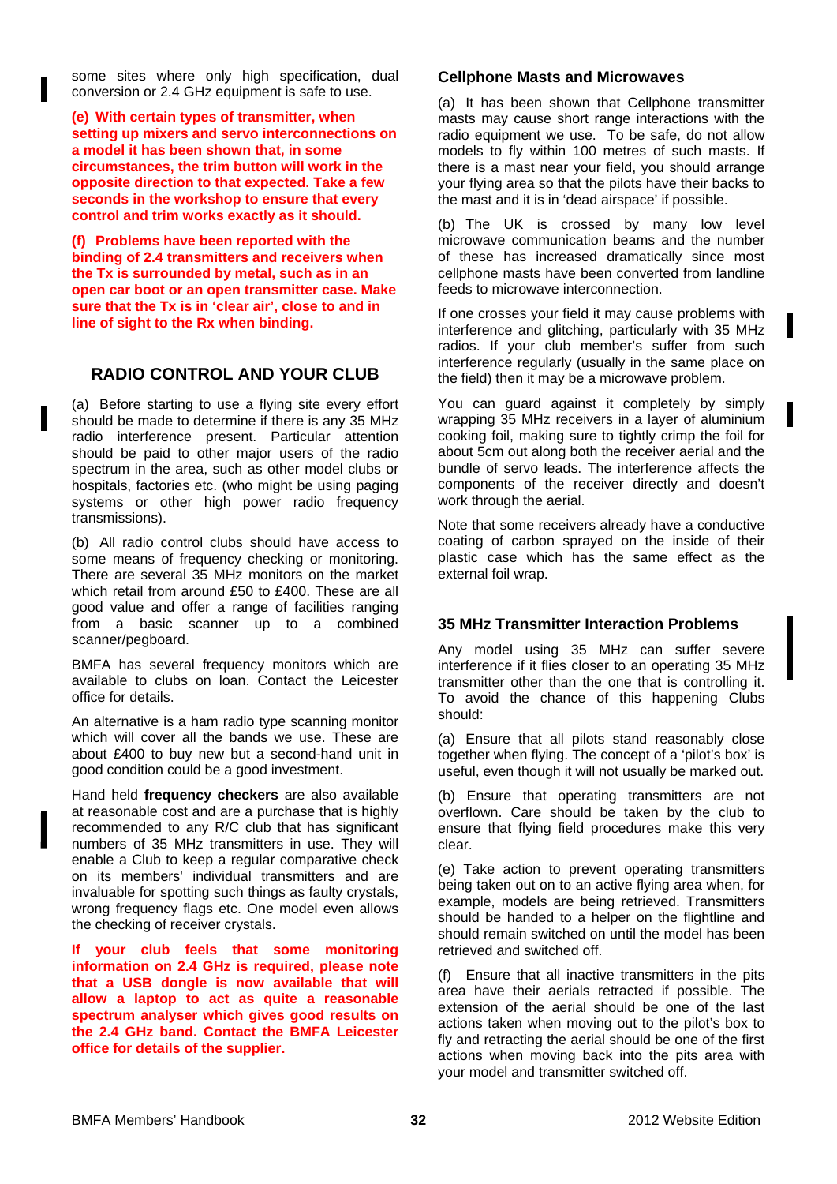some sites where only high specification, dual conversion or 2.4 GHz equipment is safe to use.

**(e) With certain types of transmitter, when setting up mixers and servo interconnections on a model it has been shown that, in some circumstances, the trim button will work in the opposite direction to that expected. Take a few seconds in the workshop to ensure that every control and trim works exactly as it should.**

**(f) Problems have been reported with the binding of 2.4 transmitters and receivers when the Tx is surrounded by metal, such as in an open car boot or an open transmitter case. Make sure that the Tx is in 'clear air', close to and in line of sight to the Rx when binding.**

## RADIO CONTROL AND YOUR CLUB

(a) Before starting to use a flying site every effort should be made to determine if there is any 35 MHz radio interference present. Particular attention should be paid to other major users of the radio spectrum in the area, such as other model clubs or hospitals, factories etc. (who might be using paging systems or other high power radio frequency transmissions).

(b) All radio control clubs should have access to some means of frequency checking or monitoring. There are several 35 MHz monitors on the market which retail from around £50 to £400. These are all good value and offer a range of facilities ranging from a basic scanner up to a combined scanner/pegboard.

BMFA has several frequency monitors which are available to clubs on loan. Contact the Leicester office for details.

An alternative is a ham radio type scanning monitor which will cover all the bands we use. These are about £400 to buy new but a second-hand unit in good condition could be a good investment.

Hand held **frequency checkers** are also available at reasonable cost and are a purchase that is highly recommended to any R/C club that has significant numbers of 35 MHz transmitters in use. They will enable a Club to keep a regular comparative check on its members' individual transmitters and are invaluable for spotting such things as faulty crystals, wrong frequency flags etc. One model even allows the checking of receiver crystals.

**If your club feels that some monitoring information on 2.4 GHz is required, please note that a USB dongle is now available that will allow a laptop to act as quite a reasonable spectrum analyser which gives good results on the 2.4 GHz band. Contact the BMFA Leicester office for details of the supplier.**

### Cellphone Masts and Microwaves

(a) It has been shown that Cellphone transmitter masts may cause short range interactions with the radio equipment we use. To be safe, do not allow models to fly within 100 metres of such masts. If there is a mast near your field, you should arrange your flying area so that the pilots have their backs to the mast and it is in 'dead airspace' if possible.

(b) The UK is crossed by many low level microwave communication beams and the number of these has increased dramatically since most cellphone masts have been converted from landline feeds to microwave interconnection.

If one crosses your field it may cause problems with interference and glitching, particularly with 35 MHz radios. If your club member's suffer from such interference regularly (usually in the same place on the field) then it may be a microwave problem.

You can guard against it completely by simply wrapping 35 MHz receivers in a layer of aluminium cooking foil, making sure to tightly crimp the foil for about 5cm out along both the receiver aerial and the bundle of servo leads. The interference affects the components of the receiver directly and doesn't work through the aerial.

Note that some receivers already have a conductive coating of carbon sprayed on the inside of their plastic case which has the same effect as the external foil wrap.

### 35 MHz Transmitter Interaction Problems

Any model using 35 MHz can suffer severe interference if it flies closer to an operating 35 MHz transmitter other than the one that is controlling it. To avoid the chance of this happening Clubs should:

(a) Ensure that all pilots stand reasonably close together when flying. The concept of a 'pilot's box' is useful, even though it will not usually be marked out.

(b) Ensure that operating transmitters are not overflown. Care should be taken by the club to ensure that flying field procedures make this very clear.

(e) Take action to prevent operating transmitters being taken out on to an active flying area when, for example, models are being retrieved. Transmitters should be handed to a helper on the flightline and should remain switched on until the model has been retrieved and switched off.

(f) Ensure that all inactive transmitters in the pits area have their aerials retracted if possible. The extension of the aerial should be one of the last actions taken when moving out to the pilot's box to fly and retracting the aerial should be one of the first actions when moving back into the pits area with your model and transmitter switched off.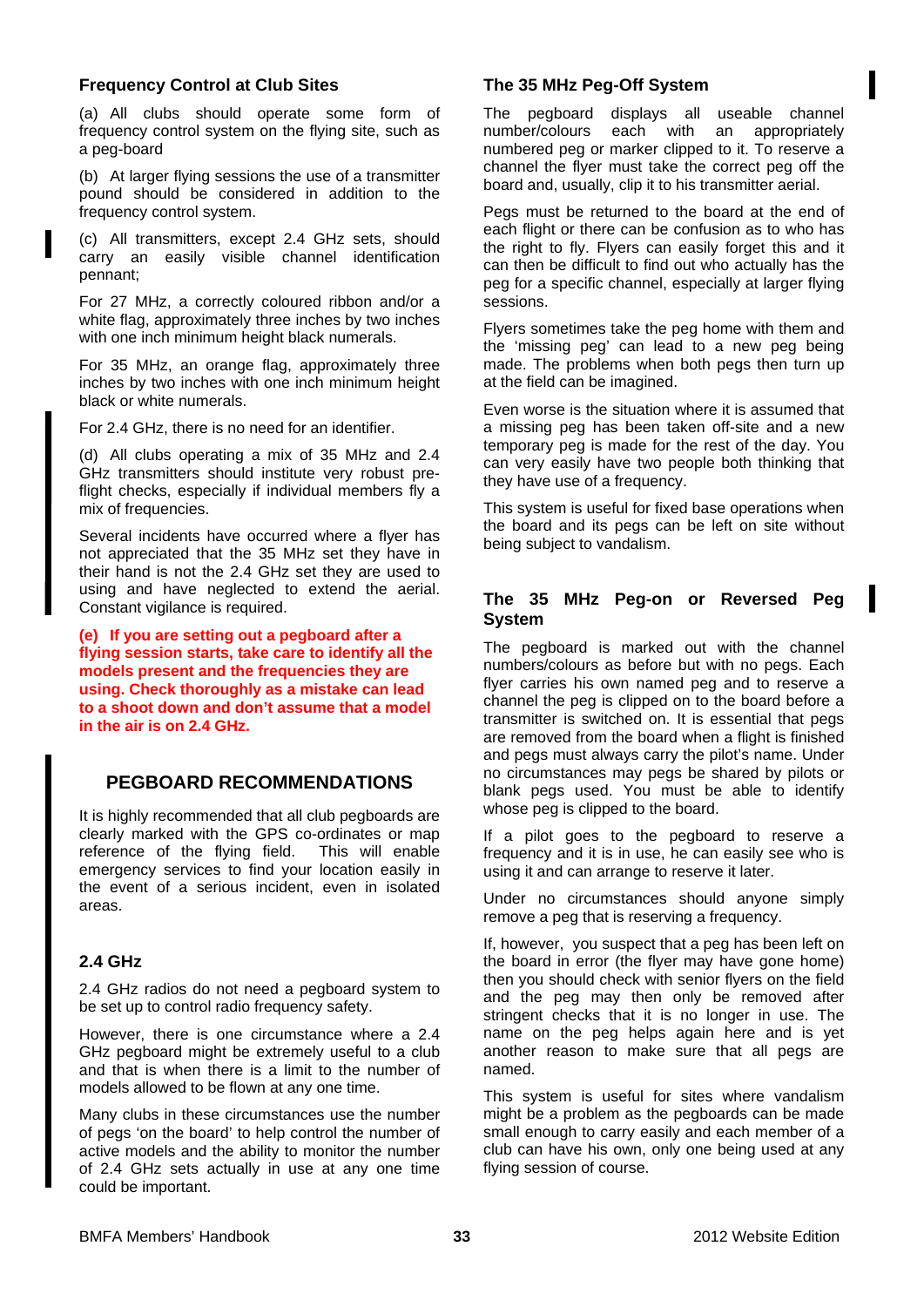### Frequency Control at Club Sites

(a) All clubs should operate some form of frequency control system on the flying site, such as a peg-board

(b) At larger flying sessions the use of a transmitter pound should be considered in addition to the frequency control system.

(c) All transmitters, except 2.4 GHz sets, should carry an easily visible channel identification pennant;

For 27 MHz, a correctly coloured ribbon and/or a white flag, approximately three inches by two inches with one inch minimum height black numerals.

For 35 MHz, an orange flag, approximately three inches by two inches with one inch minimum height black or white numerals.

For 2.4 GHz, there is no need for an identifier.

(d) All clubs operating a mix of 35 MHz and 2.4 GHz transmitters should institute very robust pre-flight checks, especially if individual members fly a mix of frequencies.

Several incidents have occurred where a flyer has not appreciated that the 35 MHz set they have in their hand is not the 2.4 GHz set they are used to using and have neglected to extend the aerial. Constant vigilance is required.

**(e) If you are setting out a pegboard after a flying session starts, take care to identify all the models present and the frequencies they are using. Check thoroughly as a mistake can lead to a shoot down and don't assume that a model in the air is on 2.4 GHz.**

## PEGBOARD RECOMMENDATIONS

It is highly recommended that all club pegboards are clearly marked with the GPS co-ordinates or map reference of the flying field. This will enable emergency services to find your location easily in the event of a serious incident, even in isolated areas.

### 2.4 GHz

2.4 GHz radios do not need a pegboard system to be set up to control radio frequency safety.

However, there is one circumstance where a 2.4 GHz pegboard might be extremely useful to a club and that is when there is a limit to the number of models allowed to be flown at any one time.

Many clubs in these circumstances use the number of pegs 'on the board' to help control the number of active models and the ability to monitor the number of 2.4 GHz sets actually in use at any one time could be important.

### The 35 MHz Peg-Off System

The pegboard displays all useable channel number/colours each with an appropriately numbered peg or marker clipped to it. To reserve a channel the flyer must take the correct peg off the board and, usually, clip it to his transmitter aerial.

Pegs must be returned to the board at the end of each flight or there can be confusion as to who has the right to fly. Flyers can easily forget this and it can then be difficult to find out who actually has the peg for a specific channel, especially at larger flying sessions.

Flyers sometimes take the peg home with them and the 'missing peg' can lead to a new peg being made. The problems when both pegs then turn up at the field can be imagined.

Even worse is the situation where it is assumed that a missing peg has been taken off-site and a new temporary peg is made for the rest of the day. You can very easily have two people both thinking that they have use of a frequency.

This system is useful for fixed base operations when the board and its pegs can be left on site without being subject to vandalism.

### The 35 MHz Peg-on or Reversed Peg System

The pegboard is marked out with the channel numbers/colours as before but with no pegs. Each flyer carries his own named peg and to reserve a channel the peg is clipped on to the board before a transmitter is switched on. It is essential that pegs are removed from the board when a flight is finished and pegs must always carry the pilot's name. Under no circumstances may pegs be shared by pilots or blank pegs used. You must be able to identify whose peg is clipped to the board.

If a pilot goes to the pegboard to reserve a frequency and it is in use, he can easily see who is using it and can arrange to reserve it later.

Under no circumstances should anyone simply remove a peg that is reserving a frequency.

If, however, you suspect that a peg has been left on the board in error (the flyer may have gone home) then you should check with senior flyers on the field and the peg may then only be removed after stringent checks that it is no longer in use. The name on the peg helps again here and is yet another reason to make sure that all pegs are named.

This system is useful for sites where vandalism might be a problem as the pegboards can be made small enough to carry easily and each member of a club can have his own, only one being used at any flying session of course.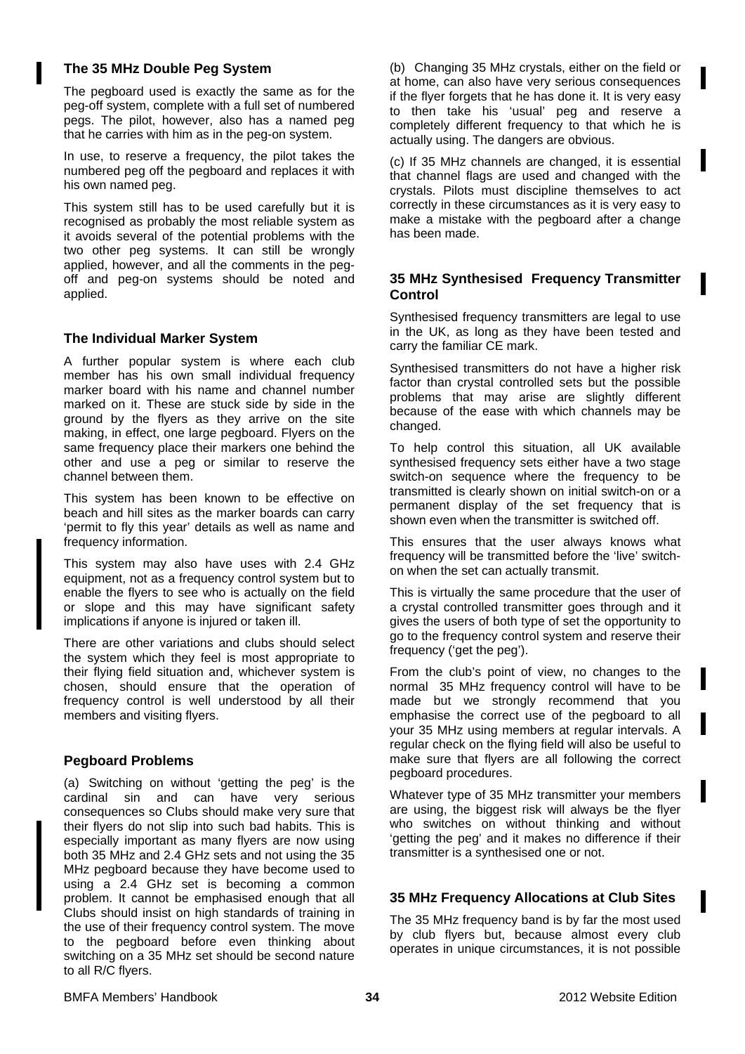### The 35 MHz Double Peg System

The pegboard used is exactly the same as for the peg-off system, complete with a full set of numbered pegs. The pilot, however, also has a named peg that he carries with him as in the peg-on system.

In use, to reserve a frequency, the pilot takes the numbered peg off the pegboard and replaces it with his own named peg.

This system still has to be used carefully but it is recognised as probably the most reliable system as it avoids several of the potential problems with the two other peg systems. It can still be wrongly applied, however, and all the comments in the peg-off and peg-on systems should be noted and applied.

### The Individual Marker System

A further popular system is where each club member has his own small individual frequency marker board with his name and channel number marked on it. These are stuck side by side in the ground by the flyers as they arrive on the site making, in effect, one large pegboard. Flyers on the same frequency place their markers one behind the other and use a peg or similar to reserve the channel between them.

This system has been known to be effective on beach and hill sites as the marker boards can carry 'permit to fly this year' details as well as name and frequency information.

This system may also have uses with 2.4 GHz equipment, not as a frequency control system but to enable the flyers to see who is actually on the field or slope and this may have significant safety implications if anyone is injured or taken ill.

There are other variations and clubs should select the system which they feel is most appropriate to their flying field situation and, whichever system is chosen, should ensure that the operation of frequency control is well understood by all their members and visiting flyers.

### Pegboard Problems

(a) Switching on without 'getting the peg' is the cardinal sin and can have very serious consequences so Clubs should make very sure that their flyers do not slip into such bad habits. This is especially important as many flyers are now using both 35 MHz and 2.4 GHz sets and not using the 35 MHz pegboard because they have become used to using a 2.4 GHz set is becoming a common problem. It cannot be emphasised enough that all Clubs should insist on high standards of training in the use of their frequency control system. The move to the pegboard before even thinking about switching on a 35 MHz set should be second nature to all R/C flyers.

(b) Changing 35 MHz crystals, either on the field or at home, can also have very serious consequences if the flyer forgets that he has done it. It is very easy to then take his 'usual' peg and reserve a completely different frequency to that which he is actually using. The dangers are obvious.

(c) If 35 MHz channels are changed, it is essential that channel flags are used and changed with the crystals. Pilots must discipline themselves to act correctly in these circumstances as it is very easy to make a mistake with the pegboard after a change has been made.

### 35 MHz Synthesised Frequency Transmitter Control

Synthesised frequency transmitters are legal to use in the UK, as long as they have been tested and carry the familiar CE mark.

Synthesised transmitters do not have a higher risk factor than crystal controlled sets but the possible problems that may arise are slightly different because of the ease with which channels may be changed.

To help control this situation, all UK available synthesised frequency sets either have a two stage switch-on sequence where the frequency to be transmitted is clearly shown on initial switch-on or a permanent display of the set frequency that is shown even when the transmitter is switched off.

This ensures that the user always knows what frequency will be transmitted before the 'live' switch-on when the set can actually transmit.

This is virtually the same procedure that the user of a crystal controlled transmitter goes through and it gives the users of both type of set the opportunity to go to the frequency control system and reserve their frequency ('get the peg').

From the club's point of view, no changes to the normal 35 MHz frequency control will have to be made but we strongly recommend that you emphasise the correct use of the pegboard to all your 35 MHz using members at regular intervals. A regular check on the flying field will also be useful to make sure that flyers are all following the correct pegboard procedures.

Whatever type of 35 MHz transmitter your members are using, the biggest risk will always be the flyer who switches on without thinking and without 'getting the peg' and it makes no difference if their transmitter is a synthesised one or not.

### 35 MHz Frequency Allocations at Club Sites

The 35 MHz frequency band is by far the most used by club flyers but, because almost every club operates in unique circumstances, it is not possible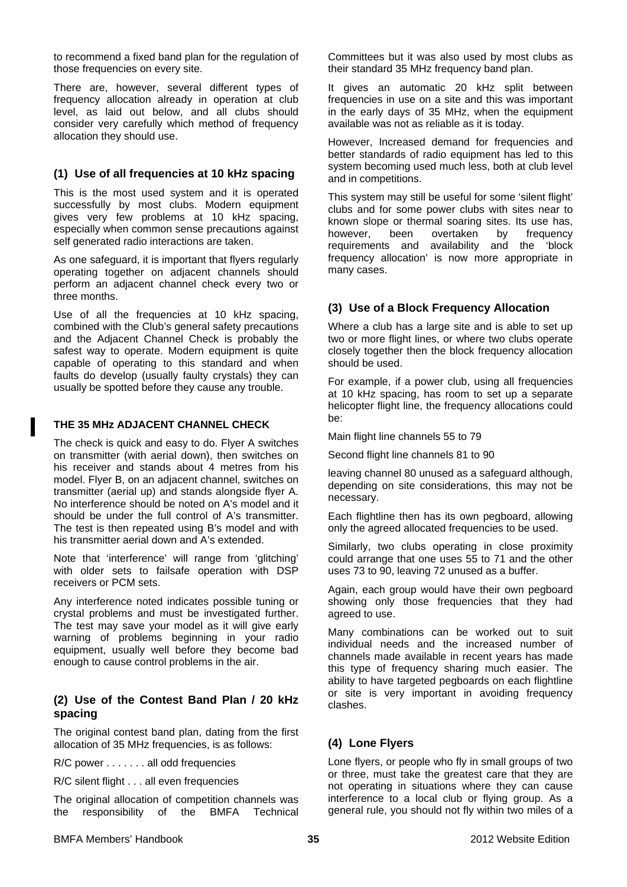to recommend a fixed band plan for the regulation of those frequencies on every site.

There are, however, several different types of frequency allocation already in operation at club level, as laid out below, and all clubs should consider very carefully which method of frequency allocation they should use.

### (1) Use of all frequencies at 10 kHz spacing

This is the most used system and it is operated successfully by most clubs. Modern equipment gives very few problems at 10 kHz spacing, especially when common sense precautions against self generated radio interactions are taken.

As one safeguard, it is important that flyers regularly operating together on adjacent channels should perform an adjacent channel check every two or three months.

Use of all the frequencies at 10 kHz spacing, combined with the Club's general safety precautions and the Adjacent Channel Check is probably the safest way to operate. Modern equipment is quite capable of operating to this standard and when faults do develop (usually faulty crystals) they can usually be spotted before they cause any trouble.

#### THE 35 MHz ADJACENT CHANNEL CHECK

The check is quick and easy to do. Flyer A switches on transmitter (with aerial down), then switches on his receiver and stands about 4 metres from his model. Flyer B, on an adjacent channel, switches on transmitter (aerial up) and stands alongside flyer A. No interference should be noted on A's model and it should be under the full control of A's transmitter. The test is then repeated using B's model and with his transmitter aerial down and A's extended.

Note that 'interference' will range from 'glitching' with older sets to failsafe operation with DSP receivers or PCM sets.

Any interference noted indicates possible tuning or crystal problems and must be investigated further. The test may save your model as it will give early warning of problems beginning in your radio equipment, usually well before they become bad enough to cause control problems in the air.

### (2) Use of the Contest Band Plan / 20 kHz spacing

The original contest band plan, dating from the first allocation of 35 MHz frequencies, is as follows:

R/C power . . . . . . . all odd frequencies

R/C silent flight . . . all even frequencies

The original allocation of competition channels was the responsibility of the BMFA Technical Committees but it was also used by most clubs as their standard 35 MHz frequency band plan.

It gives an automatic 20 kHz split between frequencies in use on a site and this was important in the early days of 35 MHz, when the equipment available was not as reliable as it is today.

However, Increased demand for frequencies and better standards of radio equipment has led to this system becoming used much less, both at club level and in competitions.

This system may still be useful for some 'silent flight' clubs and for some power clubs with sites near to known slope or thermal soaring sites. Its use has, however, been overtaken by frequency requirements and availability and the 'block frequency allocation' is now more appropriate in many cases.

### (3) Use of a Block Frequency Allocation

Where a club has a large site and is able to set up two or more flight lines, or where two clubs operate closely together then the block frequency allocation should be used.

For example, if a power club, using all frequencies at 10 kHz spacing, has room to set up a separate helicopter flight line, the frequency allocations could be:

Main flight line channels 55 to 79

Second flight line channels 81 to 90

leaving channel 80 unused as a safeguard although, depending on site considerations, this may not be necessary.

Each flightline then has its own pegboard, allowing only the agreed allocated frequencies to be used.

Similarly, two clubs operating in close proximity could arrange that one uses 55 to 71 and the other uses 73 to 90, leaving 72 unused as a buffer.

Again, each group would have their own pegboard showing only those frequencies that they had agreed to use.

Many combinations can be worked out to suit individual needs and the increased number of channels made available in recent years has made this type of frequency sharing much easier. The ability to have targeted pegboards on each flightline or site is very important in avoiding frequency clashes.

### (4) Lone Flyers

Lone flyers, or people who fly in small groups of two or three, must take the greatest care that they are not operating in situations where they can cause interference to a local club or flying group. As a general rule, you should not fly within two miles of a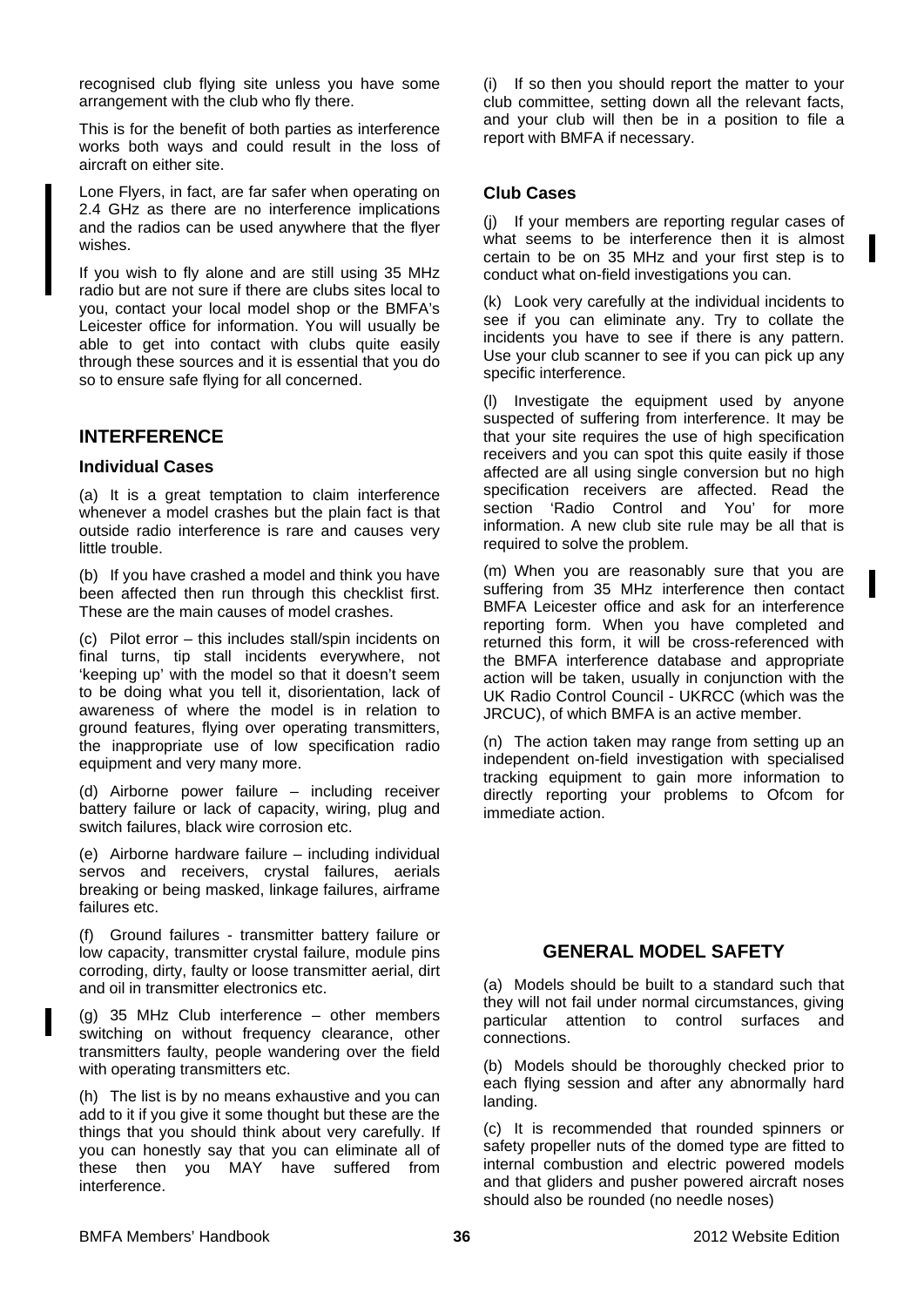recognised club flying site unless you have some arrangement with the club who fly there.

This is for the benefit of both parties as interference works both ways and could result in the loss of aircraft on either site.

Lone Flyers, in fact, are far safer when operating on 2.4 GHz as there are no interference implications and the radios can be used anywhere that the flyer wishes.

If you wish to fly alone and are still using 35 MHz radio but are not sure if there are clubs sites local to you, contact your local model shop or the BMFA's Leicester office for information. You will usually be able to get into contact with clubs quite easily through these sources and it is essential that you do so to ensure safe flying for all concerned.

## INTERFERENCE

### Individual Cases

(a) It is a great temptation to claim interference whenever a model crashes but the plain fact is that outside radio interference is rare and causes very little trouble.

(b) If you have crashed a model and think you have been affected then run through this checklist first. These are the main causes of model crashes.

(c) Pilot error – this includes stall/spin incidents on final turns, tip stall incidents everywhere, not 'keeping up' with the model so that it doesn't seem to be doing what you tell it, disorientation, lack of awareness of where the model is in relation to ground features, flying over operating transmitters, the inappropriate use of low specification radio equipment and very many more.

(d) Airborne power failure – including receiver battery failure or lack of capacity, wiring, plug and switch failures, black wire corrosion etc.

(e) Airborne hardware failure – including individual servos and receivers, crystal failures, aerials breaking or being masked, linkage failures, airframe failures etc.

(f) Ground failures - transmitter battery failure or low capacity, transmitter crystal failure, module pins corroding, dirty, faulty or loose transmitter aerial, dirt and oil in transmitter electronics etc.

(g) 35 MHz Club interference – other members switching on without frequency clearance, other transmitters faulty, people wandering over the field with operating transmitters etc.

(h) The list is by no means exhaustive and you can add to it if you give it some thought but these are the things that you should think about very carefully. If you can honestly say that you can eliminate all of these then you MAY have suffered from interference.

(i) If so then you should report the matter to your club committee, setting down all the relevant facts, and your club will then be in a position to file a report with BMFA if necessary.

### Club Cases

(j) If your members are reporting regular cases of what seems to be interference then it is almost certain to be on 35 MHz and your first step is to conduct what on-field investigations you can.

(k) Look very carefully at the individual incidents to see if you can eliminate any. Try to collate the incidents you have to see if there is any pattern. Use your club scanner to see if you can pick up any specific interference.

(l) Investigate the equipment used by anyone suspected of suffering from interference. It may be that your site requires the use of high specification receivers and you can spot this quite easily if those affected are all using single conversion but no high specification receivers are affected. Read the section 'Radio Control and You' for more information. A new club site rule may be all that is required to solve the problem.

(m) When you are reasonably sure that you are suffering from 35 MHz interference then contact BMFA Leicester office and ask for an interference reporting form. When you have completed and returned this form, it will be cross-referenced with the BMFA interference database and appropriate action will be taken, usually in conjunction with the UK Radio Control Council - UKRCC (which was the JRCUC), of which BMFA is an active member.

(n) The action taken may range from setting up an independent on-field investigation with specialised tracking equipment to gain more information to directly reporting your problems to Ofcom for immediate action.

## GENERAL MODEL SAFETY

(a) Models should be built to a standard such that they will not fail under normal circumstances, giving particular attention to control surfaces and connections.

(b) Models should be thoroughly checked prior to each flying session and after any abnormally hard landing.

(c) It is recommended that rounded spinners or safety propeller nuts of the domed type are fitted to internal combustion and electric powered models and that gliders and pusher powered aircraft noses should also be rounded (no needle noses)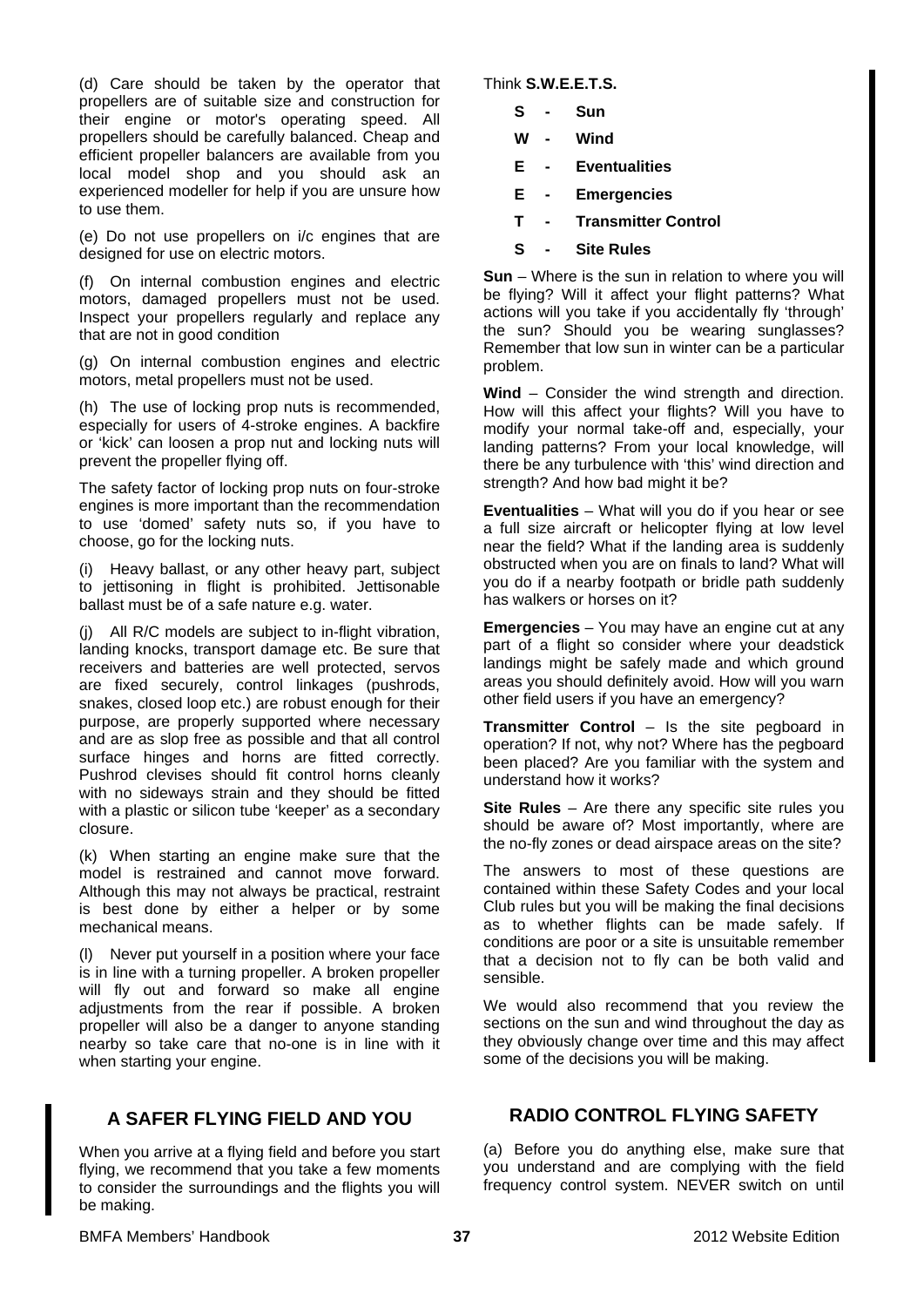(d) Care should be taken by the operator that propellers are of suitable size and construction for their engine or motor's operating speed. All propellers should be carefully balanced. Cheap and efficient propeller balancers are available from you local model shop and you should ask an experienced modeller for help if you are unsure how to use them.

(e) Do not use propellers on i/c engines that are designed for use on electric motors.

(f) On internal combustion engines and electric motors, damaged propellers must not be used. Inspect your propellers regularly and replace any that are not in good condition

(g) On internal combustion engines and electric motors, metal propellers must not be used.

(h) The use of locking prop nuts is recommended, especially for users of 4-stroke engines. A backfire or 'kick' can loosen a prop nut and locking nuts will prevent the propeller flying off.

The safety factor of locking prop nuts on four-stroke engines is more important than the recommendation to use 'domed' safety nuts so, if you have to choose, go for the locking nuts.

(i) Heavy ballast, or any other heavy part, subject to jettisoning in flight is prohibited. Jettisonable ballast must be of a safe nature e.g. water.

(j) All R/C models are subject to in-flight vibration, landing knocks, transport damage etc. Be sure that receivers and batteries are well protected, servos are fixed securely, control linkages (pushrods, snakes, closed loop etc.) are robust enough for their purpose, are properly supported where necessary and are as slop free as possible and that all control surface hinges and horns are fitted correctly. Pushrod clevises should fit control horns cleanly with no sideways strain and they should be fitted with a plastic or silicon tube 'keeper' as a secondary closure.

(k) When starting an engine make sure that the model is restrained and cannot move forward. Although this may not always be practical, restraint is best done by either a helper or by some mechanical means.

(l) Never put yourself in a position where your face is in line with a turning propeller. A broken propeller will fly out and forward so make all engine adjustments from the rear if possible. A broken propeller will also be a danger to anyone standing nearby so take care that no-one is in line with it when starting your engine.

## A SAFER FLYING FIELD AND YOU

When you arrive at a flying field and before you start flying, we recommend that you take a few moments to consider the surroundings and the flights you will be making.

Think **S.W.E.E.T.S.**

- **S - Sun**
- **W - Wind**
- **E - Eventualities**
- **E - Emergencies**
- **T - Transmitter Control**
- **S - Site Rules**

**Sun** – Where is the sun in relation to where you will be flying? Will it affect your flight patterns? What actions will you take if you accidentally fly 'through' the sun? Should you be wearing sunglasses? Remember that low sun in winter can be a particular problem.

**Wind** – Consider the wind strength and direction. How will this affect your flights? Will you have to modify your normal take-off and, especially, your landing patterns? From your local knowledge, will there be any turbulence with 'this' wind direction and strength? And how bad might it be?

**Eventualities** – What will you do if you hear or see a full size aircraft or helicopter flying at low level near the field? What if the landing area is suddenly obstructed when you are on finals to land? What will you do if a nearby footpath or bridle path suddenly has walkers or horses on it?

**Emergencies** – You may have an engine cut at any part of a flight so consider where your deadstick landings might be safely made and which ground areas you should definitely avoid. How will you warn other field users if you have an emergency?

**Transmitter Control** – Is the site pegboard in operation? If not, why not? Where has the pegboard been placed? Are you familiar with the system and understand how it works?

**Site Rules** – Are there any specific site rules you should be aware of? Most importantly, where are the no-fly zones or dead airspace areas on the site?

The answers to most of these questions are contained within these Safety Codes and your local Club rules but you will be making the final decisions as to whether flights can be made safely. If conditions are poor or a site is unsuitable remember that a decision not to fly can be both valid and sensible.

We would also recommend that you review the sections on the sun and wind throughout the day as they obviously change over time and this may affect some of the decisions you will be making.

## RADIO CONTROL FLYING SAFETY

(a) Before you do anything else, make sure that you understand and are complying with the field frequency control system. NEVER switch on until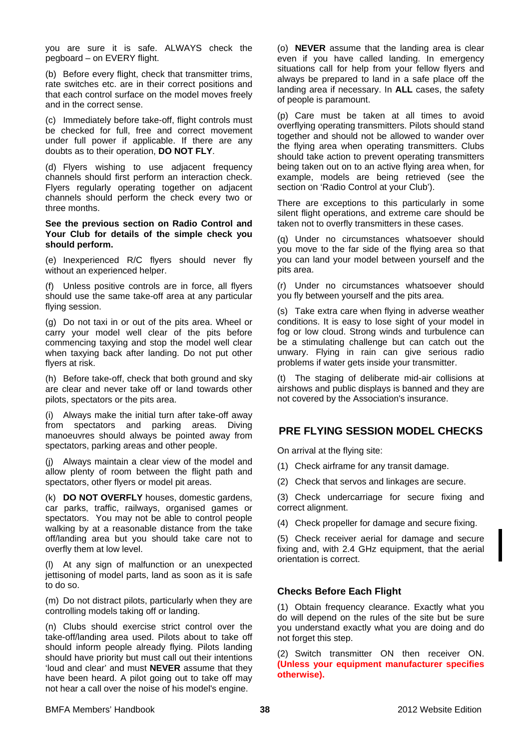you are sure it is safe. ALWAYS check the pegboard – on EVERY flight.

(b) Before every flight, check that transmitter trims, rate switches etc. are in their correct positions and that each control surface on the model moves freely and in the correct sense.

(c) Immediately before take-off, flight controls must be checked for full, free and correct movement under full power if applicable. If there are any doubts as to their operation, **DO NOT FLY**.

(d) Flyers wishing to use adjacent frequency channels should first perform an interaction check. Flyers regularly operating together on adjacent channels should perform the check every two or three months.

**See the previous section on Radio Control and Your Club for details of the simple check you should perform.**

(e) Inexperienced R/C flyers should never fly without an experienced helper.

(f) Unless positive controls are in force, all flyers should use the same take-off area at any particular flying session.

(g) Do not taxi in or out of the pits area. Wheel or carry your model well clear of the pits before commencing taxying and stop the model well clear when taxying back after landing. Do not put other flyers at risk.

(h) Before take-off, check that both ground and sky are clear and never take off or land towards other pilots, spectators or the pits area.

(i) Always make the initial turn after take-off away from spectators and parking areas. Diving manoeuvres should always be pointed away from spectators, parking areas and other people.

(j) Always maintain a clear view of the model and allow plenty of room between the flight path and spectators, other flyers or model pit areas.

(k) **DO NOT OVERFLY** houses, domestic gardens, car parks, traffic, railways, organised games or spectators. You may not be able to control people walking by at a reasonable distance from the take off/landing area but you should take care not to overfly them at low level.

(l) At any sign of malfunction or an unexpected jettisoning of model parts, land as soon as it is safe to do so.

(m) Do not distract pilots, particularly when they are controlling models taking off or landing.

(n) Clubs should exercise strict control over the take-off/landing area used. Pilots about to take off should inform people already flying. Pilots landing should have priority but must call out their intentions 'loud and clear' and must **NEVER** assume that they have been heard. A pilot going out to take off may not hear a call over the noise of his model's engine.

(o) **NEVER** assume that the landing area is clear even if you have called landing. In emergency situations call for help from your fellow flyers and always be prepared to land in a safe place off the landing area if necessary. In **ALL** cases, the safety of people is paramount.

(p) Care must be taken at all times to avoid overflying operating transmitters. Pilots should stand together and should not be allowed to wander over the flying area when operating transmitters. Clubs should take action to prevent operating transmitters being taken out on to an active flying area when, for example, models are being retrieved (see the section on 'Radio Control at your Club').

There are exceptions to this particularly in some silent flight operations, and extreme care should be taken not to overfly transmitters in these cases.

(q) Under no circumstances whatsoever should you move to the far side of the flying area so that you can land your model between yourself and the pits area.

(r) Under no circumstances whatsoever should you fly between yourself and the pits area.

(s) Take extra care when flying in adverse weather conditions. It is easy to lose sight of your model in fog or low cloud. Strong winds and turbulence can be a stimulating challenge but can catch out the unwary. Flying in rain can give serious radio problems if water gets inside your transmitter.

(t) The staging of deliberate mid-air collisions at airshows and public displays is banned and they are not covered by the Association's insurance.

## PRE FLYING SESSION MODEL CHECKS

On arrival at the flying site:

(1) Check airframe for any transit damage.

(2) Check that servos and linkages are secure.

(3) Check undercarriage for secure fixing and correct alignment.

(4) Check propeller for damage and secure fixing.

(5) Check receiver aerial for damage and secure fixing and, with 2.4 GHz equipment, that the aerial orientation is correct.

### Checks Before Each Flight

(1) Obtain frequency clearance. Exactly what you do will depend on the rules of the site but be sure you understand exactly what you are doing and do not forget this step.

(2) Switch transmitter ON then receiver ON. **(Unless your equipment manufacturer specifies otherwise).**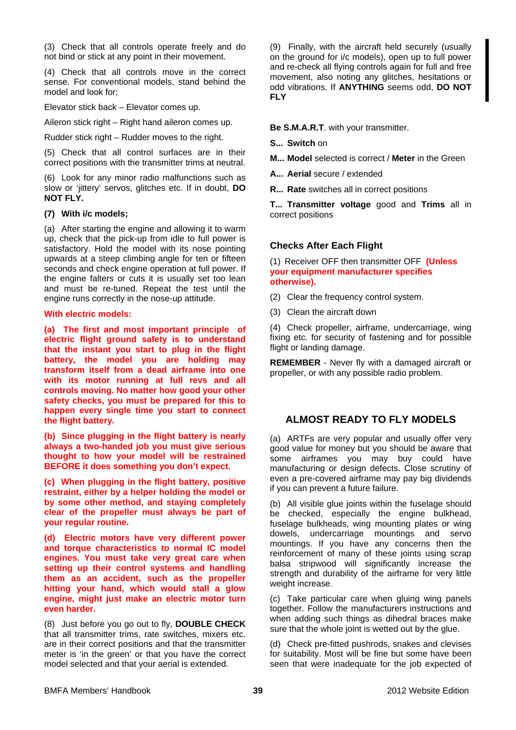(3) Check that all controls operate freely and do not bind or stick at any point in their movement.

(4) Check that all controls move in the correct sense. For conventional models, stand behind the model and look for;

Elevator stick back – Elevator comes up.

Aileron stick right – Right hand aileron comes up.

Rudder stick right – Rudder moves to the right.

(5) Check that all control surfaces are in their correct positions with the transmitter trims at neutral.

(6) Look for any minor radio malfunctions such as slow or 'jittery' servos, glitches etc. If in doubt, **DO NOT FLY.**

**(7) With i/c models;**

(a) After starting the engine and allowing it to warm up, check that the pick-up from idle to full power is satisfactory. Hold the model with its nose pointing upwards at a steep climbing angle for ten or fifteen seconds and check engine operation at full power. If the engine falters or cuts it is usually set too lean and must be re-tuned. Repeat the test until the engine runs correctly in the nose-up attitude.

**With electric models:**

**(a) The first and most important principle of electric flight ground safety is to understand that the instant you start to plug in the flight battery, the model you are holding may transform itself from a dead airframe into one with its motor running at full revs and all controls moving. No matter how good your other safety checks, you must be prepared for this to happen every single time you start to connect the flight battery.**

**(b) Since plugging in the flight battery is nearly always a two-handed job you must give serious thought to how your model will be restrained BEFORE it does something you don't expect.**

**(c) When plugging in the flight battery, positive restraint, either by a helper holding the model or by some other method, and staying completely clear of the propeller must always be part of your regular routine.**

**(d) Electric motors have very different power and torque characteristics to normal IC model engines. You must take very great care when setting up their control systems and handling them as an accident, such as the propeller hitting your hand, which would stall a glow engine, might just make an electric motor turn even harder.**

(8) Just before you go out to fly, **DOUBLE CHECK** that all transmitter trims, rate switches, mixers etc. are in their correct positions and that the transmitter meter is 'in the green' or that you have the correct model selected and that your aerial is extended.

(9) Finally, with the aircraft held securely (usually on the ground for i/c models), open up to full power and re-check all flying controls again for full and free movement, also noting any glitches, hesitations or odd vibrations. If **ANYTHING** seems odd, **DO NOT FLY**

**Be S.M.A.R.T**. with your transmitter.

**S... Switch** on

**M... Model** selected is correct / **Meter** in the Green

**A... Aerial** secure / extended

**R... Rate** switches all in correct positions

**T... Transmitter voltage** good and **Trims** all in correct positions

### Checks After Each Flight

(1) Receiver OFF then transmitter OFF **(Unless your equipment manufacturer specifies otherwise).**

(2) Clear the frequency control system.

(3) Clean the aircraft down

(4) Check propeller, airframe, undercarriage, wing fixing etc. for security of fastening and for possible flight or landing damage.

**REMEMBER** - Never fly with a damaged aircraft or propeller, or with any possible radio problem.

## ALMOST READY TO FLY MODELS

(a) ARTFs are very popular and usually offer very good value for money but you should be aware that some airframes you may buy could have manufacturing or design defects. Close scrutiny of even a pre-covered airframe may pay big dividends if you can prevent a future failure.

(b) All visible glue joints within the fuselage should be checked, especially the engine bulkhead, fuselage bulkheads, wing mounting plates or wing dowels, undercarriage mountings and servo mountings. If you have any concerns then the reinforcement of many of these joints using scrap balsa stripwood will significantly increase the strength and durability of the airframe for very little weight increase.

(c) Take particular care when gluing wing panels together. Follow the manufacturers instructions and when adding such things as dihedral braces make sure that the whole joint is wetted out by the glue.

(d) Check pre-fitted pushrods, snakes and clevises for suitability. Most will be fine but some have been seen that were inadequate for the job expected of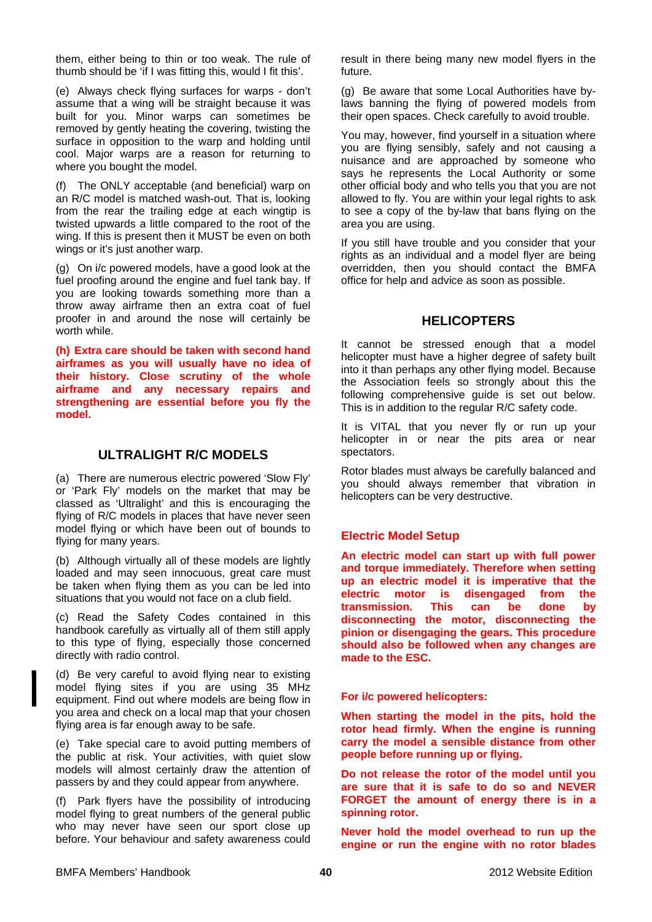them, either being to thin or too weak. The rule of thumb should be 'if I was fitting this, would I fit this'.

(e) Always check flying surfaces for warps - don't assume that a wing will be straight because it was built for you. Minor warps can sometimes be removed by gently heating the covering, twisting the surface in opposition to the warp and holding until cool. Major warps are a reason for returning to where you bought the model.

(f) The ONLY acceptable (and beneficial) warp on an R/C model is matched wash-out. That is, looking from the rear the trailing edge at each wingtip is twisted upwards a little compared to the root of the wing. If this is present then it MUST be even on both wings or it's just another warp.

(g) On i/c powered models, have a good look at the fuel proofing around the engine and fuel tank bay. If you are looking towards something more than a throw away airframe then an extra coat of fuel proofer in and around the nose will certainly be worth while.

**(h) Extra care should be taken with second hand airframes as you will usually have no idea of their history. Close scrutiny of the whole airframe and any necessary repairs and strengthening are essential before you fly the model.**

## ULTRALIGHT R/C MODELS

(a) There are numerous electric powered 'Slow Fly' or 'Park Fly' models on the market that may be classed as 'Ultralight' and this is encouraging the flying of R/C models in places that have never seen model flying or which have been out of bounds to flying for many years.

(b) Although virtually all of these models are lightly loaded and may seen innocuous, great care must be taken when flying them as you can be led into situations that you would not face on a club field.

(c) Read the Safety Codes contained in this handbook carefully as virtually all of them still apply to this type of flying, especially those concerned directly with radio control.

(d) Be very careful to avoid flying near to existing model flying sites if you are using 35 MHz equipment. Find out where models are being flow in you area and check on a local map that your chosen flying area is far enough away to be safe.

(e) Take special care to avoid putting members of the public at risk. Your activities, with quiet slow models will almost certainly draw the attention of passers by and they could appear from anywhere.

(f) Park flyers have the possibility of introducing model flying to great numbers of the general public who may never have seen our sport close up before. Your behaviour and safety awareness could result in there being many new model flyers in the future.

(g) Be aware that some Local Authorities have by-laws banning the flying of powered models from their open spaces. Check carefully to avoid trouble.

You may, however, find yourself in a situation where you are flying sensibly, safely and not causing a nuisance and are approached by someone who says he represents the Local Authority or some other official body and who tells you that you are not allowed to fly. You are within your legal rights to ask to see a copy of the by-law that bans flying on the area you are using.

If you still have trouble and you consider that your rights as an individual and a model flyer are being overridden, then you should contact the BMFA office for help and advice as soon as possible.

## HELICOPTERS

It cannot be stressed enough that a model helicopter must have a higher degree of safety built into it than perhaps any other flying model. Because the Association feels so strongly about this the following comprehensive guide is set out below. This is in addition to the regular R/C safety code.

It is VITAL that you never fly or run up your helicopter in or near the pits area or near spectators.

Rotor blades must always be carefully balanced and you should always remember that vibration in helicopters can be very destructive.

### Electric Model Setup

**An electric model can start up with full power and torque immediately. Therefore when setting up an electric model it is imperative that the electric motor is disengaged from the transmission. This can be done by disconnecting the motor, disconnecting the pinion or disengaging the gears. This procedure should also be followed when any changes are made to the ESC.**

**For i/c powered helicopters:**

**When starting the model in the pits, hold the rotor head firmly. When the engine is running carry the model a sensible distance from other people before running up or flying.**

**Do not release the rotor of the model until you are sure that it is safe to do so and NEVER FORGET the amount of energy there is in a spinning rotor.**

**Never hold the model overhead to run up the engine or run the engine with no rotor blades**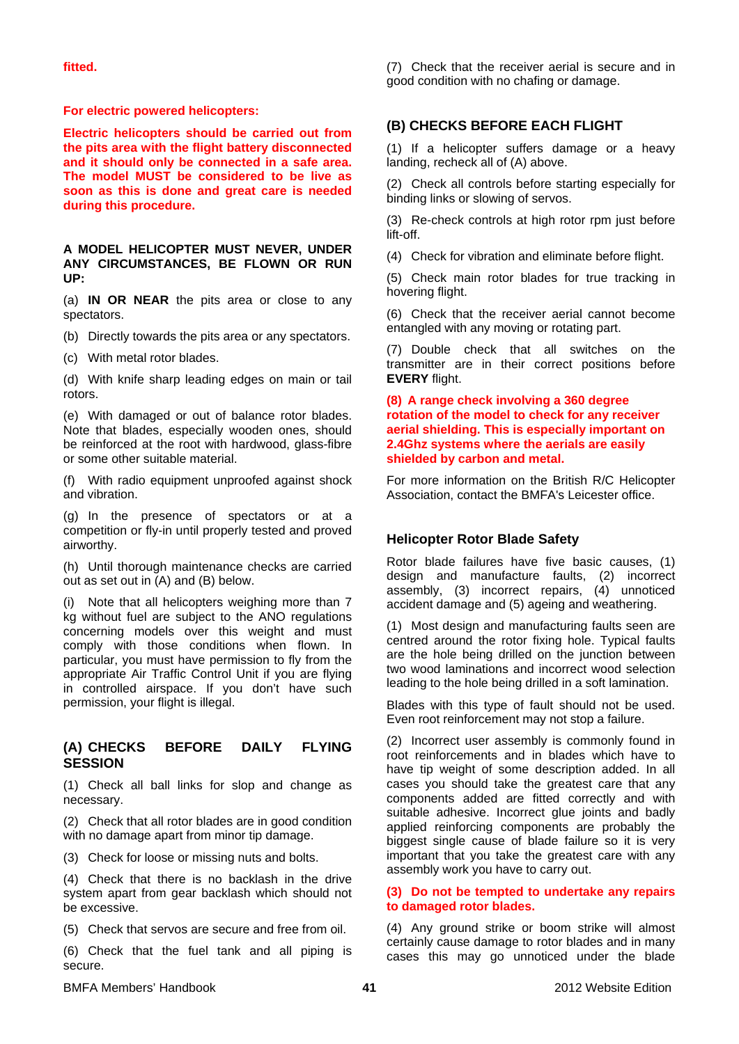**fitted.**

**For electric powered helicopters:**

**Electric helicopters should be carried out from the pits area with the flight battery disconnected and it should only be connected in a safe area. The model MUST be considered to be live as soon as this is done and great care is needed during this procedure.**

**A MODEL HELICOPTER MUST NEVER, UNDER ANY CIRCUMSTANCES, BE FLOWN OR RUN UP:**

(a) **IN OR NEAR** the pits area or close to any spectators.

(b) Directly towards the pits area or any spectators.

(c) With metal rotor blades.

(d) With knife sharp leading edges on main or tail rotors.

(e) With damaged or out of balance rotor blades. Note that blades, especially wooden ones, should be reinforced at the root with hardwood, glass-fibre or some other suitable material.

(f) With radio equipment unproofed against shock and vibration.

(g) In the presence of spectators or at a competition or fly-in until properly tested and proved airworthy.

(h) Until thorough maintenance checks are carried out as set out in (A) and (B) below.

(i) Note that all helicopters weighing more than 7 kg without fuel are subject to the ANO regulations concerning models over this weight and must comply with those conditions when flown. In particular, you must have permission to fly from the appropriate Air Traffic Control Unit if you are flying in controlled airspace. If you don't have such permission, your flight is illegal.

## (A) CHECKS BEFORE DAILY FLYING SESSION

(1) Check all ball links for slop and change as necessary.

(2) Check that all rotor blades are in good condition with no damage apart from minor tip damage.

(3) Check for loose or missing nuts and bolts.

(4) Check that there is no backlash in the drive system apart from gear backlash which should not be excessive.

(5) Check that servos are secure and free from oil.

(6) Check that the fuel tank and all piping is secure.

(7) Check that the receiver aerial is secure and in good condition with no chafing or damage.

## (B) CHECKS BEFORE EACH FLIGHT

(1) If a helicopter suffers damage or a heavy landing, recheck all of (A) above.

(2) Check all controls before starting especially for binding links or slowing of servos.

(3) Re-check controls at high rotor rpm just before lift-off.

(4) Check for vibration and eliminate before flight.

(5) Check main rotor blades for true tracking in hovering flight.

(6) Check that the receiver aerial cannot become entangled with any moving or rotating part.

(7) Double check that all switches on the transmitter are in their correct positions before **EVERY** flight.

**(8) A range check involving a 360 degree rotation of the model to check for any receiver aerial shielding. This is especially important on 2.4Ghz systems where the aerials are easily shielded by carbon and metal.**

For more information on the British R/C Helicopter Association, contact the BMFA's Leicester office.

## Helicopter Rotor Blade Safety

Rotor blade failures have five basic causes, (1) design and manufacture faults, (2) incorrect assembly, (3) incorrect repairs, (4) unnoticed accident damage and (5) ageing and weathering.

(1) Most design and manufacturing faults seen are centred around the rotor fixing hole. Typical faults are the hole being drilled on the junction between two wood laminations and incorrect wood selection leading to the hole being drilled in a soft lamination.

Blades with this type of fault should not be used. Even root reinforcement may not stop a failure.

(2) Incorrect user assembly is commonly found in root reinforcements and in blades which have to have tip weight of some description added. In all cases you should take the greatest care that any components added are fitted correctly and with suitable adhesive. Incorrect glue joints and badly applied reinforcing components are probably the biggest single cause of blade failure so it is very important that you take the greatest care with any assembly work you have to carry out.

**(3) Do not be tempted to undertake any repairs to damaged rotor blades.**

(4) Any ground strike or boom strike will almost certainly cause damage to rotor blades and in many cases this may go unnoticed under the blade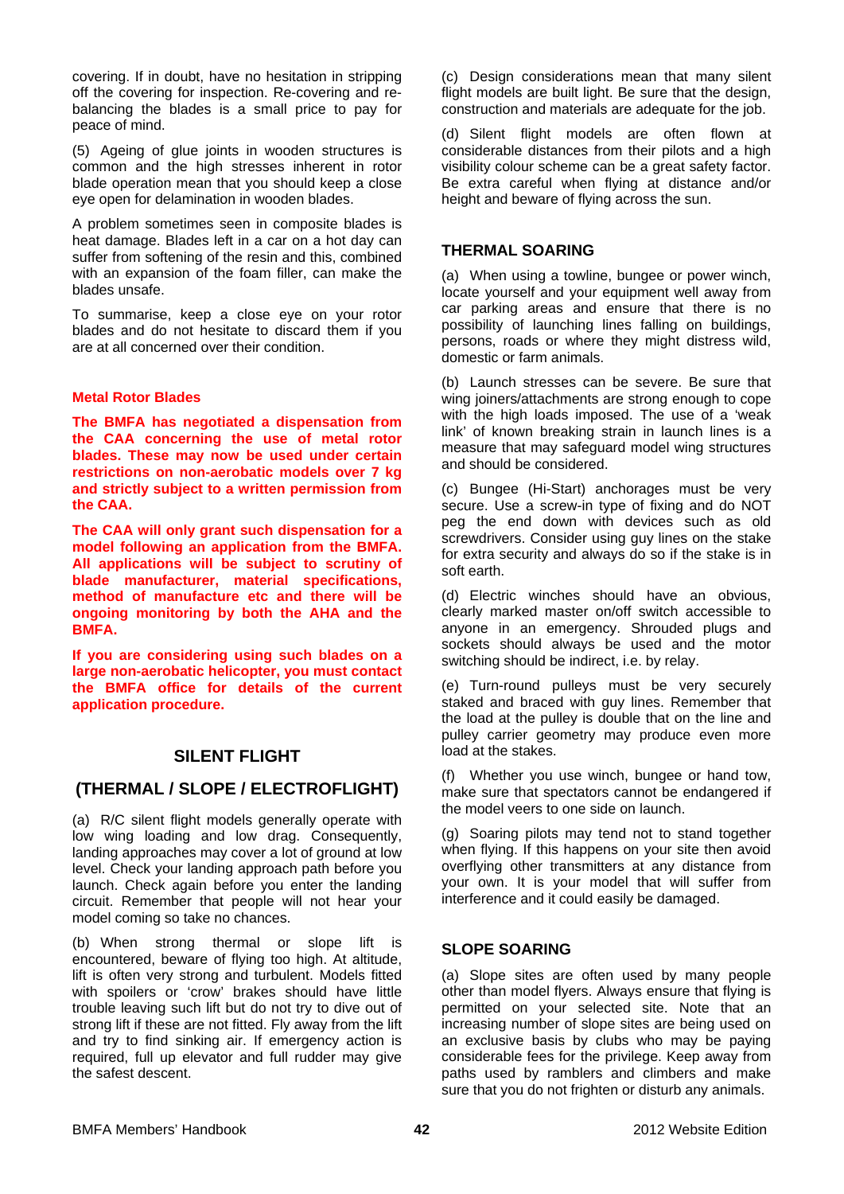covering. If in doubt, have no hesitation in stripping off the covering for inspection. Re-covering and re-balancing the blades is a small price to pay for peace of mind.

(5) Ageing of glue joints in wooden structures is common and the high stresses inherent in rotor blade operation mean that you should keep a close eye open for delamination in wooden blades.

A problem sometimes seen in composite blades is heat damage. Blades left in a car on a hot day can suffer from softening of the resin and this, combined with an expansion of the foam filler, can make the blades unsafe.

To summarise, keep a close eye on your rotor blades and do not hesitate to discard them if you are at all concerned over their condition.

### Metal Rotor Blades

**The BMFA has negotiated a dispensation from the CAA concerning the use of metal rotor blades. These may now be used under certain restrictions on non-aerobatic models over 7 kg and strictly subject to a written permission from the CAA.**

**The CAA will only grant such dispensation for a model following an application from the BMFA. All applications will be subject to scrutiny of blade manufacturer, material specifications, method of manufacture etc and there will be ongoing monitoring by both the AHA and the BMFA.**

**If you are considering using such blades on a large non-aerobatic helicopter, you must contact the BMFA office for details of the current application procedure.**

## SILENT FLIGHT

## (THERMAL / SLOPE / ELECTROFLIGHT)

(a) R/C silent flight models generally operate with low wing loading and low drag. Consequently, landing approaches may cover a lot of ground at low level. Check your landing approach path before you launch. Check again before you enter the landing circuit. Remember that people will not hear your model coming so take no chances.

(b) When strong thermal or slope lift is encountered, beware of flying too high. At altitude, lift is often very strong and turbulent. Models fitted with spoilers or 'crow' brakes should have little trouble leaving such lift but do not try to dive out of strong lift if these are not fitted. Fly away from the lift and try to find sinking air. If emergency action is required, full up elevator and full rudder may give the safest descent.

(c) Design considerations mean that many silent flight models are built light. Be sure that the design, construction and materials are adequate for the job.

(d) Silent flight models are often flown at considerable distances from their pilots and a high visibility colour scheme can be a great safety factor. Be extra careful when flying at distance and/or height and beware of flying across the sun.

### THERMAL SOARING

(a) When using a towline, bungee or power winch, locate yourself and your equipment well away from car parking areas and ensure that there is no possibility of launching lines falling on buildings, persons, roads or where they might distress wild, domestic or farm animals.

(b) Launch stresses can be severe. Be sure that wing joiners/attachments are strong enough to cope with the high loads imposed. The use of a 'weak link' of known breaking strain in launch lines is a measure that may safeguard model wing structures and should be considered.

(c) Bungee (Hi-Start) anchorages must be very secure. Use a screw-in type of fixing and do NOT peg the end down with devices such as old screwdrivers. Consider using guy lines on the stake for extra security and always do so if the stake is in soft earth.

(d) Electric winches should have an obvious, clearly marked master on/off switch accessible to anyone in an emergency. Shrouded plugs and sockets should always be used and the motor switching should be indirect, i.e. by relay.

(e) Turn-round pulleys must be very securely staked and braced with guy lines. Remember that the load at the pulley is double that on the line and pulley carrier geometry may produce even more load at the stakes.

(f) Whether you use winch, bungee or hand tow, make sure that spectators cannot be endangered if the model veers to one side on launch.

(g) Soaring pilots may tend not to stand together when flying. If this happens on your site then avoid overflying other transmitters at any distance from your own. It is your model that will suffer from interference and it could easily be damaged.

### SLOPE SOARING

(a) Slope sites are often used by many people other than model flyers. Always ensure that flying is permitted on your selected site. Note that an increasing number of slope sites are being used on an exclusive basis by clubs who may be paying considerable fees for the privilege. Keep away from paths used by ramblers and climbers and make sure that you do not frighten or disturb any animals.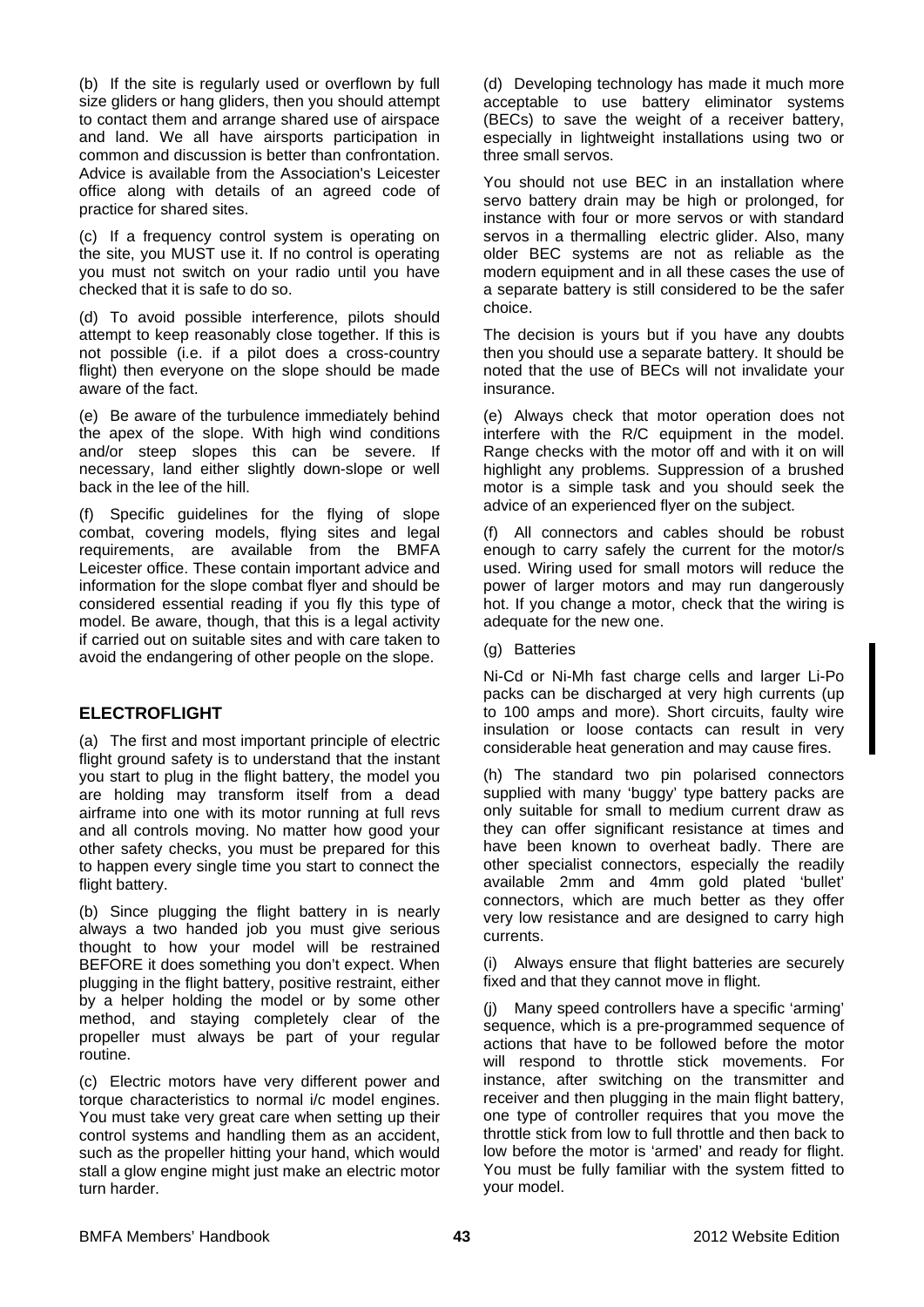(b) If the site is regularly used or overflown by full size gliders or hang gliders, then you should attempt to contact them and arrange shared use of airspace and land. We all have airsports participation in common and discussion is better than confrontation. Advice is available from the Association's Leicester office along with details of an agreed code of practice for shared sites.

(c) If a frequency control system is operating on the site, you MUST use it. If no control is operating you must not switch on your radio until you have checked that it is safe to do so.

(d) To avoid possible interference, pilots should attempt to keep reasonably close together. If this is not possible (i.e. if a pilot does a cross-country flight) then everyone on the slope should be made aware of the fact.

(e) Be aware of the turbulence immediately behind the apex of the slope. With high wind conditions and/or steep slopes this can be severe. If necessary, land either slightly down-slope or well back in the lee of the hill.

(f) Specific guidelines for the flying of slope combat, covering models, flying sites and legal requirements, are available from the BMFA Leicester office. These contain important advice and information for the slope combat flyer and should be considered essential reading if you fly this type of model. Be aware, though, that this is a legal activity if carried out on suitable sites and with care taken to avoid the endangering of other people on the slope.

## ELECTROFLIGHT

(a) The first and most important principle of electric flight ground safety is to understand that the instant you start to plug in the flight battery, the model you are holding may transform itself from a dead airframe into one with its motor running at full revs and all controls moving. No matter how good your other safety checks, you must be prepared for this to happen every single time you start to connect the flight battery.

(b) Since plugging the flight battery in is nearly always a two handed job you must give serious thought to how your model will be restrained BEFORE it does something you don't expect. When plugging in the flight battery, positive restraint, either by a helper holding the model or by some other method, and staying completely clear of the propeller must always be part of your regular routine.

(c) Electric motors have very different power and torque characteristics to normal i/c model engines. You must take very great care when setting up their control systems and handling them as an accident, such as the propeller hitting your hand, which would stall a glow engine might just make an electric motor turn harder.

(d) Developing technology has made it much more acceptable to use battery eliminator systems (BECs) to save the weight of a receiver battery, especially in lightweight installations using two or three small servos.

You should not use BEC in an installation where servo battery drain may be high or prolonged, for instance with four or more servos or with standard servos in a thermalling electric glider. Also, many older BEC systems are not as reliable as the modern equipment and in all these cases the use of a separate battery is still considered to be the safer choice.

The decision is yours but if you have any doubts then you should use a separate battery. It should be noted that the use of BECs will not invalidate your insurance.

(e) Always check that motor operation does not interfere with the R/C equipment in the model. Range checks with the motor off and with it on will highlight any problems. Suppression of a brushed motor is a simple task and you should seek the advice of an experienced flyer on the subject.

(f) All connectors and cables should be robust enough to carry safely the current for the motor/s used. Wiring used for small motors will reduce the power of larger motors and may run dangerously hot. If you change a motor, check that the wiring is adequate for the new one.

(g) Batteries

Ni-Cd or Ni-Mh fast charge cells and larger Li-Po packs can be discharged at very high currents (up to 100 amps and more). Short circuits, faulty wire insulation or loose contacts can result in very considerable heat generation and may cause fires.

(h) The standard two pin polarised connectors supplied with many 'buggy' type battery packs are only suitable for small to medium current draw as they can offer significant resistance at times and have been known to overheat badly. There are other specialist connectors, especially the readily available 2mm and 4mm gold plated 'bullet' connectors, which are much better as they offer very low resistance and are designed to carry high currents.

(i) Always ensure that flight batteries are securely fixed and that they cannot move in flight.

(j) Many speed controllers have a specific 'arming' sequence, which is a pre-programmed sequence of actions that have to be followed before the motor will respond to throttle stick movements. For instance, after switching on the transmitter and receiver and then plugging in the main flight battery, one type of controller requires that you move the throttle stick from low to full throttle and then back to low before the motor is 'armed' and ready for flight. You must be fully familiar with the system fitted to your model.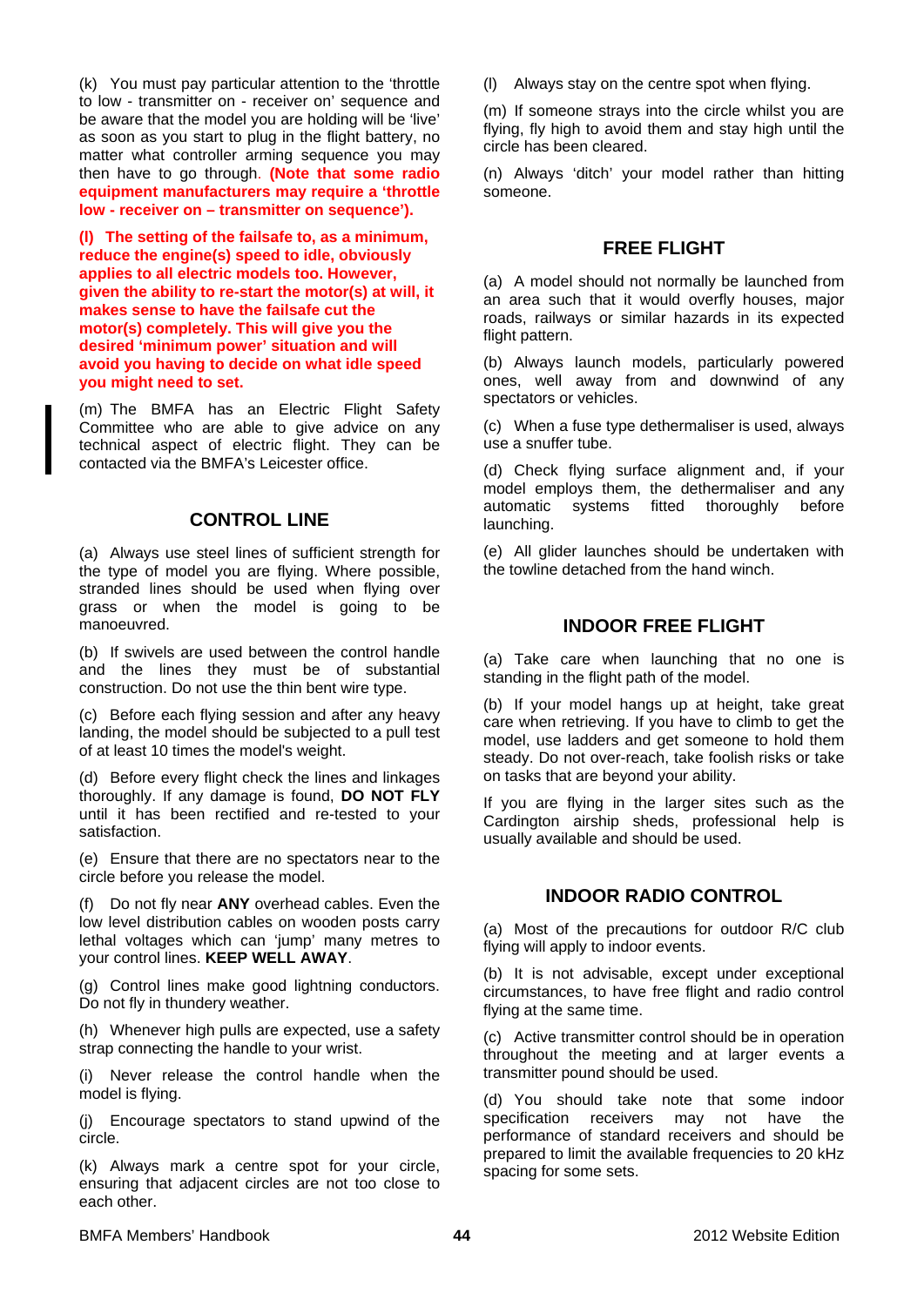(k) You must pay particular attention to the 'throttle to low - transmitter on - receiver on' sequence and be aware that the model you are holding will be 'live' as soon as you start to plug in the flight battery, no matter what controller arming sequence you may then have to go through. **(Note that some radio equipment manufacturers may require a 'throttle low - receiver on – transmitter on sequence').**

**(l) The setting of the failsafe to, as a minimum, reduce the engine(s) speed to idle, obviously applies to all electric models too. However, given the ability to re-start the motor(s) at will, it makes sense to have the failsafe cut the motor(s) completely. This will give you the desired 'minimum power' situation and will avoid you having to decide on what idle speed you might need to set.**

(m) The BMFA has an Electric Flight Safety Committee who are able to give advice on any technical aspect of electric flight. They can be contacted via the BMFA's Leicester office.

## CONTROL LINE

(a) Always use steel lines of sufficient strength for the type of model you are flying. Where possible, stranded lines should be used when flying over grass or when the model is going to be manoeuvred.

(b) If swivels are used between the control handle and the lines they must be of substantial construction. Do not use the thin bent wire type.

(c) Before each flying session and after any heavy landing, the model should be subjected to a pull test of at least 10 times the model's weight.

(d) Before every flight check the lines and linkages thoroughly. If any damage is found, **DO NOT FLY** until it has been rectified and re-tested to your satisfaction.

(e) Ensure that there are no spectators near to the circle before you release the model.

(f) Do not fly near **ANY** overhead cables. Even the low level distribution cables on wooden posts carry lethal voltages which can 'jump' many metres to your control lines. **KEEP WELL AWAY**.

(g) Control lines make good lightning conductors. Do not fly in thundery weather.

(h) Whenever high pulls are expected, use a safety strap connecting the handle to your wrist.

(i) Never release the control handle when the model is flying.

(j) Encourage spectators to stand upwind of the circle.

(k) Always mark a centre spot for your circle, ensuring that adjacent circles are not too close to each other.

(l) Always stay on the centre spot when flying.

(m) If someone strays into the circle whilst you are flying, fly high to avoid them and stay high until the circle has been cleared.

(n) Always 'ditch' your model rather than hitting someone.

## FREE FLIGHT

(a) A model should not normally be launched from an area such that it would overfly houses, major roads, railways or similar hazards in its expected flight pattern.

(b) Always launch models, particularly powered ones, well away from and downwind of any spectators or vehicles.

(c) When a fuse type dethermaliser is used, always use a snuffer tube.

(d) Check flying surface alignment and, if your model employs them, the dethermaliser and any automatic systems fitted thoroughly before launching.

(e) All glider launches should be undertaken with the towline detached from the hand winch.

## INDOOR FREE FLIGHT

(a) Take care when launching that no one is standing in the flight path of the model.

(b) If your model hangs up at height, take great care when retrieving. If you have to climb to get the model, use ladders and get someone to hold them steady. Do not over-reach, take foolish risks or take on tasks that are beyond your ability.

If you are flying in the larger sites such as the Cardington airship sheds, professional help is usually available and should be used.

## INDOOR RADIO CONTROL

(a) Most of the precautions for outdoor R/C club flying will apply to indoor events.

(b) It is not advisable, except under exceptional circumstances, to have free flight and radio control flying at the same time.

(c) Active transmitter control should be in operation throughout the meeting and at larger events a transmitter pound should be used.

(d) You should take note that some indoor specification receivers may not have the performance of standard receivers and should be prepared to limit the available frequencies to 20 kHz spacing for some sets.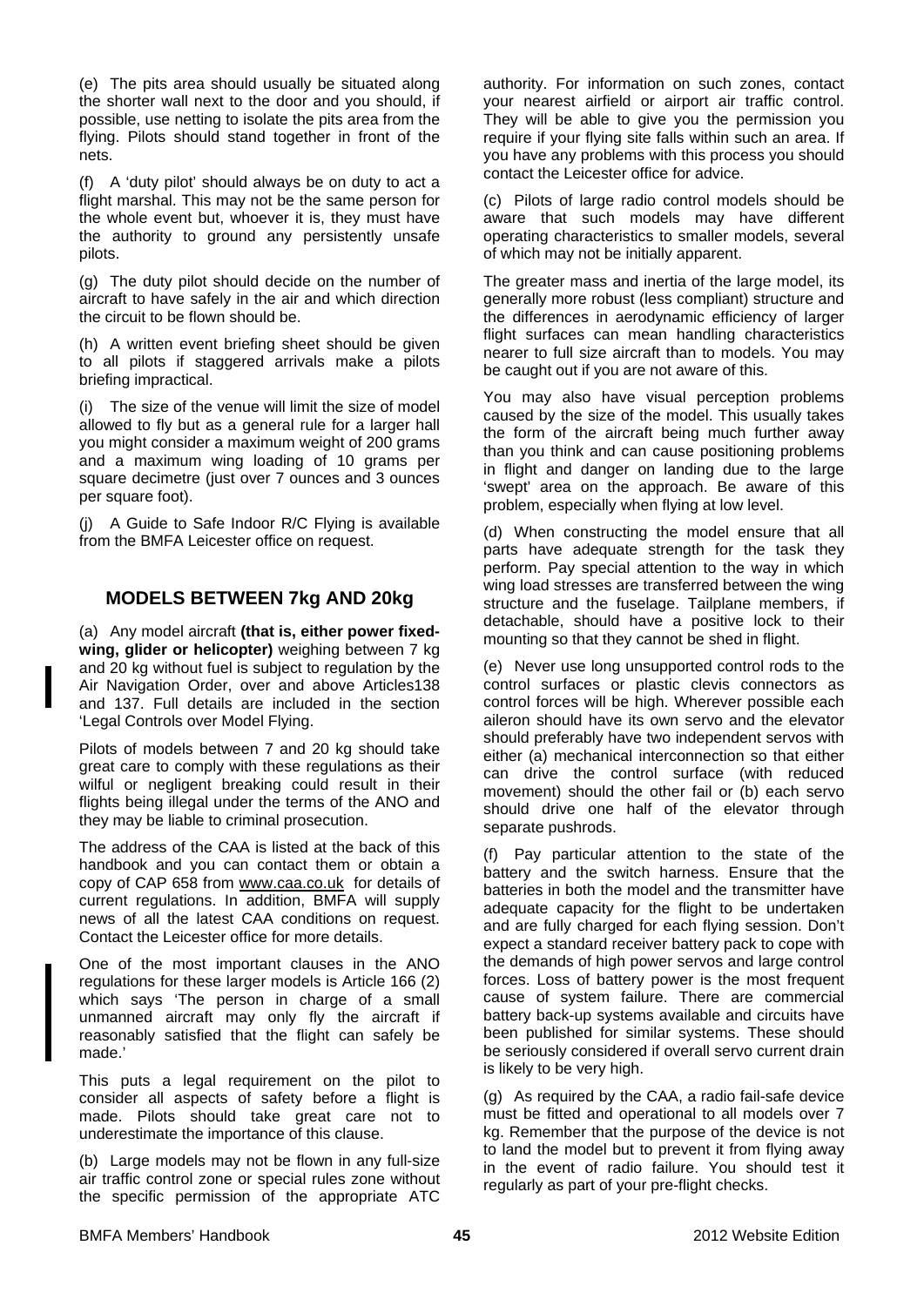(e) The pits area should usually be situated along the shorter wall next to the door and you should, if possible, use netting to isolate the pits area from the flying. Pilots should stand together in front of the nets.

(f) A 'duty pilot' should always be on duty to act a flight marshal. This may not be the same person for the whole event but, whoever it is, they must have the authority to ground any persistently unsafe pilots.

(g) The duty pilot should decide on the number of aircraft to have safely in the air and which direction the circuit to be flown should be.

(h) A written event briefing sheet should be given to all pilots if staggered arrivals make a pilots briefing impractical.

(i) The size of the venue will limit the size of model allowed to fly but as a general rule for a larger hall you might consider a maximum weight of 200 grams and a maximum wing loading of 10 grams per square decimetre (just over 7 ounces and 3 ounces per square foot).

(j) A Guide to Safe Indoor R/C Flying is available from the BMFA Leicester office on request.

## MODELS BETWEEN 7kg AND 20kg

(a) Any model aircraft **(that is, either power fixed-wing, glider or helicopter)** weighing between 7 kg and 20 kg without fuel is subject to regulation by the Air Navigation Order, over and above Articles138 and 137. Full details are included in the section 'Legal Controls over Model Flying.

Pilots of models between 7 and 20 kg should take great care to comply with these regulations as their wilful or negligent breaking could result in their flights being illegal under the terms of the ANO and they may be liable to criminal prosecution.

The address of the CAA is listed at the back of this handbook and you can contact them or obtain a copy of CAP 658 from www.caa.co.uk for details of current regulations. In addition, BMFA will supply news of all the latest CAA conditions on request. Contact the Leicester office for more details.

One of the most important clauses in the ANO regulations for these larger models is Article 166 (2) which says 'The person in charge of a small unmanned aircraft may only fly the aircraft if reasonably satisfied that the flight can safely be made.'

This puts a legal requirement on the pilot to consider all aspects of safety before a flight is made. Pilots should take great care not to underestimate the importance of this clause.

(b) Large models may not be flown in any full-size air traffic control zone or special rules zone without the specific permission of the appropriate ATC authority. For information on such zones, contact your nearest airfield or airport air traffic control. They will be able to give you the permission you require if your flying site falls within such an area. If you have any problems with this process you should contact the Leicester office for advice.

(c) Pilots of large radio control models should be aware that such models may have different operating characteristics to smaller models, several of which may not be initially apparent.

The greater mass and inertia of the large model, its generally more robust (less compliant) structure and the differences in aerodynamic efficiency of larger flight surfaces can mean handling characteristics nearer to full size aircraft than to models. You may be caught out if you are not aware of this.

You may also have visual perception problems caused by the size of the model. This usually takes the form of the aircraft being much further away than you think and can cause positioning problems in flight and danger on landing due to the large 'swept' area on the approach. Be aware of this problem, especially when flying at low level.

(d) When constructing the model ensure that all parts have adequate strength for the task they perform. Pay special attention to the way in which wing load stresses are transferred between the wing structure and the fuselage. Tailplane members, if detachable, should have a positive lock to their mounting so that they cannot be shed in flight.

(e) Never use long unsupported control rods to the control surfaces or plastic clevis connectors as control forces will be high. Wherever possible each aileron should have its own servo and the elevator should preferably have two independent servos with either (a) mechanical interconnection so that either can drive the control surface (with reduced movement) should the other fail or (b) each servo should drive one half of the elevator through separate pushrods.

(f) Pay particular attention to the state of the battery and the switch harness. Ensure that the batteries in both the model and the transmitter have adequate capacity for the flight to be undertaken and are fully charged for each flying session. Don't expect a standard receiver battery pack to cope with the demands of high power servos and large control forces. Loss of battery power is the most frequent cause of system failure. There are commercial battery back-up systems available and circuits have been published for similar systems. These should be seriously considered if overall servo current drain is likely to be very high.

(g) As required by the CAA, a radio fail-safe device must be fitted and operational to all models over 7 kg. Remember that the purpose of the device is not to land the model but to prevent it from flying away in the event of radio failure. You should test it regularly as part of your pre-flight checks.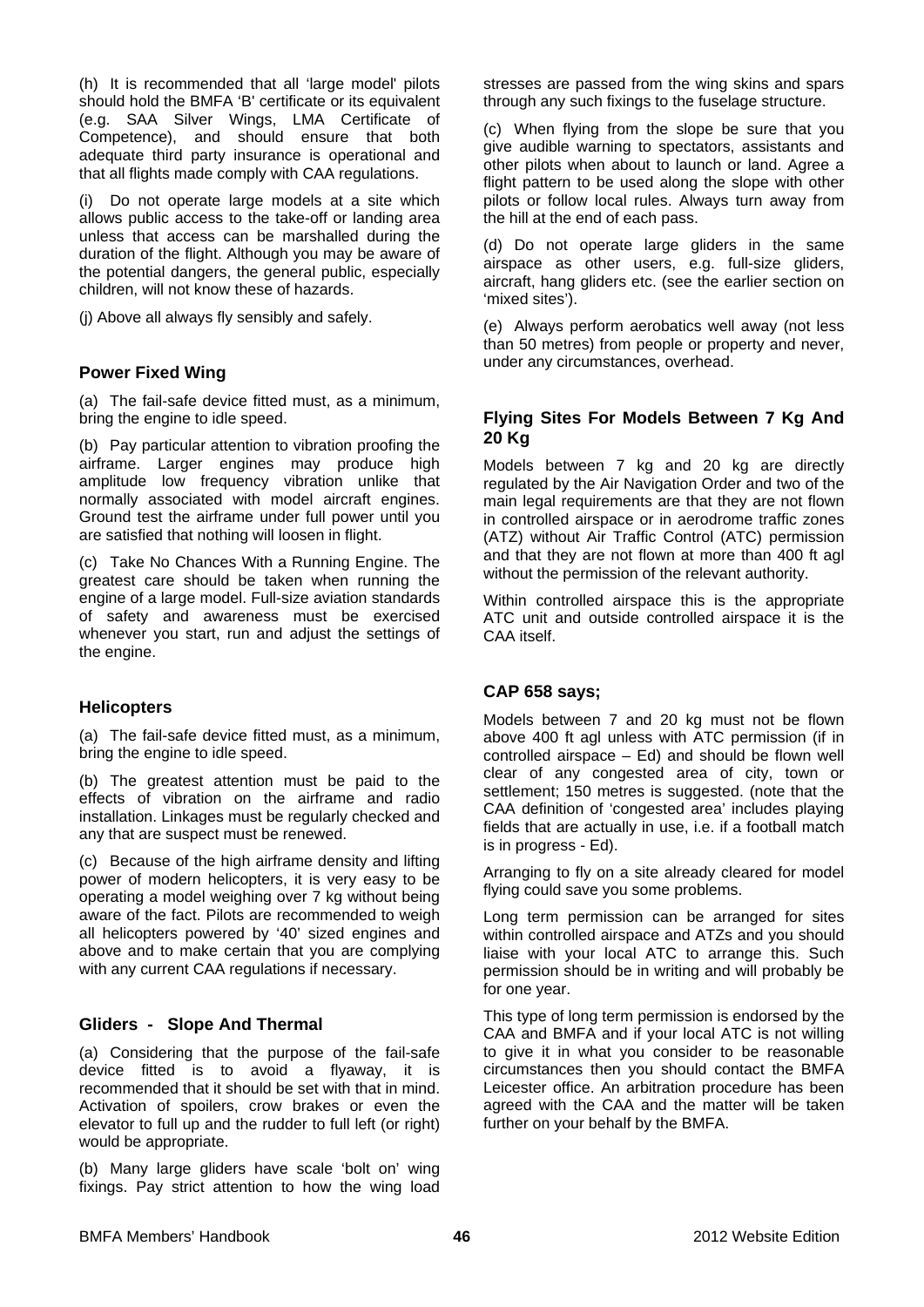(h) It is recommended that all 'large model' pilots should hold the BMFA 'B' certificate or its equivalent (e.g. SAA Silver Wings, LMA Certificate of Competence), and should ensure that both adequate third party insurance is operational and that all flights made comply with CAA regulations.

(i) Do not operate large models at a site which allows public access to the take-off or landing area unless that access can be marshalled during the duration of the flight. Although you may be aware of the potential dangers, the general public, especially children, will not know these of hazards.

(j) Above all always fly sensibly and safely.

### Power Fixed Wing

(a) The fail-safe device fitted must, as a minimum, bring the engine to idle speed.

(b) Pay particular attention to vibration proofing the airframe. Larger engines may produce high amplitude low frequency vibration unlike that normally associated with model aircraft engines. Ground test the airframe under full power until you are satisfied that nothing will loosen in flight.

(c) Take No Chances With a Running Engine. The greatest care should be taken when running the engine of a large model. Full-size aviation standards of safety and awareness must be exercised whenever you start, run and adjust the settings of the engine.

### Helicopters

(a) The fail-safe device fitted must, as a minimum, bring the engine to idle speed.

(b) The greatest attention must be paid to the effects of vibration on the airframe and radio installation. Linkages must be regularly checked and any that are suspect must be renewed.

(c) Because of the high airframe density and lifting power of modern helicopters, it is very easy to be operating a model weighing over 7 kg without being aware of the fact. Pilots are recommended to weigh all helicopters powered by '40' sized engines and above and to make certain that you are complying with any current CAA regulations if necessary.

### Gliders - Slope And Thermal

(a) Considering that the purpose of the fail-safe device fitted is to avoid a flyaway, it is recommended that it should be set with that in mind. Activation of spoilers, crow brakes or even the elevator to full up and the rudder to full left (or right) would be appropriate.

(b) Many large gliders have scale 'bolt on' wing fixings. Pay strict attention to how the wing load stresses are passed from the wing skins and spars through any such fixings to the fuselage structure.

(c) When flying from the slope be sure that you give audible warning to spectators, assistants and other pilots when about to launch or land. Agree a flight pattern to be used along the slope with other pilots or follow local rules. Always turn away from the hill at the end of each pass.

(d) Do not operate large gliders in the same airspace as other users, e.g. full-size gliders, aircraft, hang gliders etc. (see the earlier section on 'mixed sites').

(e) Always perform aerobatics well away (not less than 50 metres) from people or property and never, under any circumstances, overhead.

### Flying Sites For Models Between 7 Kg And 20 Kg

Models between 7 kg and 20 kg are directly regulated by the Air Navigation Order and two of the main legal requirements are that they are not flown in controlled airspace or in aerodrome traffic zones (ATZ) without Air Traffic Control (ATC) permission and that they are not flown at more than 400 ft agl without the permission of the relevant authority.

Within controlled airspace this is the appropriate ATC unit and outside controlled airspace it is the CAA itself.

### CAP 658 says;

Models between 7 and 20 kg must not be flown above 400 ft agl unless with ATC permission (if in controlled airspace – Ed) and should be flown well clear of any congested area of city, town or settlement; 150 metres is suggested. (note that the CAA definition of 'congested area' includes playing fields that are actually in use, i.e. if a football match is in progress - Ed).

Arranging to fly on a site already cleared for model flying could save you some problems.

Long term permission can be arranged for sites within controlled airspace and ATZs and you should liaise with your local ATC to arrange this. Such permission should be in writing and will probably be for one year.

This type of long term permission is endorsed by the CAA and BMFA and if your local ATC is not willing to give it in what you consider to be reasonable circumstances then you should contact the BMFA Leicester office. An arbitration procedure has been agreed with the CAA and the matter will be taken further on your behalf by the BMFA.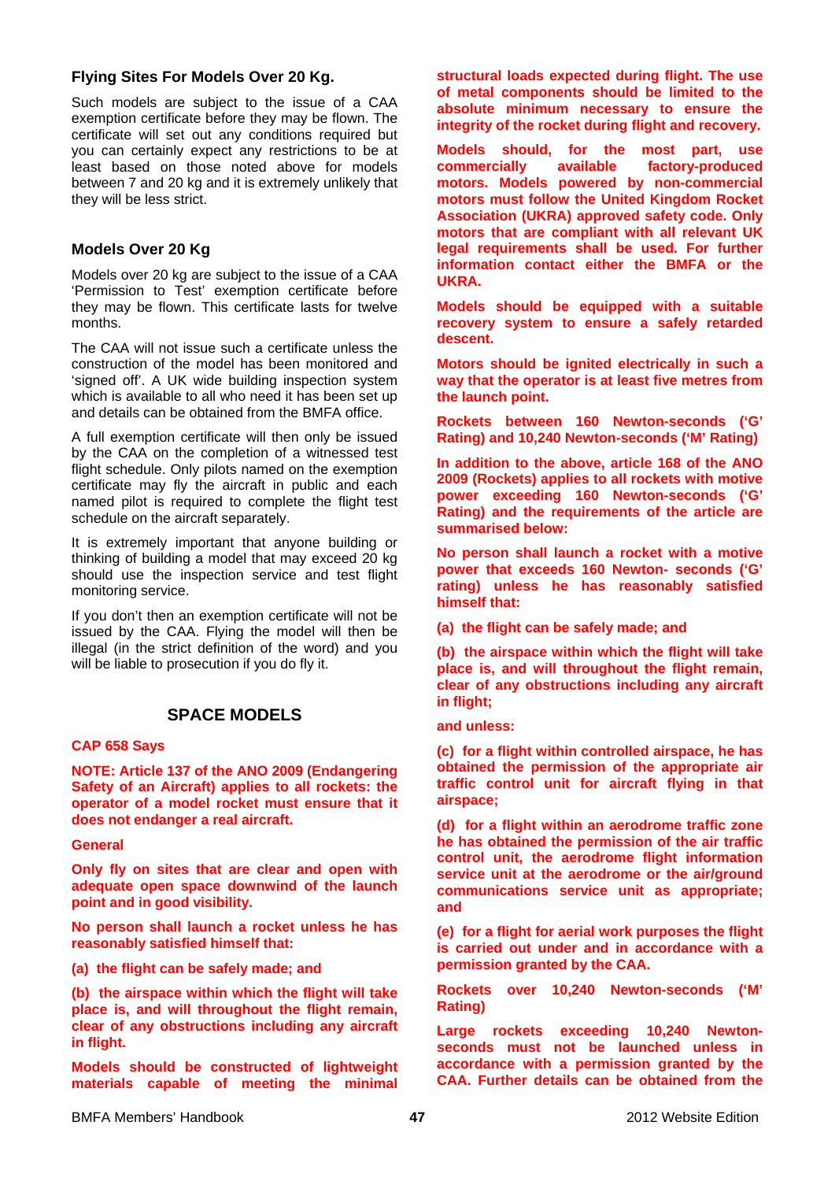### Flying Sites For Models Over 20 Kg.

Such models are subject to the issue of a CAA exemption certificate before they may be flown. The certificate will set out any conditions required but you can certainly expect any restrictions to be at least based on those noted above for models between 7 and 20 kg and it is extremely unlikely that they will be less strict.

### Models Over 20 Kg

Models over 20 kg are subject to the issue of a CAA 'Permission to Test' exemption certificate before they may be flown. This certificate lasts for twelve months.

The CAA will not issue such a certificate unless the construction of the model has been monitored and 'signed off'. A UK wide building inspection system which is available to all who need it has been set up and details can be obtained from the BMFA office.

A full exemption certificate will then only be issued by the CAA on the completion of a witnessed test flight schedule. Only pilots named on the exemption certificate may fly the aircraft in public and each named pilot is required to complete the flight test schedule on the aircraft separately.

It is extremely important that anyone building or thinking of building a model that may exceed 20 kg should use the inspection service and test flight monitoring service.

If you don't then an exemption certificate will not be issued by the CAA. Flying the model will then be illegal (in the strict definition of the word) and you will be liable to prosecution if you do fly it.

## SPACE MODELS

**CAP 658 Says**

**NOTE: Article 137 of the ANO 2009 (Endangering Safety of an Aircraft) applies to all rockets: the operator of a model rocket must ensure that it does not endanger a real aircraft.**

**General**

**Only fly on sites that are clear and open with adequate open space downwind of the launch point and in good visibility.**

**No person shall launch a rocket unless he has reasonably satisfied himself that:**

**(a) the flight can be safely made; and**

**(b) the airspace within which the flight will take place is, and will throughout the flight remain, clear of any obstructions including any aircraft in flight.**

**Models should be constructed of lightweight materials capable of meeting the minimal structural loads expected during flight. The use of metal components should be limited to the absolute minimum necessary to ensure the integrity of the rocket during flight and recovery.**

**Models should, for the most part, use commercially available factory-produced motors. Models powered by non-commercial motors must follow the United Kingdom Rocket Association (UKRA) approved safety code. Only motors that are compliant with all relevant UK legal requirements shall be used. For further information contact either the BMFA or the UKRA.**

**Models should be equipped with a suitable recovery system to ensure a safely retarded descent.**

**Motors should be ignited electrically in such a way that the operator is at least five metres from the launch point.**

**Rockets between 160 Newton-seconds ('G' Rating) and 10,240 Newton-seconds ('M' Rating)**

**In addition to the above, article 168 of the ANO 2009 (Rockets) applies to all rockets with motive power exceeding 160 Newton-seconds ('G' Rating) and the requirements of the article are summarised below:**

**No person shall launch a rocket with a motive power that exceeds 160 Newton- seconds ('G' rating) unless he has reasonably satisfied himself that:**

**(a) the flight can be safely made; and**

**(b) the airspace within which the flight will take place is, and will throughout the flight remain, clear of any obstructions including any aircraft in flight;**

**and unless:**

**(c) for a flight within controlled airspace, he has obtained the permission of the appropriate air traffic control unit for aircraft flying in that airspace;**

**(d) for a flight within an aerodrome traffic zone he has obtained the permission of the air traffic control unit, the aerodrome flight information service unit at the aerodrome or the air/ground communications service unit as appropriate; and**

**(e) for a flight for aerial work purposes the flight is carried out under and in accordance with a permission granted by the CAA.**

**Rockets over 10,240 Newton-seconds ('M' Rating)**

**Large rockets exceeding 10,240 Newton-seconds must not be launched unless in accordance with a permission granted by the CAA. Further details can be obtained from the**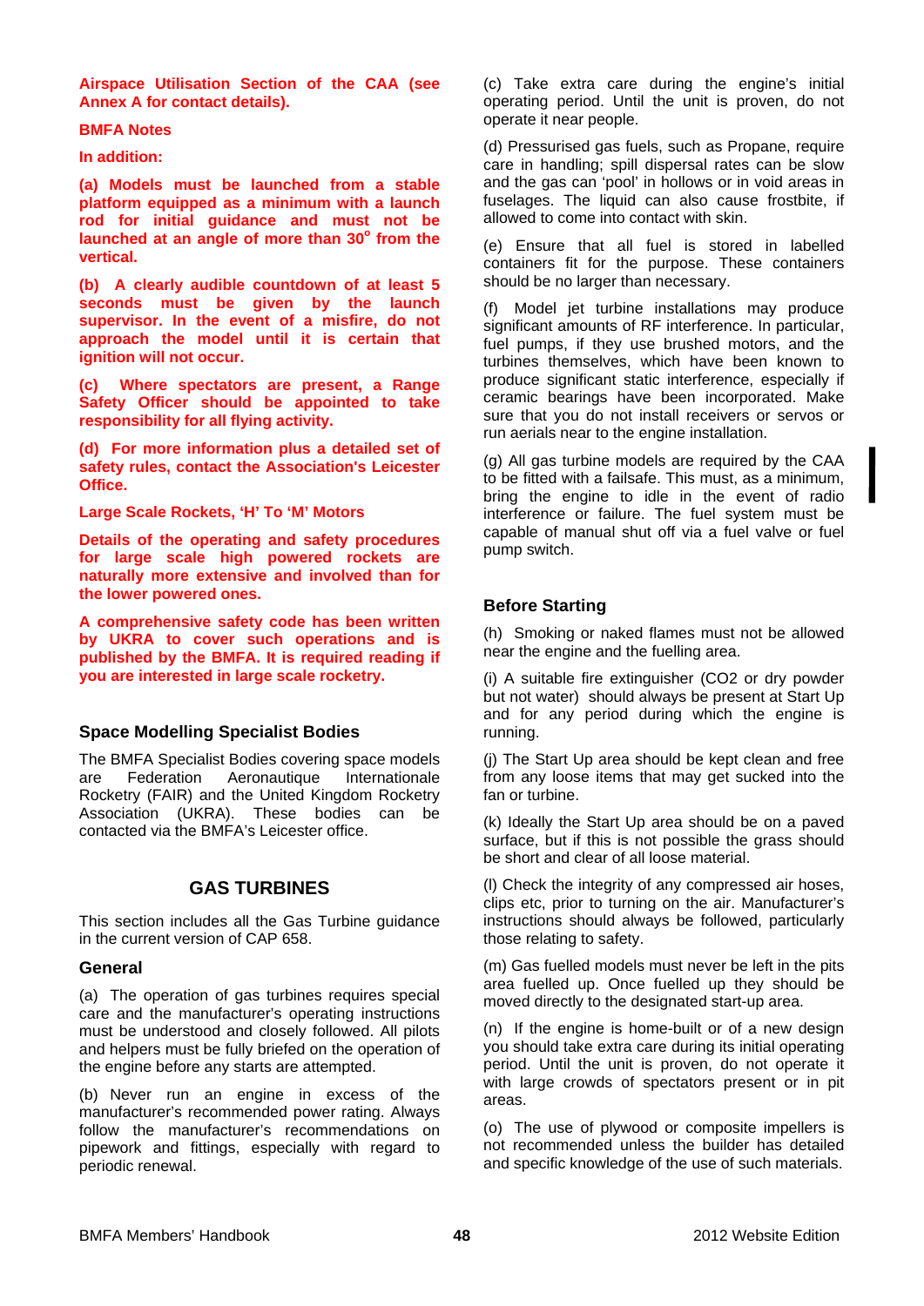**Airspace Utilisation Section of the CAA (see Annex A for contact details).**

**BMFA Notes**

**In addition:**

**(a) Models must be launched from a stable platform equipped as a minimum with a launch rod for initial guidance and must not be launched at an angle of more than 30° from the vertical.**

**(b) A clearly audible countdown of at least 5 seconds must be given by the launch supervisor. In the event of a misfire, do not approach the model until it is certain that ignition will not occur.**

**(c) Where spectators are present, a Range Safety Officer should be appointed to take responsibility for all flying activity.**

**(d) For more information plus a detailed set of safety rules, contact the Association's Leicester Office.**

**Large Scale Rockets, 'H' To 'M' Motors**

**Details of the operating and safety procedures for large scale high powered rockets are naturally more extensive and involved than for the lower powered ones.**

**A comprehensive safety code has been written by UKRA to cover such operations and is published by the BMFA. It is required reading if you are interested in large scale rocketry.**

### Space Modelling Specialist Bodies

The BMFA Specialist Bodies covering space models are Federation Aeronautique Internationale Rocketry (FAIR) and the United Kingdom Rocketry Association (UKRA). These bodies can be contacted via the BMFA's Leicester office.

## GAS TURBINES

This section includes all the Gas Turbine guidance in the current version of CAP 658.

### General

(a) The operation of gas turbines requires special care and the manufacturer's operating instructions must be understood and closely followed. All pilots and helpers must be fully briefed on the operation of the engine before any starts are attempted.

(b) Never run an engine in excess of the manufacturer's recommended power rating. Always follow the manufacturer's recommendations on pipework and fittings, especially with regard to periodic renewal.

(c) Take extra care during the engine's initial operating period. Until the unit is proven, do not operate it near people.

(d) Pressurised gas fuels, such as Propane, require care in handling; spill dispersal rates can be slow and the gas can 'pool' in hollows or in void areas in fuselages. The liquid can also cause frostbite, if allowed to come into contact with skin.

(e) Ensure that all fuel is stored in labelled containers fit for the purpose. These containers should be no larger than necessary.

(f) Model jet turbine installations may produce significant amounts of RF interference. In particular, fuel pumps, if they use brushed motors, and the turbines themselves, which have been known to produce significant static interference, especially if ceramic bearings have been incorporated. Make sure that you do not install receivers or servos or run aerials near to the engine installation.

(g) All gas turbine models are required by the CAA to be fitted with a failsafe. This must, as a minimum, bring the engine to idle in the event of radio interference or failure. The fuel system must be capable of manual shut off via a fuel valve or fuel pump switch.

### Before Starting

(h) Smoking or naked flames must not be allowed near the engine and the fuelling area.

(i) A suitable fire extinguisher (CO2 or dry powder but not water) should always be present at Start Up and for any period during which the engine is running.

(j) The Start Up area should be kept clean and free from any loose items that may get sucked into the fan or turbine.

(k) Ideally the Start Up area should be on a paved surface, but if this is not possible the grass should be short and clear of all loose material.

(l) Check the integrity of any compressed air hoses, clips etc, prior to turning on the air. Manufacturer's instructions should always be followed, particularly those relating to safety.

(m) Gas fuelled models must never be left in the pits area fuelled up. Once fuelled up they should be moved directly to the designated start-up area.

(n) If the engine is home-built or of a new design you should take extra care during its initial operating period. Until the unit is proven, do not operate it with large crowds of spectators present or in pit areas.

(o) The use of plywood or composite impellers is not recommended unless the builder has detailed and specific knowledge of the use of such materials.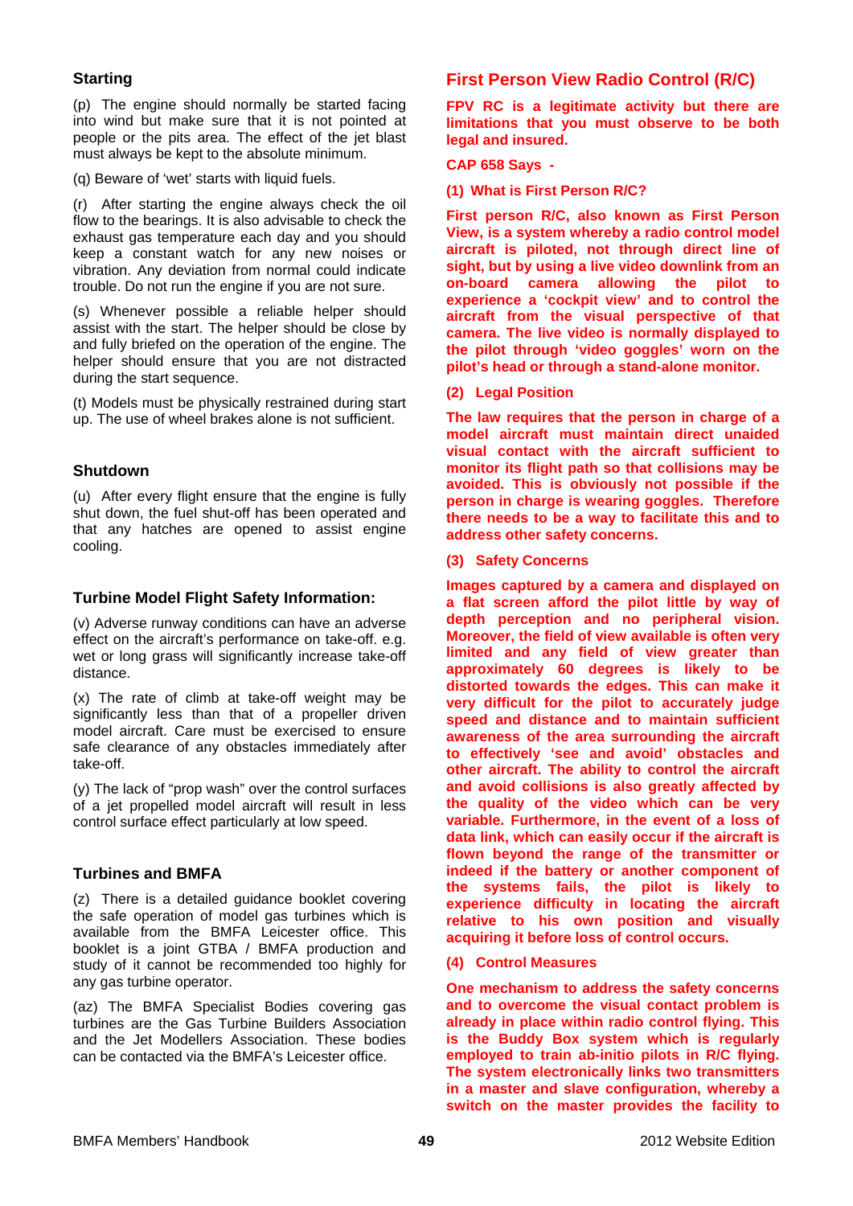### Starting

(p) The engine should normally be started facing into wind but make sure that it is not pointed at people or the pits area. The effect of the jet blast must always be kept to the absolute minimum.

(q) Beware of 'wet' starts with liquid fuels.

(r) After starting the engine always check the oil flow to the bearings. It is also advisable to check the exhaust gas temperature each day and you should keep a constant watch for any new noises or vibration. Any deviation from normal could indicate trouble. Do not run the engine if you are not sure.

(s) Whenever possible a reliable helper should assist with the start. The helper should be close by and fully briefed on the operation of the engine. The helper should ensure that you are not distracted during the start sequence.

(t) Models must be physically restrained during start up. The use of wheel brakes alone is not sufficient.

### Shutdown

(u) After every flight ensure that the engine is fully shut down, the fuel shut-off has been operated and that any hatches are opened to assist engine cooling.

### Turbine Model Flight Safety Information:

(v) Adverse runway conditions can have an adverse effect on the aircraft's performance on take-off. e.g. wet or long grass will significantly increase take-off distance.

(x) The rate of climb at take-off weight may be significantly less than that of a propeller driven model aircraft. Care must be exercised to ensure safe clearance of any obstacles immediately after take-off.

(y) The lack of "prop wash" over the control surfaces of a jet propelled model aircraft will result in less control surface effect particularly at low speed.

### Turbines and BMFA

(z) There is a detailed guidance booklet covering the safe operation of model gas turbines which is available from the BMFA Leicester office. This booklet is a joint GTBA / BMFA production and study of it cannot be recommended too highly for any gas turbine operator.

(az) The BMFA Specialist Bodies covering gas turbines are the Gas Turbine Builders Association and the Jet Modellers Association. These bodies can be contacted via the BMFA's Leicester office.

## First Person View Radio Control (R/C)

**FPV RC is a legitimate activity but there are limitations that you must observe to be both legal and insured.**

**CAP 658 Says -**

**(1) What is First Person R/C?**

**First person R/C, also known as First Person View, is a system whereby a radio control model aircraft is piloted, not through direct line of sight, but by using a live video downlink from an on-board camera allowing the pilot to experience a 'cockpit view' and to control the aircraft from the visual perspective of that camera. The live video is normally displayed to the pilot through 'video goggles' worn on the pilot's head or through a stand-alone monitor.**

**(2) Legal Position**

**The law requires that the person in charge of a model aircraft must maintain direct unaided visual contact with the aircraft sufficient to monitor its flight path so that collisions may be avoided. This is obviously not possible if the person in charge is wearing goggles. Therefore there needs to be a way to facilitate this and to address other safety concerns.**

**(3) Safety Concerns**

**Images captured by a camera and displayed on a flat screen afford the pilot little by way of depth perception and no peripheral vision. Moreover, the field of view available is often very limited and any field of view greater than approximately 60 degrees is likely to be distorted towards the edges. This can make it very difficult for the pilot to accurately judge speed and distance and to maintain sufficient awareness of the area surrounding the aircraft to effectively 'see and avoid' obstacles and other aircraft. The ability to control the aircraft and avoid collisions is also greatly affected by the quality of the video which can be very variable. Furthermore, in the event of a loss of data link, which can easily occur if the aircraft is flown beyond the range of the transmitter or indeed if the battery or another component of the systems fails, the pilot is likely to experience difficulty in locating the aircraft relative to his own position and visually acquiring it before loss of control occurs.**

**(4) Control Measures**

**One mechanism to address the safety concerns and to overcome the visual contact problem is already in place within radio control flying. This is the Buddy Box system which is regularly employed to train ab-initio pilots in R/C flying. The system electronically links two transmitters in a master and slave configuration, whereby a switch on the master provides the facility to**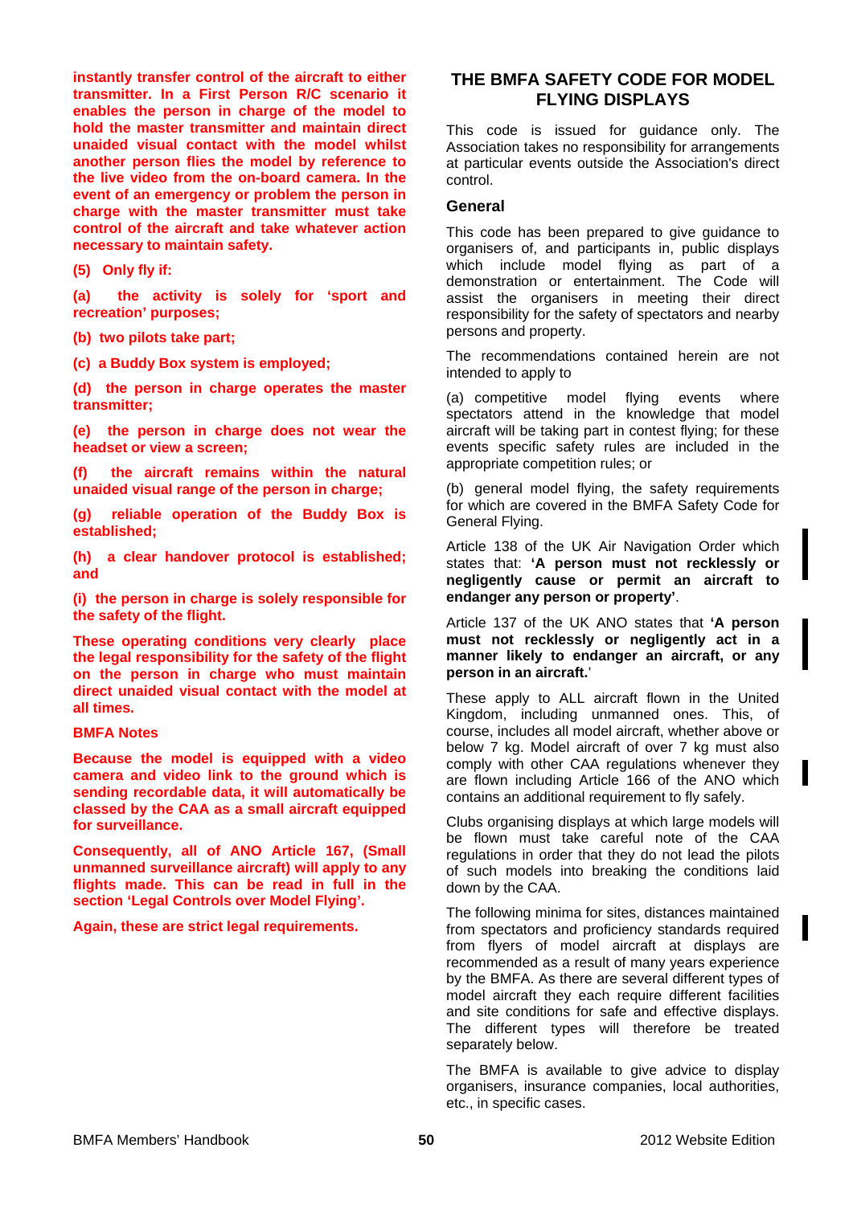**instantly transfer control of the aircraft to either transmitter. In a First Person R/C scenario it enables the person in charge of the model to hold the master transmitter and maintain direct unaided visual contact with the model whilst another person flies the model by reference to the live video from the on-board camera. In the event of an emergency or problem the person in charge with the master transmitter must take control of the aircraft and take whatever action necessary to maintain safety.**

**(5) Only fly if:**

**(a) the activity is solely for 'sport and recreation' purposes;**

**(b) two pilots take part;**

**(c) a Buddy Box system is employed;**

**(d) the person in charge operates the master transmitter;**

**(e) the person in charge does not wear the headset or view a screen;**

**(f) the aircraft remains within the natural unaided visual range of the person in charge;**

**(g) reliable operation of the Buddy Box is established;**

**(h) a clear handover protocol is established; and**

**(i) the person in charge is solely responsible for the safety of the flight.**

**These operating conditions very clearly place the legal responsibility for the safety of the flight on the person in charge who must maintain direct unaided visual contact with the model at all times.**

**BMFA Notes**

**Because the model is equipped with a video camera and video link to the ground which is sending recordable data, it will automatically be classed by the CAA as a small aircraft equipped for surveillance.**

**Consequently, all of ANO Article 167, (Small unmanned surveillance aircraft) will apply to any flights made. This can be read in full in the section 'Legal Controls over Model Flying'.**

**Again, these are strict legal requirements.**

## THE BMFA SAFETY CODE FOR MODEL FLYING DISPLAYS

This code is issued for guidance only. The Association takes no responsibility for arrangements at particular events outside the Association's direct control.

### General

This code has been prepared to give guidance to organisers of, and participants in, public displays which include model flying as part of a demonstration or entertainment. The Code will assist the organisers in meeting their direct responsibility for the safety of spectators and nearby persons and property.

The recommendations contained herein are not intended to apply to

(a) competitive model flying events where spectators attend in the knowledge that model aircraft will be taking part in contest flying; for these events specific safety rules are included in the appropriate competition rules; or

(b) general model flying, the safety requirements for which are covered in the BMFA Safety Code for General Flying.

Article 138 of the UK Air Navigation Order which states that: **'A person must not recklessly or negligently cause or permit an aircraft to endanger any person or property'**.

Article 137 of the UK ANO states that **'A person must not recklessly or negligently act in a manner likely to endanger an aircraft, or any person in an aircraft.**'

These apply to ALL aircraft flown in the United Kingdom, including unmanned ones. This, of course, includes all model aircraft, whether above or below 7 kg. Model aircraft of over 7 kg must also comply with other CAA regulations whenever they are flown including Article 166 of the ANO which contains an additional requirement to fly safely.

Clubs organising displays at which large models will be flown must take careful note of the CAA regulations in order that they do not lead the pilots of such models into breaking the conditions laid down by the CAA.

The following minima for sites, distances maintained from spectators and proficiency standards required from flyers of model aircraft at displays are recommended as a result of many years experience by the BMFA. As there are several different types of model aircraft they each require different facilities and site conditions for safe and effective displays. The different types will therefore be treated separately below.

The BMFA is available to give advice to display organisers, insurance companies, local authorities, etc., in specific cases.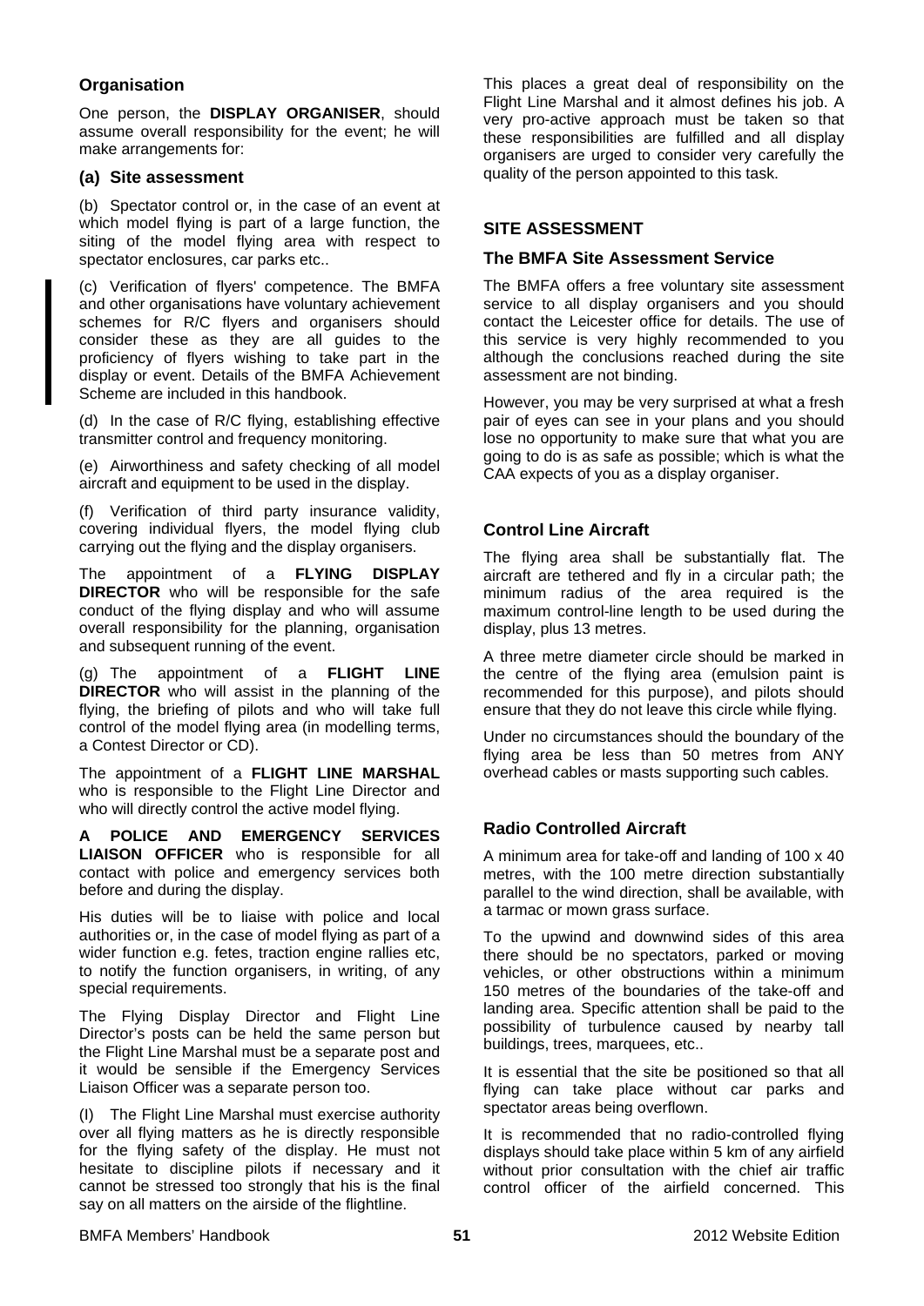### Organisation

One person, the **DISPLAY ORGANISER**, should assume overall responsibility for the event; he will make arrangements for:

#### (a) Site assessment

(b) Spectator control or, in the case of an event at which model flying is part of a large function, the siting of the model flying area with respect to spectator enclosures, car parks etc..

(c) Verification of flyers' competence. The BMFA and other organisations have voluntary achievement schemes for R/C flyers and organisers should consider these as they are all guides to the proficiency of flyers wishing to take part in the display or event. Details of the BMFA Achievement Scheme are included in this handbook.

(d) In the case of R/C flying, establishing effective transmitter control and frequency monitoring.

(e) Airworthiness and safety checking of all model aircraft and equipment to be used in the display.

(f) Verification of third party insurance validity, covering individual flyers, the model flying club carrying out the flying and the display organisers.

The appointment of a **FLYING DISPLAY DIRECTOR** who will be responsible for the safe conduct of the flying display and who will assume overall responsibility for the planning, organisation and subsequent running of the event.

(g) The appointment of a **FLIGHT LINE DIRECTOR** who will assist in the planning of the flying, the briefing of pilots and who will take full control of the model flying area (in modelling terms, a Contest Director or CD).

The appointment of a **FLIGHT LINE MARSHAL** who is responsible to the Flight Line Director and who will directly control the active model flying.

**A POLICE AND EMERGENCY SERVICES LIAISON OFFICER** who is responsible for all contact with police and emergency services both before and during the display.

His duties will be to liaise with police and local authorities or, in the case of model flying as part of a wider function e.g. fetes, traction engine rallies etc, to notify the function organisers, in writing, of any special requirements.

The Flying Display Director and Flight Line Director's posts can be held the same person but the Flight Line Marshal must be a separate post and it would be sensible if the Emergency Services Liaison Officer was a separate person too.

(I) The Flight Line Marshal must exercise authority over all flying matters as he is directly responsible for the flying safety of the display. He must not hesitate to discipline pilots if necessary and it cannot be stressed too strongly that his is the final say on all matters on the airside of the flightline.

This places a great deal of responsibility on the Flight Line Marshal and it almost defines his job. A very pro-active approach must be taken so that these responsibilities are fulfilled and all display organisers are urged to consider very carefully the quality of the person appointed to this task.

### SITE ASSESSMENT

#### The BMFA Site Assessment Service

The BMFA offers a free voluntary site assessment service to all display organisers and you should contact the Leicester office for details. The use of this service is very highly recommended to you although the conclusions reached during the site assessment are not binding.

However, you may be very surprised at what a fresh pair of eyes can see in your plans and you should lose no opportunity to make sure that what you are going to do is as safe as possible; which is what the CAA expects of you as a display organiser.

### Control Line Aircraft

The flying area shall be substantially flat. The aircraft are tethered and fly in a circular path; the minimum radius of the area required is the maximum control-line length to be used during the display, plus 13 metres.

A three metre diameter circle should be marked in the centre of the flying area (emulsion paint is recommended for this purpose), and pilots should ensure that they do not leave this circle while flying.

Under no circumstances should the boundary of the flying area be less than 50 metres from ANY overhead cables or masts supporting such cables.

### Radio Controlled Aircraft

A minimum area for take-off and landing of 100 x 40 metres, with the 100 metre direction substantially parallel to the wind direction, shall be available, with a tarmac or mown grass surface.

To the upwind and downwind sides of this area there should be no spectators, parked or moving vehicles, or other obstructions within a minimum 150 metres of the boundaries of the take-off and landing area. Specific attention shall be paid to the possibility of turbulence caused by nearby tall buildings, trees, marquees, etc..

It is essential that the site be positioned so that all flying can take place without car parks and spectator areas being overflown.

It is recommended that no radio-controlled flying displays should take place within 5 km of any airfield without prior consultation with the chief air traffic control officer of the airfield concerned. This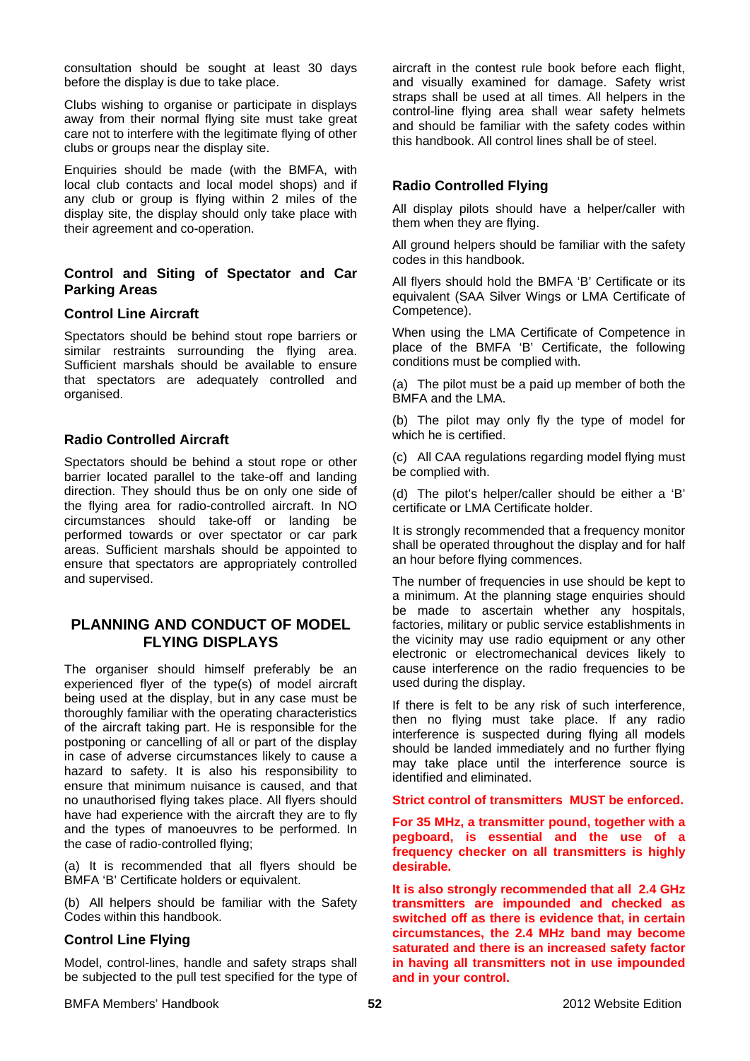consultation should be sought at least 30 days before the display is due to take place.

Clubs wishing to organise or participate in displays away from their normal flying site must take great care not to interfere with the legitimate flying of other clubs or groups near the display site.

Enquiries should be made (with the BMFA, with local club contacts and local model shops) and if any club or group is flying within 2 miles of the display site, the display should only take place with their agreement and co-operation.

### Control and Siting of Spectator and Car Parking Areas

#### Control Line Aircraft

Spectators should be behind stout rope barriers or similar restraints surrounding the flying area. Sufficient marshals should be available to ensure that spectators are adequately controlled and organised.

#### Radio Controlled Aircraft

Spectators should be behind a stout rope or other barrier located parallel to the take-off and landing direction. They should thus be on only one side of the flying area for radio-controlled aircraft. In NO circumstances should take-off or landing be performed towards or over spectator or car park areas. Sufficient marshals should be appointed to ensure that spectators are appropriately controlled and supervised.

## PLANNING AND CONDUCT OF MODEL FLYING DISPLAYS

The organiser should himself preferably be an experienced flyer of the type(s) of model aircraft being used at the display, but in any case must be thoroughly familiar with the operating characteristics of the aircraft taking part. He is responsible for the postponing or cancelling of all or part of the display in case of adverse circumstances likely to cause a hazard to safety. It is also his responsibility to ensure that minimum nuisance is caused, and that no unauthorised flying takes place. All flyers should have had experience with the aircraft they are to fly and the types of manoeuvres to be performed. In the case of radio-controlled flying;

(a) It is recommended that all flyers should be BMFA 'B' Certificate holders or equivalent.

(b) All helpers should be familiar with the Safety Codes within this handbook.

#### Control Line Flying

Model, control-lines, handle and safety straps shall be subjected to the pull test specified for the type of aircraft in the contest rule book before each flight, and visually examined for damage. Safety wrist straps shall be used at all times. All helpers in the control-line flying area shall wear safety helmets and should be familiar with the safety codes within this handbook. All control lines shall be of steel.

#### Radio Controlled Flying

All display pilots should have a helper/caller with them when they are flying.

All ground helpers should be familiar with the safety codes in this handbook.

All flyers should hold the BMFA 'B' Certificate or its equivalent (SAA Silver Wings or LMA Certificate of Competence).

When using the LMA Certificate of Competence in place of the BMFA 'B' Certificate, the following conditions must be complied with.

(a) The pilot must be a paid up member of both the BMFA and the LMA.

(b) The pilot may only fly the type of model for which he is certified.

(c) All CAA regulations regarding model flying must be complied with.

(d) The pilot's helper/caller should be either a 'B' certificate or LMA Certificate holder.

It is strongly recommended that a frequency monitor shall be operated throughout the display and for half an hour before flying commences.

The number of frequencies in use should be kept to a minimum. At the planning stage enquiries should be made to ascertain whether any hospitals, factories, military or public service establishments in the vicinity may use radio equipment or any other electronic or electromechanical devices likely to cause interference on the radio frequencies to be used during the display.

If there is felt to be any risk of such interference, then no flying must take place. If any radio interference is suspected during flying all models should be landed immediately and no further flying may take place until the interference source is identified and eliminated.

**Strict control of transmitters MUST be enforced.**

**For 35 MHz, a transmitter pound, together with a pegboard, is essential and the use of a frequency checker on all transmitters is highly desirable.**

**It is also strongly recommended that all 2.4 GHz transmitters are impounded and checked as switched off as there is evidence that, in certain circumstances, the 2.4 MHz band may become saturated and there is an increased safety factor in having all transmitters not in use impounded and in your control.**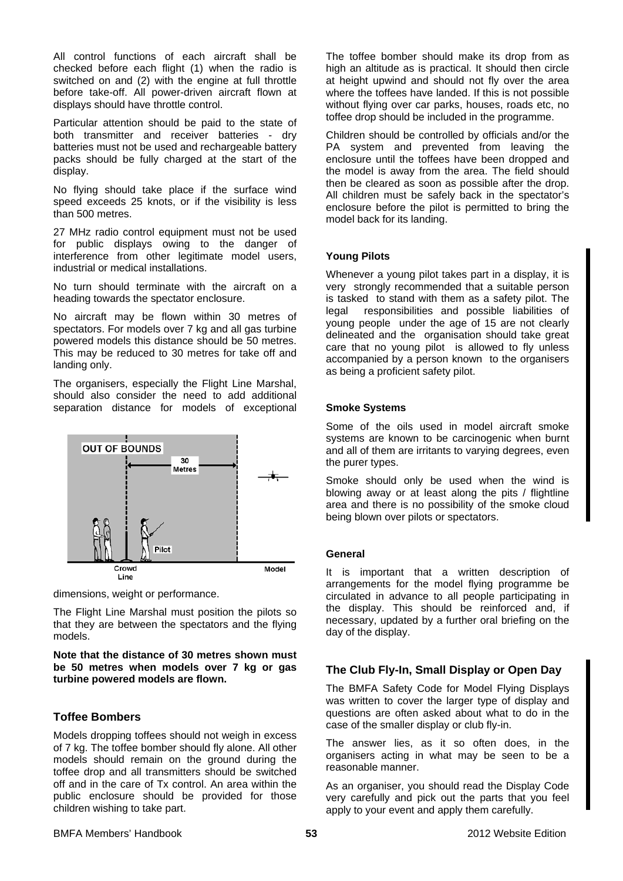All control functions of each aircraft shall be checked before each flight (1) when the radio is switched on and (2) with the engine at full throttle before take-off. All power-driven aircraft flown at displays should have throttle control.

Particular attention should be paid to the state of both transmitter and receiver batteries - dry batteries must not be used and rechargeable battery packs should be fully charged at the start of the display.

No flying should take place if the surface wind speed exceeds 25 knots, or if the visibility is less than 500 metres.

27 MHz radio control equipment must not be used for public displays owing to the danger of interference from other legitimate model users, industrial or medical installations.

No turn should terminate with the aircraft on a heading towards the spectator enclosure.

No aircraft may be flown within 30 metres of spectators. For models over 7 kg and all gas turbine powered models this distance should be 50 metres. This may be reduced to 30 metres for take off and landing only.

The organisers, especially the Flight Line Marshal, should also consider the need to add additional separation distance for models of exceptional dimensions, weight or performance.

The Flight Line Marshal must position the pilots so that they are between the spectators and the flying models.

**Note that the distance of 30 metres shown must be 50 metres when models over 7 kg or gas turbine powered models are flown.**

### Toffee Bombers

Models dropping toffees should not weigh in excess of 7 kg. The toffee bomber should fly alone. All other models should remain on the ground during the toffee drop and all transmitters should be switched off and in the care of Tx control. An area within the public enclosure should be provided for those children wishing to take part.

The toffee bomber should make its drop from as high an altitude as is practical. It should then circle at height upwind and should not fly over the area where the toffees have landed. If this is not possible without flying over car parks, houses, roads etc, no toffee drop should be included in the programme.

Children should be controlled by officials and/or the PA system and prevented from leaving the enclosure until the toffees have been dropped and the model is away from the area. The field should then be cleared as soon as possible after the drop. All children must be safely back in the spectator's enclosure before the pilot is permitted to bring the model back for its landing.

#### Young Pilots

Whenever a young pilot takes part in a display, it is very strongly recommended that a suitable person is tasked to stand with them as a safety pilot. The legal responsibilities and possible liabilities of young people under the age of 15 are not clearly delineated and the organisation should take great care that no young pilot is allowed to fly unless accompanied by a person known to the organisers as being a proficient safety pilot.

#### Smoke Systems

Some of the oils used in model aircraft smoke systems are known to be carcinogenic when burnt and all of them are irritants to varying degrees, even the purer types.

Smoke should only be used when the wind is blowing away or at least along the pits / flightline area and there is no possibility of the smoke cloud being blown over pilots or spectators.

#### General

It is important that a written description of arrangements for the model flying programme be circulated in advance to all people participating in the display. This should be reinforced and, if necessary, updated by a further oral briefing on the day of the display.

### The Club Fly-In, Small Display or Open Day

The BMFA Safety Code for Model Flying Displays was written to cover the larger type of display and questions are often asked about what to do in the case of the smaller display or club fly-in.

The answer lies, as it so often does, in the organisers acting in what may be seen to be a reasonable manner.

As an organiser, you should read the Display Code very carefully and pick out the parts that you feel apply to your event and apply them carefully.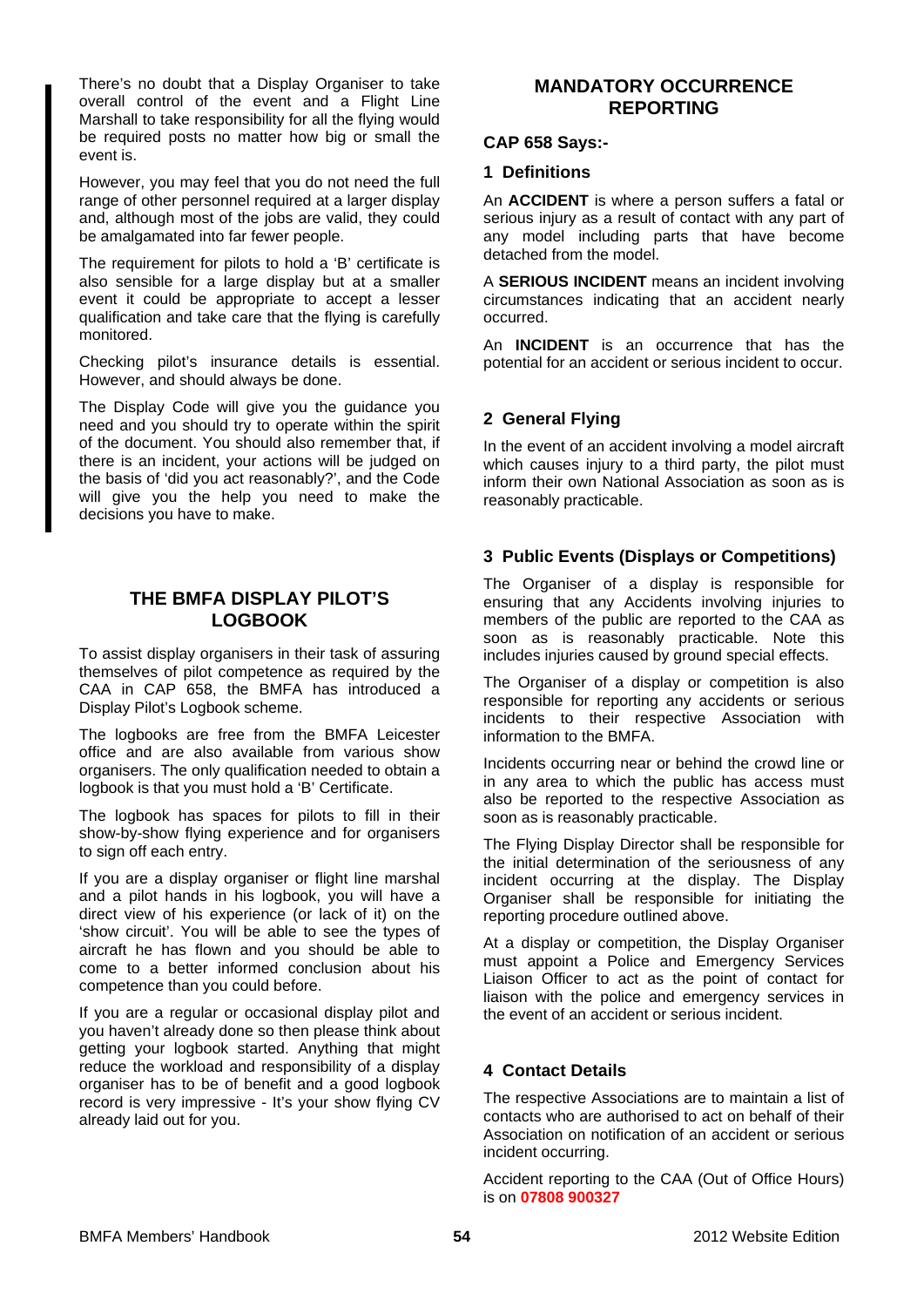There's no doubt that a Display Organiser to take overall control of the event and a Flight Line Marshall to take responsibility for all the flying would be required posts no matter how big or small the event is.

However, you may feel that you do not need the full range of other personnel required at a larger display and, although most of the jobs are valid, they could be amalgamated into far fewer people.

The requirement for pilots to hold a 'B' certificate is also sensible for a large display but at a smaller event it could be appropriate to accept a lesser qualification and take care that the flying is carefully monitored.

Checking pilot's insurance details is essential. However, and should always be done.

The Display Code will give you the guidance you need and you should try to operate within the spirit of the document. You should also remember that, if there is an incident, your actions will be judged on the basis of 'did you act reasonably?', and the Code will give you the help you need to make the decisions you have to make.

## THE BMFA DISPLAY PILOT'S LOGBOOK

To assist display organisers in their task of assuring themselves of pilot competence as required by the CAA in CAP 658, the BMFA has introduced a Display Pilot's Logbook scheme.

The logbooks are free from the BMFA Leicester office and are also available from various show organisers. The only qualification needed to obtain a logbook is that you must hold a 'B' Certificate.

The logbook has spaces for pilots to fill in their show-by-show flying experience and for organisers to sign off each entry.

If you are a display organiser or flight line marshal and a pilot hands in his logbook, you will have a direct view of his experience (or lack of it) on the 'show circuit'. You will be able to see the types of aircraft he has flown and you should be able to come to a better informed conclusion about his competence than you could before.

If you are a regular or occasional display pilot and you haven't already done so then please think about getting your logbook started. Anything that might reduce the workload and responsibility of a display organiser has to be of benefit and a good logbook record is very impressive - It's your show flying CV already laid out for you.

## MANDATORY OCCURRENCE REPORTING

**CAP 658 Says:-**

### 1 Definitions

An **ACCIDENT** is where a person suffers a fatal or serious injury as a result of contact with any part of any model including parts that have become detached from the model.

A **SERIOUS INCIDENT** means an incident involving circumstances indicating that an accident nearly occurred.

An **INCIDENT** is an occurrence that has the potential for an accident or serious incident to occur.

### 2 General Flying

In the event of an accident involving a model aircraft which causes injury to a third party, the pilot must inform their own National Association as soon as is reasonably practicable.

### 3 Public Events (Displays or Competitions)

The Organiser of a display is responsible for ensuring that any Accidents involving injuries to members of the public are reported to the CAA as soon as is reasonably practicable. Note this includes injuries caused by ground special effects.

The Organiser of a display or competition is also responsible for reporting any accidents or serious incidents to their respective Association with information to the BMFA.

Incidents occurring near or behind the crowd line or in any area to which the public has access must also be reported to the respective Association as soon as is reasonably practicable.

The Flying Display Director shall be responsible for the initial determination of the seriousness of any incident occurring at the display. The Display Organiser shall be responsible for initiating the reporting procedure outlined above.

At a display or competition, the Display Organiser must appoint a Police and Emergency Services Liaison Officer to act as the point of contact for liaison with the police and emergency services in the event of an accident or serious incident.

### 4 Contact Details

The respective Associations are to maintain a list of contacts who are authorised to act on behalf of their Association on notification of an accident or serious incident occurring.

Accident reporting to the CAA (Out of Office Hours) is on **07808 900327**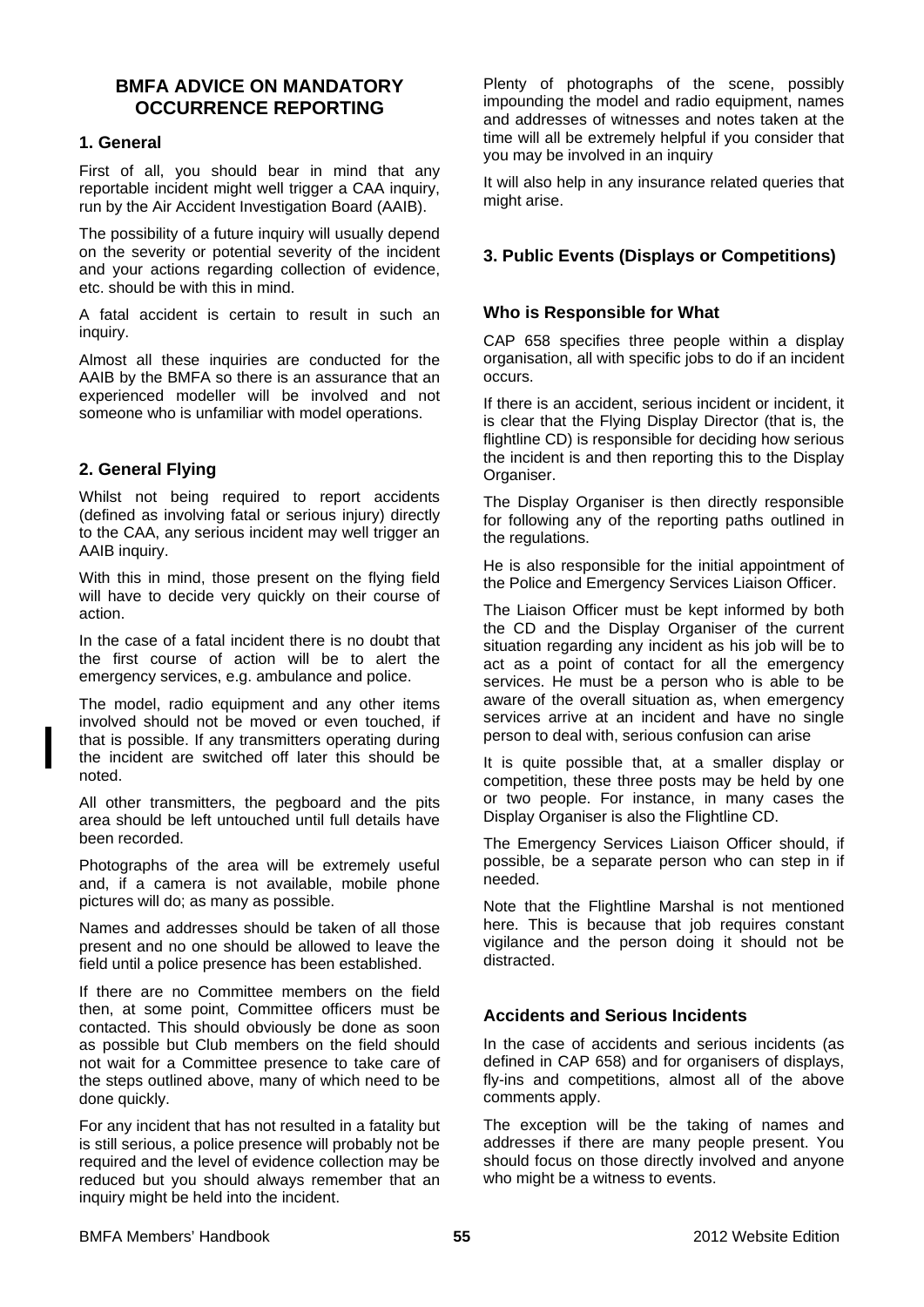## BMFA ADVICE ON MANDATORY OCCURRENCE REPORTING

### 1. General

First of all, you should bear in mind that any reportable incident might well trigger a CAA inquiry, run by the Air Accident Investigation Board (AAIB).

The possibility of a future inquiry will usually depend on the severity or potential severity of the incident and your actions regarding collection of evidence, etc. should be with this in mind.

A fatal accident is certain to result in such an inquiry.

Almost all these inquiries are conducted for the AAIB by the BMFA so there is an assurance that an experienced modeller will be involved and not someone who is unfamiliar with model operations.

### 2. General Flying

Whilst not being required to report accidents (defined as involving fatal or serious injury) directly to the CAA, any serious incident may well trigger an AAIB inquiry.

With this in mind, those present on the flying field will have to decide very quickly on their course of action.

In the case of a fatal incident there is no doubt that the first course of action will be to alert the emergency services, e.g. ambulance and police.

The model, radio equipment and any other items involved should not be moved or even touched, if that is possible. If any transmitters operating during the incident are switched off later this should be noted.

All other transmitters, the pegboard and the pits area should be left untouched until full details have been recorded.

Photographs of the area will be extremely useful and, if a camera is not available, mobile phone pictures will do; as many as possible.

Names and addresses should be taken of all those present and no one should be allowed to leave the field until a police presence has been established.

If there are no Committee members on the field then, at some point, Committee officers must be contacted. This should obviously be done as soon as possible but Club members on the field should not wait for a Committee presence to take care of the steps outlined above, many of which need to be done quickly.

For any incident that has not resulted in a fatality but is still serious, a police presence will probably not be required and the level of evidence collection may be reduced but you should always remember that an inquiry might be held into the incident.

Plenty of photographs of the scene, possibly impounding the model and radio equipment, names and addresses of witnesses and notes taken at the time will all be extremely helpful if you consider that you may be involved in an inquiry

It will also help in any insurance related queries that might arise.

### 3. Public Events (Displays or Competitions)

#### Who is Responsible for What

CAP 658 specifies three people within a display organisation, all with specific jobs to do if an incident occurs.

If there is an accident, serious incident or incident, it is clear that the Flying Display Director (that is, the flightline CD) is responsible for deciding how serious the incident is and then reporting this to the Display Organiser.

The Display Organiser is then directly responsible for following any of the reporting paths outlined in the regulations.

He is also responsible for the initial appointment of the Police and Emergency Services Liaison Officer.

The Liaison Officer must be kept informed by both the CD and the Display Organiser of the current situation regarding any incident as his job will be to act as a point of contact for all the emergency services. He must be a person who is able to be aware of the overall situation as, when emergency services arrive at an incident and have no single person to deal with, serious confusion can arise

It is quite possible that, at a smaller display or competition, these three posts may be held by one or two people. For instance, in many cases the Display Organiser is also the Flightline CD.

The Emergency Services Liaison Officer should, if possible, be a separate person who can step in if needed.

Note that the Flightline Marshal is not mentioned here. This is because that job requires constant vigilance and the person doing it should not be distracted.

#### Accidents and Serious Incidents

In the case of accidents and serious incidents (as defined in CAP 658) and for organisers of displays, fly-ins and competitions, almost all of the above comments apply.

The exception will be the taking of names and addresses if there are many people present. You should focus on those directly involved and anyone who might be a witness to events.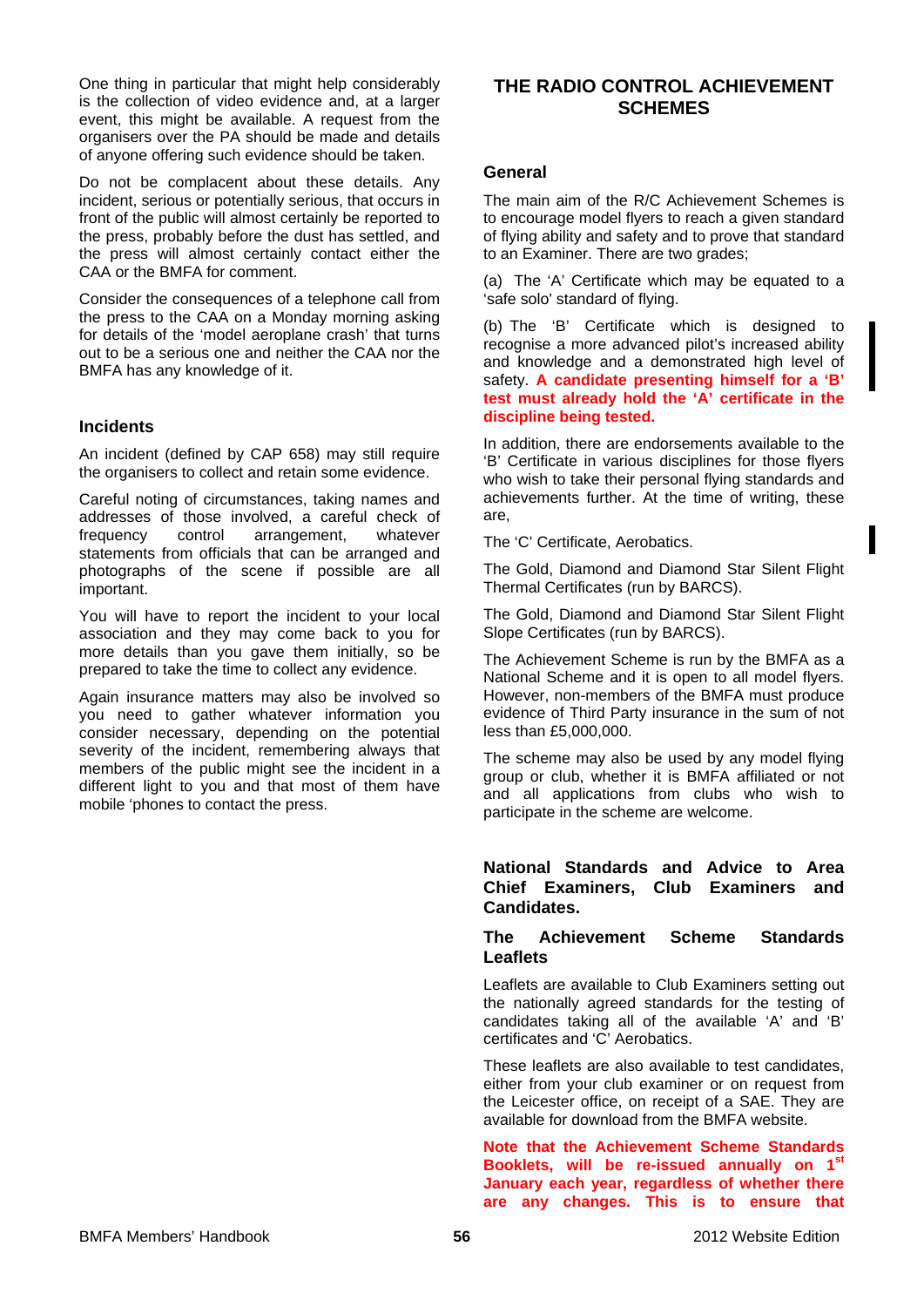One thing in particular that might help considerably is the collection of video evidence and, at a larger event, this might be available. A request from the organisers over the PA should be made and details of anyone offering such evidence should be taken.

Do not be complacent about these details. Any incident, serious or potentially serious, that occurs in front of the public will almost certainly be reported to the press, probably before the dust has settled, and the press will almost certainly contact either the CAA or the BMFA for comment.

Consider the consequences of a telephone call from the press to the CAA on a Monday morning asking for details of the 'model aeroplane crash' that turns out to be a serious one and neither the CAA nor the BMFA has any knowledge of it.

### Incidents

An incident (defined by CAP 658) may still require the organisers to collect and retain some evidence.

Careful noting of circumstances, taking names and addresses of those involved, a careful check of frequency control arrangement, whatever statements from officials that can be arranged and photographs of the scene if possible are all important.

You will have to report the incident to your local association and they may come back to you for more details than you gave them initially, so be prepared to take the time to collect any evidence.

Again insurance matters may also be involved so you need to gather whatever information you consider necessary, depending on the potential severity of the incident, remembering always that members of the public might see the incident in a different light to you and that most of them have mobile 'phones to contact the press.

## THE RADIO CONTROL ACHIEVEMENT SCHEMES

### General

The main aim of the R/C Achievement Schemes is to encourage model flyers to reach a given standard of flying ability and safety and to prove that standard to an Examiner. There are two grades;

(a) The 'A' Certificate which may be equated to a 'safe solo' standard of flying.

(b) The 'B' Certificate which is designed to recognise a more advanced pilot's increased ability and knowledge and a demonstrated high level of safety. **A candidate presenting himself for a 'B' test must already hold the 'A' certificate in the discipline being tested.**

In addition, there are endorsements available to the 'B' Certificate in various disciplines for those flyers who wish to take their personal flying standards and achievements further. At the time of writing, these are,

The 'C' Certificate, Aerobatics.

The Gold, Diamond and Diamond Star Silent Flight Thermal Certificates (run by BARCS).

The Gold, Diamond and Diamond Star Silent Flight Slope Certificates (run by BARCS).

The Achievement Scheme is run by the BMFA as a National Scheme and it is open to all model flyers. However, non-members of the BMFA must produce evidence of Third Party insurance in the sum of not less than £5,000,000.

The scheme may also be used by any model flying group or club, whether it is BMFA affiliated or not and all applications from clubs who wish to participate in the scheme are welcome.

### National Standards and Advice to Area Chief Examiners, Club Examiners and Candidates.

#### The Achievement Scheme Standards Leaflets

Leaflets are available to Club Examiners setting out the nationally agreed standards for the testing of candidates taking all of the available 'A' and 'B' certificates and 'C' Aerobatics.

These leaflets are also available to test candidates, either from your club examiner or on request from the Leicester office, on receipt of a SAE. They are available for download from the BMFA website.

**Note that the Achievement Scheme Standards Booklets, will be re-issued annually on 1st January each year, regardless of whether there are any changes. This is to ensure that**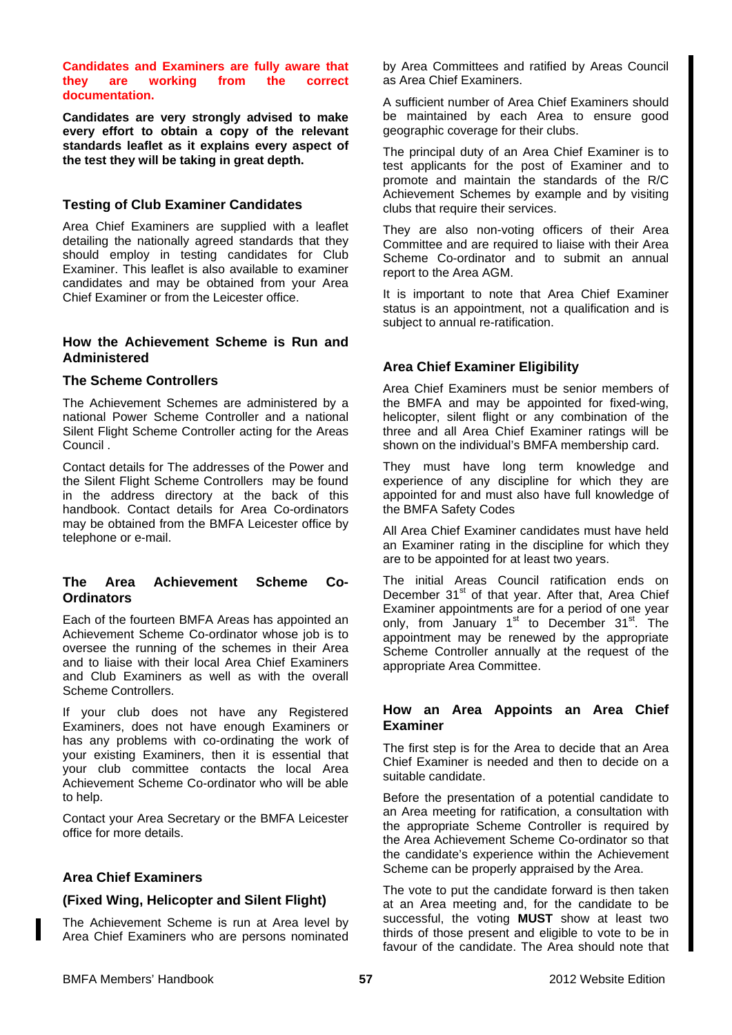**Candidates and Examiners are fully aware that they are working from the correct documentation.**

**Candidates are very strongly advised to make every effort to obtain a copy of the relevant standards leaflet as it explains every aspect of the test they will be taking in great depth.**

## Testing of Club Examiner Candidates

Area Chief Examiners are supplied with a leaflet detailing the nationally agreed standards that they should employ in testing candidates for Club Examiner. This leaflet is also available to examiner candidates and may be obtained from your Area Chief Examiner or from the Leicester office.

## How the Achievement Scheme is Run and Administered

### The Scheme Controllers

The Achievement Schemes are administered by a national Power Scheme Controller and a national Silent Flight Scheme Controller acting for the Areas Council .

Contact details for The addresses of the Power and the Silent Flight Scheme Controllers may be found in the address directory at the back of this handbook. Contact details for Area Co-ordinators may be obtained from the BMFA Leicester office by telephone or e-mail.

### The Area Achievement Scheme Co-Ordinators

Each of the fourteen BMFA Areas has appointed an Achievement Scheme Co-ordinator whose job is to oversee the running of the schemes in their Area and to liaise with their local Area Chief Examiners and Club Examiners as well as with the overall Scheme Controllers.

If your club does not have any Registered Examiners, does not have enough Examiners or has any problems with co-ordinating the work of your existing Examiners, then it is essential that your club committee contacts the local Area Achievement Scheme Co-ordinator who will be able to help.

Contact your Area Secretary or the BMFA Leicester office for more details.

### Area Chief Examiners

### (Fixed Wing, Helicopter and Silent Flight)

The Achievement Scheme is run at Area level by Area Chief Examiners who are persons nominated by Area Committees and ratified by Areas Council as Area Chief Examiners.

A sufficient number of Area Chief Examiners should be maintained by each Area to ensure good geographic coverage for their clubs.

The principal duty of an Area Chief Examiner is to test applicants for the post of Examiner and to promote and maintain the standards of the R/C Achievement Schemes by example and by visiting clubs that require their services.

They are also non-voting officers of their Area Committee and are required to liaise with their Area Scheme Co-ordinator and to submit an annual report to the Area AGM.

It is important to note that Area Chief Examiner status is an appointment, not a qualification and is subject to annual re-ratification.

### Area Chief Examiner Eligibility

Area Chief Examiners must be senior members of the BMFA and may be appointed for fixed-wing, helicopter, silent flight or any combination of the three and all Area Chief Examiner ratings will be shown on the individual's BMFA membership card.

They must have long term knowledge and experience of any discipline for which they are appointed for and must also have full knowledge of the BMFA Safety Codes

All Area Chief Examiner candidates must have held an Examiner rating in the discipline for which they are to be appointed for at least two years.

The initial Areas Council ratification ends on December 31st of that year. After that, Area Chief Examiner appointments are for a period of one year only, from January 1st to December 31st. The appointment may be renewed by the appropriate Scheme Controller annually at the request of the appropriate Area Committee.

### How an Area Appoints an Area Chief Examiner

The first step is for the Area to decide that an Area Chief Examiner is needed and then to decide on a suitable candidate.

Before the presentation of a potential candidate to an Area meeting for ratification, a consultation with the appropriate Scheme Controller is required by the Area Achievement Scheme Co-ordinator so that the candidate's experience within the Achievement Scheme can be properly appraised by the Area.

The vote to put the candidate forward is then taken at an Area meeting and, for the candidate to be successful, the voting **MUST** show at least two thirds of those present and eligible to vote to be in favour of the candidate. The Area should note that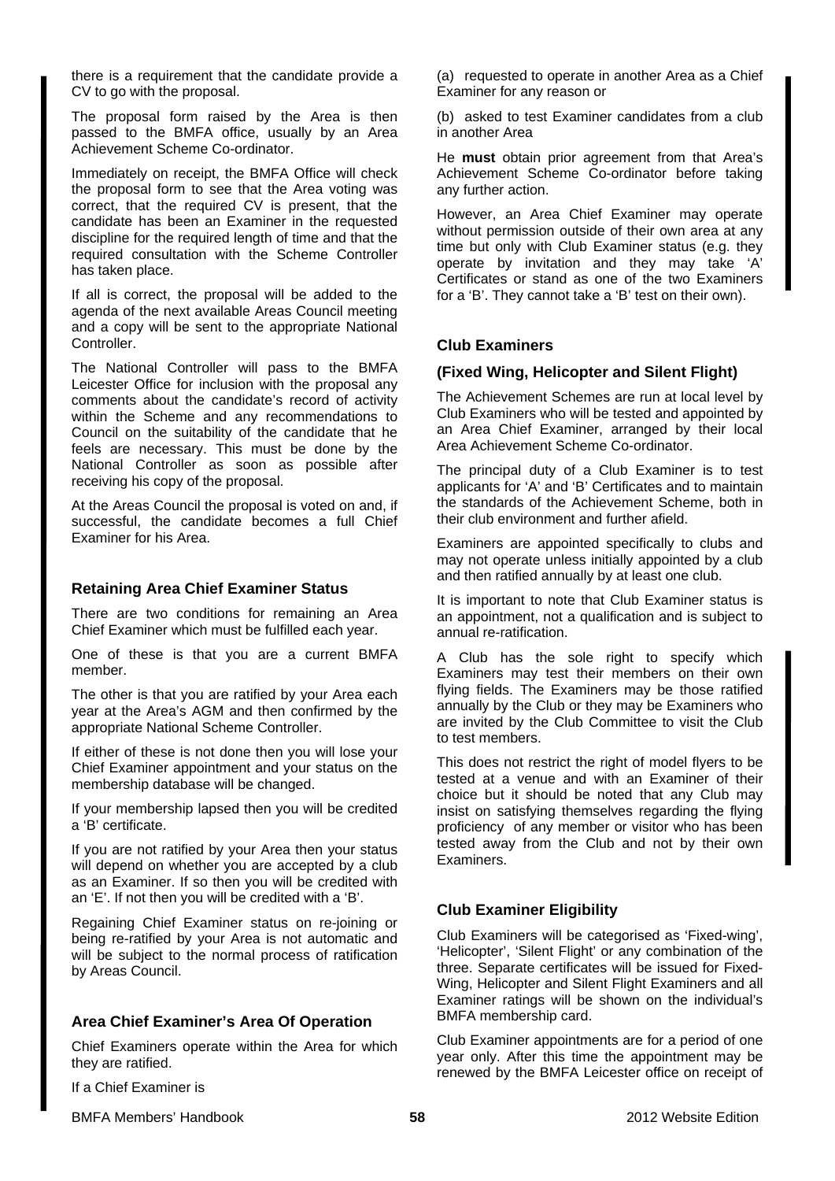there is a requirement that the candidate provide a CV to go with the proposal.

The proposal form raised by the Area is then passed to the BMFA office, usually by an Area Achievement Scheme Co-ordinator.

Immediately on receipt, the BMFA Office will check the proposal form to see that the Area voting was correct, that the required CV is present, that the candidate has been an Examiner in the requested discipline for the required length of time and that the required consultation with the Scheme Controller has taken place.

If all is correct, the proposal will be added to the agenda of the next available Areas Council meeting and a copy will be sent to the appropriate National Controller.

The National Controller will pass to the BMFA Leicester Office for inclusion with the proposal any comments about the candidate's record of activity within the Scheme and any recommendations to Council on the suitability of the candidate that he feels are necessary. This must be done by the National Controller as soon as possible after receiving his copy of the proposal.

At the Areas Council the proposal is voted on and, if successful, the candidate becomes a full Chief Examiner for his Area.

### Retaining Area Chief Examiner Status

There are two conditions for remaining an Area Chief Examiner which must be fulfilled each year.

One of these is that you are a current BMFA member.

The other is that you are ratified by your Area each year at the Area's AGM and then confirmed by the appropriate National Scheme Controller.

If either of these is not done then you will lose your Chief Examiner appointment and your status on the membership database will be changed.

If your membership lapsed then you will be credited a 'B' certificate.

If you are not ratified by your Area then your status will depend on whether you are accepted by a club as an Examiner. If so then you will be credited with an 'E'. If not then you will be credited with a 'B'.

Regaining Chief Examiner status on re-joining or being re-ratified by your Area is not automatic and will be subject to the normal process of ratification by Areas Council.

### Area Chief Examiner's Area Of Operation

Chief Examiners operate within the Area for which they are ratified.

If a Chief Examiner is

(a) requested to operate in another Area as a Chief Examiner for any reason or

(b) asked to test Examiner candidates from a club in another Area

He **must** obtain prior agreement from that Area's Achievement Scheme Co-ordinator before taking any further action.

However, an Area Chief Examiner may operate without permission outside of their own area at any time but only with Club Examiner status (e.g. they operate by invitation and they may take 'A' Certificates or stand as one of the two Examiners for a 'B'. They cannot take a 'B' test on their own).

### Club Examiners

### (Fixed Wing, Helicopter and Silent Flight)

The Achievement Schemes are run at local level by Club Examiners who will be tested and appointed by an Area Chief Examiner, arranged by their local Area Achievement Scheme Co-ordinator.

The principal duty of a Club Examiner is to test applicants for 'A' and 'B' Certificates and to maintain the standards of the Achievement Scheme, both in their club environment and further afield.

Examiners are appointed specifically to clubs and may not operate unless initially appointed by a club and then ratified annually by at least one club.

It is important to note that Club Examiner status is an appointment, not a qualification and is subject to annual re-ratification.

A Club has the sole right to specify which Examiners may test their members on their own flying fields. The Examiners may be those ratified annually by the Club or they may be Examiners who are invited by the Club Committee to visit the Club to test members.

This does not restrict the right of model flyers to be tested at a venue and with an Examiner of their choice but it should be noted that any Club may insist on satisfying themselves regarding the flying proficiency of any member or visitor who has been tested away from the Club and not by their own Examiners.

### Club Examiner Eligibility

Club Examiners will be categorised as 'Fixed-wing', 'Helicopter', 'Silent Flight' or any combination of the three. Separate certificates will be issued for Fixed-Wing, Helicopter and Silent Flight Examiners and all Examiner ratings will be shown on the individual's BMFA membership card.

Club Examiner appointments are for a period of one year only. After this time the appointment may be renewed by the BMFA Leicester office on receipt of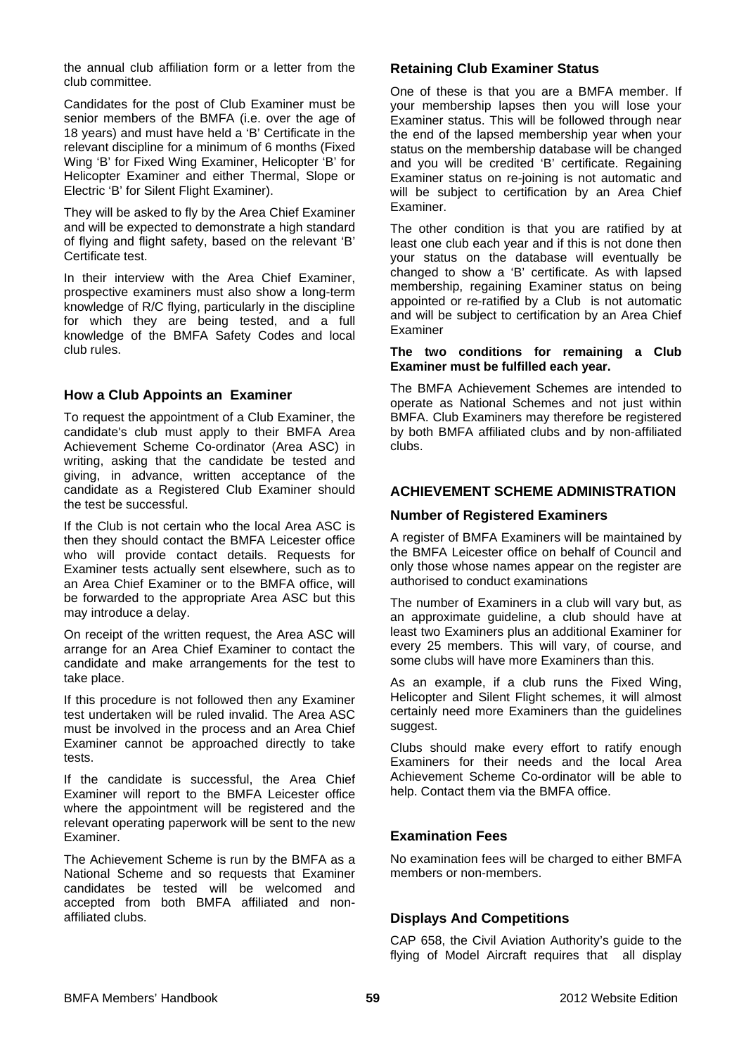the annual club affiliation form or a letter from the club committee.

Candidates for the post of Club Examiner must be senior members of the BMFA (i.e. over the age of 18 years) and must have held a 'B' Certificate in the relevant discipline for a minimum of 6 months (Fixed Wing 'B' for Fixed Wing Examiner, Helicopter 'B' for Helicopter Examiner and either Thermal, Slope or Electric 'B' for Silent Flight Examiner).

They will be asked to fly by the Area Chief Examiner and will be expected to demonstrate a high standard of flying and flight safety, based on the relevant 'B' Certificate test.

In their interview with the Area Chief Examiner, prospective examiners must also show a long-term knowledge of R/C flying, particularly in the discipline for which they are being tested, and a full knowledge of the BMFA Safety Codes and local club rules.

### How a Club Appoints an Examiner

To request the appointment of a Club Examiner, the candidate's club must apply to their BMFA Area Achievement Scheme Co-ordinator (Area ASC) in writing, asking that the candidate be tested and giving, in advance, written acceptance of the candidate as a Registered Club Examiner should the test be successful.

If the Club is not certain who the local Area ASC is then they should contact the BMFA Leicester office who will provide contact details. Requests for Examiner tests actually sent elsewhere, such as to an Area Chief Examiner or to the BMFA office, will be forwarded to the appropriate Area ASC but this may introduce a delay.

On receipt of the written request, the Area ASC will arrange for an Area Chief Examiner to contact the candidate and make arrangements for the test to take place.

If this procedure is not followed then any Examiner test undertaken will be ruled invalid. The Area ASC must be involved in the process and an Area Chief Examiner cannot be approached directly to take tests.

If the candidate is successful, the Area Chief Examiner will report to the BMFA Leicester office where the appointment will be registered and the relevant operating paperwork will be sent to the new Examiner.

The Achievement Scheme is run by the BMFA as a National Scheme and so requests that Examiner candidates be tested will be welcomed and accepted from both BMFA affiliated and non-affiliated clubs.

### Retaining Club Examiner Status

One of these is that you are a BMFA member. If your membership lapses then you will lose your Examiner status. This will be followed through near the end of the lapsed membership year when your status on the membership database will be changed and you will be credited 'B' certificate. Regaining Examiner status on re-joining is not automatic and will be subject to certification by an Area Chief Examiner.

The other condition is that you are ratified by at least one club each year and if this is not done then your status on the database will eventually be changed to show a 'B' certificate. As with lapsed membership, regaining Examiner status on being appointed or re-ratified by a Club is not automatic and will be subject to certification by an Area Chief Examiner

**The two conditions for remaining a Club Examiner must be fulfilled each year.**

The BMFA Achievement Schemes are intended to operate as National Schemes and not just within BMFA. Club Examiners may therefore be registered by both BMFA affiliated clubs and by non-affiliated clubs.

## ACHIEVEMENT SCHEME ADMINISTRATION

### Number of Registered Examiners

A register of BMFA Examiners will be maintained by the BMFA Leicester office on behalf of Council and only those whose names appear on the register are authorised to conduct examinations

The number of Examiners in a club will vary but, as an approximate guideline, a club should have at least two Examiners plus an additional Examiner for every 25 members. This will vary, of course, and some clubs will have more Examiners than this.

As an example, if a club runs the Fixed Wing, Helicopter and Silent Flight schemes, it will almost certainly need more Examiners than the guidelines suggest.

Clubs should make every effort to ratify enough Examiners for their needs and the local Area Achievement Scheme Co-ordinator will be able to help. Contact them via the BMFA office.

### Examination Fees

No examination fees will be charged to either BMFA members or non-members.

### Displays And Competitions

CAP 658, the Civil Aviation Authority's guide to the flying of Model Aircraft requires that all display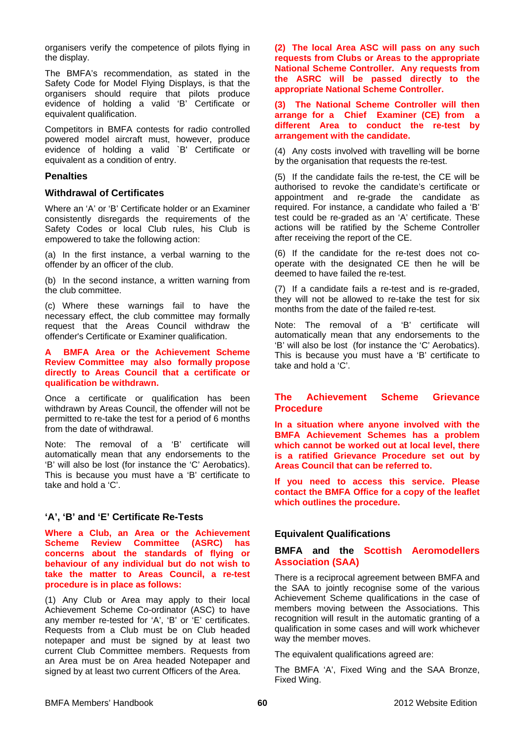organisers verify the competence of pilots flying in the display.

The BMFA's recommendation, as stated in the Safety Code for Model Flying Displays, is that the organisers should require that pilots produce evidence of holding a valid 'B' Certificate or equivalent qualification.

Competitors in BMFA contests for radio controlled powered model aircraft must, however, produce evidence of holding a valid `B' Certificate or equivalent as a condition of entry.

### Penalties

### Withdrawal of Certificates

Where an 'A' or 'B' Certificate holder or an Examiner consistently disregards the requirements of the Safety Codes or local Club rules, his Club is empowered to take the following action:

(a) In the first instance, a verbal warning to the offender by an officer of the club.

(b) In the second instance, a written warning from the club committee.

(c) Where these warnings fail to have the necessary effect, the club committee may formally request that the Areas Council withdraw the offender's Certificate or Examiner qualification.

**A BMFA Area or the Achievement Scheme Review Committee may also formally propose directly to Areas Council that a certificate or qualification be withdrawn.**

Once a certificate or qualification has been withdrawn by Areas Council, the offender will not be permitted to re-take the test for a period of 6 months from the date of withdrawal.

Note: The removal of a 'B' certificate will automatically mean that any endorsements to the 'B' will also be lost (for instance the 'C' Aerobatics). This is because you must have a 'B' certificate to take and hold a 'C'.

### 'A', 'B' and 'E' Certificate Re-Tests

**Where a Club, an Area or the Achievement Scheme Review Committee (ASRC) has concerns about the standards of flying or behaviour of any individual but do not wish to take the matter to Areas Council, a re-test procedure is in place as follows:**

(1) Any Club or Area may apply to their local Achievement Scheme Co-ordinator (ASC) to have any member re-tested for 'A', 'B' or 'E' certificates. Requests from a Club must be on Club headed notepaper and must be signed by at least two current Club Committee members. Requests from an Area must be on Area headed Notepaper and signed by at least two current Officers of the Area.

**(2) The local Area ASC will pass on any such requests from Clubs or Areas to the appropriate National Scheme Controller. Any requests from the ASRC will be passed directly to the appropriate National Scheme Controller.**

**(3) The National Scheme Controller will then arrange for a Chief Examiner (CE) from a different Area to conduct the re-test by arrangement with the candidate.**

(4) Any costs involved with travelling will be borne by the organisation that requests the re-test.

(5) If the candidate fails the re-test, the CE will be authorised to revoke the candidate's certificate or appointment and re-grade the candidate as required. For instance, a candidate who failed a 'B' test could be re-graded as an 'A' certificate. These actions will be ratified by the Scheme Controller after receiving the report of the CE.

(6) If the candidate for the re-test does not co-operate with the designated CE then he will be deemed to have failed the re-test.

(7) If a candidate fails a re-test and is re-graded, they will not be allowed to re-take the test for six months from the date of the failed re-test.

Note: The removal of a 'B' certificate will automatically mean that any endorsements to the 'B' will also be lost (for instance the 'C' Aerobatics). This is because you must have a 'B' certificate to take and hold a 'C'.

### The Achievement Scheme Grievance Procedure

**In a situation where anyone involved with the BMFA Achievement Schemes has a problem which cannot be worked out at local level, there is a ratified Grievance Procedure set out by Areas Council that can be referred to.**

**If you need to access this service. Please contact the BMFA Office for a copy of the leaflet which outlines the procedure.**

### Equivalent Qualifications

### BMFA and the Scottish Aeromodellers Association (SAA)

There is a reciprocal agreement between BMFA and the SAA to jointly recognise some of the various Achievement Scheme qualifications in the case of members moving between the Associations. This recognition will result in the automatic granting of a qualification in some cases and will work whichever way the member moves.

The equivalent qualifications agreed are:

The BMFA 'A', Fixed Wing and the SAA Bronze, Fixed Wing.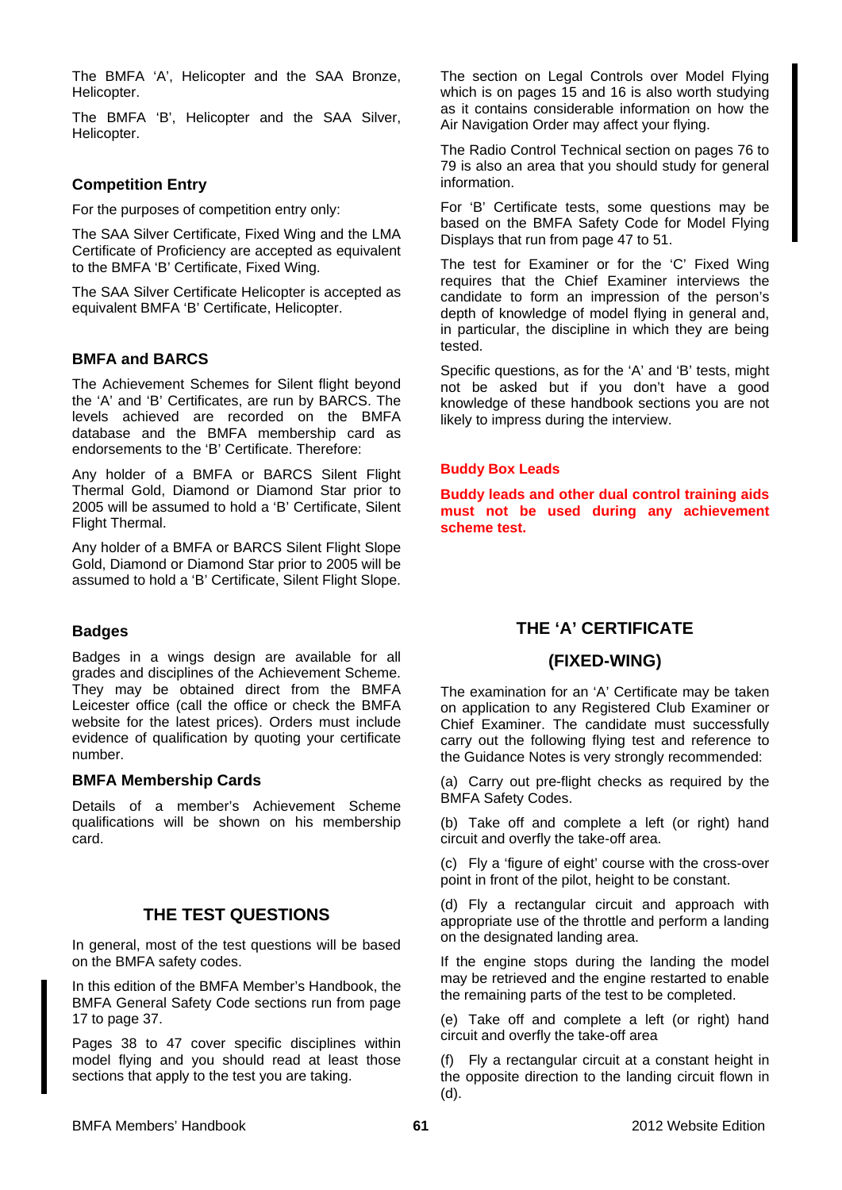The BMFA 'A', Helicopter and the SAA Bronze, Helicopter.

The BMFA 'B', Helicopter and the SAA Silver, Helicopter.

### Competition Entry

For the purposes of competition entry only:

The SAA Silver Certificate, Fixed Wing and the LMA Certificate of Proficiency are accepted as equivalent to the BMFA 'B' Certificate, Fixed Wing.

The SAA Silver Certificate Helicopter is accepted as equivalent BMFA 'B' Certificate, Helicopter.

### BMFA and BARCS

The Achievement Schemes for Silent flight beyond the 'A' and 'B' Certificates, are run by BARCS. The levels achieved are recorded on the BMFA database and the BMFA membership card as endorsements to the 'B' Certificate. Therefore:

Any holder of a BMFA or BARCS Silent Flight Thermal Gold, Diamond or Diamond Star prior to 2005 will be assumed to hold a 'B' Certificate, Silent Flight Thermal.

Any holder of a BMFA or BARCS Silent Flight Slope Gold, Diamond or Diamond Star prior to 2005 will be assumed to hold a 'B' Certificate, Silent Flight Slope.

### Badges

Badges in a wings design are available for all grades and disciplines of the Achievement Scheme. They may be obtained direct from the BMFA Leicester office (call the office or check the BMFA website for the latest prices). Orders must include evidence of qualification by quoting your certificate number.

### BMFA Membership Cards

Details of a member's Achievement Scheme qualifications will be shown on his membership card.

## THE TEST QUESTIONS

In general, most of the test questions will be based on the BMFA safety codes.

In this edition of the BMFA Member's Handbook, the BMFA General Safety Code sections run from page 17 to page 37.

Pages 38 to 47 cover specific disciplines within model flying and you should read at least those sections that apply to the test you are taking.

The section on Legal Controls over Model Flying which is on pages 15 and 16 is also worth studying as it contains considerable information on how the Air Navigation Order may affect your flying.

The Radio Control Technical section on pages 76 to 79 is also an area that you should study for general information.

For 'B' Certificate tests, some questions may be based on the BMFA Safety Code for Model Flying Displays that run from page 47 to 51.

The test for Examiner or for the 'C' Fixed Wing requires that the Chief Examiner interviews the candidate to form an impression of the person's depth of knowledge of model flying in general and, in particular, the discipline in which they are being tested.

Specific questions, as for the 'A' and 'B' tests, might not be asked but if you don't have a good knowledge of these handbook sections you are not likely to impress during the interview.

### Buddy Box Leads

**Buddy leads and other dual control training aids must not be used during any achievement scheme test.**

## THE 'A' CERTIFICATE

## (FIXED-WING)

The examination for an 'A' Certificate may be taken on application to any Registered Club Examiner or Chief Examiner. The candidate must successfully carry out the following flying test and reference to the Guidance Notes is very strongly recommended:

(a) Carry out pre-flight checks as required by the BMFA Safety Codes.

(b) Take off and complete a left (or right) hand circuit and overfly the take-off area.

(c) Fly a 'figure of eight' course with the cross-over point in front of the pilot, height to be constant.

(d) Fly a rectangular circuit and approach with appropriate use of the throttle and perform a landing on the designated landing area.

If the engine stops during the landing the model may be retrieved and the engine restarted to enable the remaining parts of the test to be completed.

(e) Take off and complete a left (or right) hand circuit and overfly the take-off area

(f) Fly a rectangular circuit at a constant height in the opposite direction to the landing circuit flown in (d).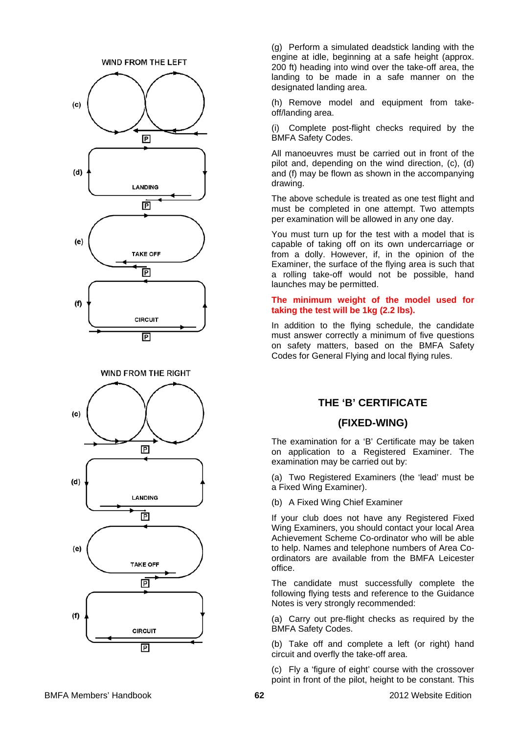WIND FROM THE LEFT

(c)

P

(d)

LANDING

P

(e)

TAKE OFF

P

(f)

CIRCUIT

P

WIND FROM THE RIGHT

(c)

P

(d)

LANDING

P

(e)

TAKE OFF

P

(f)

CIRCUIT

P

(g) Perform a simulated deadstick landing with the engine at idle, beginning at a safe height (approx. 200 ft) heading into wind over the take-off area, the landing to be made in a safe manner on the designated landing area.

(h) Remove model and equipment from take-off/landing area.

(i) Complete post-flight checks required by the BMFA Safety Codes.

All manoeuvres must be carried out in front of the pilot and, depending on the wind direction, (c), (d) and (f) may be flown as shown in the accompanying drawing.

The above schedule is treated as one test flight and must be completed in one attempt. Two attempts per examination will be allowed in any one day.

You must turn up for the test with a model that is capable of taking off on its own undercarriage or from a dolly. However, if, in the opinion of the Examiner, the surface of the flying area is such that a rolling take-off would not be possible, hand launches may be permitted.

**The minimum weight of the model used for taking the test will be 1kg (2.2 lbs).**

In addition to the flying schedule, the candidate must answer correctly a minimum of five questions on safety matters, based on the BMFA Safety Codes for General Flying and local flying rules.

## THE 'B' CERTIFICATE

## (FIXED-WING)

The examination for a 'B' Certificate may be taken on application to a Registered Examiner. The examination may be carried out by:

(a) Two Registered Examiners (the 'lead' must be a Fixed Wing Examiner).

(b) A Fixed Wing Chief Examiner

If your club does not have any Registered Fixed Wing Examiners, you should contact your local Area Achievement Scheme Co-ordinator who will be able to help. Names and telephone numbers of Area Co-ordinators are available from the BMFA Leicester office.

The candidate must successfully complete the following flying tests and reference to the Guidance Notes is very strongly recommended:

(a) Carry out pre-flight checks as required by the BMFA Safety Codes.

(b) Take off and complete a left (or right) hand circuit and overfly the take-off area.

(c) Fly a 'figure of eight' course with the crossover point in front of the pilot, height to be constant. This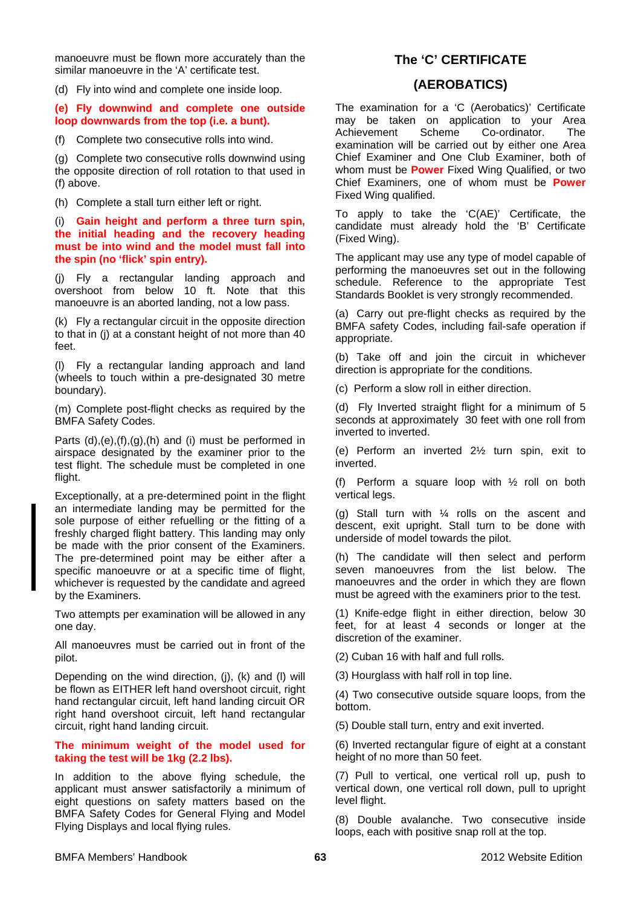manoeuvre must be flown more accurately than the similar manoeuvre in the 'A' certificate test.

(d) Fly into wind and complete one inside loop.

**(e) Fly downwind and complete one outside loop downwards from the top (i.e. a bunt).**

(f) Complete two consecutive rolls into wind.

(g) Complete two consecutive rolls downwind using the opposite direction of roll rotation to that used in (f) above.

(h) Complete a stall turn either left or right.

(i) **Gain height and perform a three turn spin, the initial heading and the recovery heading must be into wind and the model must fall into the spin (no 'flick' spin entry).**

(j) Fly a rectangular landing approach and overshoot from below 10 ft. Note that this manoeuvre is an aborted landing, not a low pass.

(k) Fly a rectangular circuit in the opposite direction to that in (j) at a constant height of not more than 40 feet.

(l) Fly a rectangular landing approach and land (wheels to touch within a pre-designated 30 metre boundary).

(m) Complete post-flight checks as required by the BMFA Safety Codes.

Parts (d),(e),(f),(g),(h) and (i) must be performed in airspace designated by the examiner prior to the test flight. The schedule must be completed in one flight.

Exceptionally, at a pre-determined point in the flight an intermediate landing may be permitted for the sole purpose of either refuelling or the fitting of a freshly charged flight battery. This landing may only be made with the prior consent of the Examiners. The pre-determined point may be either after a specific manoeuvre or at a specific time of flight, whichever is requested by the candidate and agreed by the Examiners.

Two attempts per examination will be allowed in any one day.

All manoeuvres must be carried out in front of the pilot.

Depending on the wind direction, (j), (k) and (l) will be flown as EITHER left hand overshoot circuit, right hand rectangular circuit, left hand landing circuit OR right hand overshoot circuit, left hand rectangular circuit, right hand landing circuit.

**The minimum weight of the model used for taking the test will be 1kg (2.2 lbs).**

In addition to the above flying schedule, the applicant must answer satisfactorily a minimum of eight questions on safety matters based on the BMFA Safety Codes for General Flying and Model Flying Displays and local flying rules.

## The 'C' CERTIFICATE

## (AEROBATICS)

The examination for a 'C (Aerobatics)' Certificate may be taken on application to your Area Achievement Scheme Co-ordinator. The examination will be carried out by either one Area Chief Examiner and One Club Examiner, both of whom must be **Power** Fixed Wing Qualified, or two Chief Examiners, one of whom must be **Power** Fixed Wing qualified.

To apply to take the 'C(AE)' Certificate, the candidate must already hold the 'B' Certificate (Fixed Wing).

The applicant may use any type of model capable of performing the manoeuvres set out in the following schedule. Reference to the appropriate Test Standards Booklet is very strongly recommended.

(a) Carry out pre-flight checks as required by the BMFA safety Codes, including fail-safe operation if appropriate.

(b) Take off and join the circuit in whichever direction is appropriate for the conditions.

(c) Perform a slow roll in either direction.

(d) Fly Inverted straight flight for a minimum of 5 seconds at approximately 30 feet with one roll from inverted to inverted.

(e) Perform an inverted 2½ turn spin, exit to inverted.

(f) Perform a square loop with ½ roll on both vertical legs.

(g) Stall turn with ¼ rolls on the ascent and descent, exit upright. Stall turn to be done with underside of model towards the pilot.

(h) The candidate will then select and perform seven manoeuvres from the list below. The manoeuvres and the order in which they are flown must be agreed with the examiners prior to the test.

(1) Knife-edge flight in either direction, below 30 feet, for at least 4 seconds or longer at the discretion of the examiner.

(2) Cuban 16 with half and full rolls.

(3) Hourglass with half roll in top line.

(4) Two consecutive outside square loops, from the bottom.

(5) Double stall turn, entry and exit inverted.

(6) Inverted rectangular figure of eight at a constant height of no more than 50 feet.

(7) Pull to vertical, one vertical roll up, push to vertical down, one vertical roll down, pull to upright level flight.

(8) Double avalanche. Two consecutive inside loops, each with positive snap roll at the top.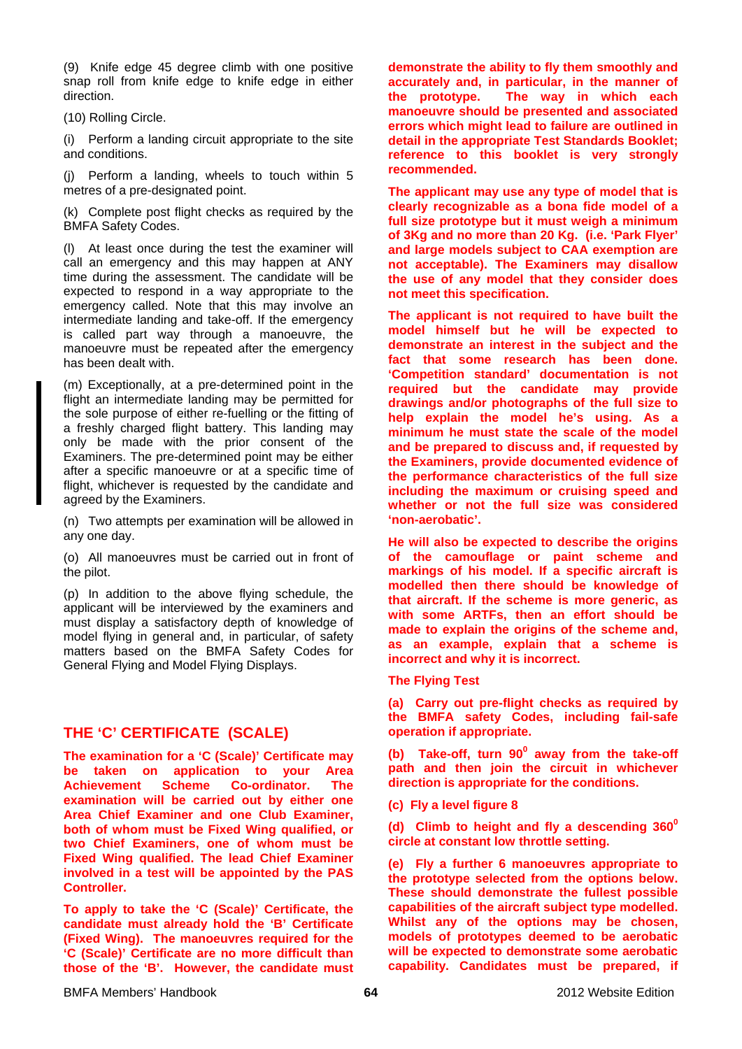(9) Knife edge 45 degree climb with one positive snap roll from knife edge to knife edge in either direction.

(10) Rolling Circle.

(i) Perform a landing circuit appropriate to the site and conditions.

(j) Perform a landing, wheels to touch within 5 metres of a pre-designated point.

(k) Complete post flight checks as required by the BMFA Safety Codes.

(l) At least once during the test the examiner will call an emergency and this may happen at ANY time during the assessment. The candidate will be expected to respond in a way appropriate to the emergency called. Note that this may involve an intermediate landing and take-off. If the emergency is called part way through a manoeuvre, the manoeuvre must be repeated after the emergency has been dealt with.

(m) Exceptionally, at a pre-determined point in the flight an intermediate landing may be permitted for the sole purpose of either re-fuelling or the fitting of a freshly charged flight battery. This landing may only be made with the prior consent of the Examiners. The pre-determined point may be either after a specific manoeuvre or at a specific time of flight, whichever is requested by the candidate and agreed by the Examiners.

(n) Two attempts per examination will be allowed in any one day.

(o) All manoeuvres must be carried out in front of the pilot.

(p) In addition to the above flying schedule, the applicant will be interviewed by the examiners and must display a satisfactory depth of knowledge of model flying in general and, in particular, of safety matters based on the BMFA Safety Codes for General Flying and Model Flying Displays.

## THE 'C' CERTIFICATE (SCALE)

**The examination for a 'C (Scale)' Certificate may be taken on application to your Area Achievement Scheme Co-ordinator. The examination will be carried out by either one Area Chief Examiner and one Club Examiner, both of whom must be Fixed Wing qualified, or two Chief Examiners, one of whom must be Fixed Wing qualified. The lead Chief Examiner involved in a test will be appointed by the PAS Controller.**

**To apply to take the 'C (Scale)' Certificate, the candidate must already hold the 'B' Certificate (Fixed Wing). The manoeuvres required for the 'C (Scale)' Certificate are no more difficult than those of the 'B'. However, the candidate must demonstrate the ability to fly them smoothly and accurately and, in particular, in the manner of the prototype. The way in which each manoeuvre should be presented and associated errors which might lead to failure are outlined in detail in the appropriate Test Standards Booklet; reference to this booklet is very strongly recommended.**

**The applicant may use any type of model that is clearly recognizable as a bona fide model of a full size prototype but it must weigh a minimum of 3Kg and no more than 20 Kg. (i.e. 'Park Flyer' and large models subject to CAA exemption are not acceptable). The Examiners may disallow the use of any model that they consider does not meet this specification.**

**The applicant is not required to have built the model himself but he will be expected to demonstrate an interest in the subject and the fact that some research has been done. 'Competition standard' documentation is not required but the candidate may provide drawings and/or photographs of the full size to help explain the model he's using. As a minimum he must state the scale of the model and be prepared to discuss and, if requested by the Examiners, provide documented evidence of the performance characteristics of the full size including the maximum or cruising speed and whether or not the full size was considered 'non-aerobatic'.**

**He will also be expected to describe the origins of the camouflage or paint scheme and markings of his model. If a specific aircraft is modelled then there should be knowledge of that aircraft. If the scheme is more generic, as with some ARTFs, then an effort should be made to explain the origins of the scheme and, as an example, explain that a scheme is incorrect and why it is incorrect.**

**The Flying Test**

**(a) Carry out pre-flight checks as required by the BMFA safety Codes, including fail-safe operation if appropriate.**

**(b) Take-off, turn 90° away from the take-off path and then join the circuit in whichever direction is appropriate for the conditions.**

**(c) Fly a level figure 8**

**(d) Climb to height and fly a descending 360° circle at constant low throttle setting.**

**(e) Fly a further 6 manoeuvres appropriate to the prototype selected from the options below. These should demonstrate the fullest possible capabilities of the aircraft subject type modelled. Whilst any of the options may be chosen, models of prototypes deemed to be aerobatic will be expected to demonstrate some aerobatic capability. Candidates must be prepared, if**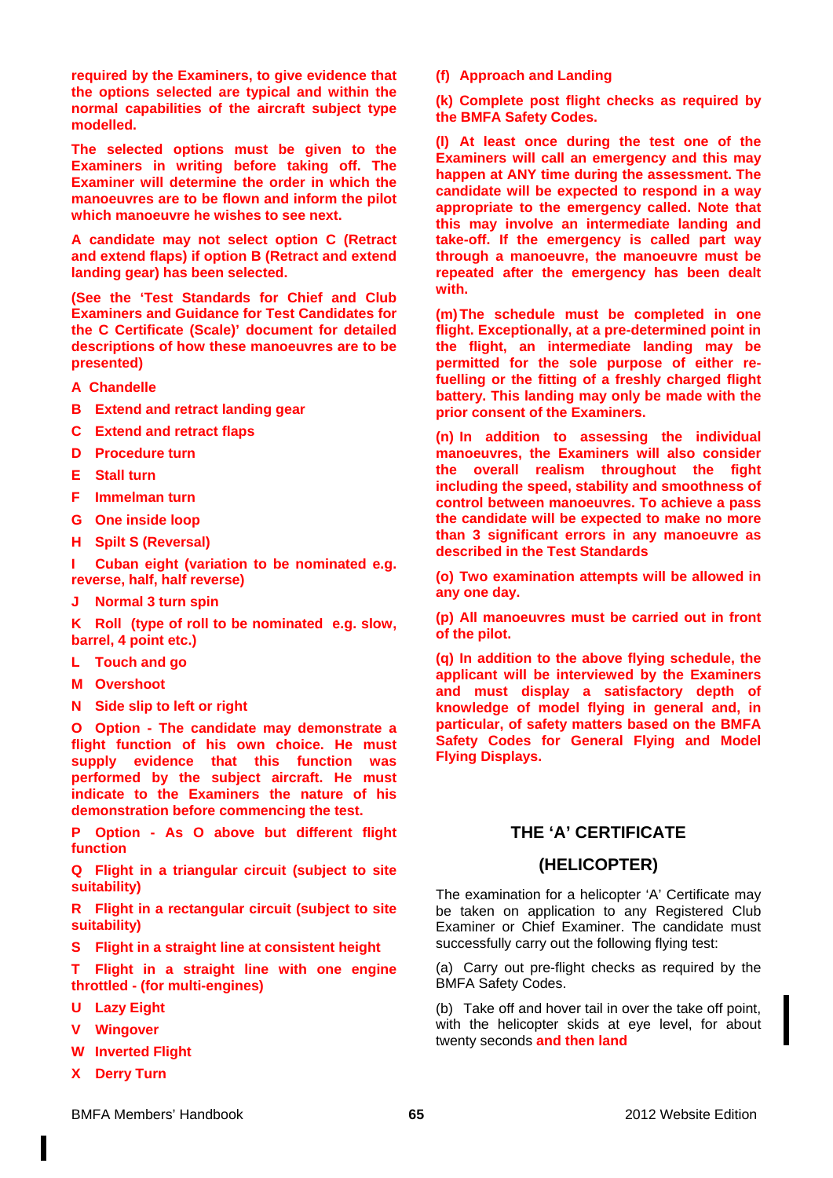required by the Examiners, to give evidence that the options selected are typical and within the normal capabilities of the aircraft subject type modelled.

The selected options must be given to the Examiners in writing before taking off. The Examiner will determine the order in which the manoeuvres are to be flown and inform the pilot which manoeuvre he wishes to see next.

A candidate may not select option C (Retract and extend flaps) if option B (Retract and extend landing gear) has been selected.

(See the 'Test Standards for Chief and Club Examiners and Guidance for Test Candidates for the C Certificate (Scale)' document for detailed descriptions of how these manoeuvres are to be presented)

A Chandelle

B Extend and retract landing gear

C Extend and retract flaps

D Procedure turn

E Stall turn

F Immelman turn

G One inside loop

H Spilt S (Reversal)

I Cuban eight (variation to be nominated e.g. reverse, half, half reverse)

J Normal 3 turn spin

K Roll (type of roll to be nominated e.g. slow, barrel, 4 point etc.)

L Touch and go

M Overshoot

N Side slip to left or right

O Option - The candidate may demonstrate a flight function of his own choice. He must supply evidence that this function was performed by the subject aircraft. He must indicate to the Examiners the nature of his demonstration before commencing the test.

P Option - As O above but different flight function

Q Flight in a triangular circuit (subject to site suitability)

R Flight in a rectangular circuit (subject to site suitability)

S Flight in a straight line at consistent height

T Flight in a straight line with one engine throttled - (for multi-engines)

U Lazy Eight

V Wingover

W Inverted Flight

X Derry Turn

(f) Approach and Landing

(k) Complete post flight checks as required by the BMFA Safety Codes.

(l) At least once during the test one of the Examiners will call an emergency and this may happen at ANY time during the assessment. The candidate will be expected to respond in a way appropriate to the emergency called. Note that this may involve an intermediate landing and take-off. If the emergency is called part way through a manoeuvre, the manoeuvre must be repeated after the emergency has been dealt with.

(m) The schedule must be completed in one flight. Exceptionally, at a pre-determined point in the flight, an intermediate landing may be permitted for the sole purpose of either re-fuelling or the fitting of a freshly charged flight battery. This landing may only be made with the prior consent of the Examiners.

(n) In addition to assessing the individual manoeuvres, the Examiners will also consider the overall realism throughout the fight including the speed, stability and smoothness of control between manoeuvres. To achieve a pass the candidate will be expected to make no more than 3 significant errors in any manoeuvre as described in the Test Standards

(o) Two examination attempts will be allowed in any one day.

(p) All manoeuvres must be carried out in front of the pilot.

(q) In addition to the above flying schedule, the applicant will be interviewed by the Examiners and must display a satisfactory depth of knowledge of model flying in general and, in particular, of safety matters based on the BMFA Safety Codes for General Flying and Model Flying Displays.

## THE 'A' CERTIFICATE

## (HELICOPTER)

The examination for a helicopter 'A' Certificate may be taken on application to any Registered Club Examiner or Chief Examiner. The candidate must successfully carry out the following flying test:

(a) Carry out pre-flight checks as required by the BMFA Safety Codes.

(b) Take off and hover tail in over the take off point, with the helicopter skids at eye level, for about twenty seconds and then land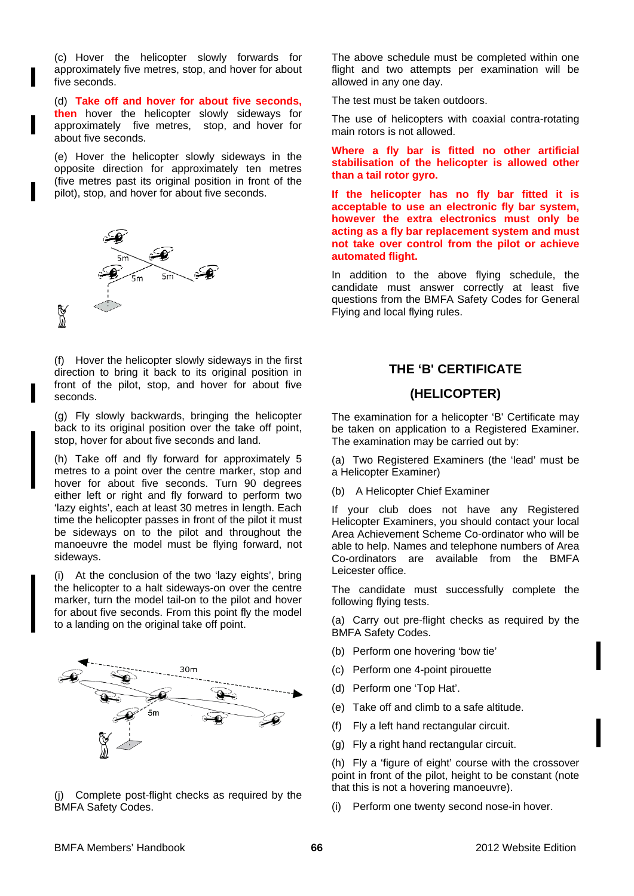(c) Hover the helicopter slowly forwards for approximately five metres, stop, and hover for about five seconds.

(d) **Take off and hover for about five seconds, then** hover the helicopter slowly sideways for approximately five metres, stop, and hover for about five seconds.

(e) Hover the helicopter slowly sideways in the opposite direction for approximately ten metres (five metres past its original position in front of the pilot), stop, and hover for about five seconds.

(f) Hover the helicopter slowly sideways in the first direction to bring it back to its original position in front of the pilot, stop, and hover for about five seconds.

(g) Fly slowly backwards, bringing the helicopter back to its original position over the take off point, stop, hover for about five seconds and land.

(h) Take off and fly forward for approximately 5 metres to a point over the centre marker, stop and hover for about five seconds. Turn 90 degrees either left or right and fly forward to perform two 'lazy eights', each at least 30 metres in length. Each time the helicopter passes in front of the pilot it must be sideways on to the pilot and throughout the manoeuvre the model must be flying forward, not sideways.

(i) At the conclusion of the two 'lazy eights', bring the helicopter to a halt sideways-on over the centre marker, turn the model tail-on to the pilot and hover for about five seconds. From this point fly the model to a landing on the original take off point.

(j) Complete post-flight checks as required by the BMFA Safety Codes.

The above schedule must be completed within one flight and two attempts per examination will be allowed in any one day.

The test must be taken outdoors.

The use of helicopters with coaxial contra-rotating main rotors is not allowed.

**Where a fly bar is fitted no other artificial stabilisation of the helicopter is allowed other than a tail rotor gyro.**

**If the helicopter has no fly bar fitted it is acceptable to use an electronic fly bar system, however the extra electronics must only be acting as a fly bar replacement system and must not take over control from the pilot or achieve automated flight.**

In addition to the above flying schedule, the candidate must answer correctly at least five questions from the BMFA Safety Codes for General Flying and local flying rules.

## THE 'B' CERTIFICATE

## (HELICOPTER)

The examination for a helicopter 'B' Certificate may be taken on application to a Registered Examiner. The examination may be carried out by:

(a) Two Registered Examiners (the 'lead' must be a Helicopter Examiner)

(b) A Helicopter Chief Examiner

If your club does not have any Registered Helicopter Examiners, you should contact your local Area Achievement Scheme Co-ordinator who will be able to help. Names and telephone numbers of Area Co-ordinators are available from the BMFA Leicester office.

The candidate must successfully complete the following flying tests.

(a) Carry out pre-flight checks as required by the BMFA Safety Codes.

(b) Perform one hovering 'bow tie'

(c) Perform one 4-point pirouette

(d) Perform one 'Top Hat'.

(e) Take off and climb to a safe altitude.

(f) Fly a left hand rectangular circuit.

(g) Fly a right hand rectangular circuit.

(h) Fly a 'figure of eight' course with the crossover point in front of the pilot, height to be constant (note that this is not a hovering manoeuvre).

(i) Perform one twenty second nose-in hover.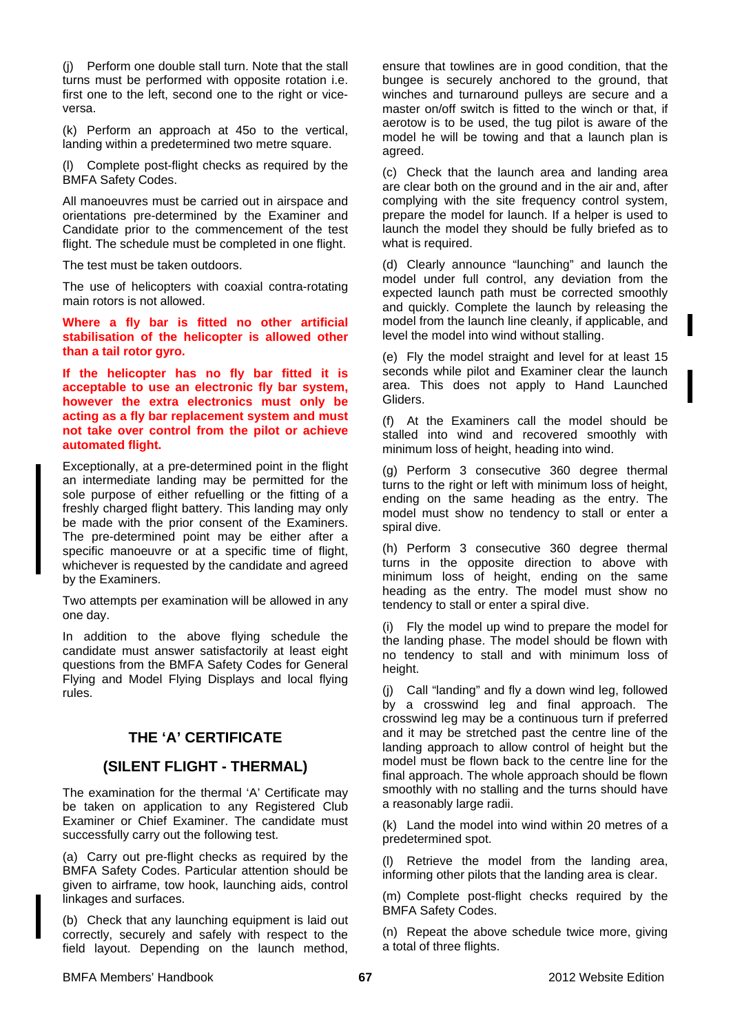(j) Perform one double stall turn. Note that the stall turns must be performed with opposite rotation i.e. first one to the left, second one to the right or vice-versa.

(k) Perform an approach at 45o to the vertical, landing within a predetermined two metre square.

(l) Complete post-flight checks as required by the BMFA Safety Codes.

All manoeuvres must be carried out in airspace and orientations pre-determined by the Examiner and Candidate prior to the commencement of the test flight. The schedule must be completed in one flight.

The test must be taken outdoors.

The use of helicopters with coaxial contra-rotating main rotors is not allowed.

**Where a fly bar is fitted no other artificial stabilisation of the helicopter is allowed other than a tail rotor gyro.**

**If the helicopter has no fly bar fitted it is acceptable to use an electronic fly bar system, however the extra electronics must only be acting as a fly bar replacement system and must not take over control from the pilot or achieve automated flight.**

Exceptionally, at a pre-determined point in the flight an intermediate landing may be permitted for the sole purpose of either refuelling or the fitting of a freshly charged flight battery. This landing may only be made with the prior consent of the Examiners. The pre-determined point may be either after a specific manoeuvre or at a specific time of flight, whichever is requested by the candidate and agreed by the Examiners.

Two attempts per examination will be allowed in any one day.

In addition to the above flying schedule the candidate must answer satisfactorily at least eight questions from the BMFA Safety Codes for General Flying and Model Flying Displays and local flying rules.

## THE 'A' CERTIFICATE

## (SILENT FLIGHT - THERMAL)

The examination for the thermal 'A' Certificate may be taken on application to any Registered Club Examiner or Chief Examiner. The candidate must successfully carry out the following test.

(a) Carry out pre-flight checks as required by the BMFA Safety Codes. Particular attention should be given to airframe, tow hook, launching aids, control linkages and surfaces.

(b) Check that any launching equipment is laid out correctly, securely and safely with respect to the field layout. Depending on the launch method, ensure that towlines are in good condition, that the bungee is securely anchored to the ground, that winches and turnaround pulleys are secure and a master on/off switch is fitted to the winch or that, if aerotow is to be used, the tug pilot is aware of the model he will be towing and that a launch plan is agreed.

(c) Check that the launch area and landing area are clear both on the ground and in the air and, after complying with the site frequency control system, prepare the model for launch. If a helper is used to launch the model they should be fully briefed as to what is required.

(d) Clearly announce "launching" and launch the model under full control, any deviation from the expected launch path must be corrected smoothly and quickly. Complete the launch by releasing the model from the launch line cleanly, if applicable, and level the model into wind without stalling.

(e) Fly the model straight and level for at least 15 seconds while pilot and Examiner clear the launch area. This does not apply to Hand Launched Gliders.

(f) At the Examiners call the model should be stalled into wind and recovered smoothly with minimum loss of height, heading into wind.

(g) Perform 3 consecutive 360 degree thermal turns to the right or left with minimum loss of height, ending on the same heading as the entry. The model must show no tendency to stall or enter a spiral dive.

(h) Perform 3 consecutive 360 degree thermal turns in the opposite direction to above with minimum loss of height, ending on the same heading as the entry. The model must show no tendency to stall or enter a spiral dive.

(i) Fly the model up wind to prepare the model for the landing phase. The model should be flown with no tendency to stall and with minimum loss of height.

(j) Call "landing" and fly a down wind leg, followed by a crosswind leg and final approach. The crosswind leg may be a continuous turn if preferred and it may be stretched past the centre line of the landing approach to allow control of height but the model must be flown back to the centre line for the final approach. The whole approach should be flown smoothly with no stalling and the turns should have a reasonably large radii.

(k) Land the model into wind within 20 metres of a predetermined spot.

(l) Retrieve the model from the landing area, informing other pilots that the landing area is clear.

(m) Complete post-flight checks required by the BMFA Safety Codes.

(n) Repeat the above schedule twice more, giving a total of three flights.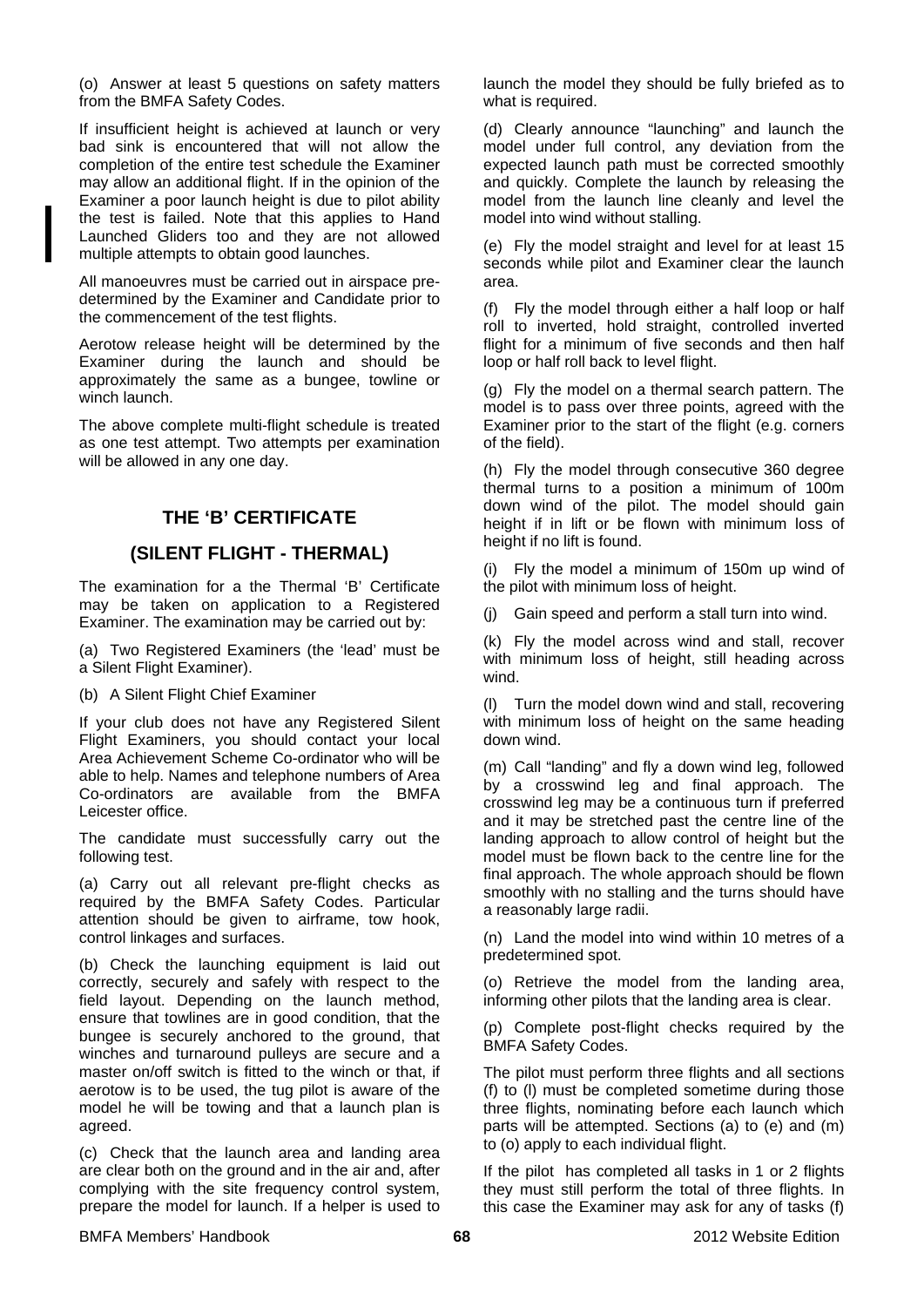(o) Answer at least 5 questions on safety matters from the BMFA Safety Codes.

If insufficient height is achieved at launch or very bad sink is encountered that will not allow the completion of the entire test schedule the Examiner may allow an additional flight. If in the opinion of the Examiner a poor launch height is due to pilot ability the test is failed. Note that this applies to Hand Launched Gliders too and they are not allowed multiple attempts to obtain good launches.

All manoeuvres must be carried out in airspace pre-determined by the Examiner and Candidate prior to the commencement of the test flights.

Aerotow release height will be determined by the Examiner during the launch and should be approximately the same as a bungee, towline or winch launch.

The above complete multi-flight schedule is treated as one test attempt. Two attempts per examination will be allowed in any one day.

## THE 'B' CERTIFICATE

## (SILENT FLIGHT - THERMAL)

The examination for a the Thermal 'B' Certificate may be taken on application to a Registered Examiner. The examination may be carried out by:

(a) Two Registered Examiners (the 'lead' must be a Silent Flight Examiner).

(b) A Silent Flight Chief Examiner

If your club does not have any Registered Silent Flight Examiners, you should contact your local Area Achievement Scheme Co-ordinator who will be able to help. Names and telephone numbers of Area Co-ordinators are available from the BMFA Leicester office.

The candidate must successfully carry out the following test.

(a) Carry out all relevant pre-flight checks as required by the BMFA Safety Codes. Particular attention should be given to airframe, tow hook, control linkages and surfaces.

(b) Check the launching equipment is laid out correctly, securely and safely with respect to the field layout. Depending on the launch method, ensure that towlines are in good condition, that the bungee is securely anchored to the ground, that winches and turnaround pulleys are secure and a master on/off switch is fitted to the winch or that, if aerotow is to be used, the tug pilot is aware of the model he will be towing and that a launch plan is agreed.

(c) Check that the launch area and landing area are clear both on the ground and in the air and, after complying with the site frequency control system, prepare the model for launch. If a helper is used to launch the model they should be fully briefed as to what is required.

(d) Clearly announce "launching" and launch the model under full control, any deviation from the expected launch path must be corrected smoothly and quickly. Complete the launch by releasing the model from the launch line cleanly and level the model into wind without stalling.

(e) Fly the model straight and level for at least 15 seconds while pilot and Examiner clear the launch area.

(f) Fly the model through either a half loop or half roll to inverted, hold straight, controlled inverted flight for a minimum of five seconds and then half loop or half roll back to level flight.

(g) Fly the model on a thermal search pattern. The model is to pass over three points, agreed with the Examiner prior to the start of the flight (e.g. corners of the field).

(h) Fly the model through consecutive 360 degree thermal turns to a position a minimum of 100m down wind of the pilot. The model should gain height if in lift or be flown with minimum loss of height if no lift is found.

(i) Fly the model a minimum of 150m up wind of the pilot with minimum loss of height.

(j) Gain speed and perform a stall turn into wind.

(k) Fly the model across wind and stall, recover with minimum loss of height, still heading across wind.

(l) Turn the model down wind and stall, recovering with minimum loss of height on the same heading down wind.

(m) Call "landing" and fly a down wind leg, followed by a crosswind leg and final approach. The crosswind leg may be a continuous turn if preferred and it may be stretched past the centre line of the landing approach to allow control of height but the model must be flown back to the centre line for the final approach. The whole approach should be flown smoothly with no stalling and the turns should have a reasonably large radii.

(n) Land the model into wind within 10 metres of a predetermined spot.

(o) Retrieve the model from the landing area, informing other pilots that the landing area is clear.

(p) Complete post-flight checks required by the BMFA Safety Codes.

The pilot must perform three flights and all sections (f) to (l) must be completed sometime during those three flights, nominating before each launch which parts will be attempted. Sections (a) to (e) and (m) to (o) apply to each individual flight.

If the pilot has completed all tasks in 1 or 2 flights they must still perform the total of three flights. In this case the Examiner may ask for any of tasks (f)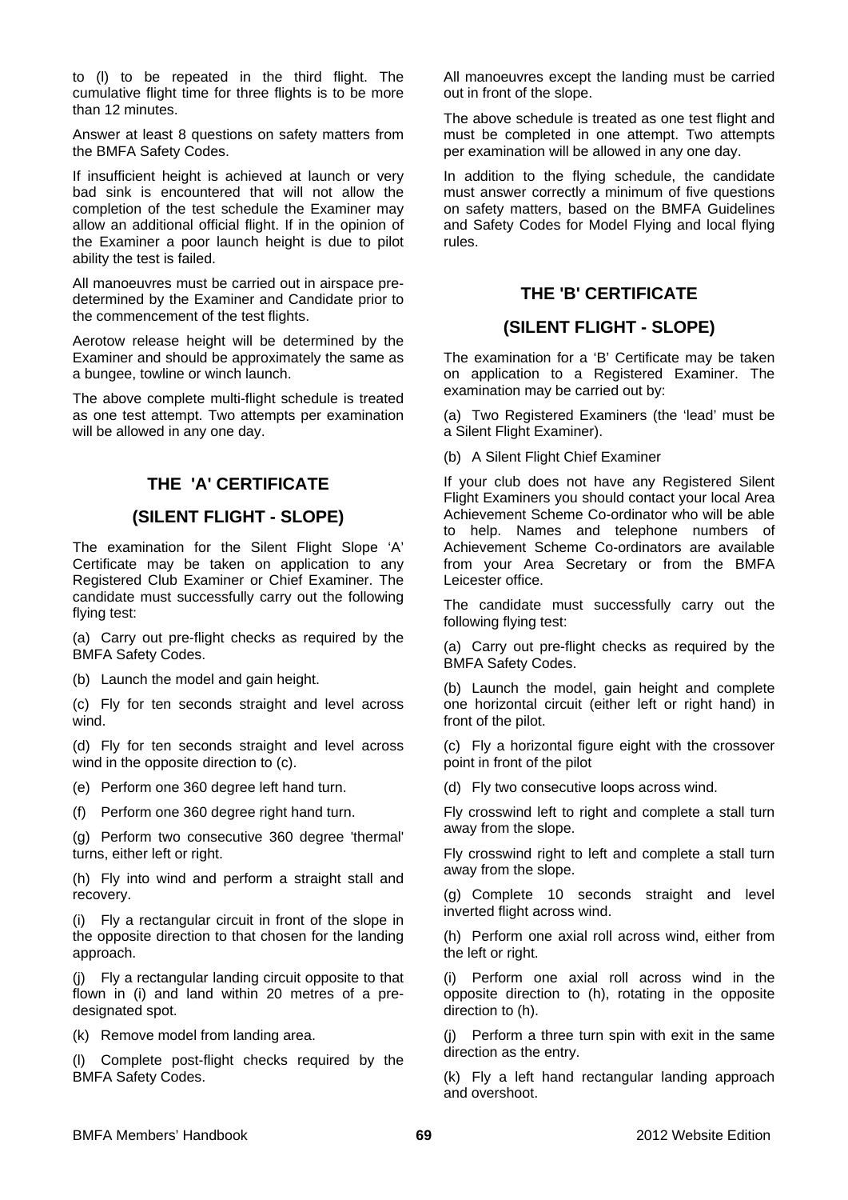to (l) to be repeated in the third flight. The cumulative flight time for three flights is to be more than 12 minutes.

Answer at least 8 questions on safety matters from the BMFA Safety Codes.

If insufficient height is achieved at launch or very bad sink is encountered that will not allow the completion of the test schedule the Examiner may allow an additional official flight. If in the opinion of the Examiner a poor launch height is due to pilot ability the test is failed.

All manoeuvres must be carried out in airspace pre-determined by the Examiner and Candidate prior to the commencement of the test flights.

Aerotow release height will be determined by the Examiner and should be approximately the same as a bungee, towline or winch launch.

The above complete multi-flight schedule is treated as one test attempt. Two attempts per examination will be allowed in any one day.

## THE 'A' CERTIFICATE

## (SILENT FLIGHT - SLOPE)

The examination for the Silent Flight Slope 'A' Certificate may be taken on application to any Registered Club Examiner or Chief Examiner. The candidate must successfully carry out the following flying test:

(a) Carry out pre-flight checks as required by the BMFA Safety Codes.

(b) Launch the model and gain height.

(c) Fly for ten seconds straight and level across wind.

(d) Fly for ten seconds straight and level across wind in the opposite direction to (c).

(e) Perform one 360 degree left hand turn.

(f) Perform one 360 degree right hand turn.

(g) Perform two consecutive 360 degree 'thermal' turns, either left or right.

(h) Fly into wind and perform a straight stall and recovery.

(i) Fly a rectangular circuit in front of the slope in the opposite direction to that chosen for the landing approach.

(j) Fly a rectangular landing circuit opposite to that flown in (i) and land within 20 metres of a pre-designated spot.

(k) Remove model from landing area.

(l) Complete post-flight checks required by the BMFA Safety Codes.

All manoeuvres except the landing must be carried out in front of the slope.

The above schedule is treated as one test flight and must be completed in one attempt. Two attempts per examination will be allowed in any one day.

In addition to the flying schedule, the candidate must answer correctly a minimum of five questions on safety matters, based on the BMFA Guidelines and Safety Codes for Model Flying and local flying rules.

## THE 'B' CERTIFICATE

## (SILENT FLIGHT - SLOPE)

The examination for a 'B' Certificate may be taken on application to a Registered Examiner. The examination may be carried out by:

(a) Two Registered Examiners (the 'lead' must be a Silent Flight Examiner).

(b) A Silent Flight Chief Examiner

If your club does not have any Registered Silent Flight Examiners you should contact your local Area Achievement Scheme Co-ordinator who will be able to help. Names and telephone numbers of Achievement Scheme Co-ordinators are available from your Area Secretary or from the BMFA Leicester office.

The candidate must successfully carry out the following flying test:

(a) Carry out pre-flight checks as required by the BMFA Safety Codes.

(b) Launch the model, gain height and complete one horizontal circuit (either left or right hand) in front of the pilot.

(c) Fly a horizontal figure eight with the crossover point in front of the pilot

(d) Fly two consecutive loops across wind.

Fly crosswind left to right and complete a stall turn away from the slope.

Fly crosswind right to left and complete a stall turn away from the slope.

(g) Complete 10 seconds straight and level inverted flight across wind.

(h) Perform one axial roll across wind, either from the left or right.

(i) Perform one axial roll across wind in the opposite direction to (h), rotating in the opposite direction to (h).

(j) Perform a three turn spin with exit in the same direction as the entry.

(k) Fly a left hand rectangular landing approach and overshoot.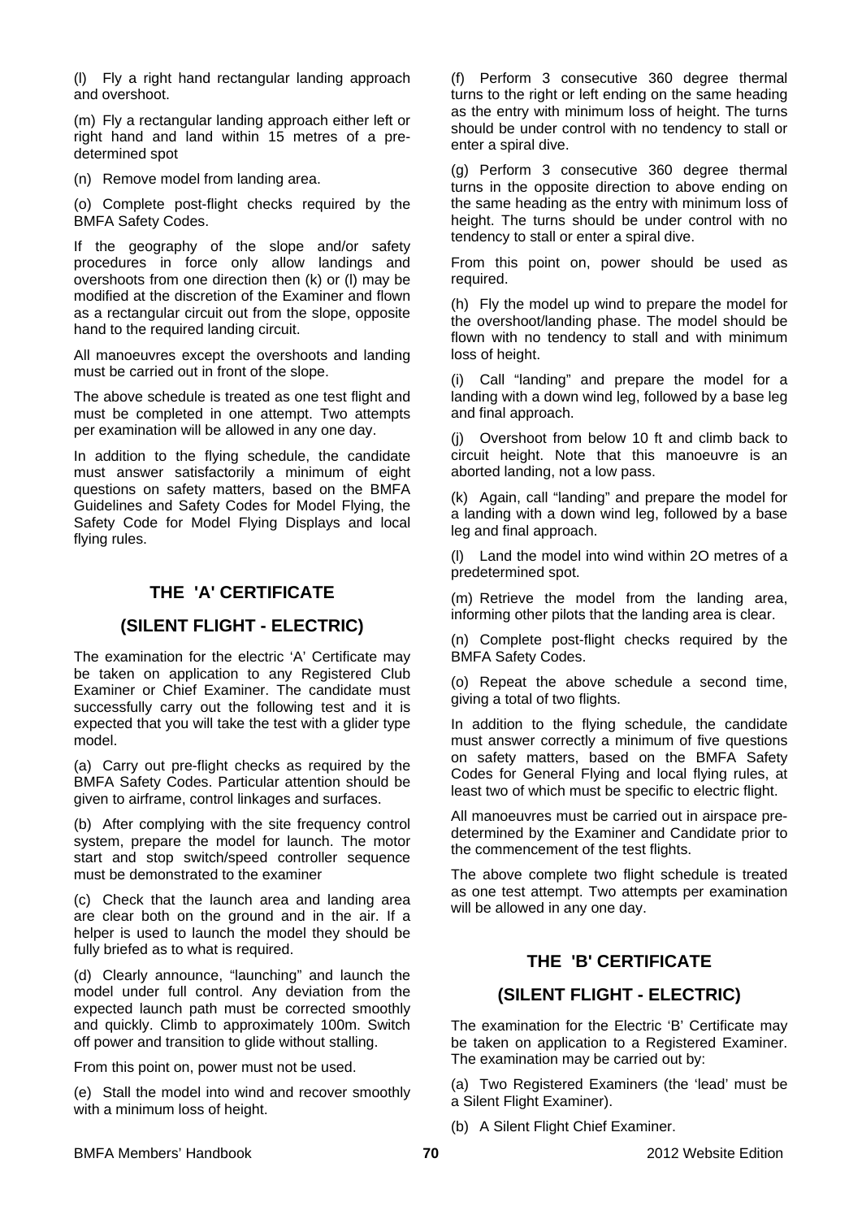(l) Fly a right hand rectangular landing approach and overshoot.

(m) Fly a rectangular landing approach either left or right hand and land within 15 metres of a pre-determined spot

(n) Remove model from landing area.

(o) Complete post-flight checks required by the BMFA Safety Codes.

If the geography of the slope and/or safety procedures in force only allow landings and overshoots from one direction then (k) or (l) may be modified at the discretion of the Examiner and flown as a rectangular circuit out from the slope, opposite hand to the required landing circuit.

All manoeuvres except the overshoots and landing must be carried out in front of the slope.

The above schedule is treated as one test flight and must be completed in one attempt. Two attempts per examination will be allowed in any one day.

In addition to the flying schedule, the candidate must answer satisfactorily a minimum of eight questions on safety matters, based on the BMFA Guidelines and Safety Codes for Model Flying, the Safety Code for Model Flying Displays and local flying rules.

## THE 'A' CERTIFICATE

## (SILENT FLIGHT - ELECTRIC)

The examination for the electric 'A' Certificate may be taken on application to any Registered Club Examiner or Chief Examiner. The candidate must successfully carry out the following test and it is expected that you will take the test with a glider type model.

(a) Carry out pre-flight checks as required by the BMFA Safety Codes. Particular attention should be given to airframe, control linkages and surfaces.

(b) After complying with the site frequency control system, prepare the model for launch. The motor start and stop switch/speed controller sequence must be demonstrated to the examiner

(c) Check that the launch area and landing area are clear both on the ground and in the air. If a helper is used to launch the model they should be fully briefed as to what is required.

(d) Clearly announce, "launching" and launch the model under full control. Any deviation from the expected launch path must be corrected smoothly and quickly. Climb to approximately 100m. Switch off power and transition to glide without stalling.

From this point on, power must not be used.

(e) Stall the model into wind and recover smoothly with a minimum loss of height.

(f) Perform 3 consecutive 360 degree thermal turns to the right or left ending on the same heading as the entry with minimum loss of height. The turns should be under control with no tendency to stall or enter a spiral dive.

(g) Perform 3 consecutive 360 degree thermal turns in the opposite direction to above ending on the same heading as the entry with minimum loss of height. The turns should be under control with no tendency to stall or enter a spiral dive.

From this point on, power should be used as required.

(h) Fly the model up wind to prepare the model for the overshoot/landing phase. The model should be flown with no tendency to stall and with minimum loss of height.

(i) Call "landing" and prepare the model for a landing with a down wind leg, followed by a base leg and final approach.

(j) Overshoot from below 10 ft and climb back to circuit height. Note that this manoeuvre is an aborted landing, not a low pass.

(k) Again, call "landing" and prepare the model for a landing with a down wind leg, followed by a base leg and final approach.

(l) Land the model into wind within 2O metres of a predetermined spot.

(m) Retrieve the model from the landing area, informing other pilots that the landing area is clear.

(n) Complete post-flight checks required by the BMFA Safety Codes.

(o) Repeat the above schedule a second time, giving a total of two flights.

In addition to the flying schedule, the candidate must answer correctly a minimum of five questions on safety matters, based on the BMFA Safety Codes for General Flying and local flying rules, at least two of which must be specific to electric flight.

All manoeuvres must be carried out in airspace pre-determined by the Examiner and Candidate prior to the commencement of the test flights.

The above complete two flight schedule is treated as one test attempt. Two attempts per examination will be allowed in any one day.

## THE 'B' CERTIFICATE

## (SILENT FLIGHT - ELECTRIC)

The examination for the Electric 'B' Certificate may be taken on application to a Registered Examiner. The examination may be carried out by:

(a) Two Registered Examiners (the 'lead' must be a Silent Flight Examiner).

(b) A Silent Flight Chief Examiner.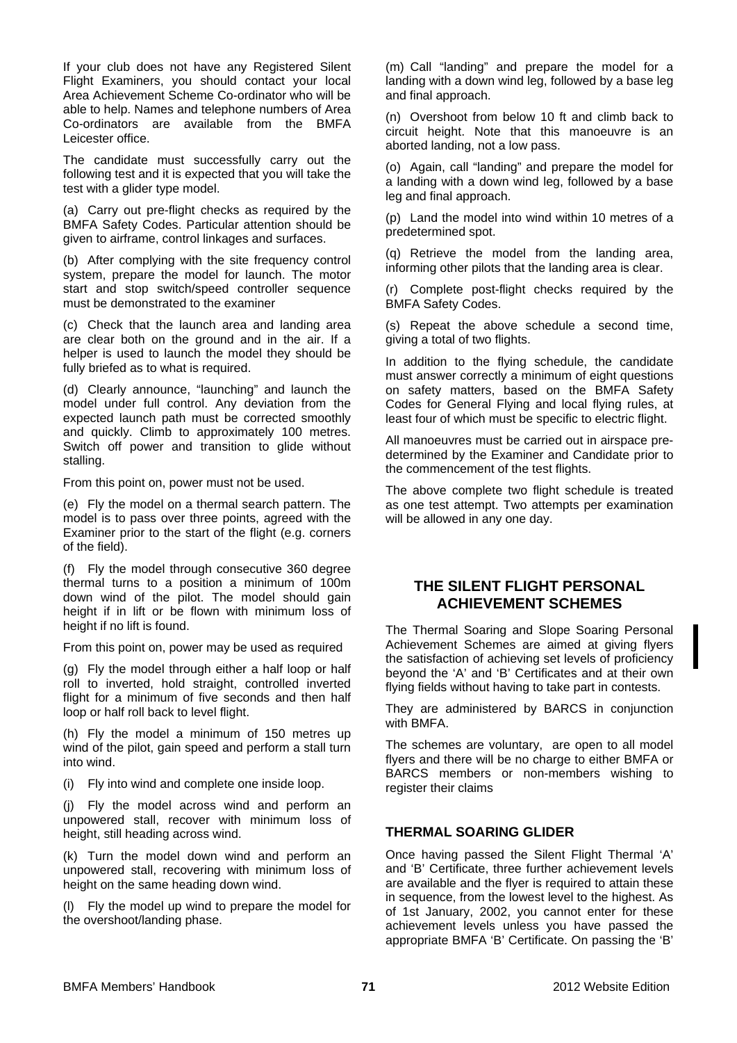If your club does not have any Registered Silent Flight Examiners, you should contact your local Area Achievement Scheme Co-ordinator who will be able to help. Names and telephone numbers of Area Co-ordinators are available from the BMFA Leicester office.

The candidate must successfully carry out the following test and it is expected that you will take the test with a glider type model.

(a) Carry out pre-flight checks as required by the BMFA Safety Codes. Particular attention should be given to airframe, control linkages and surfaces.

(b) After complying with the site frequency control system, prepare the model for launch. The motor start and stop switch/speed controller sequence must be demonstrated to the examiner

(c) Check that the launch area and landing area are clear both on the ground and in the air. If a helper is used to launch the model they should be fully briefed as to what is required.

(d) Clearly announce, "launching" and launch the model under full control. Any deviation from the expected launch path must be corrected smoothly and quickly. Climb to approximately 100 metres. Switch off power and transition to glide without stalling.

From this point on, power must not be used.

(e) Fly the model on a thermal search pattern. The model is to pass over three points, agreed with the Examiner prior to the start of the flight (e.g. corners of the field).

(f) Fly the model through consecutive 360 degree thermal turns to a position a minimum of 100m down wind of the pilot. The model should gain height if in lift or be flown with minimum loss of height if no lift is found.

From this point on, power may be used as required

(g) Fly the model through either a half loop or half roll to inverted, hold straight, controlled inverted flight for a minimum of five seconds and then half loop or half roll back to level flight.

(h) Fly the model a minimum of 150 metres up wind of the pilot, gain speed and perform a stall turn into wind.

(i) Fly into wind and complete one inside loop.

(j) Fly the model across wind and perform an unpowered stall, recover with minimum loss of height, still heading across wind.

(k) Turn the model down wind and perform an unpowered stall, recovering with minimum loss of height on the same heading down wind.

(l) Fly the model up wind to prepare the model for the overshoot/landing phase.

(m) Call "landing" and prepare the model for a landing with a down wind leg, followed by a base leg and final approach.

(n) Overshoot from below 10 ft and climb back to circuit height. Note that this manoeuvre is an aborted landing, not a low pass.

(o) Again, call "landing" and prepare the model for a landing with a down wind leg, followed by a base leg and final approach.

(p) Land the model into wind within 10 metres of a predetermined spot.

(q) Retrieve the model from the landing area, informing other pilots that the landing area is clear.

(r) Complete post-flight checks required by the BMFA Safety Codes.

(s) Repeat the above schedule a second time, giving a total of two flights.

In addition to the flying schedule, the candidate must answer correctly a minimum of eight questions on safety matters, based on the BMFA Safety Codes for General Flying and local flying rules, at least four of which must be specific to electric flight.

All manoeuvres must be carried out in airspace pre-determined by the Examiner and Candidate prior to the commencement of the test flights.

The above complete two flight schedule is treated as one test attempt. Two attempts per examination will be allowed in any one day.

## THE SILENT FLIGHT PERSONAL ACHIEVEMENT SCHEMES

The Thermal Soaring and Slope Soaring Personal Achievement Schemes are aimed at giving flyers the satisfaction of achieving set levels of proficiency beyond the 'A' and 'B' Certificates and at their own flying fields without having to take part in contests.

They are administered by BARCS in conjunction with BMFA.

The schemes are voluntary, are open to all model flyers and there will be no charge to either BMFA or BARCS members or non-members wishing to register their claims

### THERMAL SOARING GLIDER

Once having passed the Silent Flight Thermal 'A' and 'B' Certificate, three further achievement levels are available and the flyer is required to attain these in sequence, from the lowest level to the highest. As of 1st January, 2002, you cannot enter for these achievement levels unless you have passed the appropriate BMFA 'B' Certificate. On passing the 'B'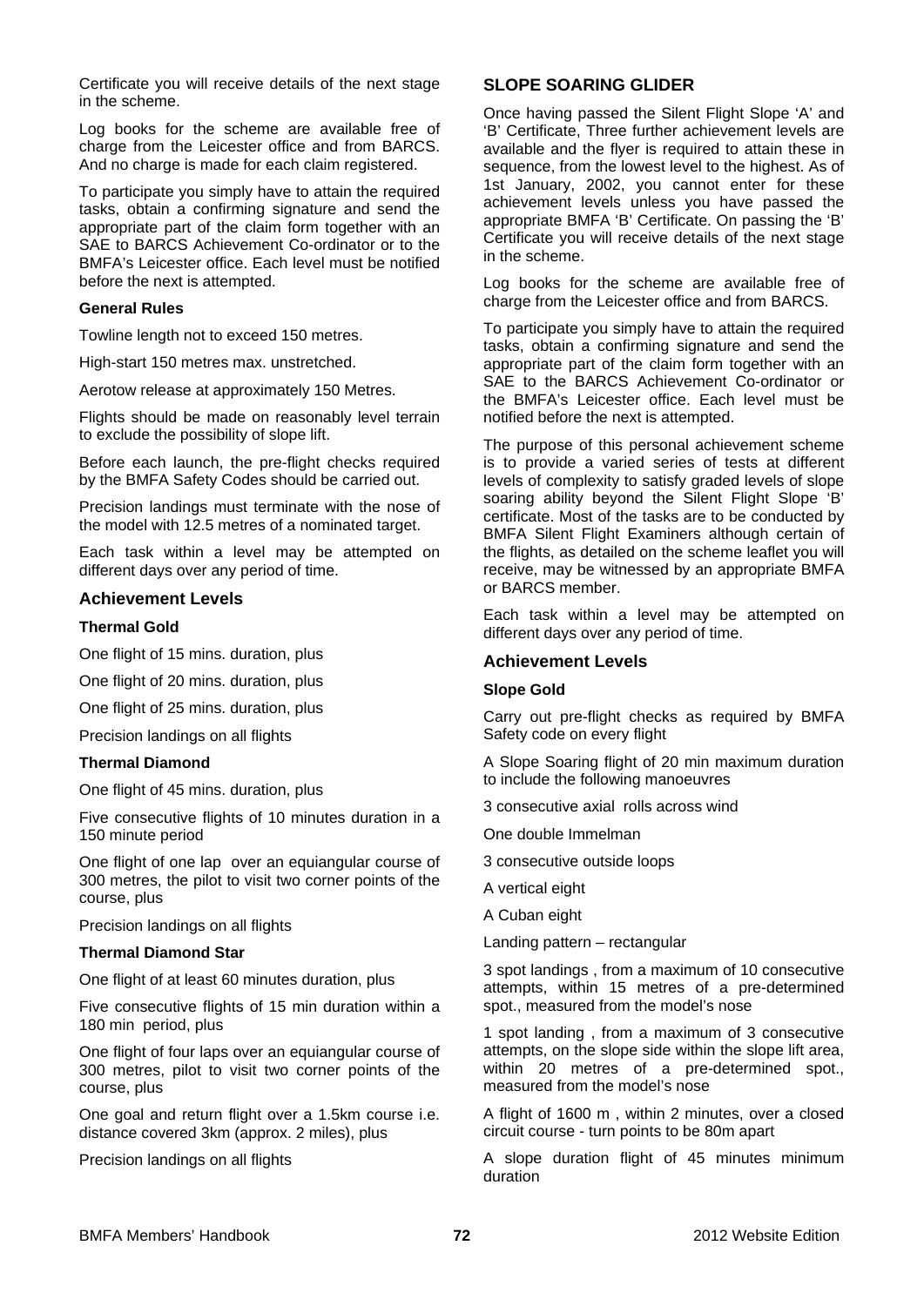Certificate you will receive details of the next stage in the scheme.

Log books for the scheme are available free of charge from the Leicester office and from BARCS. And no charge is made for each claim registered.

To participate you simply have to attain the required tasks, obtain a confirming signature and send the appropriate part of the claim form together with an SAE to BARCS Achievement Co-ordinator or to the BMFA's Leicester office. Each level must be notified before the next is attempted.

**General Rules**

Towline length not to exceed 150 metres.

High-start 150 metres max. unstretched.

Aerotow release at approximately 150 Metres.

Flights should be made on reasonably level terrain to exclude the possibility of slope lift.

Before each launch, the pre-flight checks required by the BMFA Safety Codes should be carried out.

Precision landings must terminate with the nose of the model with 12.5 metres of a nominated target.

Each task within a level may be attempted on different days over any period of time.

### Achievement Levels

**Thermal Gold**

One flight of 15 mins. duration, plus

One flight of 20 mins. duration, plus

One flight of 25 mins. duration, plus

Precision landings on all flights

**Thermal Diamond**

One flight of 45 mins. duration, plus

Five consecutive flights of 10 minutes duration in a 150 minute period

One flight of one lap over an equiangular course of 300 metres, the pilot to visit two corner points of the course, plus

Precision landings on all flights

**Thermal Diamond Star**

One flight of at least 60 minutes duration, plus

Five consecutive flights of 15 min duration within a 180 min period, plus

One flight of four laps over an equiangular course of 300 metres, pilot to visit two corner points of the course, plus

One goal and return flight over a 1.5km course i.e. distance covered 3km (approx. 2 miles), plus

Precision landings on all flights

## SLOPE SOARING GLIDER

Once having passed the Silent Flight Slope 'A' and 'B' Certificate, Three further achievement levels are available and the flyer is required to attain these in sequence, from the lowest level to the highest. As of 1st January, 2002, you cannot enter for these achievement levels unless you have passed the appropriate BMFA 'B' Certificate. On passing the 'B' Certificate you will receive details of the next stage in the scheme.

Log books for the scheme are available free of charge from the Leicester office and from BARCS.

To participate you simply have to attain the required tasks, obtain a confirming signature and send the appropriate part of the claim form together with an SAE to the BARCS Achievement Co-ordinator or the BMFA's Leicester office. Each level must be notified before the next is attempted.

The purpose of this personal achievement scheme is to provide a varied series of tests at different levels of complexity to satisfy graded levels of slope soaring ability beyond the Silent Flight Slope 'B' certificate. Most of the tasks are to be conducted by BMFA Silent Flight Examiners although certain of the flights, as detailed on the scheme leaflet you will receive, may be witnessed by an appropriate BMFA or BARCS member.

Each task within a level may be attempted on different days over any period of time.

### Achievement Levels

**Slope Gold**

Carry out pre-flight checks as required by BMFA Safety code on every flight

A Slope Soaring flight of 20 min maximum duration to include the following manoeuvres

3 consecutive axial rolls across wind

One double Immelman

3 consecutive outside loops

A vertical eight

A Cuban eight

Landing pattern – rectangular

3 spot landings , from a maximum of 10 consecutive attempts, within 15 metres of a pre-determined spot., measured from the model's nose

1 spot landing , from a maximum of 3 consecutive attempts, on the slope side within the slope lift area, within 20 metres of a pre-determined spot., measured from the model's nose

A flight of 1600 m , within 2 minutes, over a closed circuit course - turn points to be 80m apart

A slope duration flight of 45 minutes minimum duration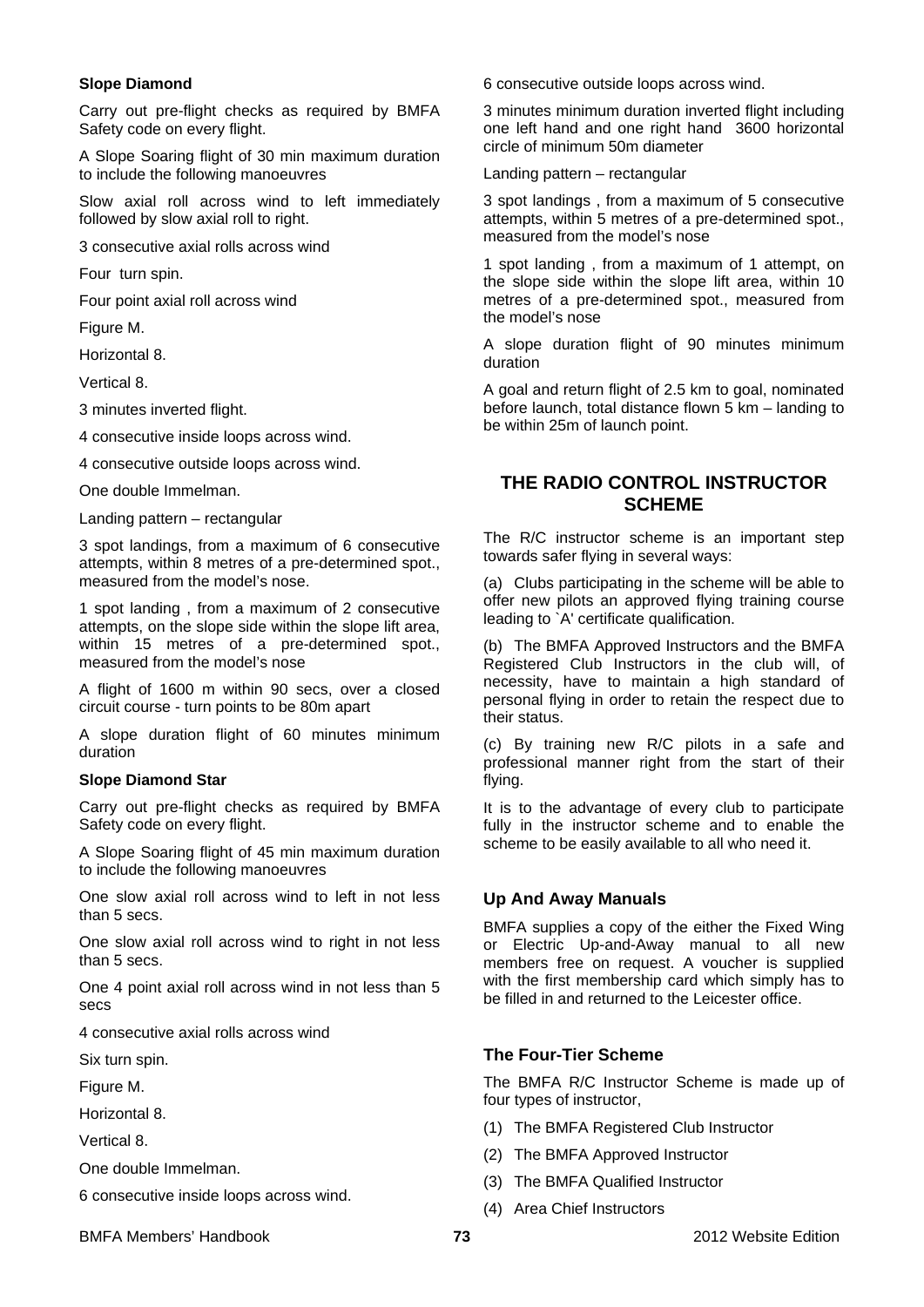**Slope Diamond**

Carry out pre-flight checks as required by BMFA Safety code on every flight.

A Slope Soaring flight of 30 min maximum duration to include the following manoeuvres

Slow axial roll across wind to left immediately followed by slow axial roll to right.

3 consecutive axial rolls across wind

Four turn spin.

Four point axial roll across wind

Figure M.

Horizontal 8.

Vertical 8.

3 minutes inverted flight.

4 consecutive inside loops across wind.

4 consecutive outside loops across wind.

One double Immelman.

Landing pattern – rectangular

3 spot landings, from a maximum of 6 consecutive attempts, within 8 metres of a pre-determined spot., measured from the model's nose.

1 spot landing , from a maximum of 2 consecutive attempts, on the slope side within the slope lift area, within 15 metres of a pre-determined spot., measured from the model's nose

A flight of 1600 m within 90 secs, over a closed circuit course - turn points to be 80m apart

A slope duration flight of 60 minutes minimum duration

**Slope Diamond Star**

Carry out pre-flight checks as required by BMFA Safety code on every flight.

A Slope Soaring flight of 45 min maximum duration to include the following manoeuvres

One slow axial roll across wind to left in not less than 5 secs.

One slow axial roll across wind to right in not less than 5 secs.

One 4 point axial roll across wind in not less than 5 secs

4 consecutive axial rolls across wind

Six turn spin.

Figure M.

Horizontal 8.

Vertical 8.

One double Immelman.

6 consecutive inside loops across wind.

6 consecutive outside loops across wind.

3 minutes minimum duration inverted flight including one left hand and one right hand 3600 horizontal circle of minimum 50m diameter

Landing pattern – rectangular

3 spot landings , from a maximum of 5 consecutive attempts, within 5 metres of a pre-determined spot., measured from the model's nose

1 spot landing , from a maximum of 1 attempt, on the slope side within the slope lift area, within 10 metres of a pre-determined spot., measured from the model's nose

A slope duration flight of 90 minutes minimum duration

A goal and return flight of 2.5 km to goal, nominated before launch, total distance flown 5 km – landing to be within 25m of launch point.

## THE RADIO CONTROL INSTRUCTOR SCHEME

The R/C instructor scheme is an important step towards safer flying in several ways:

(a) Clubs participating in the scheme will be able to offer new pilots an approved flying training course leading to `A' certificate qualification.

(b) The BMFA Approved Instructors and the BMFA Registered Club Instructors in the club will, of necessity, have to maintain a high standard of personal flying in order to retain the respect due to their status.

(c) By training new R/C pilots in a safe and professional manner right from the start of their flying.

It is to the advantage of every club to participate fully in the instructor scheme and to enable the scheme to be easily available to all who need it.

### Up And Away Manuals

BMFA supplies a copy of the either the Fixed Wing or Electric Up-and-Away manual to all new members free on request. A voucher is supplied with the first membership card which simply has to be filled in and returned to the Leicester office.

### The Four-Tier Scheme

The BMFA R/C Instructor Scheme is made up of four types of instructor,

(1) The BMFA Registered Club Instructor

(2) The BMFA Approved Instructor

(3) The BMFA Qualified Instructor

(4) Area Chief Instructors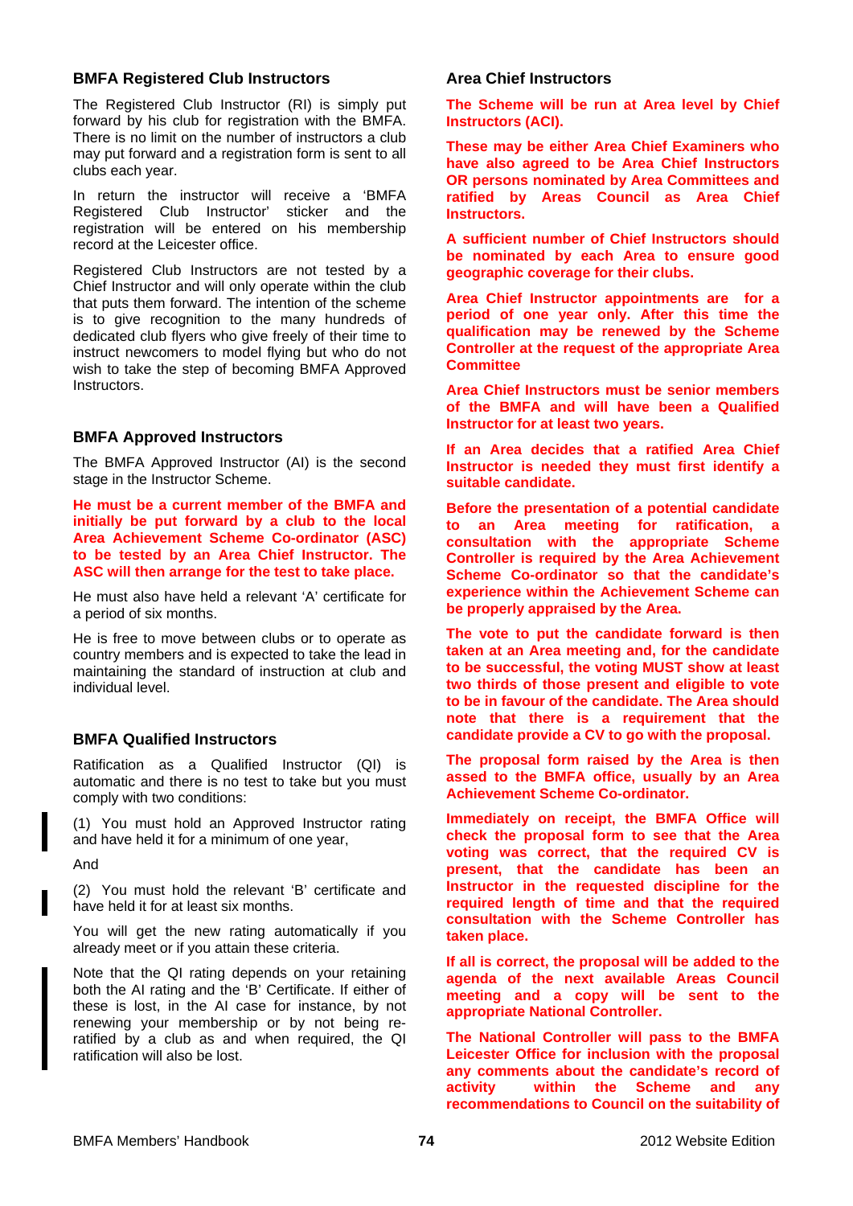## BMFA Registered Club Instructors

The Registered Club Instructor (RI) is simply put forward by his club for registration with the BMFA. There is no limit on the number of instructors a club may put forward and a registration form is sent to all clubs each year.

In return the instructor will receive a 'BMFA Registered Club Instructor' sticker and the registration will be entered on his membership record at the Leicester office.

Registered Club Instructors are not tested by a Chief Instructor and will only operate within the club that puts them forward. The intention of the scheme is to give recognition to the many hundreds of dedicated club flyers who give freely of their time to instruct newcomers to model flying but who do not wish to take the step of becoming BMFA Approved Instructors.

## BMFA Approved Instructors

The BMFA Approved Instructor (AI) is the second stage in the Instructor Scheme.

**He must be a current member of the BMFA and initially be put forward by a club to the local Area Achievement Scheme Co-ordinator (ASC) to be tested by an Area Chief Instructor. The ASC will then arrange for the test to take place.**

He must also have held a relevant 'A' certificate for a period of six months.

He is free to move between clubs or to operate as country members and is expected to take the lead in maintaining the standard of instruction at club and individual level.

## BMFA Qualified Instructors

Ratification as a Qualified Instructor (QI) is automatic and there is no test to take but you must comply with two conditions:

(1) You must hold an Approved Instructor rating and have held it for a minimum of one year,

And

(2) You must hold the relevant 'B' certificate and have held it for at least six months.

You will get the new rating automatically if you already meet or if you attain these criteria.

Note that the QI rating depends on your retaining both the AI rating and the 'B' Certificate. If either of these is lost, in the AI case for instance, by not renewing your membership or by not being re-ratified by a club as and when required, the QI ratification will also be lost.

## Area Chief Instructors

**The Scheme will be run at Area level by Chief Instructors (ACI).**

**These may be either Area Chief Examiners who have also agreed to be Area Chief Instructors OR persons nominated by Area Committees and ratified by Areas Council as Area Chief Instructors.**

**A sufficient number of Chief Instructors should be nominated by each Area to ensure good geographic coverage for their clubs.**

**Area Chief Instructor appointments are for a period of one year only. After this time the qualification may be renewed by the Scheme Controller at the request of the appropriate Area Committee**

**Area Chief Instructors must be senior members of the BMFA and will have been a Qualified Instructor for at least two years.**

**If an Area decides that a ratified Area Chief Instructor is needed they must first identify a suitable candidate.**

**Before the presentation of a potential candidate to an Area meeting for ratification, a consultation with the appropriate Scheme Controller is required by the Area Achievement Scheme Co-ordinator so that the candidate's experience within the Achievement Scheme can be properly appraised by the Area.**

**The vote to put the candidate forward is then taken at an Area meeting and, for the candidate to be successful, the voting MUST show at least two thirds of those present and eligible to vote to be in favour of the candidate. The Area should note that there is a requirement that the candidate provide a CV to go with the proposal.**

**The proposal form raised by the Area is then assed to the BMFA office, usually by an Area Achievement Scheme Co-ordinator.**

**Immediately on receipt, the BMFA Office will check the proposal form to see that the Area voting was correct, that the required CV is present, that the candidate has been an Instructor in the requested discipline for the required length of time and that the required consultation with the Scheme Controller has taken place.**

**If all is correct, the proposal will be added to the agenda of the next available Areas Council meeting and a copy will be sent to the appropriate National Controller.**

**The National Controller will pass to the BMFA Leicester Office for inclusion with the proposal any comments about the candidate's record of activity within the Scheme and any recommendations to Council on the suitability of**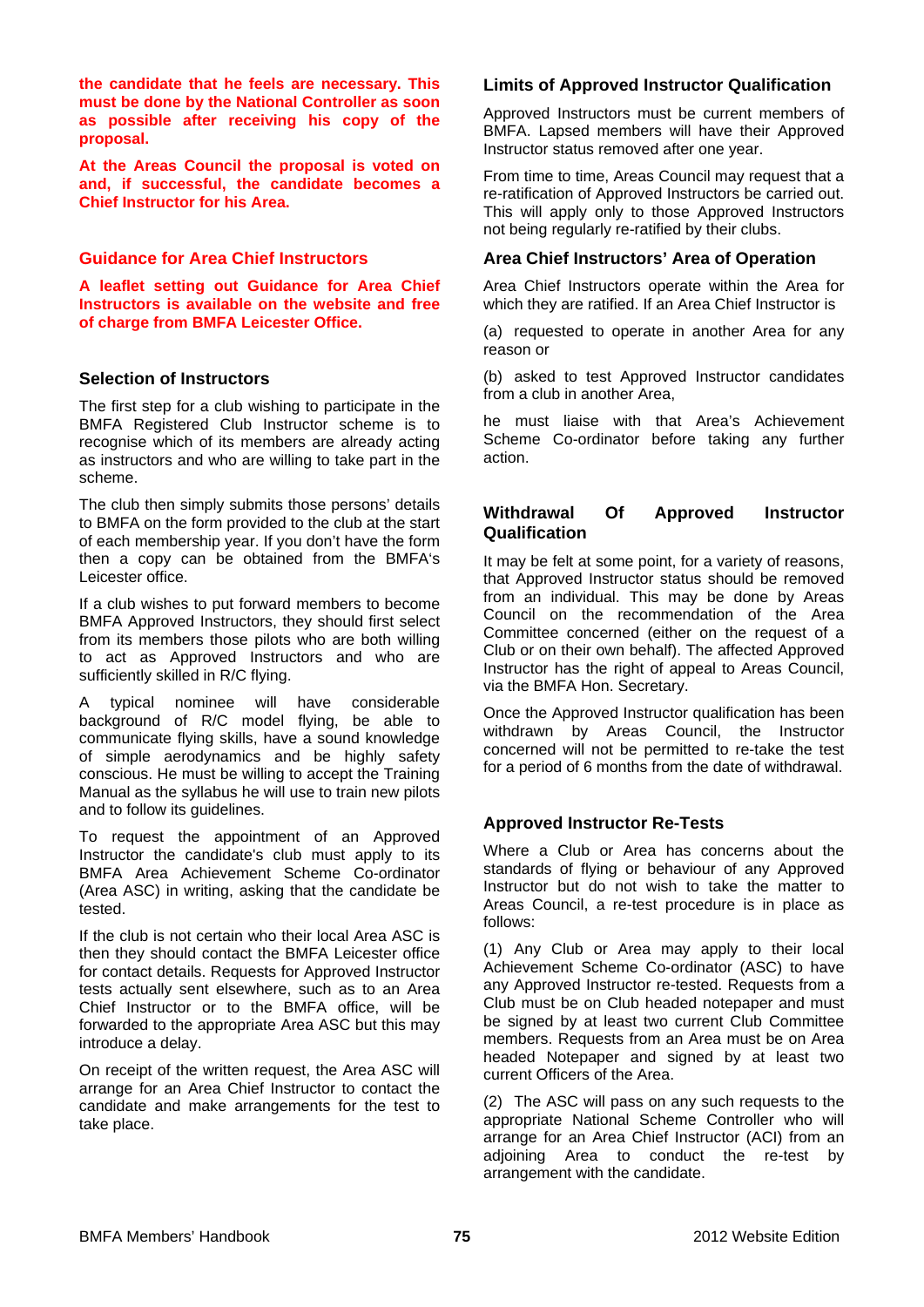**the candidate that he feels are necessary. This must be done by the National Controller as soon as possible after receiving his copy of the proposal.**

**At the Areas Council the proposal is voted on and, if successful, the candidate becomes a Chief Instructor for his Area.**

## Guidance for Area Chief Instructors

**A leaflet setting out Guidance for Area Chief Instructors is available on the website and free of charge from BMFA Leicester Office.**

## Selection of Instructors

The first step for a club wishing to participate in the BMFA Registered Club Instructor scheme is to recognise which of its members are already acting as instructors and who are willing to take part in the scheme.

The club then simply submits those persons' details to BMFA on the form provided to the club at the start of each membership year. If you don't have the form then a copy can be obtained from the BMFA's Leicester office.

If a club wishes to put forward members to become BMFA Approved Instructors, they should first select from its members those pilots who are both willing to act as Approved Instructors and who are sufficiently skilled in R/C flying.

A typical nominee will have considerable background of R/C model flying, be able to communicate flying skills, have a sound knowledge of simple aerodynamics and be highly safety conscious. He must be willing to accept the Training Manual as the syllabus he will use to train new pilots and to follow its guidelines.

To request the appointment of an Approved Instructor the candidate's club must apply to its BMFA Area Achievement Scheme Co-ordinator (Area ASC) in writing, asking that the candidate be tested.

If the club is not certain who their local Area ASC is then they should contact the BMFA Leicester office for contact details. Requests for Approved Instructor tests actually sent elsewhere, such as to an Area Chief Instructor or to the BMFA office, will be forwarded to the appropriate Area ASC but this may introduce a delay.

On receipt of the written request, the Area ASC will arrange for an Area Chief Instructor to contact the candidate and make arrangements for the test to take place.

## Limits of Approved Instructor Qualification

Approved Instructors must be current members of BMFA. Lapsed members will have their Approved Instructor status removed after one year.

From time to time, Areas Council may request that a re-ratification of Approved Instructors be carried out. This will apply only to those Approved Instructors not being regularly re-ratified by their clubs.

## Area Chief Instructors' Area of Operation

Area Chief Instructors operate within the Area for which they are ratified. If an Area Chief Instructor is

(a) requested to operate in another Area for any reason or

(b) asked to test Approved Instructor candidates from a club in another Area,

he must liaise with that Area's Achievement Scheme Co-ordinator before taking any further action.

## Withdrawal Of Approved Instructor Qualification

It may be felt at some point, for a variety of reasons, that Approved Instructor status should be removed from an individual. This may be done by Areas Council on the recommendation of the Area Committee concerned (either on the request of a Club or on their own behalf). The affected Approved Instructor has the right of appeal to Areas Council, via the BMFA Hon. Secretary.

Once the Approved Instructor qualification has been withdrawn by Areas Council, the Instructor concerned will not be permitted to re-take the test for a period of 6 months from the date of withdrawal.

## Approved Instructor Re-Tests

Where a Club or Area has concerns about the standards of flying or behaviour of any Approved Instructor but do not wish to take the matter to Areas Council, a re-test procedure is in place as follows:

(1) Any Club or Area may apply to their local Achievement Scheme Co-ordinator (ASC) to have any Approved Instructor re-tested. Requests from a Club must be on Club headed notepaper and must be signed by at least two current Club Committee members. Requests from an Area must be on Area headed Notepaper and signed by at least two current Officers of the Area.

(2) The ASC will pass on any such requests to the appropriate National Scheme Controller who will arrange for an Area Chief Instructor (ACI) from an adjoining Area to conduct the re-test by arrangement with the candidate.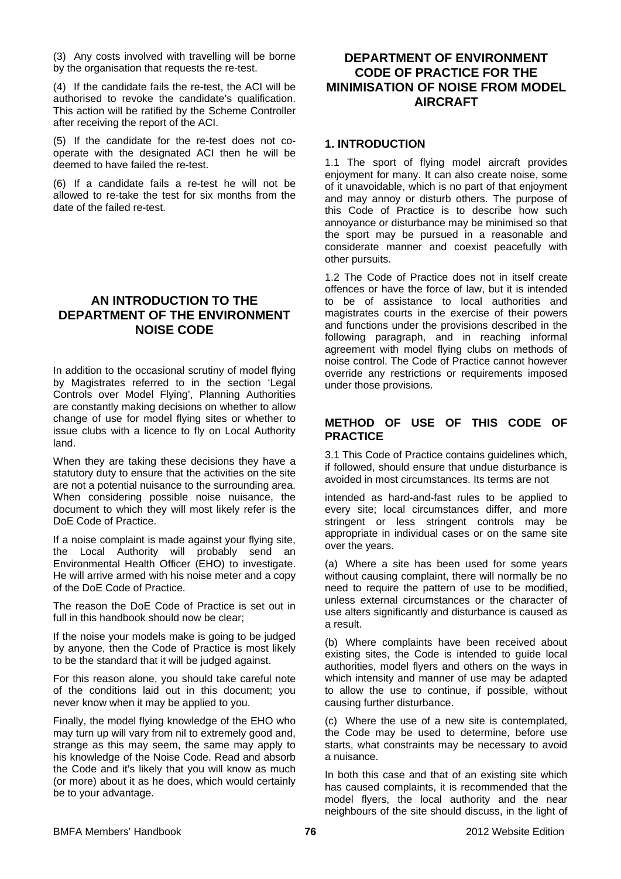(3) Any costs involved with travelling will be borne by the organisation that requests the re-test.

(4) If the candidate fails the re-test, the ACI will be authorised to revoke the candidate's qualification. This action will be ratified by the Scheme Controller after receiving the report of the ACI.

(5) If the candidate for the re-test does not co-operate with the designated ACI then he will be deemed to have failed the re-test.

(6) If a candidate fails a re-test he will not be allowed to re-take the test for six months from the date of the failed re-test.

## AN INTRODUCTION TO THE DEPARTMENT OF THE ENVIRONMENT NOISE CODE

In addition to the occasional scrutiny of model flying by Magistrates referred to in the section 'Legal Controls over Model Flying', Planning Authorities are constantly making decisions on whether to allow change of use for model flying sites or whether to issue clubs with a licence to fly on Local Authority land.

When they are taking these decisions they have a statutory duty to ensure that the activities on the site are not a potential nuisance to the surrounding area. When considering possible noise nuisance, the document to which they will most likely refer is the DoE Code of Practice.

If a noise complaint is made against your flying site, the Local Authority will probably send an Environmental Health Officer (EHO) to investigate. He will arrive armed with his noise meter and a copy of the DoE Code of Practice.

The reason the DoE Code of Practice is set out in full in this handbook should now be clear;

If the noise your models make is going to be judged by anyone, then the Code of Practice is most likely to be the standard that it will be judged against.

For this reason alone, you should take careful note of the conditions laid out in this document; you never know when it may be applied to you.

Finally, the model flying knowledge of the EHO who may turn up will vary from nil to extremely good and, strange as this may seem, the same may apply to his knowledge of the Noise Code. Read and absorb the Code and it's likely that you will know as much (or more) about it as he does, which would certainly be to your advantage.

## DEPARTMENT OF ENVIRONMENT CODE OF PRACTICE FOR THE MINIMISATION OF NOISE FROM MODEL AIRCRAFT

### 1. INTRODUCTION

1.1 The sport of flying model aircraft provides enjoyment for many. It can also create noise, some of it unavoidable, which is no part of that enjoyment and may annoy or disturb others. The purpose of this Code of Practice is to describe how such annoyance or disturbance may be minimised so that the sport may be pursued in a reasonable and considerate manner and coexist peacefully with other pursuits.

1.2 The Code of Practice does not in itself create offences or have the force of law, but it is intended to be of assistance to local authorities and magistrates courts in the exercise of their powers and functions under the provisions described in the following paragraph, and in reaching informal agreement with model flying clubs on methods of noise control. The Code of Practice cannot however override any restrictions or requirements imposed under those provisions.

### METHOD OF USE OF THIS CODE OF PRACTICE

3.1 This Code of Practice contains guidelines which, if followed, should ensure that undue disturbance is avoided in most circumstances. Its terms are not intended as hard-and-fast rules to be applied to every site; local circumstances differ, and more stringent or less stringent controls may be appropriate in individual cases or on the same site over the years.

(a) Where a site has been used for some years without causing complaint, there will normally be no need to require the pattern of use to be modified, unless external circumstances or the character of use alters significantly and disturbance is caused as a result.

(b) Where complaints have been received about existing sites, the Code is intended to guide local authorities, model flyers and others on the ways in which intensity and manner of use may be adapted to allow the use to continue, if possible, without causing further disturbance.

(c) Where the use of a new site is contemplated, the Code may be used to determine, before use starts, what constraints may be necessary to avoid a nuisance.

In both this case and that of an existing site which has caused complaints, it is recommended that the model flyers, the local authority and the near neighbours of the site should discuss, in the light of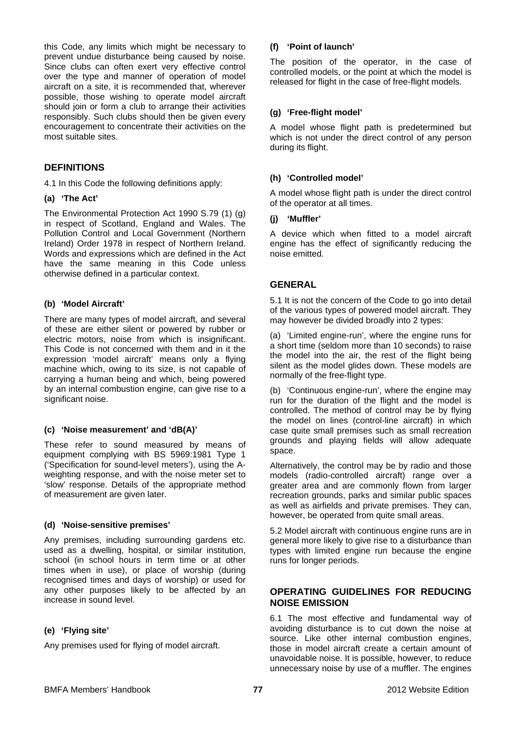this Code, any limits which might be necessary to prevent undue disturbance being caused by noise. Since clubs can often exert very effective control over the type and manner of operation of model aircraft on a site, it is recommended that, wherever possible, those wishing to operate model aircraft should join or form a club to arrange their activities responsibly. Such clubs should then be given every encouragement to concentrate their activities on the most suitable sites.

## DEFINITIONS

4.1 In this Code the following definitions apply:

**(a) 'The Act'**

The Environmental Protection Act 1990 S.79 (1) (g) in respect of Scotland, England and Wales. The Pollution Control and Local Government (Northern Ireland) Order 1978 in respect of Northern Ireland. Words and expressions which are defined in the Act have the same meaning in this Code unless otherwise defined in a particular context.

**(b) 'Model Aircraft'**

There are many types of model aircraft, and several of these are either silent or powered by rubber or electric motors, noise from which is insignificant. This Code is not concerned with them and in it the expression 'model aircraft' means only a flying machine which, owing to its size, is not capable of carrying a human being and which, being powered by an internal combustion engine, can give rise to a significant noise.

**(c) 'Noise measurement' and 'dB(A)'**

These refer to sound measured by means of equipment complying with BS 5969:1981 Type 1 ('Specification for sound-level meters'), using the A-weighting response, and with the noise meter set to 'slow' response. Details of the appropriate method of measurement are given later.

**(d) 'Noise-sensitive premises'**

Any premises, including surrounding gardens etc. used as a dwelling, hospital, or similar institution, school (in school hours in term time or at other times when in use), or place of worship (during recognised times and days of worship) or used for any other purposes likely to be affected by an increase in sound level.

**(e) 'Flying site'**

Any premises used for flying of model aircraft.

**(f) 'Point of launch'**

The position of the operator, in the case of controlled models, or the point at which the model is released for flight in the case of free-flight models.

**(g) 'Free-flight model'**

A model whose flight path is predetermined but which is not under the direct control of any person during its flight.

**(h) 'Controlled model'**

A model whose flight path is under the direct control of the operator at all times.

**(j) 'Muffler'**

A device which when fitted to a model aircraft engine has the effect of significantly reducing the noise emitted.

## GENERAL

5.1 It is not the concern of the Code to go into detail of the various types of powered model aircraft. They may however be divided broadly into 2 types:

(a) 'Limited engine-run', where the engine runs for a short time (seldom more than 10 seconds) to raise the model into the air, the rest of the flight being silent as the model glides down. These models are normally of the free-flight type.

(b) 'Continuous engine-run', where the engine may run for the duration of the flight and the model is controlled. The method of control may be by flying the model on lines (control-line aircraft) in which case quite small premises such as small recreation grounds and playing fields will allow adequate space.

Alternatively, the control may be by radio and those models (radio-controlled aircraft) range over a greater area and are commonly flown from larger recreation grounds, parks and similar public spaces as well as airfields and private premises. They can, however, be operated from quite small areas.

5.2 Model aircraft with continuous engine runs are in general more likely to give rise to a disturbance than types with limited engine run because the engine runs for longer periods.

## OPERATING GUIDELINES FOR REDUCING NOISE EMISSION

6.1 The most effective and fundamental way of avoiding disturbance is to cut down the noise at source. Like other internal combustion engines, those in model aircraft create a certain amount of unavoidable noise. It is possible, however, to reduce unnecessary noise by use of a muffler. The engines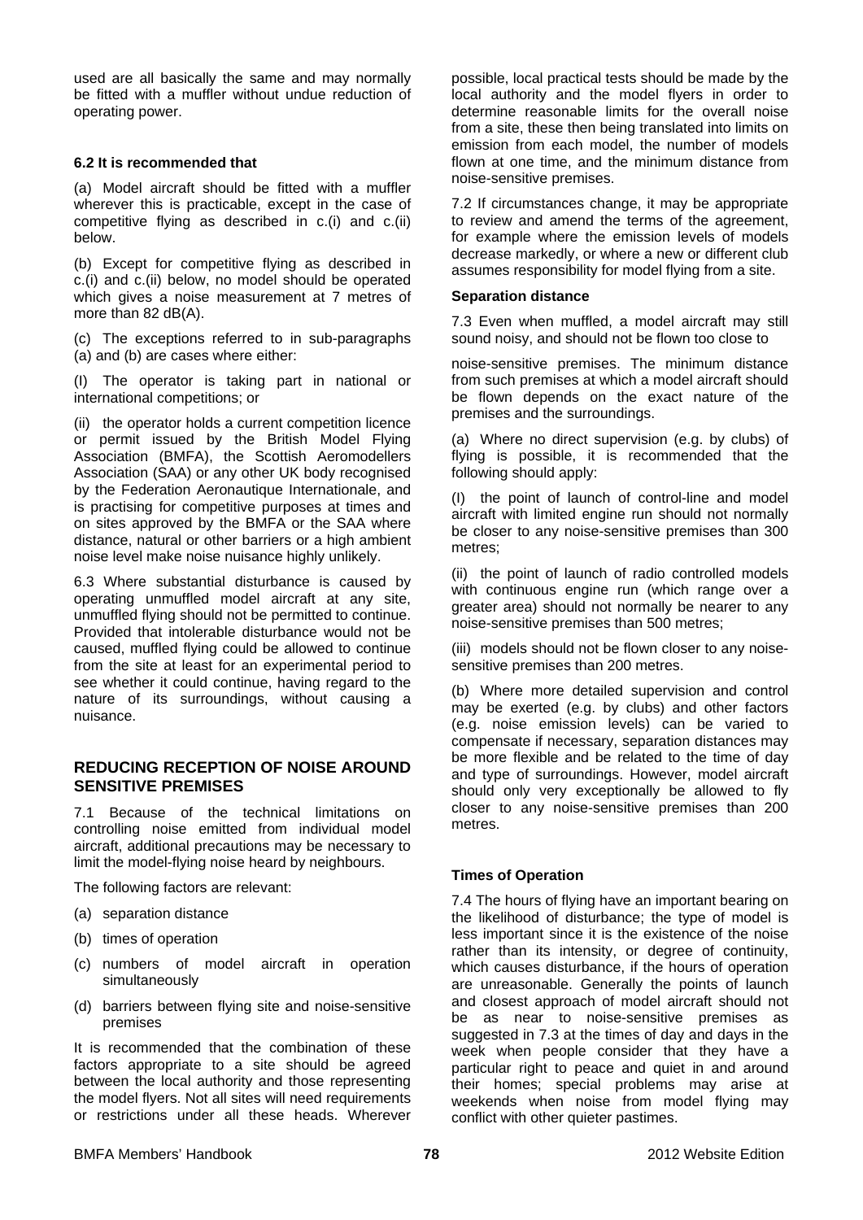used are all basically the same and may normally be fitted with a muffler without undue reduction of operating power.

**6.2 It is recommended that**

(a) Model aircraft should be fitted with a muffler wherever this is practicable, except in the case of competitive flying as described in c.(i) and c.(ii) below.

(b) Except for competitive flying as described in c.(i) and c.(ii) below, no model should be operated which gives a noise measurement at 7 metres of more than 82 dB(A).

(c) The exceptions referred to in sub-paragraphs (a) and (b) are cases where either:

(I) The operator is taking part in national or international competitions; or

(ii) the operator holds a current competition licence or permit issued by the British Model Flying Association (BMFA), the Scottish Aeromodellers Association (SAA) or any other UK body recognised by the Federation Aeronautique Internationale, and is practising for competitive purposes at times and on sites approved by the BMFA or the SAA where distance, natural or other barriers or a high ambient noise level make noise nuisance highly unlikely.

6.3 Where substantial disturbance is caused by operating unmuffled model aircraft at any site, unmuffled flying should not be permitted to continue. Provided that intolerable disturbance would not be caused, muffled flying could be allowed to continue from the site at least for an experimental period to see whether it could continue, having regard to the nature of its surroundings, without causing a nuisance.

## REDUCING RECEPTION OF NOISE AROUND SENSITIVE PREMISES

7.1 Because of the technical limitations on controlling noise emitted from individual model aircraft, additional precautions may be necessary to limit the model-flying noise heard by neighbours.

The following factors are relevant:

(a) separation distance

(b) times of operation

(c) numbers of model aircraft in operation simultaneously

(d) barriers between flying site and noise-sensitive premises

It is recommended that the combination of these factors appropriate to a site should be agreed between the local authority and those representing the model flyers. Not all sites will need requirements or restrictions under all these heads. Wherever possible, local practical tests should be made by the local authority and the model flyers in order to determine reasonable limits for the overall noise from a site, these then being translated into limits on emission from each model, the number of models flown at one time, and the minimum distance from noise-sensitive premises.

7.2 If circumstances change, it may be appropriate to review and amend the terms of the agreement, for example where the emission levels of models decrease markedly, or where a new or different club assumes responsibility for model flying from a site.

**Separation distance**

7.3 Even when muffled, a model aircraft may still sound noisy, and should not be flown too close to noise-sensitive premises. The minimum distance from such premises at which a model aircraft should be flown depends on the exact nature of the premises and the surroundings.

(a) Where no direct supervision (e.g. by clubs) of flying is possible, it is recommended that the following should apply:

(I) the point of launch of control-line and model aircraft with limited engine run should not normally be closer to any noise-sensitive premises than 300 metres;

(ii) the point of launch of radio controlled models with continuous engine run (which range over a greater area) should not normally be nearer to any noise-sensitive premises than 500 metres;

(iii) models should not be flown closer to any noise-sensitive premises than 200 metres.

(b) Where more detailed supervision and control may be exerted (e.g. by clubs) and other factors (e.g. noise emission levels) can be varied to compensate if necessary, separation distances may be more flexible and be related to the time of day and type of surroundings. However, model aircraft should only very exceptionally be allowed to fly closer to any noise-sensitive premises than 200 metres.

**Times of Operation**

7.4 The hours of flying have an important bearing on the likelihood of disturbance; the type of model is less important since it is the existence of the noise rather than its intensity, or degree of continuity, which causes disturbance, if the hours of operation are unreasonable. Generally the points of launch and closest approach of model aircraft should not be as near to noise-sensitive premises as suggested in 7.3 at the times of day and days in the week when people consider that they have a particular right to peace and quiet in and around their homes; special problems may arise at weekends when noise from model flying may conflict with other quieter pastimes.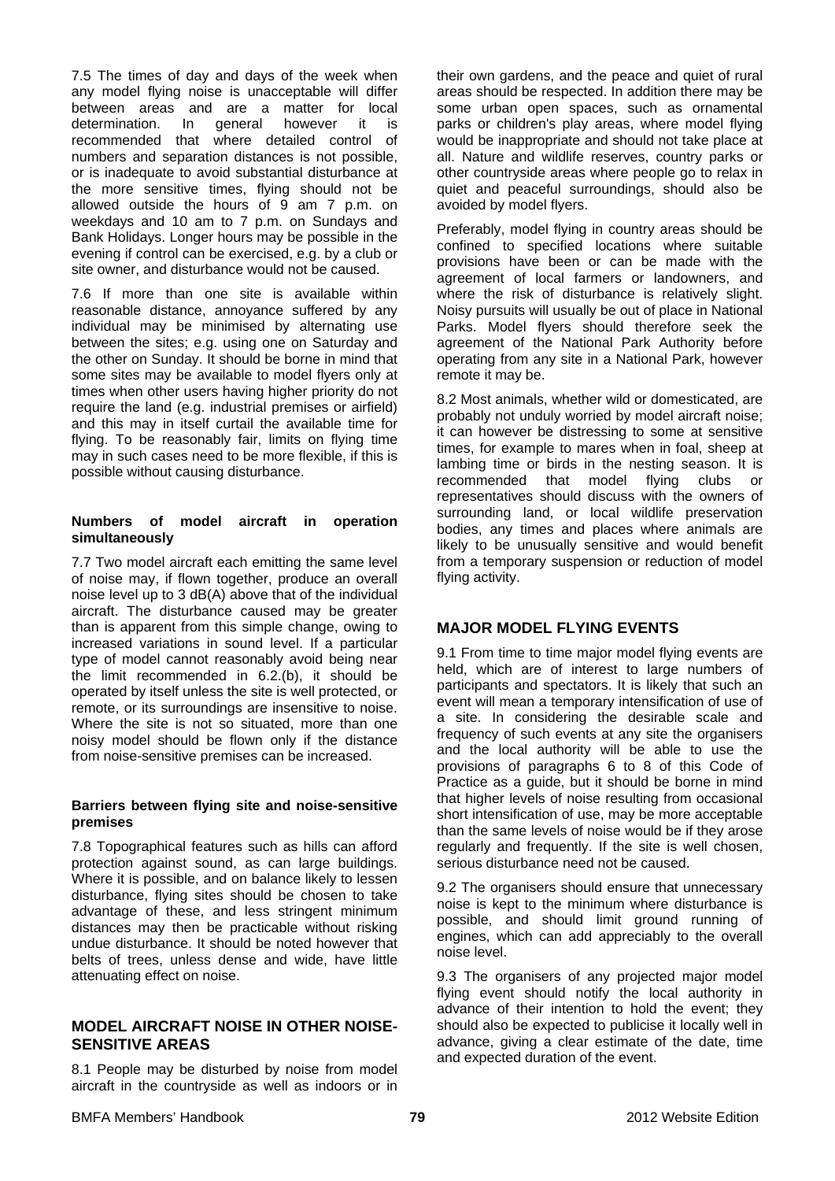7.5 The times of day and days of the week when any model flying noise is unacceptable will differ between areas and are a matter for local determination. In general however it is recommended that where detailed control of numbers and separation distances is not possible, or is inadequate to avoid substantial disturbance at the more sensitive times, flying should not be allowed outside the hours of 9 am 7 p.m. on weekdays and 10 am to 7 p.m. on Sundays and Bank Holidays. Longer hours may be possible in the evening if control can be exercised, e.g. by a club or site owner, and disturbance would not be caused.

7.6 If more than one site is available within reasonable distance, annoyance suffered by any individual may be minimised by alternating use between the sites; e.g. using one on Saturday and the other on Sunday. It should be borne in mind that some sites may be available to model flyers only at times when other users having higher priority do not require the land (e.g. industrial premises or airfield) and this may in itself curtail the available time for flying. To be reasonably fair, limits on flying time may in such cases need to be more flexible, if this is possible without causing disturbance.

#### Numbers of model aircraft in operation simultaneously

7.7 Two model aircraft each emitting the same level of noise may, if flown together, produce an overall noise level up to 3 dB(A) above that of the individual aircraft. The disturbance caused may be greater than is apparent from this simple change, owing to increased variations in sound level. If a particular type of model cannot reasonably avoid being near the limit recommended in 6.2.(b), it should be operated by itself unless the site is well protected, or remote, or its surroundings are insensitive to noise. Where the site is not so situated, more than one noisy model should be flown only if the distance from noise-sensitive premises can be increased.

#### Barriers between flying site and noise-sensitive premises

7.8 Topographical features such as hills can afford protection against sound, as can large buildings. Where it is possible, and on balance likely to lessen disturbance, flying sites should be chosen to take advantage of these, and less stringent minimum distances may then be practicable without risking undue disturbance. It should be noted however that belts of trees, unless dense and wide, have little attenuating effect on noise.

### MODEL AIRCRAFT NOISE IN OTHER NOISE-SENSITIVE AREAS

8.1 People may be disturbed by noise from model aircraft in the countryside as well as indoors or in their own gardens, and the peace and quiet of rural areas should be respected. In addition there may be some urban open spaces, such as ornamental parks or children's play areas, where model flying would be inappropriate and should not take place at all. Nature and wildlife reserves, country parks or other countryside areas where people go to relax in quiet and peaceful surroundings, should also be avoided by model flyers.

Preferably, model flying in country areas should be confined to specified locations where suitable provisions have been or can be made with the agreement of local farmers or landowners, and where the risk of disturbance is relatively slight. Noisy pursuits will usually be out of place in National Parks. Model flyers should therefore seek the agreement of the National Park Authority before operating from any site in a National Park, however remote it may be.

8.2 Most animals, whether wild or domesticated, are probably not unduly worried by model aircraft noise; it can however be distressing to some at sensitive times, for example to mares when in foal, sheep at lambing time or birds in the nesting season. It is recommended that model flying clubs or representatives should discuss with the owners of surrounding land, or local wildlife preservation bodies, any times and places where animals are likely to be unusually sensitive and would benefit from a temporary suspension or reduction of model flying activity.

### MAJOR MODEL FLYING EVENTS

9.1 From time to time major model flying events are held, which are of interest to large numbers of participants and spectators. It is likely that such an event will mean a temporary intensification of use of a site. In considering the desirable scale and frequency of such events at any site the organisers and the local authority will be able to use the provisions of paragraphs 6 to 8 of this Code of Practice as a guide, but it should be borne in mind that higher levels of noise resulting from occasional short intensification of use, may be more acceptable than the same levels of noise would be if they arose regularly and frequently. If the site is well chosen, serious disturbance need not be caused.

9.2 The organisers should ensure that unnecessary noise is kept to the minimum where disturbance is possible, and should limit ground running of engines, which can add appreciably to the overall noise level.

9.3 The organisers of any projected major model flying event should notify the local authority in advance of their intention to hold the event; they should also be expected to publicise it locally well in advance, giving a clear estimate of the date, time and expected duration of the event.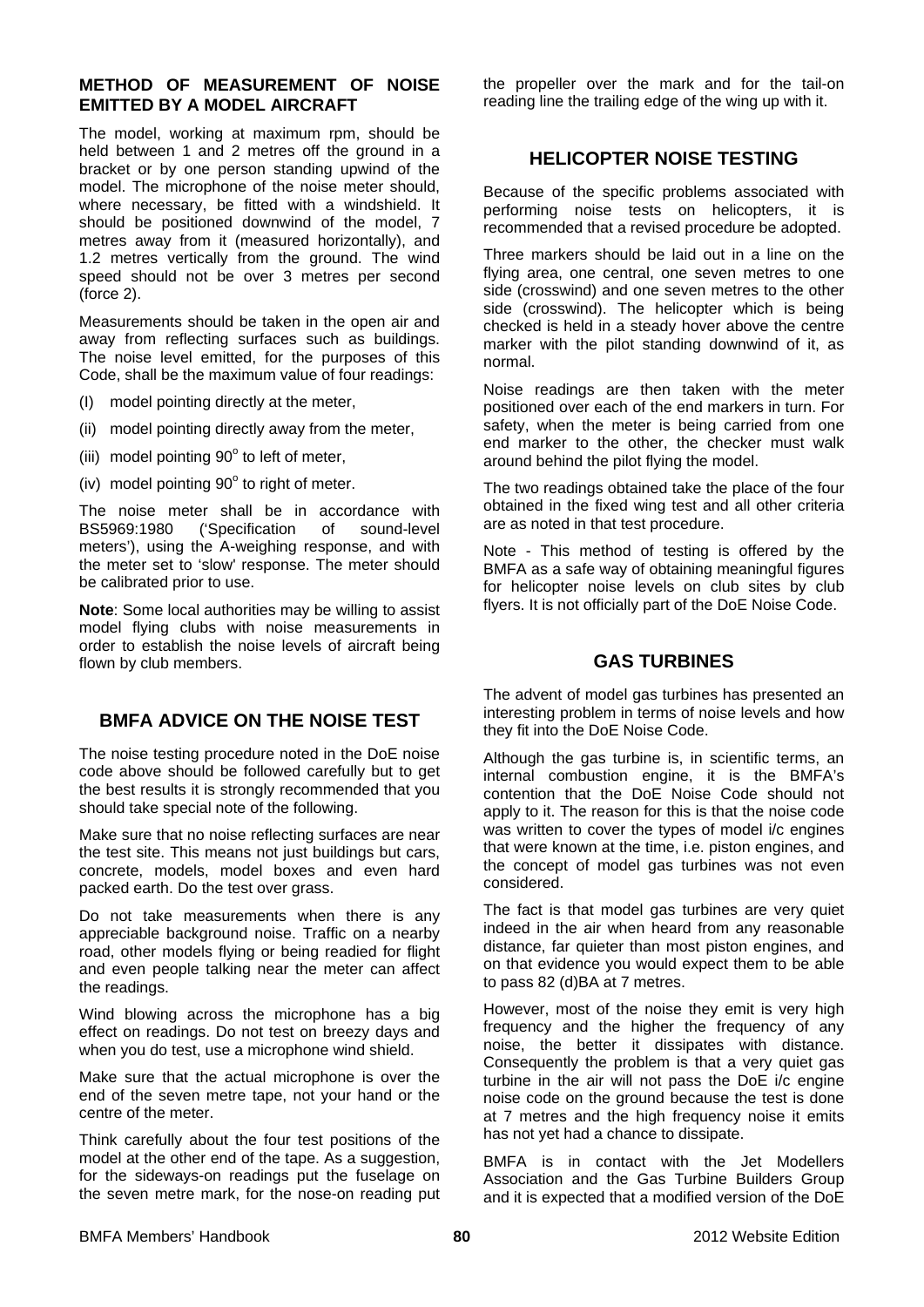### METHOD OF MEASUREMENT OF NOISE EMITTED BY A MODEL AIRCRAFT

The model, working at maximum rpm, should be held between 1 and 2 metres off the ground in a bracket or by one person standing upwind of the model. The microphone of the noise meter should, where necessary, be fitted with a windshield. It should be positioned downwind of the model, 7 metres away from it (measured horizontally), and 1.2 metres vertically from the ground. The wind speed should not be over 3 metres per second (force 2).

Measurements should be taken in the open air and away from reflecting surfaces such as buildings. The noise level emitted, for the purposes of this Code, shall be the maximum value of four readings:

(I) model pointing directly at the meter,

(ii) model pointing directly away from the meter,

(iii) model pointing 90° to left of meter,

(iv) model pointing 90° to right of meter.

The noise meter shall be in accordance with BS5969:1980 ('Specification of sound-level meters'), using the A-weighing response, and with the meter set to 'slow' response. The meter should be calibrated prior to use.

**Note**: Some local authorities may be willing to assist model flying clubs with noise measurements in order to establish the noise levels of aircraft being flown by club members.

## BMFA ADVICE ON THE NOISE TEST

The noise testing procedure noted in the DoE noise code above should be followed carefully but to get the best results it is strongly recommended that you should take special note of the following.

Make sure that no noise reflecting surfaces are near the test site. This means not just buildings but cars, concrete, models, model boxes and even hard packed earth. Do the test over grass.

Do not take measurements when there is any appreciable background noise. Traffic on a nearby road, other models flying or being readied for flight and even people talking near the meter can affect the readings.

Wind blowing across the microphone has a big effect on readings. Do not test on breezy days and when you do test, use a microphone wind shield.

Make sure that the actual microphone is over the end of the seven metre tape, not your hand or the centre of the meter.

Think carefully about the four test positions of the model at the other end of the tape. As a suggestion, for the sideways-on readings put the fuselage on the seven metre mark, for the nose-on reading put the propeller over the mark and for the tail-on reading line the trailing edge of the wing up with it.

## HELICOPTER NOISE TESTING

Because of the specific problems associated with performing noise tests on helicopters, it is recommended that a revised procedure be adopted.

Three markers should be laid out in a line on the flying area, one central, one seven metres to one side (crosswind) and one seven metres to the other side (crosswind). The helicopter which is being checked is held in a steady hover above the centre marker with the pilot standing downwind of it, as normal.

Noise readings are then taken with the meter positioned over each of the end markers in turn. For safety, when the meter is being carried from one end marker to the other, the checker must walk around behind the pilot flying the model.

The two readings obtained take the place of the four obtained in the fixed wing test and all other criteria are as noted in that test procedure.

Note - This method of testing is offered by the BMFA as a safe way of obtaining meaningful figures for helicopter noise levels on club sites by club flyers. It is not officially part of the DoE Noise Code.

## GAS TURBINES

The advent of model gas turbines has presented an interesting problem in terms of noise levels and how they fit into the DoE Noise Code.

Although the gas turbine is, in scientific terms, an internal combustion engine, it is the BMFA's contention that the DoE Noise Code should not apply to it. The reason for this is that the noise code was written to cover the types of model i/c engines that were known at the time, i.e. piston engines, and the concept of model gas turbines was not even considered.

The fact is that model gas turbines are very quiet indeed in the air when heard from any reasonable distance, far quieter than most piston engines, and on that evidence you would expect them to be able to pass 82 (d)BA at 7 metres.

However, most of the noise they emit is very high frequency and the higher the frequency of any noise, the better it dissipates with distance. Consequently the problem is that a very quiet gas turbine in the air will not pass the DoE i/c engine noise code on the ground because the test is done at 7 metres and the high frequency noise it emits has not yet had a chance to dissipate.

BMFA is in contact with the Jet Modellers Association and the Gas Turbine Builders Group and it is expected that a modified version of the DoE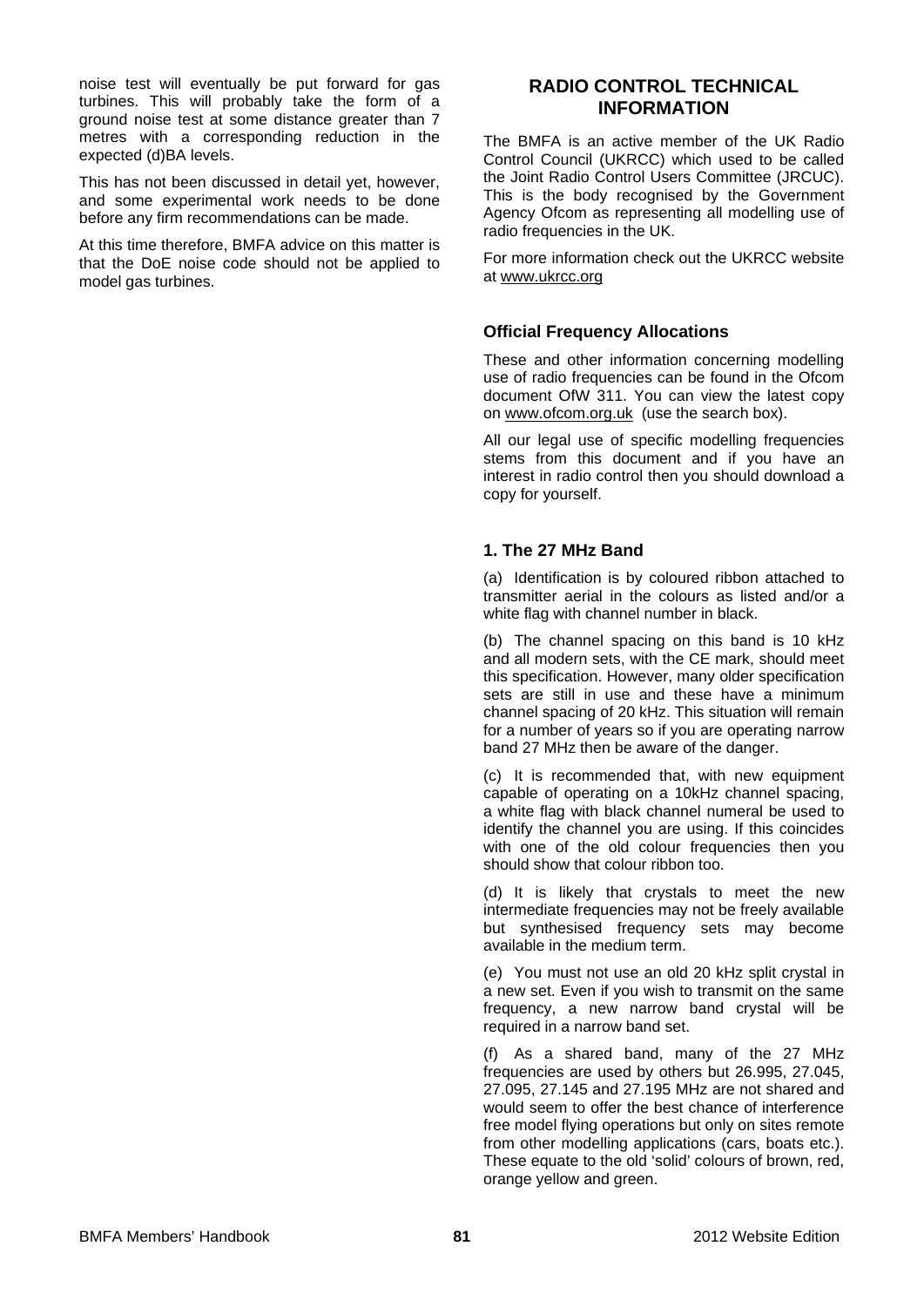noise test will eventually be put forward for gas turbines. This will probably take the form of a ground noise test at some distance greater than 7 metres with a corresponding reduction in the expected (d)BA levels.

This has not been discussed in detail yet, however, and some experimental work needs to be done before any firm recommendations can be made.

At this time therefore, BMFA advice on this matter is that the DoE noise code should not be applied to model gas turbines.

## RADIO CONTROL TECHNICAL INFORMATION

The BMFA is an active member of the UK Radio Control Council (UKRCC) which used to be called the Joint Radio Control Users Committee (JRCUC). This is the body recognised by the Government Agency Ofcom as representing all modelling use of radio frequencies in the UK.

For more information check out the UKRCC website at www.ukrcc.org

### Official Frequency Allocations

These and other information concerning modelling use of radio frequencies can be found in the Ofcom document OfW 311. You can view the latest copy on www.ofcom.org.uk (use the search box).

All our legal use of specific modelling frequencies stems from this document and if you have an interest in radio control then you should download a copy for yourself.

### 1. The 27 MHz Band

(a) Identification is by coloured ribbon attached to transmitter aerial in the colours as listed and/or a white flag with channel number in black.

(b) The channel spacing on this band is 10 kHz and all modern sets, with the CE mark, should meet this specification. However, many older specification sets are still in use and these have a minimum channel spacing of 20 kHz. This situation will remain for a number of years so if you are operating narrow band 27 MHz then be aware of the danger.

(c) It is recommended that, with new equipment capable of operating on a 10kHz channel spacing, a white flag with black channel numeral be used to identify the channel you are using. If this coincides with one of the old colour frequencies then you should show that colour ribbon too.

(d) It is likely that crystals to meet the new intermediate frequencies may not be freely available but synthesised frequency sets may become available in the medium term.

(e) You must not use an old 20 kHz split crystal in a new set. Even if you wish to transmit on the same frequency, a new narrow band crystal will be required in a narrow band set.

(f) As a shared band, many of the 27 MHz frequencies are used by others but 26.995, 27.045, 27.095, 27.145 and 27.195 MHz are not shared and would seem to offer the best chance of interference free model flying operations but only on sites remote from other modelling applications (cars, boats etc.). These equate to the old 'solid' colours of brown, red, orange yellow and green.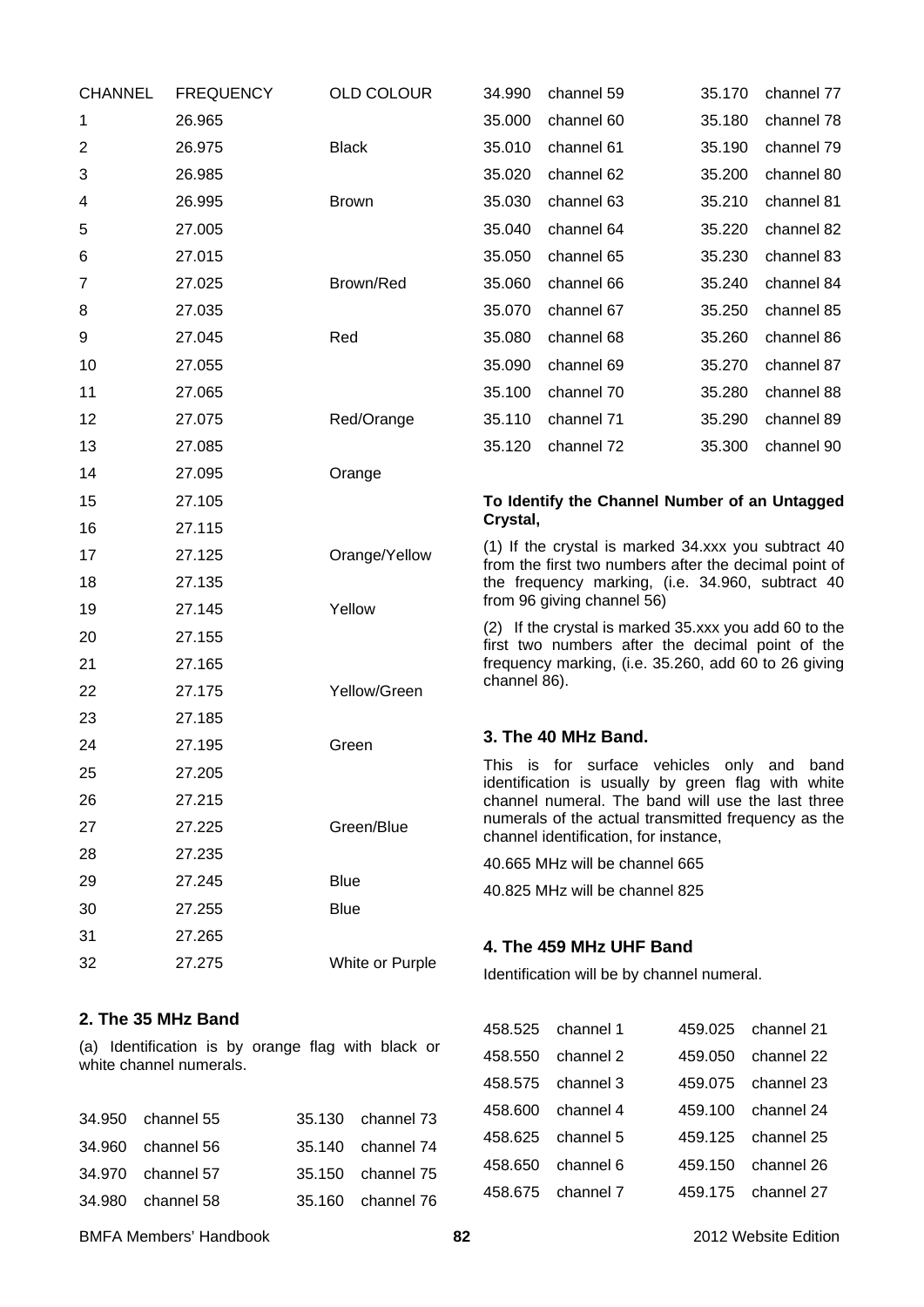| CHANNEL | FREQUENCY | OLD COLOUR |
|---|---|---|
| 1 | 26.965 | |
| 2 | 26.975 | Black |
| 3 | 26.985 | |
| 4 | 26.995 | Brown |
| 5 | 27.005 | |
| 6 | 27.015 | |
| 7 | 27.025 | Brown/Red |
| 8 | 27.035 | |
| 9 | 27.045 | Red |
| 10 | 27.055 | |
| 11 | 27.065 | |
| 12 | 27.075 | Red/Orange |
| 13 | 27.085 | |
| 14 | 27.095 | Orange |
| 15 | 27.105 | |
| 16 | 27.115 | |
| 17 | 27.125 | Orange/Yellow |
| 18 | 27.135 | |
| 19 | 27.145 | Yellow |
| 20 | 27.155 | |
| 21 | 27.165 | |
| 22 | 27.175 | Yellow/Green |
| 23 | 27.185 | |
| 24 | 27.195 | Green |
| 25 | 27.205 | |
| 26 | 27.215 | |
| 27 | 27.225 | Green/Blue |
| 28 | 27.235 | |
| 29 | 27.245 | Blue |
| 30 | 27.255 | Blue |
| 31 | 27.265 | |
| 32 | 27.275 | White or Purple |

## 2. The 35 MHz Band

(a) Identification is by orange flag with black or white channel numerals.

| | | | |
|---|---|---|---|
| 34.950 | channel 55 | 35.130 | channel 73 |
| 34.960 | channel 56 | 35.140 | channel 74 |
| 34.970 | channel 57 | 35.150 | channel 75 |
| 34.980 | channel 58 | 35.160 | channel 76 |
| 34.990 | channel 59 | 35.170 | channel 77 |
| 35.000 | channel 60 | 35.180 | channel 78 |
| 35.010 | channel 61 | 35.190 | channel 79 |
| 35.020 | channel 62 | 35.200 | channel 80 |
| 35.030 | channel 63 | 35.210 | channel 81 |
| 35.040 | channel 64 | 35.220 | channel 82 |
| 35.050 | channel 65 | 35.230 | channel 83 |
| 35.060 | channel 66 | 35.240 | channel 84 |
| 35.070 | channel 67 | 35.250 | channel 85 |
| 35.080 | channel 68 | 35.260 | channel 86 |
| 35.090 | channel 69 | 35.270 | channel 87 |
| 35.100 | channel 70 | 35.280 | channel 88 |
| 35.110 | channel 71 | 35.290 | channel 89 |
| 35.120 | channel 72 | 35.300 | channel 90 |

**To Identify the Channel Number of an Untagged Crystal,**

(1) If the crystal is marked 34.xxx you subtract 40 from the first two numbers after the decimal point of the frequency marking, (i.e. 34.960, subtract 40 from 96 giving channel 56)

(2) If the crystal is marked 35.xxx you add 60 to the first two numbers after the decimal point of the frequency marking, (i.e. 35.260, add 60 to 26 giving channel 86).

## 3. The 40 MHz Band.

This is for surface vehicles only and band identification is usually by green flag with white channel numeral. The band will use the last three numerals of the actual transmitted frequency as the channel identification, for instance,

40.665 MHz will be channel 665

40.825 MHz will be channel 825

## 4. The 459 MHz UHF Band

Identification will be by channel numeral.

| | | | |
|---|---|---|---|
| 458.525 | channel 1 | 459.025 | channel 21 |
| 458.550 | channel 2 | 459.050 | channel 22 |
| 458.575 | channel 3 | 459.075 | channel 23 |
| 458.600 | channel 4 | 459.100 | channel 24 |
| 458.625 | channel 5 | 459.125 | channel 25 |
| 458.650 | channel 6 | 459.150 | channel 26 |
| 458.675 | channel 7 | 459.175 | channel 27 |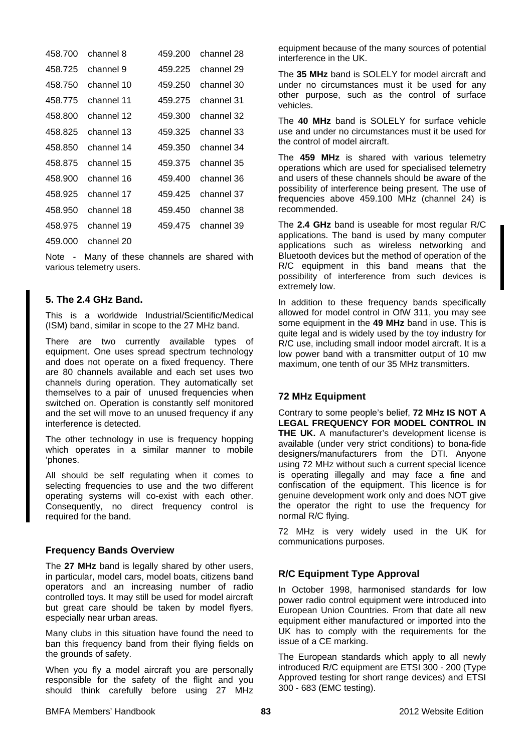| | | | |
|---|---|---|---|
| 458.700 | channel 8 | 459.200 | channel 28 |
| 458.725 | channel 9 | 459.225 | channel 29 |
| 458.750 | channel 10 | 459.250 | channel 30 |
| 458.775 | channel 11 | 459.275 | channel 31 |
| 458.800 | channel 12 | 459.300 | channel 32 |
| 458.825 | channel 13 | 459.325 | channel 33 |
| 458.850 | channel 14 | 459.350 | channel 34 |
| 458.875 | channel 15 | 459.375 | channel 35 |
| 458.900 | channel 16 | 459.400 | channel 36 |
| 458.925 | channel 17 | 459.425 | channel 37 |
| 458.950 | channel 18 | 459.450 | channel 38 |
| 458.975 | channel 19 | 459.475 | channel 39 |
| 459.000 | channel 20 | | |

Note - Many of these channels are shared with various telemetry users.

### 5. The 2.4 GHz Band.

This is a worldwide Industrial/Scientific/Medical (ISM) band, similar in scope to the 27 MHz band.

There are two currently available types of equipment. One uses spread spectrum technology and does not operate on a fixed frequency. There are 80 channels available and each set uses two channels during operation. They automatically set themselves to a pair of unused frequencies when switched on. Operation is constantly self monitored and the set will move to an unused frequency if any interference is detected.

The other technology in use is frequency hopping which operates in a similar manner to mobile 'phones.

All should be self regulating when it comes to selecting frequencies to use and the two different operating systems will co-exist with each other. Consequently, no direct frequency control is required for the band.

### Frequency Bands Overview

The **27 MHz** band is legally shared by other users, in particular, model cars, model boats, citizens band operators and an increasing number of radio controlled toys. It may still be used for model aircraft but great care should be taken by model flyers, especially near urban areas.

Many clubs in this situation have found the need to ban this frequency band from their flying fields on the grounds of safety.

When you fly a model aircraft you are personally responsible for the safety of the flight and you should think carefully before using 27 MHz equipment because of the many sources of potential interference in the UK.

The **35 MHz** band is SOLELY for model aircraft and under no circumstances must it be used for any other purpose, such as the control of surface vehicles.

The **40 MHz** band is SOLELY for surface vehicle use and under no circumstances must it be used for the control of model aircraft.

The **459 MHz** is shared with various telemetry operations which are used for specialised telemetry and users of these channels should be aware of the possibility of interference being present. The use of frequencies above 459.100 MHz (channel 24) is recommended.

The **2.4 GHz** band is useable for most regular R/C applications. The band is used by many computer applications such as wireless networking and Bluetooth devices but the method of operation of the R/C equipment in this band means that the possibility of interference from such devices is extremely low.

In addition to these frequency bands specifically allowed for model control in OfW 311, you may see some equipment in the **49 MHz** band in use. This is quite legal and is widely used by the toy industry for R/C use, including small indoor model aircraft. It is a low power band with a transmitter output of 10 mw maximum, one tenth of our 35 MHz transmitters.

### 72 MHz Equipment

Contrary to some people's belief, **72 MHz IS NOT A LEGAL FREQUENCY FOR MODEL CONTROL IN THE UK.** A manufacturer's development license is available (under very strict conditions) to bona-fide designers/manufacturers from the DTI. Anyone using 72 MHz without such a current special licence is operating illegally and may face a fine and confiscation of the equipment. This licence is for genuine development work only and does NOT give the operator the right to use the frequency for normal R/C flying.

72 MHz is very widely used in the UK for communications purposes.

### R/C Equipment Type Approval

In October 1998, harmonised standards for low power radio control equipment were introduced into European Union Countries. From that date all new equipment either manufactured or imported into the UK has to comply with the requirements for the issue of a CE marking.

The European standards which apply to all newly introduced R/C equipment are ETSI 300 - 200 (Type Approved testing for short range devices) and ETSI 300 - 683 (EMC testing).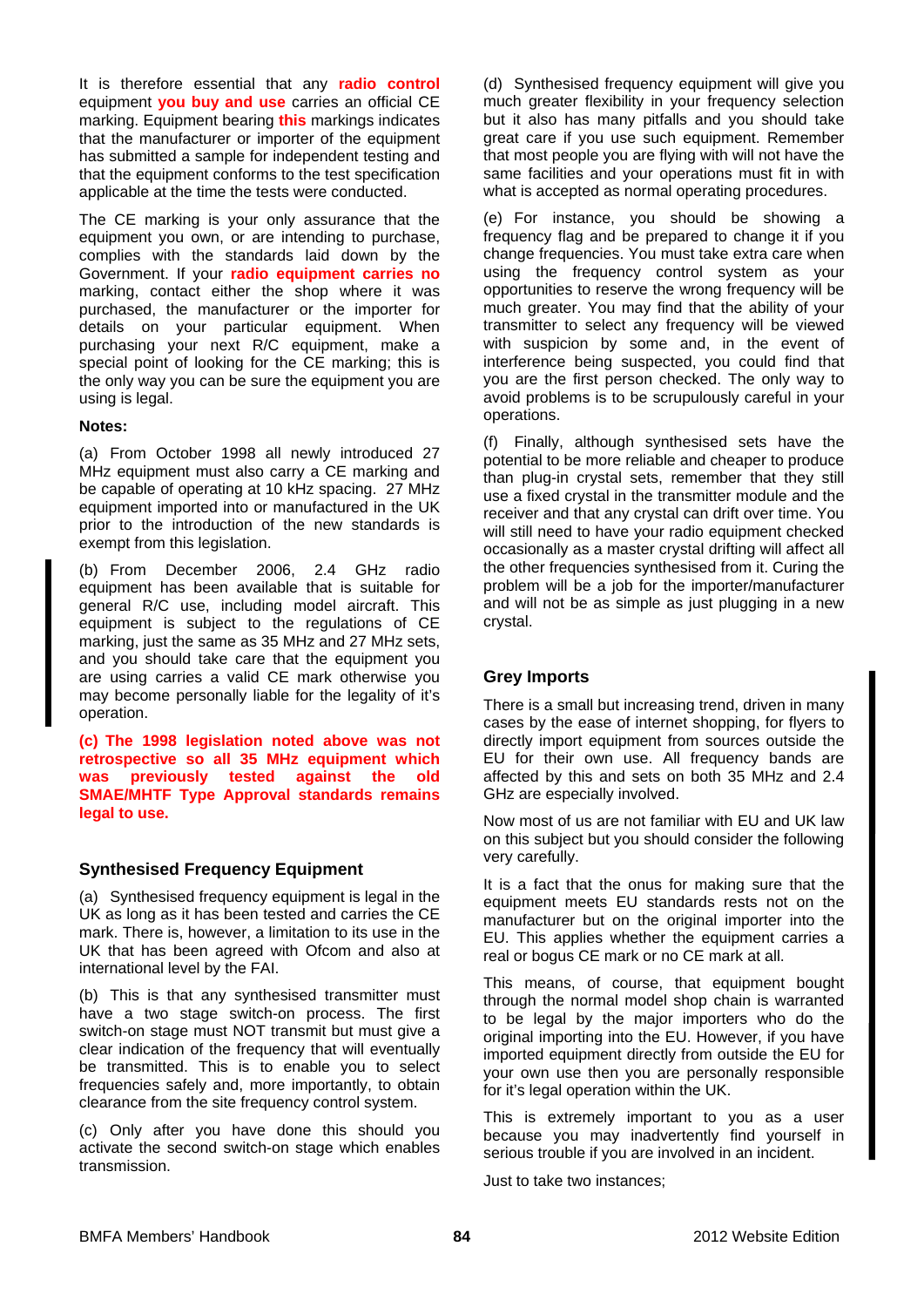It is therefore essential that any **radio control** equipment **you buy and use** carries an official CE marking. Equipment bearing **this** markings indicates that the manufacturer or importer of the equipment has submitted a sample for independent testing and that the equipment conforms to the test specification applicable at the time the tests were conducted.

The CE marking is your only assurance that the equipment you own, or are intending to purchase, complies with the standards laid down by the Government. If your **radio equipment carries no** marking, contact either the shop where it was purchased, the manufacturer or the importer for details on your particular equipment. When purchasing your next R/C equipment, make a special point of looking for the CE marking; this is the only way you can be sure the equipment you are using is legal.

**Notes:**

(a) From October 1998 all newly introduced 27 MHz equipment must also carry a CE marking and be capable of operating at 10 kHz spacing. 27 MHz equipment imported into or manufactured in the UK prior to the introduction of the new standards is exempt from this legislation.

(b) From December 2006, 2.4 GHz radio equipment has been available that is suitable for general R/C use, including model aircraft. This equipment is subject to the regulations of CE marking, just the same as 35 MHz and 27 MHz sets, and you should take care that the equipment you are using carries a valid CE mark otherwise you may become personally liable for the legality of it's operation.

**(c) The 1998 legislation noted above was not retrospective so all 35 MHz equipment which was previously tested against the old SMAE/MHTF Type Approval standards remains legal to use.**

## Synthesised Frequency Equipment

(a) Synthesised frequency equipment is legal in the UK as long as it has been tested and carries the CE mark. There is, however, a limitation to its use in the UK that has been agreed with Ofcom and also at international level by the FAI.

(b) This is that any synthesised transmitter must have a two stage switch-on process. The first switch-on stage must NOT transmit but must give a clear indication of the frequency that will eventually be transmitted. This is to enable you to select frequencies safely and, more importantly, to obtain clearance from the site frequency control system.

(c) Only after you have done this should you activate the second switch-on stage which enables transmission.

(d) Synthesised frequency equipment will give you much greater flexibility in your frequency selection but it also has many pitfalls and you should take great care if you use such equipment. Remember that most people you are flying with will not have the same facilities and your operations must fit in with what is accepted as normal operating procedures.

(e) For instance, you should be showing a frequency flag and be prepared to change it if you change frequencies. You must take extra care when using the frequency control system as your opportunities to reserve the wrong frequency will be much greater. You may find that the ability of your transmitter to select any frequency will be viewed with suspicion by some and, in the event of interference being suspected, you could find that you are the first person checked. The only way to avoid problems is to be scrupulously careful in your operations.

(f) Finally, although synthesised sets have the potential to be more reliable and cheaper to produce than plug-in crystal sets, remember that they still use a fixed crystal in the transmitter module and the receiver and that any crystal can drift over time. You will still need to have your radio equipment checked occasionally as a master crystal drifting will affect all the other frequencies synthesised from it. Curing the problem will be a job for the importer/manufacturer and will not be as simple as just plugging in a new crystal.

## Grey Imports

There is a small but increasing trend, driven in many cases by the ease of internet shopping, for flyers to directly import equipment from sources outside the EU for their own use. All frequency bands are affected by this and sets on both 35 MHz and 2.4 GHz are especially involved.

Now most of us are not familiar with EU and UK law on this subject but you should consider the following very carefully.

It is a fact that the onus for making sure that the equipment meets EU standards rests not on the manufacturer but on the original importer into the EU. This applies whether the equipment carries a real or bogus CE mark or no CE mark at all.

This means, of course, that equipment bought through the normal model shop chain is warranted to be legal by the major importers who do the original importing into the EU. However, if you have imported equipment directly from outside the EU for your own use then you are personally responsible for it's legal operation within the UK.

This is extremely important to you as a user because you may inadvertently find yourself in serious trouble if you are involved in an incident.

Just to take two instances;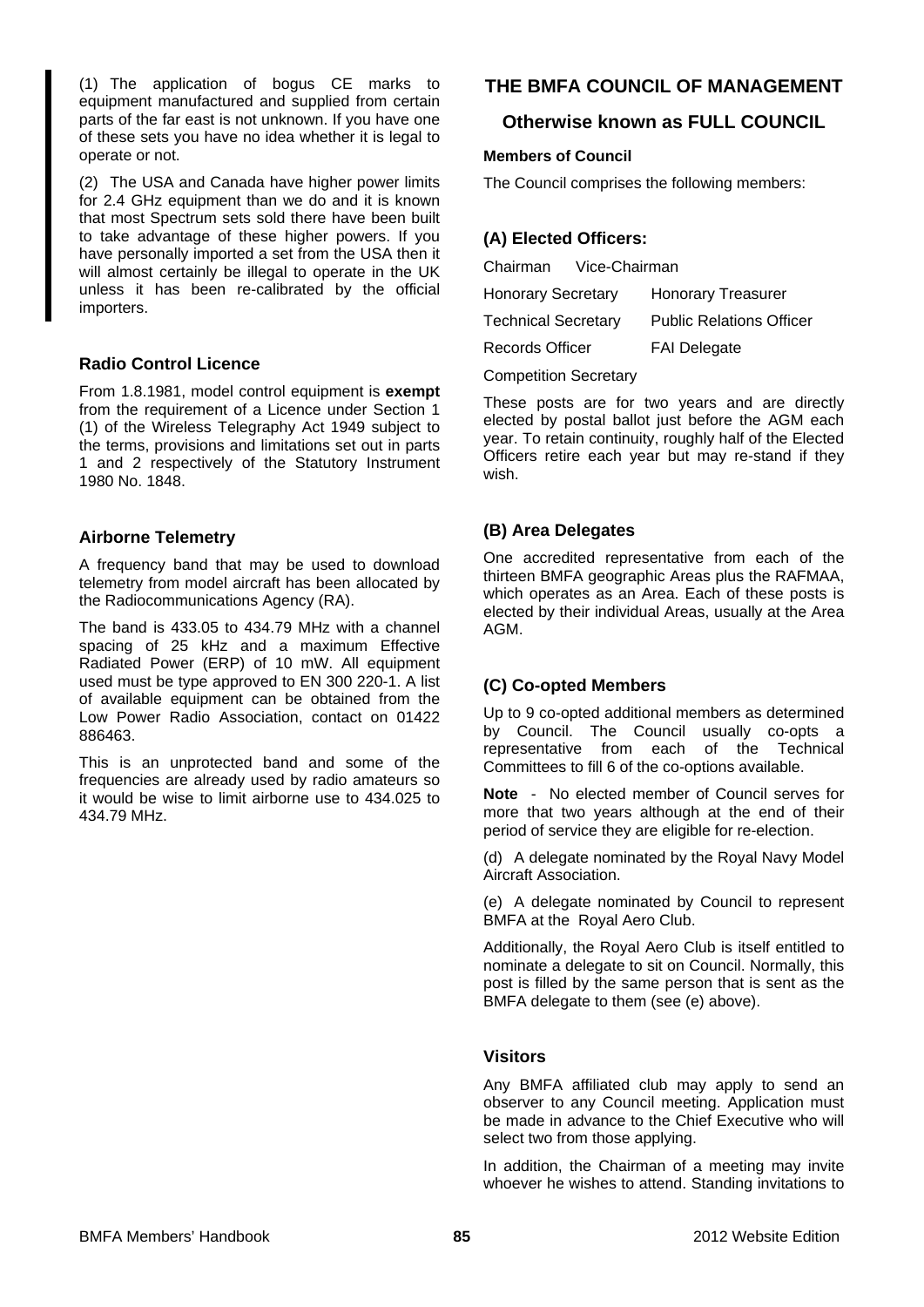(1) The application of bogus CE marks to equipment manufactured and supplied from certain parts of the far east is not unknown. If you have one of these sets you have no idea whether it is legal to operate or not.

(2) The USA and Canada have higher power limits for 2.4 GHz equipment than we do and it is known that most Spectrum sets sold there have been built to take advantage of these higher powers. If you have personally imported a set from the USA then it will almost certainly be illegal to operate in the UK unless it has been re-calibrated by the official importers.

### Radio Control Licence

From 1.8.1981, model control equipment is **exempt** from the requirement of a Licence under Section 1 (1) of the Wireless Telegraphy Act 1949 subject to the terms, provisions and limitations set out in parts 1 and 2 respectively of the Statutory Instrument 1980 No. 1848.

### Airborne Telemetry

A frequency band that may be used to download telemetry from model aircraft has been allocated by the Radiocommunications Agency (RA).

The band is 433.05 to 434.79 MHz with a channel spacing of 25 kHz and a maximum Effective Radiated Power (ERP) of 10 mW. All equipment used must be type approved to EN 300 220-1. A list of available equipment can be obtained from the Low Power Radio Association, contact on 01422 886463.

This is an unprotected band and some of the frequencies are already used by radio amateurs so it would be wise to limit airborne use to 434.025 to 434.79 MHz.

## THE BMFA COUNCIL OF MANAGEMENT

### Otherwise known as FULL COUNCIL

**Members of Council**

The Council comprises the following members:

### (A) Elected Officers:

Chairman    Vice-Chairman

Honorary Secretary    Honorary Treasurer

Technical Secretary    Public Relations Officer

Records Officer    FAI Delegate

Competition Secretary

These posts are for two years and are directly elected by postal ballot just before the AGM each year. To retain continuity, roughly half of the Elected Officers retire each year but may re-stand if they wish.

### (B) Area Delegates

One accredited representative from each of the thirteen BMFA geographic Areas plus the RAFMAA, which operates as an Area. Each of these posts is elected by their individual Areas, usually at the Area AGM.

### (C) Co-opted Members

Up to 9 co-opted additional members as determined by Council. The Council usually co-opts a representative from each of the Technical Committees to fill 6 of the co-options available.

**Note** - No elected member of Council serves for more that two years although at the end of their period of service they are eligible for re-election.

(d) A delegate nominated by the Royal Navy Model Aircraft Association.

(e) A delegate nominated by Council to represent BMFA at the Royal Aero Club.

Additionally, the Royal Aero Club is itself entitled to nominate a delegate to sit on Council. Normally, this post is filled by the same person that is sent as the BMFA delegate to them (see (e) above).

### Visitors

Any BMFA affiliated club may apply to send an observer to any Council meeting. Application must be made in advance to the Chief Executive who will select two from those applying.

In addition, the Chairman of a meeting may invite whoever he wishes to attend. Standing invitations to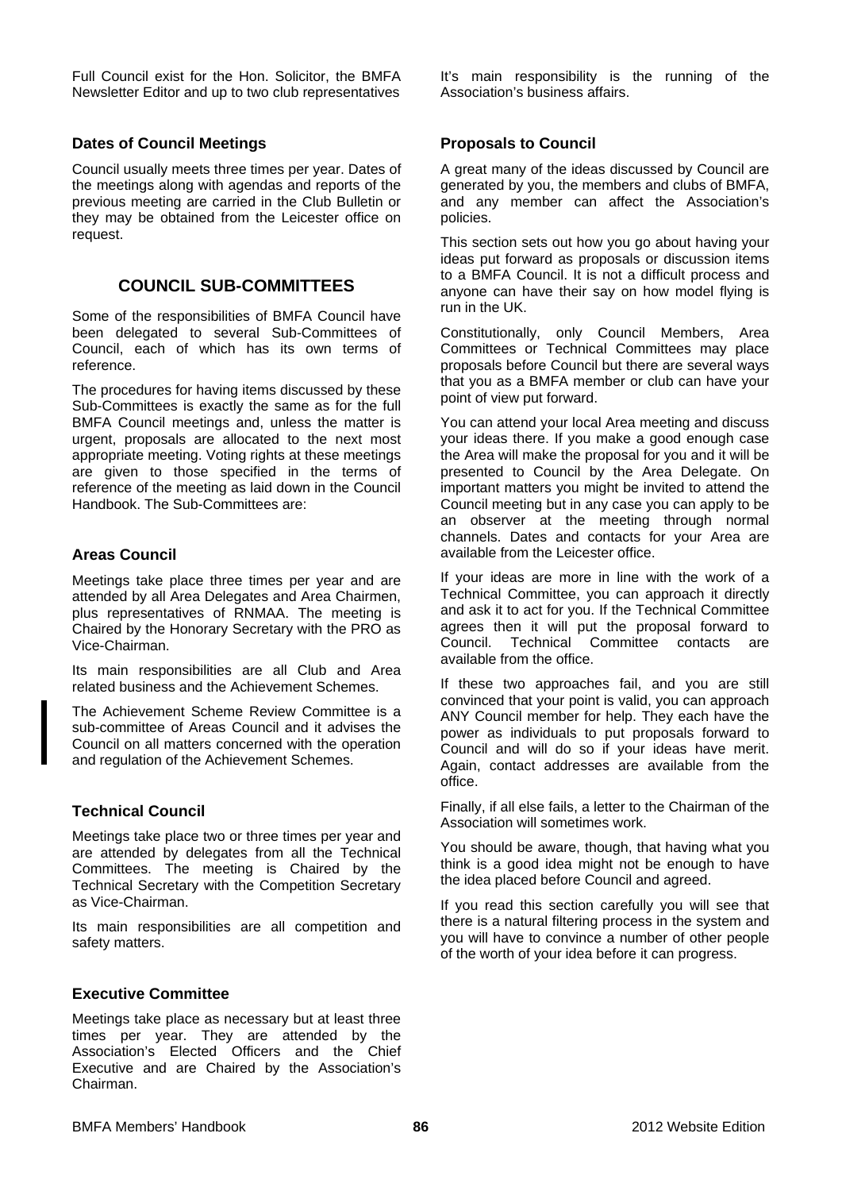Full Council exist for the Hon. Solicitor, the BMFA Newsletter Editor and up to two club representatives

### Dates of Council Meetings

Council usually meets three times per year. Dates of the meetings along with agendas and reports of the previous meeting are carried in the Club Bulletin or they may be obtained from the Leicester office on request.

## COUNCIL SUB-COMMITTEES

Some of the responsibilities of BMFA Council have been delegated to several Sub-Committees of Council, each of which has its own terms of reference.

The procedures for having items discussed by these Sub-Committees is exactly the same as for the full BMFA Council meetings and, unless the matter is urgent, proposals are allocated to the next most appropriate meeting. Voting rights at these meetings are given to those specified in the terms of reference of the meeting as laid down in the Council Handbook. The Sub-Committees are:

### Areas Council

Meetings take place three times per year and are attended by all Area Delegates and Area Chairmen, plus representatives of RNMAA. The meeting is Chaired by the Honorary Secretary with the PRO as Vice-Chairman.

Its main responsibilities are all Club and Area related business and the Achievement Schemes.

The Achievement Scheme Review Committee is a sub-committee of Areas Council and it advises the Council on all matters concerned with the operation and regulation of the Achievement Schemes.

### Technical Council

Meetings take place two or three times per year and are attended by delegates from all the Technical Committees. The meeting is Chaired by the Technical Secretary with the Competition Secretary as Vice-Chairman.

Its main responsibilities are all competition and safety matters.

### Executive Committee

Meetings take place as necessary but at least three times per year. They are attended by the Association's Elected Officers and the Chief Executive and are Chaired by the Association's Chairman.

It's main responsibility is the running of the Association's business affairs.

### Proposals to Council

A great many of the ideas discussed by Council are generated by you, the members and clubs of BMFA, and any member can affect the Association's policies.

This section sets out how you go about having your ideas put forward as proposals or discussion items to a BMFA Council. It is not a difficult process and anyone can have their say on how model flying is run in the UK.

Constitutionally, only Council Members, Area Committees or Technical Committees may place proposals before Council but there are several ways that you as a BMFA member or club can have your point of view put forward.

You can attend your local Area meeting and discuss your ideas there. If you make a good enough case the Area will make the proposal for you and it will be presented to Council by the Area Delegate. On important matters you might be invited to attend the Council meeting but in any case you can apply to be an observer at the meeting through normal channels. Dates and contacts for your Area are available from the Leicester office.

If your ideas are more in line with the work of a Technical Committee, you can approach it directly and ask it to act for you. If the Technical Committee agrees then it will put the proposal forward to Council. Technical Committee contacts are available from the office.

If these two approaches fail, and you are still convinced that your point is valid, you can approach ANY Council member for help. They each have the power as individuals to put proposals forward to Council and will do so if your ideas have merit. Again, contact addresses are available from the office.

Finally, if all else fails, a letter to the Chairman of the Association will sometimes work.

You should be aware, though, that having what you think is a good idea might not be enough to have the idea placed before Council and agreed.

If you read this section carefully you will see that there is a natural filtering process in the system and you will have to convince a number of other people of the worth of your idea before it can progress.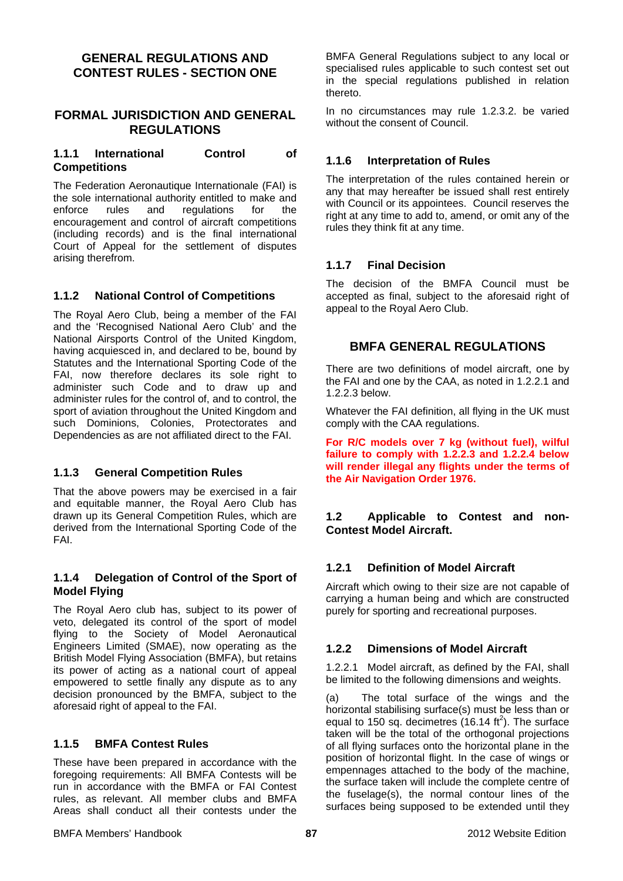## GENERAL REGULATIONS AND CONTEST RULES - SECTION ONE

## FORMAL JURISDICTION AND GENERAL REGULATIONS

### 1.1.1 International Control of Competitions

The Federation Aeronautique Internationale (FAI) is the sole international authority entitled to make and enforce rules and regulations for the encouragement and control of aircraft competitions (including records) and is the final international Court of Appeal for the settlement of disputes arising therefrom.

### 1.1.2 National Control of Competitions

The Royal Aero Club, being a member of the FAI and the 'Recognised National Aero Club' and the National Airsports Control of the United Kingdom, having acquiesced in, and declared to be, bound by Statutes and the International Sporting Code of the FAI, now therefore declares its sole right to administer such Code and to draw up and administer rules for the control of, and to control, the sport of aviation throughout the United Kingdom and such Dominions, Colonies, Protectorates and Dependencies as are not affiliated direct to the FAI.

### 1.1.3 General Competition Rules

That the above powers may be exercised in a fair and equitable manner, the Royal Aero Club has drawn up its General Competition Rules, which are derived from the International Sporting Code of the FAI.

### 1.1.4 Delegation of Control of the Sport of Model Flying

The Royal Aero club has, subject to its power of veto, delegated its control of the sport of model flying to the Society of Model Aeronautical Engineers Limited (SMAE), now operating as the British Model Flying Association (BMFA), but retains its power of acting as a national court of appeal empowered to settle finally any dispute as to any decision pronounced by the BMFA, subject to the aforesaid right of appeal to the FAI.

### 1.1.5 BMFA Contest Rules

These have been prepared in accordance with the foregoing requirements: All BMFA Contests will be run in accordance with the BMFA or FAI Contest rules, as relevant. All member clubs and BMFA Areas shall conduct all their contests under the BMFA General Regulations subject to any local or specialised rules applicable to such contest set out in the special regulations published in relation thereto.

In no circumstances may rule 1.2.3.2. be varied without the consent of Council.

### 1.1.6 Interpretation of Rules

The interpretation of the rules contained herein or any that may hereafter be issued shall rest entirely with Council or its appointees. Council reserves the right at any time to add to, amend, or omit any of the rules they think fit at any time.

### 1.1.7 Final Decision

The decision of the BMFA Council must be accepted as final, subject to the aforesaid right of appeal to the Royal Aero Club.

## BMFA GENERAL REGULATIONS

There are two definitions of model aircraft, one by the FAI and one by the CAA, as noted in 1.2.2.1 and 1.2.2.3 below.

Whatever the FAI definition, all flying in the UK must comply with the CAA regulations.

**For R/C models over 7 kg (without fuel), wilful failure to comply with 1.2.2.3 and 1.2.2.4 below will render illegal any flights under the terms of the Air Navigation Order 1976.**

### 1.2 Applicable to Contest and non-Contest Model Aircraft.

### 1.2.1 Definition of Model Aircraft

Aircraft which owing to their size are not capable of carrying a human being and which are constructed purely for sporting and recreational purposes.

### 1.2.2 Dimensions of Model Aircraft

1.2.2.1 Model aircraft, as defined by the FAI, shall be limited to the following dimensions and weights.

(a) The total surface of the wings and the horizontal stabilising surface(s) must be less than or equal to 150 sq. decimetres (16.14 $ft^2$). The surface taken will be the total of the orthogonal projections of all flying surfaces onto the horizontal plane in the position of horizontal flight. In the case of wings or empennages attached to the body of the machine, the surface taken will include the complete centre of the fuselage(s), the normal contour lines of the surfaces being supposed to be extended until they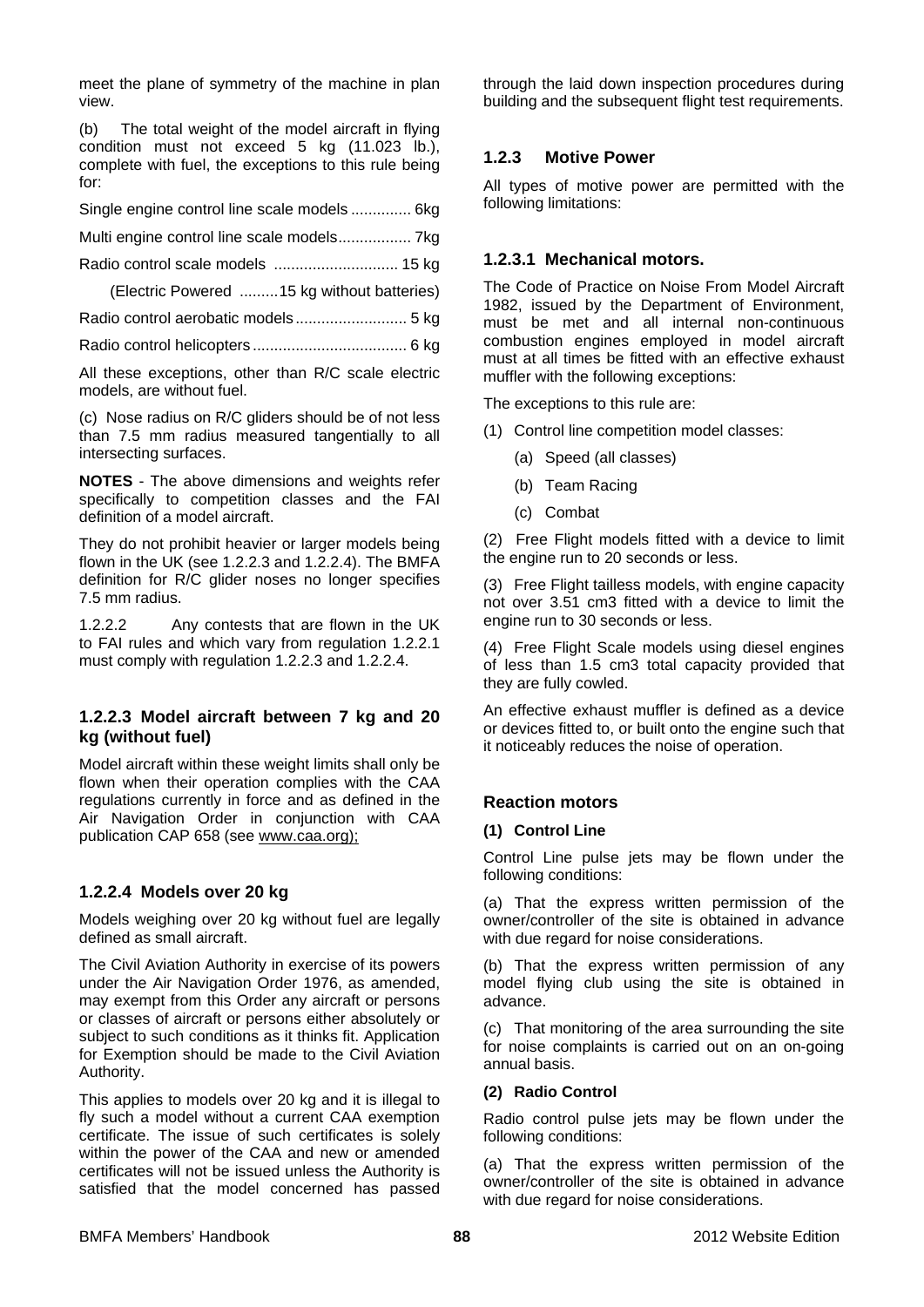meet the plane of symmetry of the machine in plan view.

(b) The total weight of the model aircraft in flying condition must not exceed 5 kg (11.023 lb.), complete with fuel, the exceptions to this rule being for:

Single engine control line scale models .............. 6kg

Multi engine control line scale models................. 7kg

Radio control scale models ............................ 15 kg

(Electric Powered .........15 kg without batteries)

Radio control aerobatic models.......................... 5 kg

Radio control helicopters................................... 6 kg

All these exceptions, other than R/C scale electric models, are without fuel.

(c) Nose radius on R/C gliders should be of not less than 7.5 mm radius measured tangentially to all intersecting surfaces.

**NOTES** - The above dimensions and weights refer specifically to competition classes and the FAI definition of a model aircraft.

They do not prohibit heavier or larger models being flown in the UK (see 1.2.2.3 and 1.2.2.4). The BMFA definition for R/C glider noses no longer specifies 7.5 mm radius.

1.2.2.2 Any contests that are flown in the UK to FAI rules and which vary from regulation 1.2.2.1 must comply with regulation 1.2.2.3 and 1.2.2.4.

### 1.2.2.3 Model aircraft between 7 kg and 20 kg (without fuel)

Model aircraft within these weight limits shall only be flown when their operation complies with the CAA regulations currently in force and as defined in the Air Navigation Order in conjunction with CAA publication CAP 658 (see www.caa.org);

### 1.2.2.4 Models over 20 kg

Models weighing over 20 kg without fuel are legally defined as small aircraft.

The Civil Aviation Authority in exercise of its powers under the Air Navigation Order 1976, as amended, may exempt from this Order any aircraft or persons or classes of aircraft or persons either absolutely or subject to such conditions as it thinks fit. Application for Exemption should be made to the Civil Aviation Authority.

This applies to models over 20 kg and it is illegal to fly such a model without a current CAA exemption certificate. The issue of such certificates is solely within the power of the CAA and new or amended certificates will not be issued unless the Authority is satisfied that the model concerned has passed through the laid down inspection procedures during building and the subsequent flight test requirements.

### 1.2.3 Motive Power

All types of motive power are permitted with the following limitations:

### 1.2.3.1 Mechanical motors.

The Code of Practice on Noise From Model Aircraft 1982, issued by the Department of Environment, must be met and all internal non-continuous combustion engines employed in model aircraft must at all times be fitted with an effective exhaust muffler with the following exceptions:

The exceptions to this rule are:

(1) Control line competition model classes:

- (a) Speed (all classes)
- (b) Team Racing
- (c) Combat

(2) Free Flight models fitted with a device to limit the engine run to 20 seconds or less.

(3) Free Flight tailless models, with engine capacity not over 3.51 cm3 fitted with a device to limit the engine run to 30 seconds or less.

(4) Free Flight Scale models using diesel engines of less than 1.5 cm3 total capacity provided that they are fully cowled.

An effective exhaust muffler is defined as a device or devices fitted to, or built onto the engine such that it noticeably reduces the noise of operation.

### Reaction motors

**(1) Control Line**

Control Line pulse jets may be flown under the following conditions:

(a) That the express written permission of the owner/controller of the site is obtained in advance with due regard for noise considerations.

(b) That the express written permission of any model flying club using the site is obtained in advance.

(c) That monitoring of the area surrounding the site for noise complaints is carried out on an on-going annual basis.

**(2) Radio Control**

Radio control pulse jets may be flown under the following conditions:

(a) That the express written permission of the owner/controller of the site is obtained in advance with due regard for noise considerations.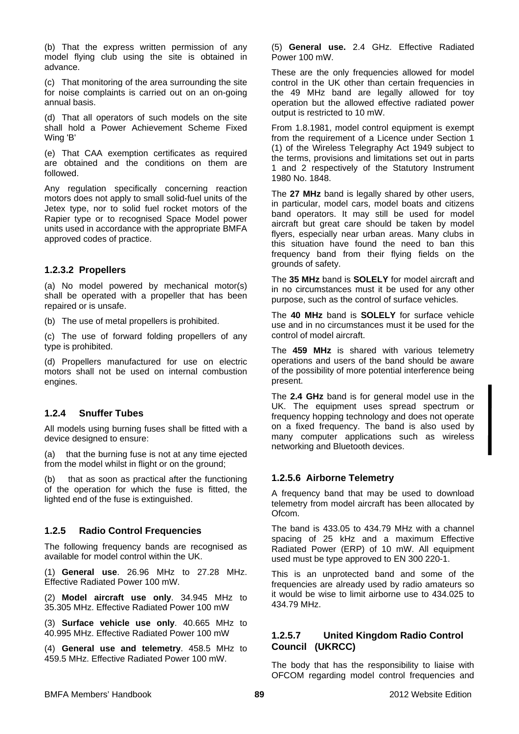(b) That the express written permission of any model flying club using the site is obtained in advance.

(c) That monitoring of the area surrounding the site for noise complaints is carried out on an on-going annual basis.

(d) That all operators of such models on the site shall hold a Power Achievement Scheme Fixed Wing 'B'

(e) That CAA exemption certificates as required are obtained and the conditions on them are followed.

Any regulation specifically concerning reaction motors does not apply to small solid-fuel units of the Jetex type, nor to solid fuel rocket motors of the Rapier type or to recognised Space Model power units used in accordance with the appropriate BMFA approved codes of practice.

### 1.2.3.2 Propellers

(a) No model powered by mechanical motor(s) shall be operated with a propeller that has been repaired or is unsafe.

(b) The use of metal propellers is prohibited.

(c) The use of forward folding propellers of any type is prohibited.

(d) Propellers manufactured for use on electric motors shall not be used on internal combustion engines.

### 1.2.4 Snuffer Tubes

All models using burning fuses shall be fitted with a device designed to ensure:

(a) that the burning fuse is not at any time ejected from the model whilst in flight or on the ground;

(b) that as soon as practical after the functioning of the operation for which the fuse is fitted, the lighted end of the fuse is extinguished.

### 1.2.5 Radio Control Frequencies

The following frequency bands are recognised as available for model control within the UK.

(1) **General use**. 26.96 MHz to 27.28 MHz. Effective Radiated Power 100 mW.

(2) **Model aircraft use only**. 34.945 MHz to 35.305 MHz. Effective Radiated Power 100 mW

(3) **Surface vehicle use only**. 40.665 MHz to 40.995 MHz. Effective Radiated Power 100 mW

(4) **General use and telemetry**. 458.5 MHz to 459.5 MHz. Effective Radiated Power 100 mW.

(5) **General use.** 2.4 GHz. Effective Radiated Power 100 mW.

These are the only frequencies allowed for model control in the UK other than certain frequencies in the 49 MHz band are legally allowed for toy operation but the allowed effective radiated power output is restricted to 10 mW.

From 1.8.1981, model control equipment is exempt from the requirement of a Licence under Section 1 (1) of the Wireless Telegraphy Act 1949 subject to the terms, provisions and limitations set out in parts 1 and 2 respectively of the Statutory Instrument 1980 No. 1848.

The **27 MHz** band is legally shared by other users, in particular, model cars, model boats and citizens band operators. It may still be used for model aircraft but great care should be taken by model flyers, especially near urban areas. Many clubs in this situation have found the need to ban this frequency band from their flying fields on the grounds of safety.

The **35 MHz** band is **SOLELY** for model aircraft and in no circumstances must it be used for any other purpose, such as the control of surface vehicles.

The **40 MHz** band is **SOLELY** for surface vehicle use and in no circumstances must it be used for the control of model aircraft.

The **459 MHz** is shared with various telemetry operations and users of the band should be aware of the possibility of more potential interference being present.

The **2.4 GHz** band is for general model use in the UK. The equipment uses spread spectrum or frequency hopping technology and does not operate on a fixed frequency. The band is also used by many computer applications such as wireless networking and Bluetooth devices.

### 1.2.5.6 Airborne Telemetry

A frequency band that may be used to download telemetry from model aircraft has been allocated by Ofcom.

The band is 433.05 to 434.79 MHz with a channel spacing of 25 kHz and a maximum Effective Radiated Power (ERP) of 10 mW. All equipment used must be type approved to EN 300 220-1.

This is an unprotected band and some of the frequencies are already used by radio amateurs so it would be wise to limit airborne use to 434.025 to 434.79 MHz.

### 1.2.5.7 United Kingdom Radio Control Council (UKRCC)

The body that has the responsibility to liaise with OFCOM regarding model control frequencies and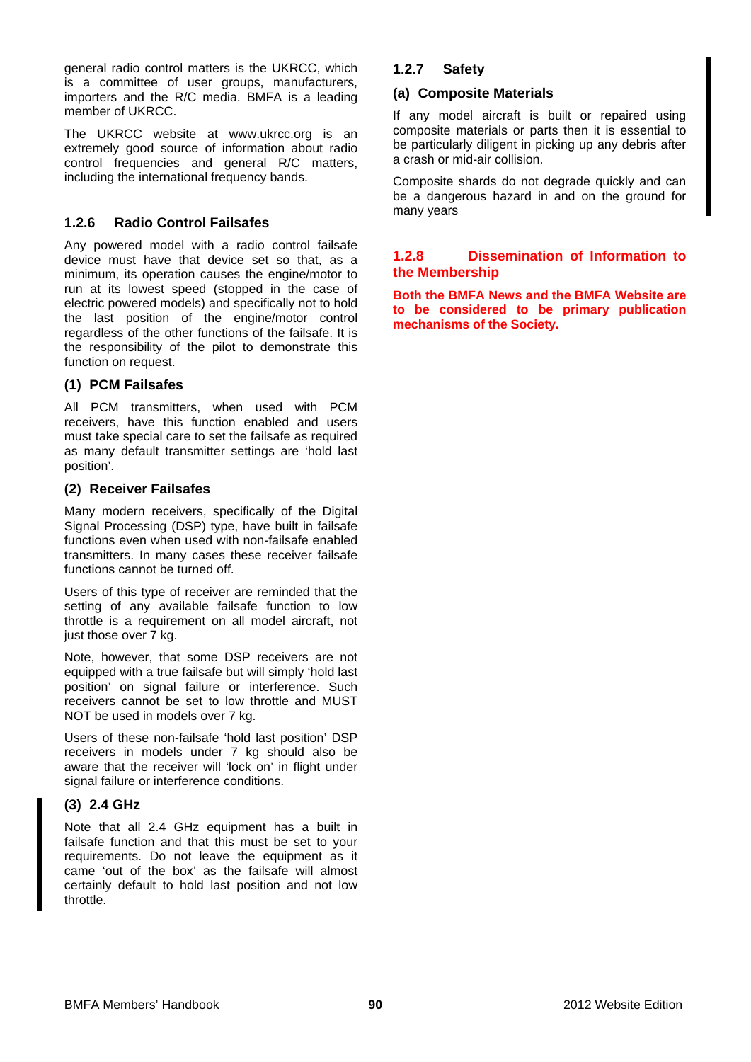general radio control matters is the UKRCC, which is a committee of user groups, manufacturers, importers and the R/C media. BMFA is a leading member of UKRCC.

The UKRCC website at www.ukrcc.org is an extremely good source of information about radio control frequencies and general R/C matters, including the international frequency bands.

### 1.2.6 Radio Control Failsafes

Any powered model with a radio control failsafe device must have that device set so that, as a minimum, its operation causes the engine/motor to run at its lowest speed (stopped in the case of electric powered models) and specifically not to hold the last position of the engine/motor control regardless of the other functions of the failsafe. It is the responsibility of the pilot to demonstrate this function on request.

#### (1) PCM Failsafes

All PCM transmitters, when used with PCM receivers, have this function enabled and users must take special care to set the failsafe as required as many default transmitter settings are 'hold last position'.

#### (2) Receiver Failsafes

Many modern receivers, specifically of the Digital Signal Processing (DSP) type, have built in failsafe functions even when used with non-failsafe enabled transmitters. In many cases these receiver failsafe functions cannot be turned off.

Users of this type of receiver are reminded that the setting of any available failsafe function to low throttle is a requirement on all model aircraft, not just those over 7 kg.

Note, however, that some DSP receivers are not equipped with a true failsafe but will simply 'hold last position' on signal failure or interference. Such receivers cannot be set to low throttle and MUST NOT be used in models over 7 kg.

Users of these non-failsafe 'hold last position' DSP receivers in models under 7 kg should also be aware that the receiver will 'lock on' in flight under signal failure or interference conditions.

#### (3) 2.4 GHz

Note that all 2.4 GHz equipment has a built in failsafe function and that this must be set to your requirements. Do not leave the equipment as it came 'out of the box' as the failsafe will almost certainly default to hold last position and not low throttle.

### 1.2.7 Safety

#### (a) Composite Materials

If any model aircraft is built or repaired using composite materials or parts then it is essential to be particularly diligent in picking up any debris after a crash or mid-air collision.

Composite shards do not degrade quickly and can be a dangerous hazard in and on the ground for many years

### 1.2.8 Dissemination of Information to the Membership

**Both the BMFA News and the BMFA Website are to be considered to be primary publication mechanisms of the Society.**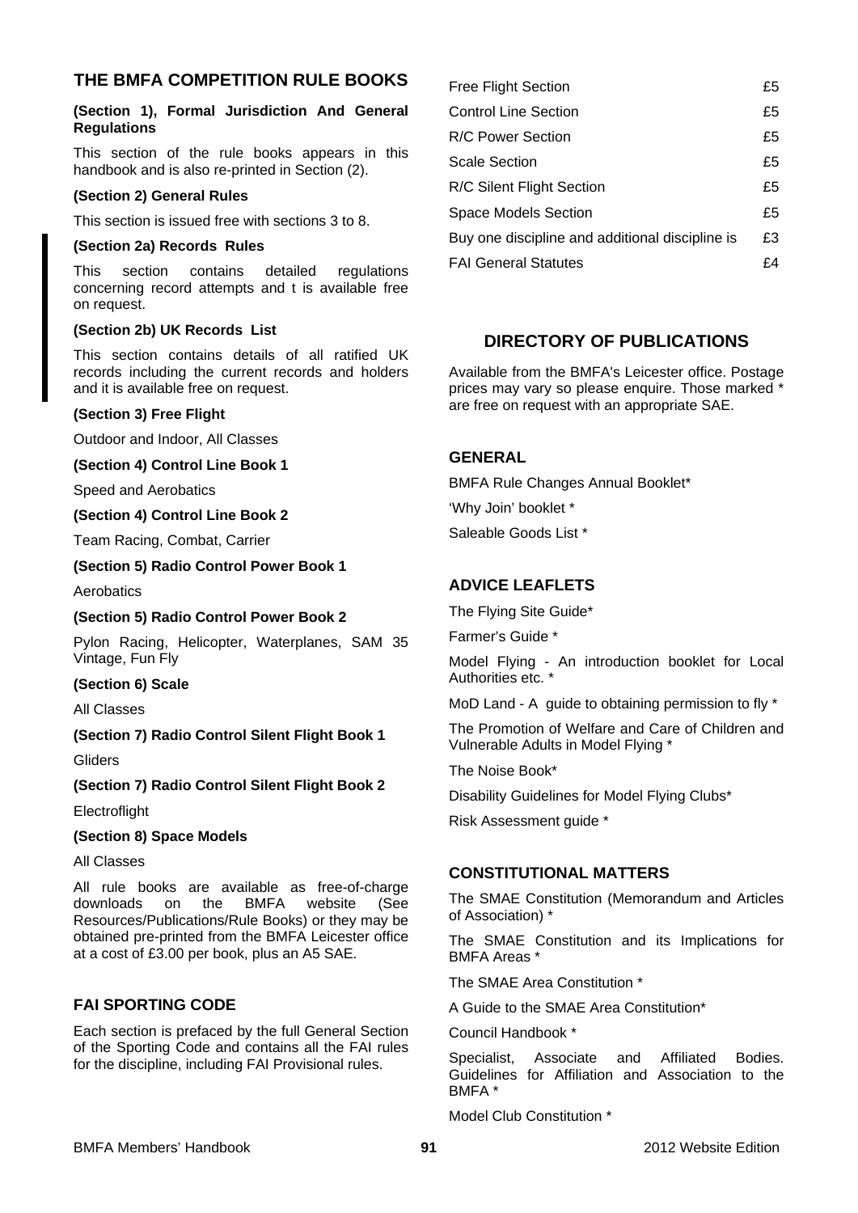## THE BMFA COMPETITION RULE BOOKS

**(Section 1), Formal Jurisdiction And General Regulations**

This section of the rule books appears in this handbook and is also re-printed in Section (2).

**(Section 2) General Rules**

This section is issued free with sections 3 to 8.

**(Section 2a) Records Rules**

This section contains detailed regulations concerning record attempts and t is available free on request.

**(Section 2b) UK Records List**

This section contains details of all ratified UK records including the current records and holders and it is available free on request.

**(Section 3) Free Flight**

Outdoor and Indoor, All Classes

**(Section 4) Control Line Book 1**

Speed and Aerobatics

**(Section 4) Control Line Book 2**

Team Racing, Combat, Carrier

**(Section 5) Radio Control Power Book 1**

Aerobatics

**(Section 5) Radio Control Power Book 2**

Pylon Racing, Helicopter, Waterplanes, SAM 35 Vintage, Fun Fly

**(Section 6) Scale**

All Classes

**(Section 7) Radio Control Silent Flight Book 1**

Gliders

**(Section 7) Radio Control Silent Flight Book 2**

Electroflight

**(Section 8) Space Models**

All Classes

All rule books are available as free-of-charge downloads on the BMFA website (See Resources/Publications/Rule Books) or they may be obtained pre-printed from the BMFA Leicester office at a cost of £3.00 per book, plus an A5 SAE.

## FAI SPORTING CODE

Each section is prefaced by the full General Section of the Sporting Code and contains all the FAI rules for the discipline, including FAI Provisional rules.

| | |
|---|---|
| Free Flight Section | £5 |
| Control Line Section | £5 |
| R/C Power Section | £5 |
| Scale Section | £5 |
| R/C Silent Flight Section | £5 |
| Space Models Section | £5 |
| Buy one discipline and additional discipline is | £3 |
| FAI General Statutes | £4 |

## DIRECTORY OF PUBLICATIONS

Available from the BMFA's Leicester office. Postage prices may vary so please enquire. Those marked * are free on request with an appropriate SAE.

### GENERAL

BMFA Rule Changes Annual Booklet*

'Why Join' booklet *

Saleable Goods List *

### ADVICE LEAFLETS

The Flying Site Guide*

Farmer's Guide *

Model Flying - An introduction booklet for Local Authorities etc. *

MoD Land - A guide to obtaining permission to fly *

The Promotion of Welfare and Care of Children and Vulnerable Adults in Model Flying *

The Noise Book*

Disability Guidelines for Model Flying Clubs*

Risk Assessment guide *

### CONSTITUTIONAL MATTERS

The SMAE Constitution (Memorandum and Articles of Association) *

The SMAE Constitution and its Implications for BMFA Areas *

The SMAE Area Constitution *

A Guide to the SMAE Area Constitution*

Council Handbook *

Specialist, Associate and Affiliated Bodies. Guidelines for Affiliation and Association to the BMFA *

Model Club Constitution *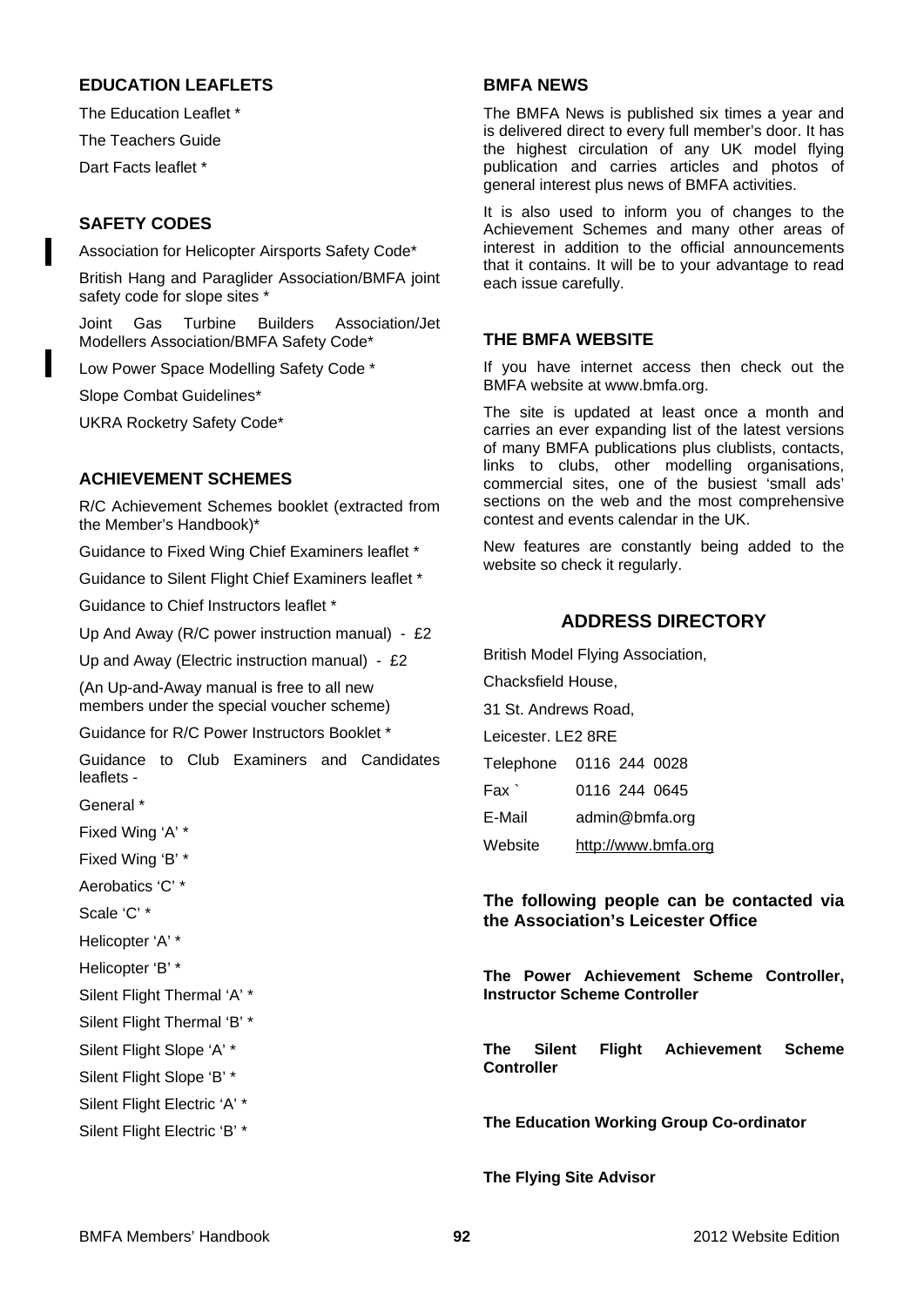## EDUCATION LEAFLETS

The Education Leaflet *

The Teachers Guide

Dart Facts leaflet *

## SAFETY CODES

Association for Helicopter Airsports Safety Code*

British Hang and Paraglider Association/BMFA joint safety code for slope sites *

Joint Gas Turbine Builders Association/Jet Modellers Association/BMFA Safety Code*

Low Power Space Modelling Safety Code *

Slope Combat Guidelines*

UKRA Rocketry Safety Code*

## ACHIEVEMENT SCHEMES

R/C Achievement Schemes booklet (extracted from the Member's Handbook)*

Guidance to Fixed Wing Chief Examiners leaflet *

Guidance to Silent Flight Chief Examiners leaflet *

Guidance to Chief Instructors leaflet *

Up And Away (R/C power instruction manual) - £2

Up and Away (Electric instruction manual) - £2

(An Up-and-Away manual is free to all new members under the special voucher scheme)

Guidance for R/C Power Instructors Booklet *

Guidance to Club Examiners and Candidates leaflets -

General *

Fixed Wing 'A' *

Fixed Wing 'B' *

Aerobatics 'C' *

Scale 'C' *

Helicopter 'A' *

Helicopter 'B' *

Silent Flight Thermal 'A' *

Silent Flight Thermal 'B' *

Silent Flight Slope 'A' *

Silent Flight Slope 'B' *

Silent Flight Electric 'A' *

Silent Flight Electric 'B' *

## BMFA NEWS

The BMFA News is published six times a year and is delivered direct to every full member's door. It has the highest circulation of any UK model flying publication and carries articles and photos of general interest plus news of BMFA activities.

It is also used to inform you of changes to the Achievement Schemes and many other areas of interest in addition to the official announcements that it contains. It will be to your advantage to read each issue carefully.

## THE BMFA WEBSITE

If you have internet access then check out the BMFA website at www.bmfa.org.

The site is updated at least once a month and carries an ever expanding list of the latest versions of many BMFA publications plus clublists, contacts, links to clubs, other modelling organisations, commercial sites, one of the busiest 'small ads' sections on the web and the most comprehensive contest and events calendar in the UK.

New features are constantly being added to the website so check it regularly.

## ADDRESS DIRECTORY

British Model Flying Association,

Chacksfield House,

31 St. Andrews Road,

Leicester. LE2 8RE

| | |
|---|---|
| Telephone | 0116 244 0028 |
| Fax ` | 0116 244 0645 |
| E-Mail | admin@bmfa.org |
| Website | http://www.bmfa.org |

**The following people can be contacted via the Association's Leicester Office**

**The Power Achievement Scheme Controller, Instructor Scheme Controller**

**The Silent Flight Achievement Scheme Controller**

**The Education Working Group Co-ordinator**

**The Flying Site Advisor**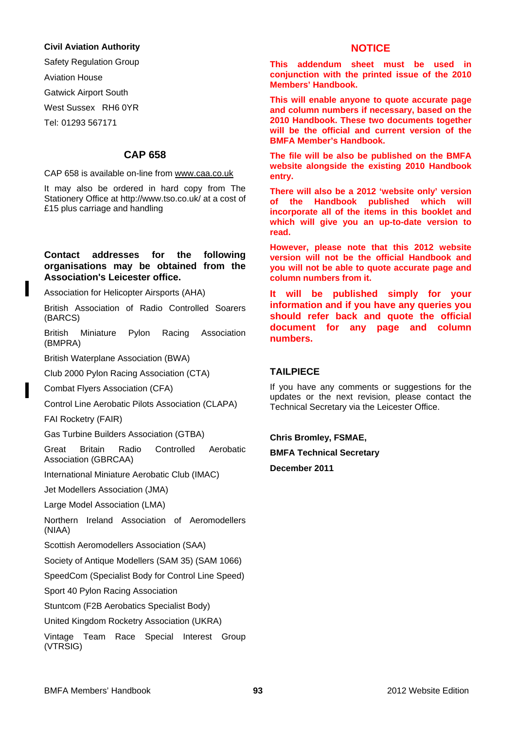**Civil Aviation Authority**

Safety Regulation Group

Aviation House

Gatwick Airport South

West Sussex RH6 0YR

Tel: 01293 567171

## CAP 658

CAP 658 is available on-line from www.caa.co.uk

It may also be ordered in hard copy from The Stationery Office at http://www.tso.co.uk/ at a cost of £15 plus carriage and handling

**Contact addresses for the following organisations may be obtained from the Association's Leicester office.**

Association for Helicopter Airsports (AHA)

British Association of Radio Controlled Soarers (BARCS)

British Miniature Pylon Racing Association (BMPRA)

British Waterplane Association (BWA)

Club 2000 Pylon Racing Association (CTA)

Combat Flyers Association (CFA)

Control Line Aerobatic Pilots Association (CLAPA)

FAI Rocketry (FAIR)

Gas Turbine Builders Association (GTBA)

Great Britain Radio Controlled Aerobatic Association (GBRCAA)

International Miniature Aerobatic Club (IMAC)

Jet Modellers Association (JMA)

Large Model Association (LMA)

Northern Ireland Association of Aeromodellers (NIAA)

Scottish Aeromodellers Association (SAA)

Society of Antique Modellers (SAM 35) (SAM 1066)

SpeedCom (Specialist Body for Control Line Speed)

Sport 40 Pylon Racing Association

Stuntcom (F2B Aerobatics Specialist Body)

United Kingdom Rocketry Association (UKRA)

Vintage Team Race Special Interest Group (VTRSIG)

## NOTICE

**This addendum sheet must be used in conjunction with the printed issue of the 2010 Members' Handbook.**

**This will enable anyone to quote accurate page and column numbers if necessary, based on the 2010 Handbook. These two documents together will be the official and current version of the BMFA Member's Handbook.**

**The file will be also be published on the BMFA website alongside the existing 2010 Handbook entry.**

**There will also be a 2012 'website only' version of the Handbook published which will incorporate all of the items in this booklet and which will give you an up-to-date version to read.**

**However, please note that this 2012 website version will not be the official Handbook and you will not be able to quote accurate page and column numbers from it.**

**It will be published simply for your information and if you have any queries you should refer back and quote the official document for any page and column numbers.**

## TAILPIECE

If you have any comments or suggestions for the updates or the next revision, please contact the Technical Secretary via the Leicester Office.

**Chris Bromley, FSMAE,**

**BMFA Technical Secretary**

**December 2011**